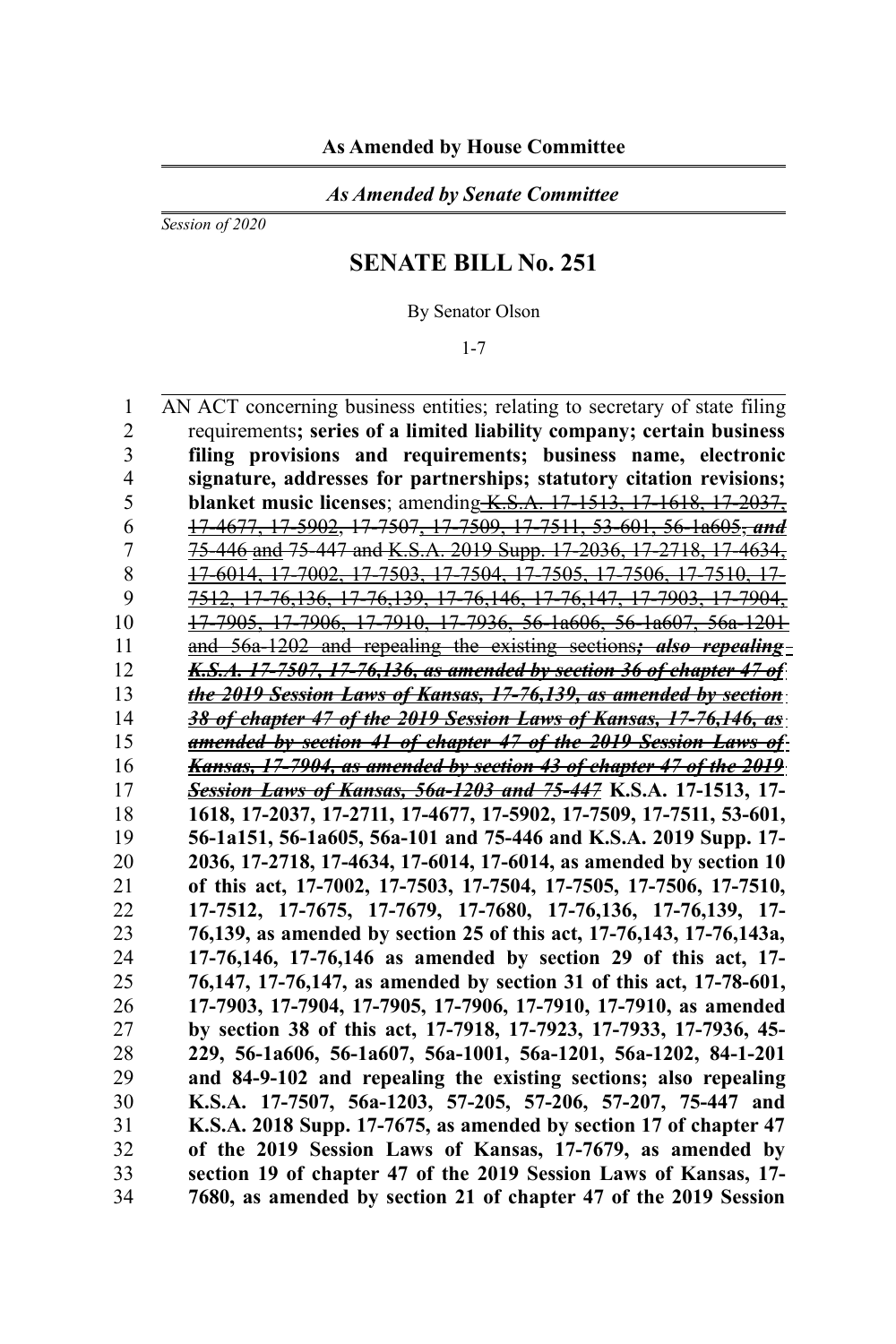**As Amended by House Committee**

*As Amended by Senate Committee*

*Session of 2020*

# SENATE BILL No. 251

By Senator Olson

1-7

AN ACT concerning business entities; relating to secretary of state filing requirements**; series of a limited liability company; certain business filing provisions and requirements; business name, electronic signature, addresses for partnerships; statutory citation revisions; blanket music licenses**; amending ~~K.S.A. 17-1513, 17-1618, 17-2037, 17-4677, 17-5902, 17-7507, 17-7509, 17-7511, 53-601, 56-1a605~~~~***, and***~~ ~~75-446 and 75-447 and K.S.A. 2019 Supp. 17-2036, 17-2718, 17-4634, 17-6014, 17-7002, 17-7503, 17-7504, 17-7505, 17-7506, 17-7510, 17-7512, 17-76,136, 17-76,139, 17-76,146, 17-76,147, 17-7903, 17-7904, 17-7905, 17-7906, 17-7910, 17-7936, 56-1a606, 56-1a607, 56a-1201 and 56a-1202 and repealing the existing sections~~~~***; also repealing K.S.A. 17-7507, 17-76,136, as amended by section 36 of chapter 47 of the 2019 Session Laws of Kansas, 17-76,139, as amended by section 38 of chapter 47 of the 2019 Session Laws of Kansas, 17-76,146, as amended by section 41 of chapter 47 of the 2019 Session Laws of Kansas, 17-7904, as amended by section 43 of chapter 47 of the 2019 Session Laws of Kansas, 56a-1203 and 75-447***~~ **K.S.A. 17-1513, 17-1618, 17-2037, 17-2711, 17-4677, 17-5902, 17-7509, 17-7511, 53-601, 56-1a151, 56-1a605, 56a-101 and 75-446 and K.S.A. 2019 Supp. 17-2036, 17-2718, 17-4634, 17-6014, 17-6014, as amended by section 10 of this act, 17-7002, 17-7503, 17-7504, 17-7505, 17-7506, 17-7510, 17-7512, 17-7675, 17-7679, 17-7680, 17-76,136, 17-76,139, 17-76,139, as amended by section 25 of this act, 17-76,143, 17-76,143a, 17-76,146, 17-76,146 as amended by section 29 of this act, 17-76,147, 17-76,147, as amended by section 31 of this act, 17-78-601, 17-7903, 17-7904, 17-7905, 17-7906, 17-7910, 17-7910, as amended by section 38 of this act, 17-7918, 17-7923, 17-7933, 17-7936, 45-229, 56-1a606, 56-1a607, 56a-1001, 56a-1201, 56a-1202, 84-1-201 and 84-9-102 and repealing the existing sections; also repealing K.S.A. 17-7507, 56a-1203, 57-205, 57-206, 57-207, 75-447 and K.S.A. 2018 Supp. 17-7675, as amended by section 17 of chapter 47 of the 2019 Session Laws of Kansas, 17-7679, as amended by section 19 of chapter 47 of the 2019 Session Laws of Kansas, 17-7680, as amended by section 21 of chapter 47 of the 2019 Session**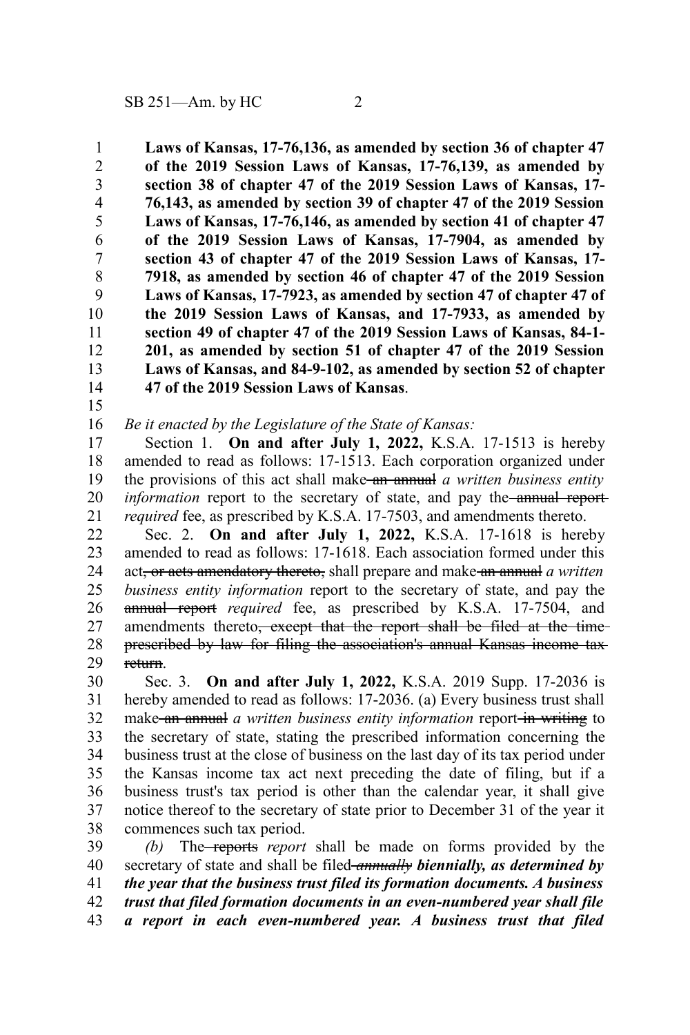**Laws of Kansas, 17-76,136, as amended by section 36 of chapter 47 of the 2019 Session Laws of Kansas, 17-76,139, as amended by section 38 of chapter 47 of the 2019 Session Laws of Kansas, 17-76,143, as amended by section 39 of chapter 47 of the 2019 Session Laws of Kansas, 17-76,146, as amended by section 41 of chapter 47 of the 2019 Session Laws of Kansas, 17-7904, as amended by section 43 of chapter 47 of the 2019 Session Laws of Kansas, 17-7918, as amended by section 46 of chapter 47 of the 2019 Session Laws of Kansas, 17-7923, as amended by section 47 of chapter 47 of the 2019 Session Laws of Kansas, and 17-7933, as amended by section 49 of chapter 47 of the 2019 Session Laws of Kansas, 84-1-201, as amended by section 51 of chapter 47 of the 2019 Session Laws of Kansas, and 84-9-102, as amended by section 52 of chapter 47 of the 2019 Session Laws of Kansas**.

*Be it enacted by the Legislature of the State of Kansas:*

Section 1. **On and after July 1, 2022,** K.S.A. 17-1513 is hereby amended to read as follows: 17-1513. Each corporation organized under the provisions of this act shall make ~~an annual~~ *a written business entity information* report to the secretary of state, and pay the ~~annual report~~ *required* fee, as prescribed by K.S.A. 17-7503, and amendments thereto.

Sec. 2. **On and after July 1, 2022,** K.S.A. 17-1618 is hereby amended to read as follows: 17-1618. Each association formed under this act~~, or acts amendatory thereto,~~ shall prepare and make ~~an annual~~ *a written business entity information* report to the secretary of state, and pay the ~~annual report~~ *required* fee, as prescribed by K.S.A. 17-7504, and amendments thereto~~, except that the report shall be filed at the time prescribed by law for filing the association's annual Kansas income tax return~~.

Sec. 3. **On and after July 1, 2022,** K.S.A. 2019 Supp. 17-2036 is hereby amended to read as follows: 17-2036. (a) Every business trust shall make ~~an annual~~ *a written business entity information* report ~~in writing~~ to the secretary of state, stating the prescribed information concerning the business trust at the close of business on the last day of its tax period under the Kansas income tax act next preceding the date of filing, but if a business trust's tax period is other than the calendar year, it shall give notice thereof to the secretary of state prior to December 31 of the year it commences such tax period.

*(b)* The ~~reports~~ *report* shall be made on forms provided by the secretary of state and shall be filed ~~*annually*~~ ***biennially, as determined by the year that the business trust filed its formation documents. A business trust that filed formation documents in an even-numbered year shall file a report in each even-numbered year. A business trust that filed***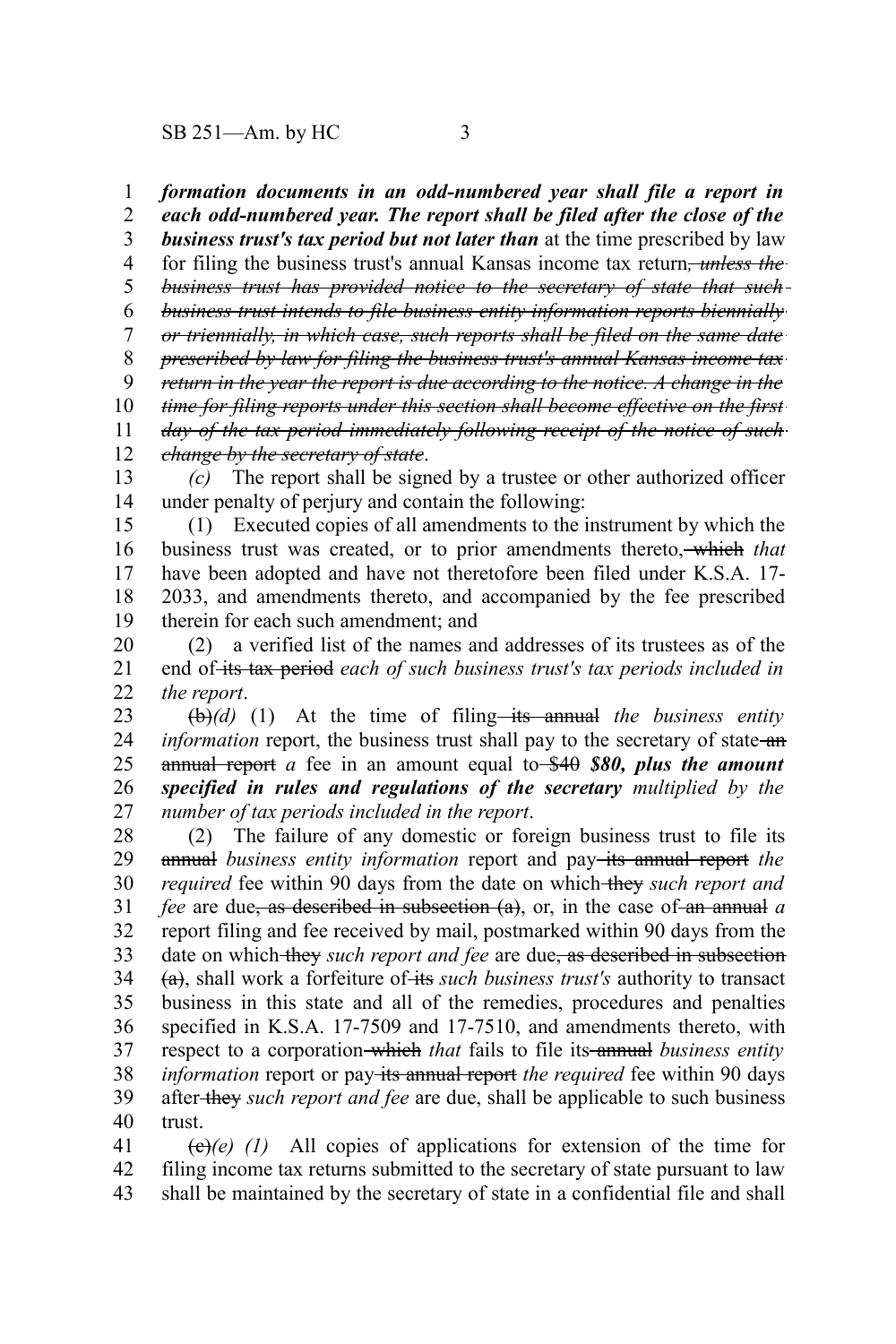***formation documents in an odd-numbered year shall file a report in each odd-numbered year. The report shall be filed after the close of the business trust's tax period but not later than*** at the time prescribed by law for filing the business trust's annual Kansas income tax return~~*, unless the business trust has provided notice to the secretary of state that such business trust intends to file business entity information reports biennially or triennially, in which case, such reports shall be filed on the same date prescribed by law for filing the business trust's annual Kansas income tax return in the year the report is due according to the notice. A change in the time for filing reports under this section shall become effective on the first day of the tax period immediately following receipt of the notice of such change by the secretary of state*~~.

*(c)* The report shall be signed by a trustee or other authorized officer under penalty of perjury and contain the following:

(1) Executed copies of all amendments to the instrument by which the business trust was created, or to prior amendments thereto, ~~which~~ *that* have been adopted and have not theretofore been filed under K.S.A. 17-2033, and amendments thereto, and accompanied by the fee prescribed therein for each such amendment; and

(2) a verified list of the names and addresses of its trustees as of the end of ~~its tax period~~ *each of such business trust's tax periods included in the report*.

~~(b)~~*(d)* (1) At the time of filing ~~its annual~~ *the business entity information* report, the business trust shall pay to the secretary of state ~~an annual report~~ *a* fee in an amount equal to ~~$40~~ ***$80, plus the amount specified in rules and regulations of the secretary*** *multiplied by the number of tax periods included in the report*.

(2) The failure of any domestic or foreign business trust to file its ~~annual~~ *business entity information* report and pay ~~its annual report~~ *the required* fee within 90 days from the date on which ~~they~~ *such report and fee* are due~~, as described in subsection (a)~~, or, in the case of ~~an annual~~ *a* report filing and fee received by mail, postmarked within 90 days from the date on which ~~they~~ *such report and fee* are due~~, as described in subsection (a)~~, shall work a forfeiture of ~~its~~ *such business trust's* authority to transact business in this state and all of the remedies, procedures and penalties specified in K.S.A. 17-7509 and 17-7510, and amendments thereto, with respect to a corporation ~~which~~ *that* fails to file its ~~annual~~ *business entity information* report or pay ~~its annual report~~ *the required* fee within 90 days after ~~they~~ *such report and fee* are due, shall be applicable to such business trust.

~~(c)~~*(e) (1)* All copies of applications for extension of the time for filing income tax returns submitted to the secretary of state pursuant to law shall be maintained by the secretary of state in a confidential file and shall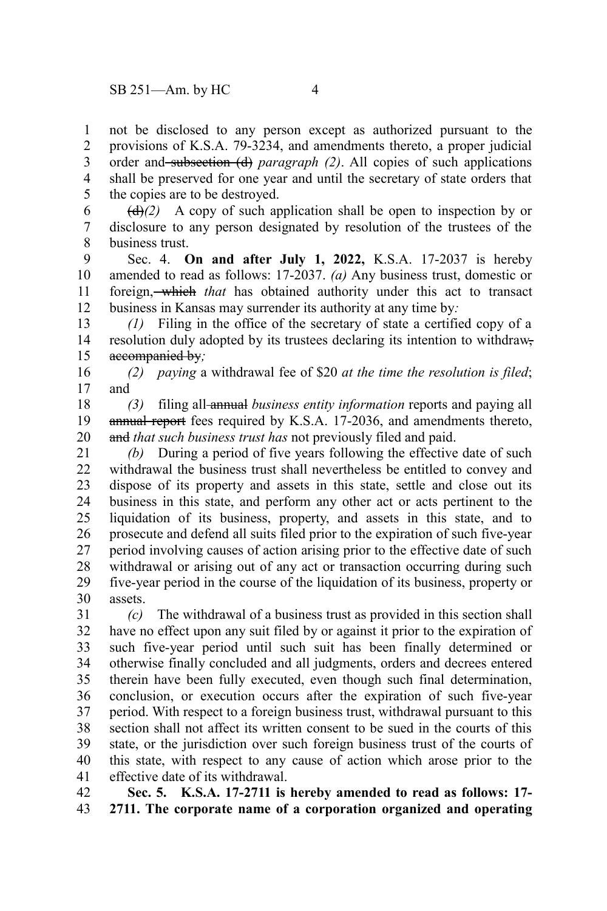not be disclosed to any person except as authorized pursuant to the provisions of K.S.A. 79-3234, and amendments thereto, a proper judicial order and ~~subsection (d)~~ *paragraph (2)*. All copies of such applications shall be preserved for one year and until the secretary of state orders that the copies are to be destroyed.

~~(d)~~*(2)* A copy of such application shall be open to inspection by or disclosure to any person designated by resolution of the trustees of the business trust.

Sec. 4. **On and after July 1, 2022,** K.S.A. 17-2037 is hereby amended to read as follows: 17-2037. *(a)* Any business trust, domestic or foreign, ~~which~~ *that* has obtained authority under this act to transact business in Kansas may surrender its authority at any time by*:*

*(1)* Filing in the office of the secretary of state a certified copy of a resolution duly adopted by its trustees declaring its intention to withdraw~~, accompanied by~~*;*

*(2) paying* a withdrawal fee of $20 *at the time the resolution is filed*; and

*(3)* filing all ~~annual~~ *business entity information* reports and paying all ~~annual report~~ fees required by K.S.A. 17-2036, and amendments thereto, ~~and~~ *that such business trust has* not previously filed and paid.

*(b)* During a period of five years following the effective date of such withdrawal the business trust shall nevertheless be entitled to convey and dispose of its property and assets in this state, settle and close out its business in this state, and perform any other act or acts pertinent to the liquidation of its business, property, and assets in this state, and to prosecute and defend all suits filed prior to the expiration of such five-year period involving causes of action arising prior to the effective date of such withdrawal or arising out of any act or transaction occurring during such five-year period in the course of the liquidation of its business, property or assets.

*(c)* The withdrawal of a business trust as provided in this section shall have no effect upon any suit filed by or against it prior to the expiration of such five-year period until such suit has been finally determined or otherwise finally concluded and all judgments, orders and decrees entered therein have been fully executed, even though such final determination, conclusion, or execution occurs after the expiration of such five-year period. With respect to a foreign business trust, withdrawal pursuant to this section shall not affect its written consent to be sued in the courts of this state, or the jurisdiction over such foreign business trust of the courts of this state, with respect to any cause of action which arose prior to the effective date of its withdrawal.

**Sec. 5. K.S.A. 17-2711 is hereby amended to read as follows: 17-2711. The corporate name of a corporation organized and operating**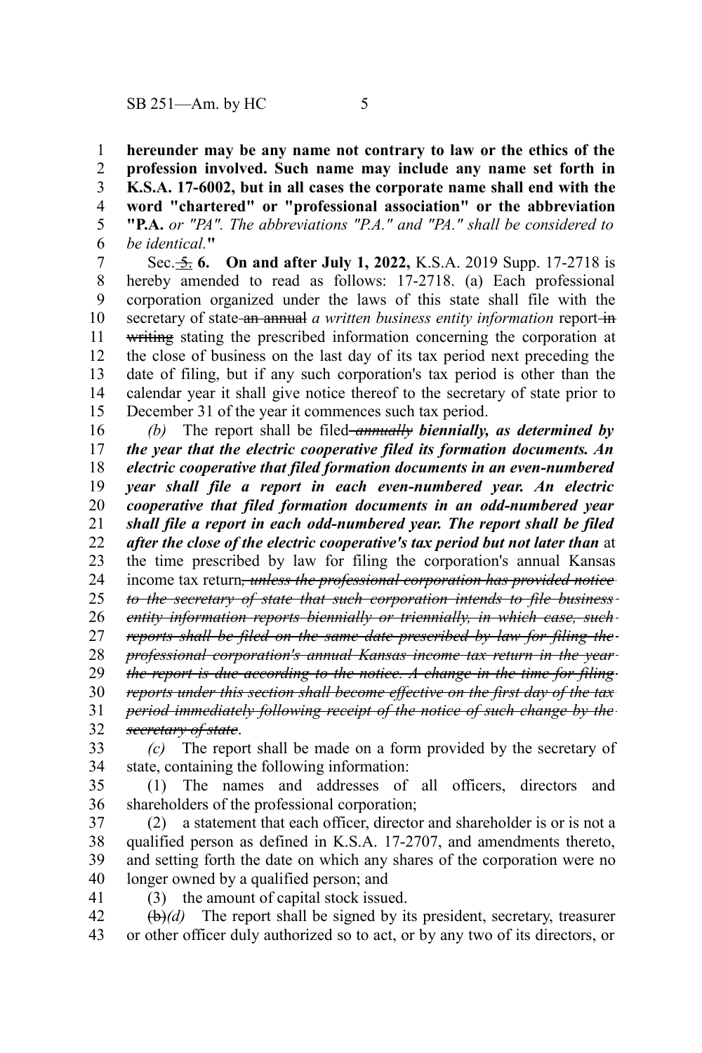**hereunder may be any name not contrary to law or the ethics of the profession involved. Such name may include any name set forth in K.S.A. 17-6002, but in all cases the corporate name shall end with the word "chartered" or "professional association" or the abbreviation "P.A.** *or "PA". The abbreviations "P.A." and "PA." shall be considered to be identical.***"**

Sec. ~~5.~~ **6. On and after July 1, 2022,** K.S.A. 2019 Supp. 17-2718 is hereby amended to read as follows: 17-2718. (a) Each professional corporation organized under the laws of this state shall file with the secretary of state ~~an annual~~ *a written business entity information* report ~~in writing~~ stating the prescribed information concerning the corporation at the close of business on the last day of its tax period next preceding the date of filing, but if any such corporation's tax period is other than the calendar year it shall give notice thereof to the secretary of state prior to December 31 of the year it commences such tax period.

*(b)* The report shall be filed ~~*annually*~~ ***biennially, as determined by the year that the electric cooperative filed its formation documents. An electric cooperative that filed formation documents in an even-numbered year shall file a report in each even-numbered year. An electric cooperative that filed formation documents in an odd-numbered year shall file a report in each odd-numbered year. The report shall be filed after the close of the electric cooperative's tax period but not later than*** at the time prescribed by law for filing the corporation's annual Kansas income tax return~~*, unless the professional corporation has provided notice to the secretary of state that such corporation intends to file business entity information reports biennially or triennially, in which case, such reports shall be filed on the same date prescribed by law for filing the professional corporation's annual Kansas income tax return in the year the report is due according to the notice. A change in the time for filing reports under this section shall become effective on the first day of the tax period immediately following receipt of the notice of such change by the secretary of state*~~.

*(c)* The report shall be made on a form provided by the secretary of state, containing the following information:

(1) The names and addresses of all officers, directors and shareholders of the professional corporation;

(2) a statement that each officer, director and shareholder is or is not a qualified person as defined in K.S.A. 17-2707, and amendments thereto, and setting forth the date on which any shares of the corporation were no longer owned by a qualified person; and

(3) the amount of capital stock issued.

~~(b)~~*(d)* The report shall be signed by its president, secretary, treasurer or other officer duly authorized so to act, or by any two of its directors, or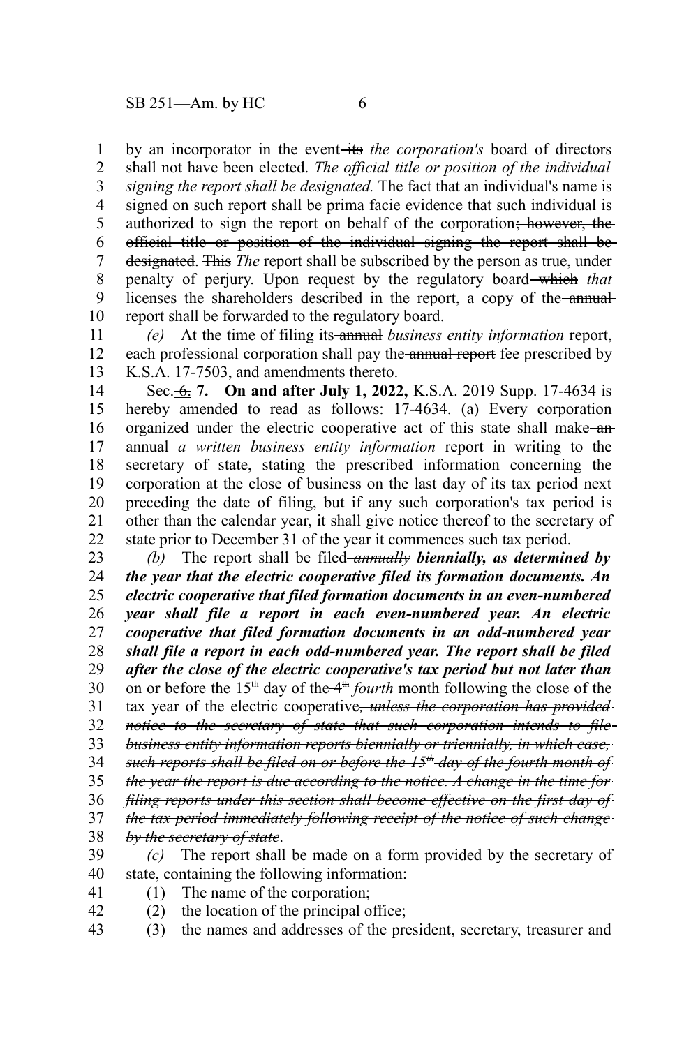by an incorporator in the event ~~its~~ *the corporation's* board of directors shall not have been elected. *The official title or position of the individual signing the report shall be designated.* The fact that an individual's name is signed on such report shall be prima facie evidence that such individual is authorized to sign the report on behalf of the corporation~~; however, the official title or position of the individual signing the report shall be designated~~. ~~This~~ *The* report shall be subscribed by the person as true, under penalty of perjury. Upon request by the regulatory board ~~which~~ *that* licenses the shareholders described in the report, a copy of the ~~annual~~ report shall be forwarded to the regulatory board.

*(e)* At the time of filing its ~~annual~~ *business entity information* report, each professional corporation shall pay the ~~annual report~~ fee prescribed by K.S.A. 17-7503, and amendments thereto.

Sec. ~~6.~~ **7. On and after July 1, 2022,** K.S.A. 2019 Supp. 17-4634 is hereby amended to read as follows: 17-4634. (a) Every corporation organized under the electric cooperative act of this state shall make ~~an annual~~ *a written business entity information* report ~~in writing~~ to the secretary of state, stating the prescribed information concerning the corporation at the close of business on the last day of its tax period next preceding the date of filing, but if any such corporation's tax period is other than the calendar year, it shall give notice thereof to the secretary of state prior to December 31 of the year it commences such tax period.

*(b)* The report shall be filed ~~*annually*~~ ***biennially, as determined by the year that the electric cooperative filed its formation documents. An electric cooperative that filed formation documents in an even-numbered year shall file a report in each even-numbered year. An electric cooperative that filed formation documents in an odd-numbered year shall file a report in each odd-numbered year. The report shall be filed after the close of the electric cooperative's tax period but not later than*** on or before the 15th day of the ~~4th~~ *fourth* month following the close of the tax year of the electric cooperative~~*, unless the corporation has provided notice to the secretary of state that such corporation intends to file business entity information reports biennially or triennially, in which case, such reports shall be filed on or before the 15th day of the fourth month of the year the report is due according to the notice. A change in the time for filing reports under this section shall become effective on the first day of the tax period immediately following receipt of the notice of such change by the secretary of state*~~.

*(c)* The report shall be made on a form provided by the secretary of state, containing the following information:

(1) The name of the corporation;

(2) the location of the principal office;

(3) the names and addresses of the president, secretary, treasurer and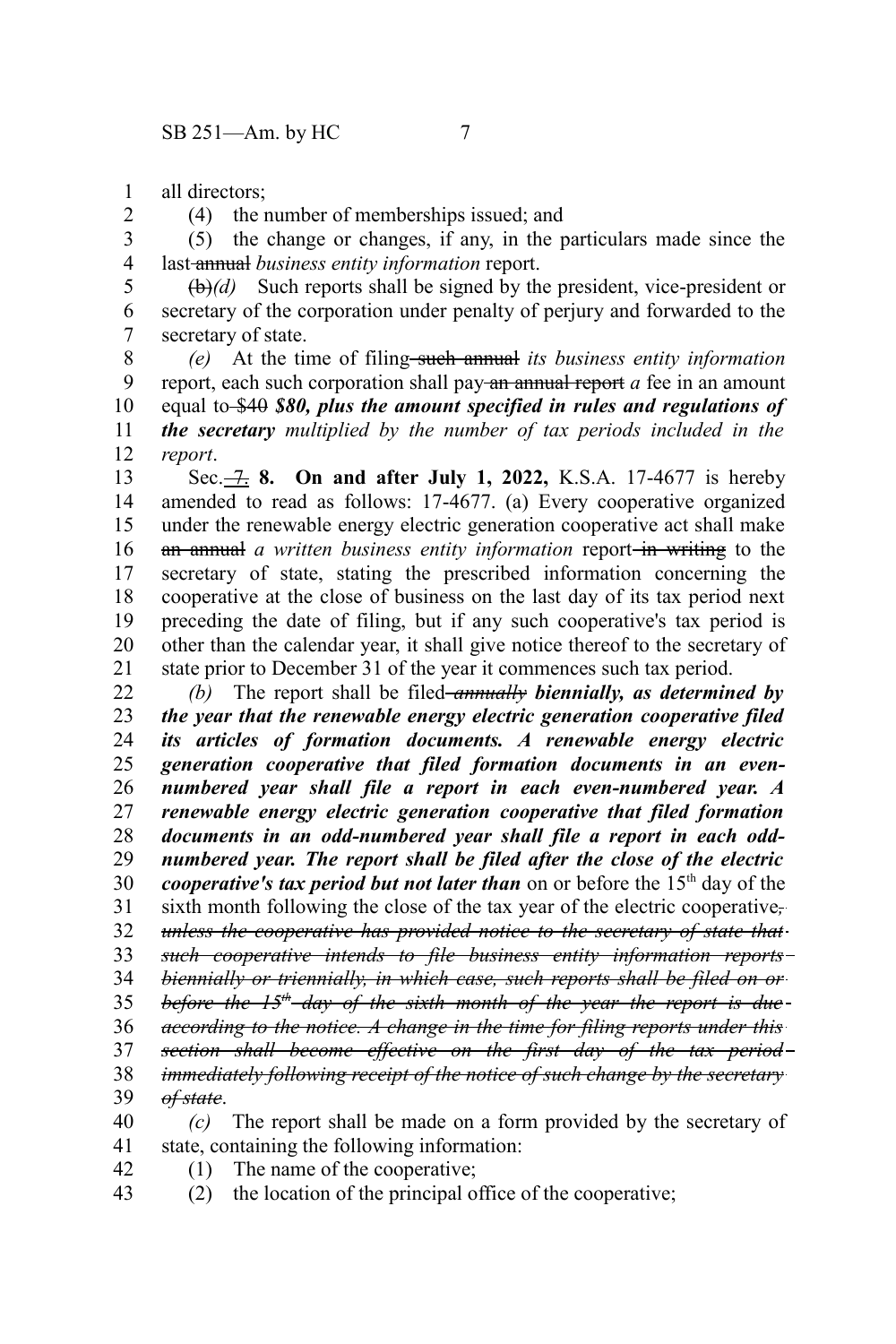all directors;

(4) the number of memberships issued; and

(5) the change or changes, if any, in the particulars made since the last ~~annual~~ *business entity information* report.

~~(b)~~*(d)* Such reports shall be signed by the president, vice-president or secretary of the corporation under penalty of perjury and forwarded to the secretary of state.

*(e)* At the time of filing ~~such annual~~ *its business entity information* report, each such corporation shall pay ~~an annual report~~ *a* fee in an amount equal to ~~$40~~ ***$80, plus the amount specified in rules and regulations of the secretary*** *multiplied by the number of tax periods included in the report*.

Sec. ~~7.~~ **8. On and after July 1, 2022,** K.S.A. 17-4677 is hereby amended to read as follows: 17-4677. (a) Every cooperative organized under the renewable energy electric generation cooperative act shall make ~~an annual~~ *a written business entity information* report ~~in writing~~ to the secretary of state, stating the prescribed information concerning the cooperative at the close of business on the last day of its tax period next preceding the date of filing, but if any such cooperative's tax period is other than the calendar year, it shall give notice thereof to the secretary of state prior to December 31 of the year it commences such tax period.

*(b)* The report shall be filed ~~***annually***~~ ***biennially, as determined by the year that the renewable energy electric generation cooperative filed its articles of formation documents. A renewable energy electric generation cooperative that filed formation documents in an even-numbered year shall file a report in each even-numbered year. A renewable energy electric generation cooperative that filed formation documents in an odd-numbered year shall file a report in each odd-numbered year. The report shall be filed after the close of the electric cooperative's tax period but not later than*** on or before the 15th day of the sixth month following the close of the tax year of the electric cooperative~~,~~ ~~*unless the cooperative has provided notice to the secretary of state that such cooperative intends to file business entity information reports biennially or triennially, in which case, such reports shall be filed on or before the 15th day of the sixth month of the year the report is due according to the notice. A change in the time for filing reports under this section shall become effective on the first day of the tax period immediately following receipt of the notice of such change by the secretary of state*~~.

*(c)* The report shall be made on a form provided by the secretary of state, containing the following information:

(1) The name of the cooperative;

(2) the location of the principal office of the cooperative;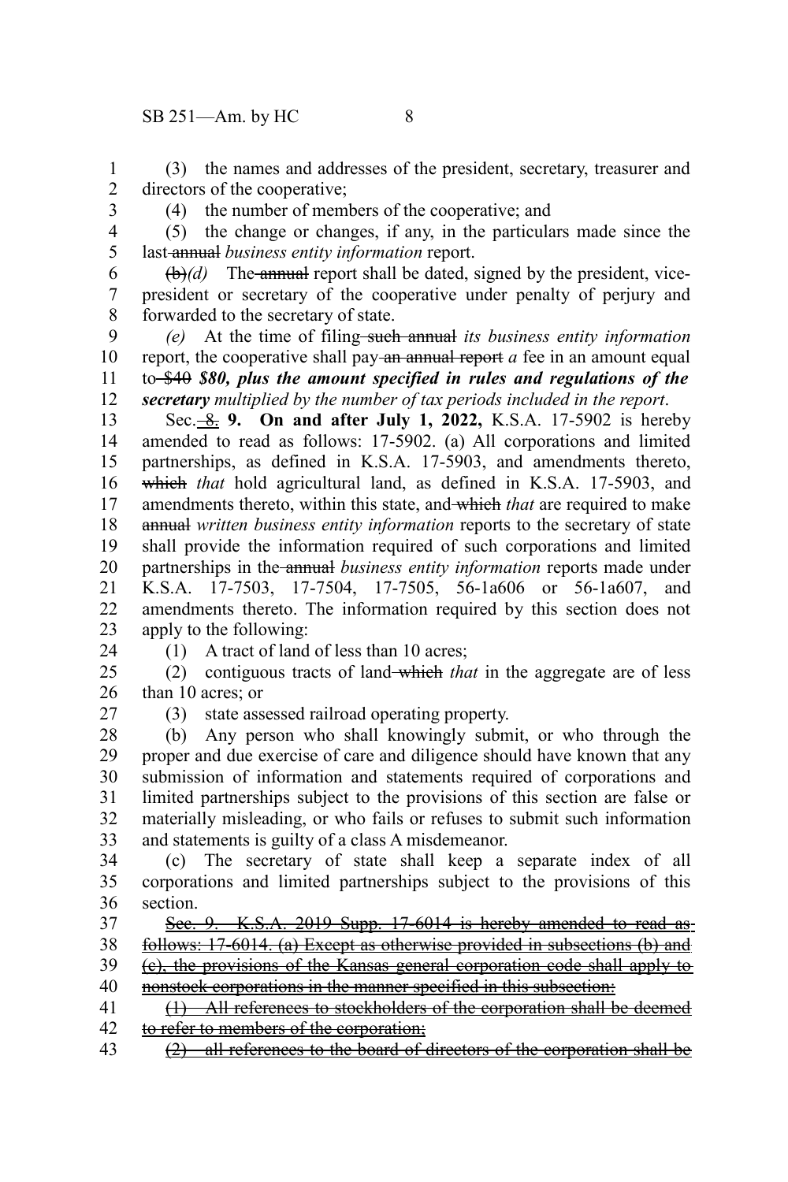(3) the names and addresses of the president, secretary, treasurer and directors of the cooperative;

(4) the number of members of the cooperative; and

(5) the change or changes, if any, in the particulars made since the last ~~annual~~ *business entity information* report.

~~(b)~~*(d)* The ~~annual~~ report shall be dated, signed by the president, vice-president or secretary of the cooperative under penalty of perjury and forwarded to the secretary of state.

*(e)* At the time of filing ~~such annual~~ *its business entity information* report, the cooperative shall pay ~~an annual report~~ *a* fee in an amount equal to ~~$40~~ ***$80, plus the amount specified in rules and regulations of the secretary*** *multiplied by the number of tax periods included in the report*.

Sec. ~~8.~~ **9. On and after July 1, 2022,** K.S.A. 17-5902 is hereby amended to read as follows: 17-5902. (a) All corporations and limited partnerships, as defined in K.S.A. 17-5903, and amendments thereto, ~~which~~ *that* hold agricultural land, as defined in K.S.A. 17-5903, and amendments thereto, within this state, and ~~which~~ *that* are required to make ~~annual~~ *written business entity information* reports to the secretary of state shall provide the information required of such corporations and limited partnerships in the ~~annual~~ *business entity information* reports made under K.S.A. 17-7503, 17-7504, 17-7505, 56-1a606 or 56-1a607, and amendments thereto. The information required by this section does not apply to the following:

(1) A tract of land of less than 10 acres;

(2) contiguous tracts of land ~~which~~ *that* in the aggregate are of less than 10 acres; or

(3) state assessed railroad operating property.

(b) Any person who shall knowingly submit, or who through the proper and due exercise of care and diligence should have known that any submission of information and statements required of corporations and limited partnerships subject to the provisions of this section are false or materially misleading, or who fails or refuses to submit such information and statements is guilty of a class A misdemeanor.

(c) The secretary of state shall keep a separate index of all corporations and limited partnerships subject to the provisions of this section.

~~Sec. 9. K.S.A. 2019 Supp. 17-6014 is hereby amended to read as follows: 17-6014. (a) Except as otherwise provided in subsections (b) and (c), the provisions of the Kansas general corporation code shall apply to nonstock corporations in the manner specified in this subsection:~~

~~(1) All references to stockholders of the corporation shall be deemed to refer to members of the corporation;~~

~~(2) all references to the board of directors of the corporation shall be~~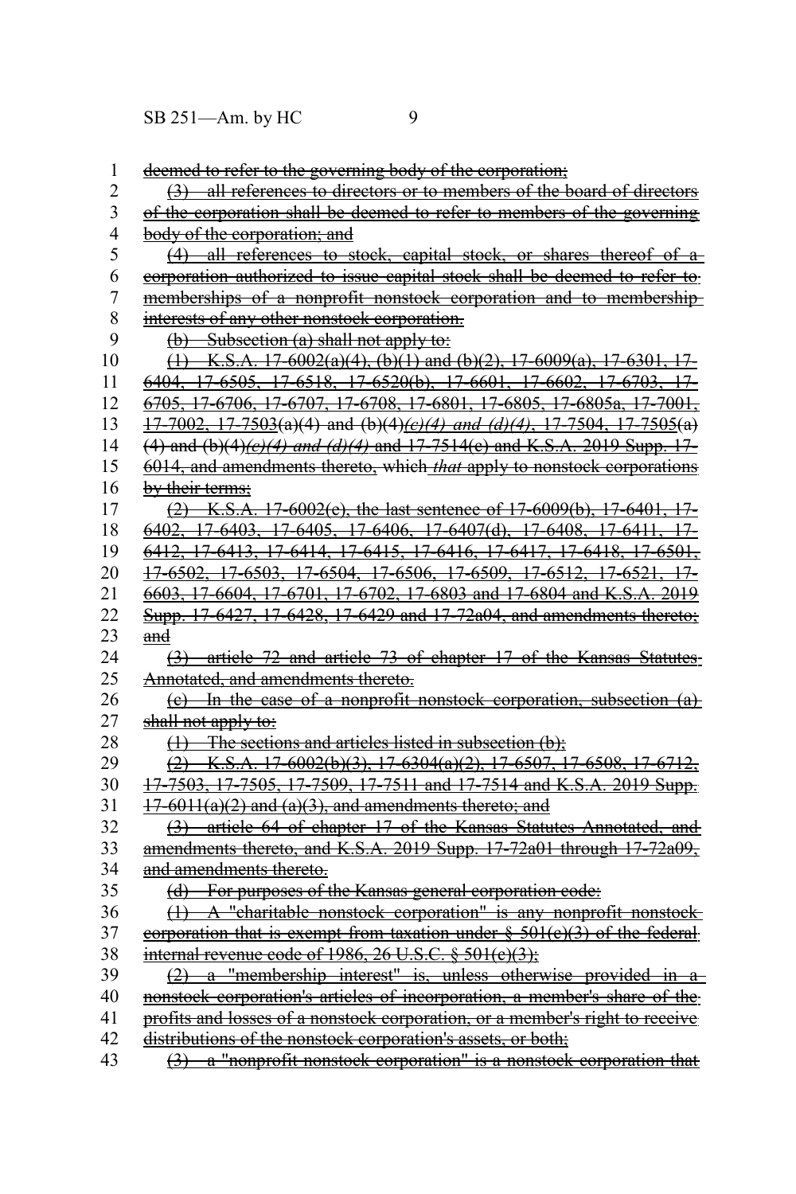deemed to refer to the governing body of the corporation;

(3) all references to directors or to members of the board of directors of the corporation shall be deemed to refer to members of the governing body of the corporation; and

(4) all references to stock, capital stock, or shares thereof of a corporation authorized to issue capital stock shall be deemed to refer to memberships of a nonprofit nonstock corporation and to membership interests of any other nonstock corporation.

(b) Subsection (a) shall not apply to:

(1) K.S.A. 17-6002(a)(4), (b)(1) and (b)(2), 17-6009(a), 17-6301, 17-6404, 17-6505, 17-6518, 17-6520(b), 17-6601, 17-6602, 17-6703, 17-6705, 17-6706, 17-6707, 17-6708, 17-6801, 17-6805, 17-6805a, 17-7001, 17-7002, 17-7503(a)(4) and (b)(4)*(c)(4) and (d)(4)*, 17-7504, 17-7505(a)(4) and (b)(4)*(c)(4) and (d)(4)* and 17-7514(c) and K.S.A. 2019 Supp. 17-6014, and amendments thereto, which *that* apply to nonstock corporations by their terms;

(2) K.S.A. 17-6002(e), the last sentence of 17-6009(b), 17-6401, 17-6402, 17-6403, 17-6405, 17-6406, 17-6407(d), 17-6408, 17-6411, 17-6412, 17-6413, 17-6414, 17-6415, 17-6416, 17-6417, 17-6418, 17-6501, 17-6502, 17-6503, 17-6504, 17-6506, 17-6509, 17-6512, 17-6521, 17-6603, 17-6604, 17-6701, 17-6702, 17-6803 and 17-6804 and K.S.A. 2019 Supp. 17-6427, 17-6428, 17-6429 and 17-72a04, and amendments thereto; and

(3) article 72 and article 73 of chapter 17 of the Kansas Statutes Annotated, and amendments thereto.

(c) In the case of a nonprofit nonstock corporation, subsection (a) shall not apply to:

(1) The sections and articles listed in subsection (b);

(2) K.S.A. 17-6002(b)(3), 17-6304(a)(2), 17-6507, 17-6508, 17-6712, 17-7503, 17-7505, 17-7509, 17-7511 and 17-7514 and K.S.A. 2019 Supp. 17-6011(a)(2) and (a)(3), and amendments thereto; and

(3) article 64 of chapter 17 of the Kansas Statutes Annotated, and amendments thereto, and K.S.A. 2019 Supp. 17-72a01 through 17-72a09, and amendments thereto.

(d) For purposes of the Kansas general corporation code:

(1) A "charitable nonstock corporation" is any nonprofit nonstock corporation that is exempt from taxation under § 501(c)(3) of the federal internal revenue code of 1986, 26 U.S.C. § 501(c)(3);

(2) a "membership interest" is, unless otherwise provided in a nonstock corporation's articles of incorporation, a member's share of the profits and losses of a nonstock corporation, or a member's right to receive distributions of the nonstock corporation's assets, or both;

(3) a "nonprofit nonstock corporation" is a nonstock corporation that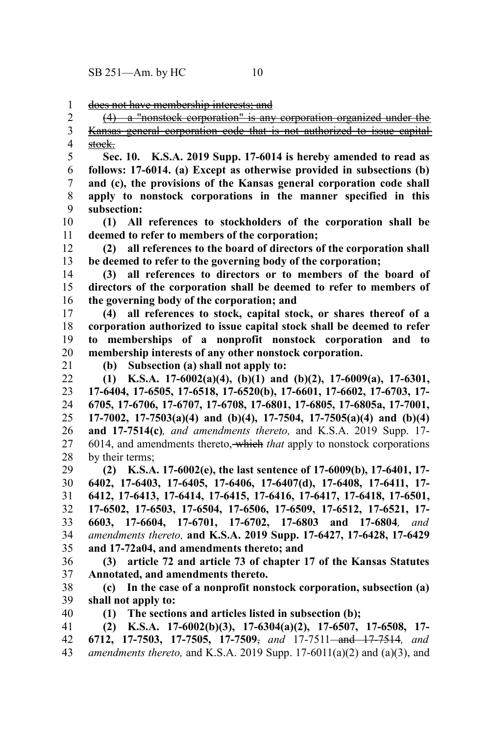~~does not have membership interests; and~~

~~(4) a "nonstock corporation" is any corporation organized under the Kansas general corporation code that is not authorized to issue capital stock.~~

**Sec. 10. K.S.A. 2019 Supp. 17-6014 is hereby amended to read as follows: 17-6014. (a) Except as otherwise provided in subsections (b) and (c), the provisions of the Kansas general corporation code shall apply to nonstock corporations in the manner specified in this subsection:**

**(1) All references to stockholders of the corporation shall be deemed to refer to members of the corporation;**

**(2) all references to the board of directors of the corporation shall be deemed to refer to the governing body of the corporation;**

**(3) all references to directors or to members of the board of directors of the corporation shall be deemed to refer to members of the governing body of the corporation; and**

**(4) all references to stock, capital stock, or shares thereof of a corporation authorized to issue capital stock shall be deemed to refer to memberships of a nonprofit nonstock corporation and to membership interests of any other nonstock corporation.**

**(b) Subsection (a) shall not apply to:**

**(1) K.S.A. 17-6002(a)(4), (b)(1) and (b)(2), 17-6009(a), 17-6301, 17-6404, 17-6505, 17-6518, 17-6520(b), 17-6601, 17-6602, 17-6703, 17-6705, 17-6706, 17-6707, 17-6708, 17-6801, 17-6805, 17-6805a, 17-7001, 17-7002, 17-7503(a)(4) and (b)(4), 17-7504, 17-7505(a)(4) and (b)(4) and 17-7514(c)***, and amendments thereto,* and K.S.A. 2019 Supp. 17-6014, and amendments thereto, ~~which~~ *that* apply to nonstock corporations by their terms;

**(2) K.S.A. 17-6002(e), the last sentence of 17-6009(b), 17-6401, 17-6402, 17-6403, 17-6405, 17-6406, 17-6407(d), 17-6408, 17-6411, 17-6412, 17-6413, 17-6414, 17-6415, 17-6416, 17-6417, 17-6418, 17-6501, 17-6502, 17-6503, 17-6504, 17-6506, 17-6509, 17-6512, 17-6521, 17-6603, 17-6604, 17-6701, 17-6702, 17-6803 and 17-6804***, and amendments thereto,* **and K.S.A. 2019 Supp. 17-6427, 17-6428, 17-6429 and 17-72a04, and amendments thereto; and**

**(3) article 72 and article 73 of chapter 17 of the Kansas Statutes Annotated, and amendments thereto.**

**(c) In the case of a nonprofit nonstock corporation, subsection (a) shall not apply to:**

**(1) The sections and articles listed in subsection (b);**

**(2) K.S.A. 17-6002(b)(3), 17-6304(a)(2), 17-6507, 17-6508, 17-6712, 17-7503, 17-7505, 17-7509**~~,~~ *and* 17-7511 ~~and 17-7514~~*, and amendments thereto,* and K.S.A. 2019 Supp. 17-6011(a)(2) and (a)(3), and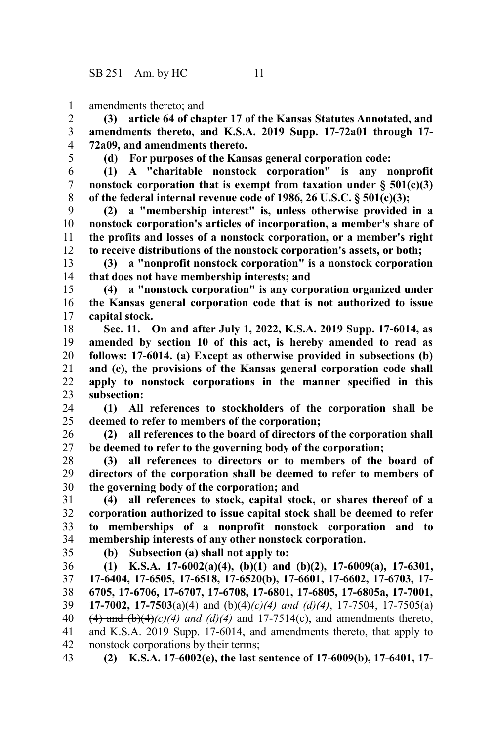amendments thereto; and

**(3) article 64 of chapter 17 of the Kansas Statutes Annotated, and amendments thereto, and K.S.A. 2019 Supp. 17-72a01 through 17-72a09, and amendments thereto.**

**(d) For purposes of the Kansas general corporation code:**

**(1) A "charitable nonstock corporation" is any nonprofit nonstock corporation that is exempt from taxation under § 501(c)(3) of the federal internal revenue code of 1986, 26 U.S.C. § 501(c)(3);**

**(2) a "membership interest" is, unless otherwise provided in a nonstock corporation's articles of incorporation, a member's share of the profits and losses of a nonstock corporation, or a member's right to receive distributions of the nonstock corporation's assets, or both;**

**(3) a "nonprofit nonstock corporation" is a nonstock corporation that does not have membership interests; and**

**(4) a "nonstock corporation" is any corporation organized under the Kansas general corporation code that is not authorized to issue capital stock.**

**Sec. 11. On and after July 1, 2022, K.S.A. 2019 Supp. 17-6014, as amended by section 10 of this act, is hereby amended to read as follows: 17-6014. (a) Except as otherwise provided in subsections (b) and (c), the provisions of the Kansas general corporation code shall apply to nonstock corporations in the manner specified in this subsection:**

**(1) All references to stockholders of the corporation shall be deemed to refer to members of the corporation;**

**(2) all references to the board of directors of the corporation shall be deemed to refer to the governing body of the corporation;**

**(3) all references to directors or to members of the board of directors of the corporation shall be deemed to refer to members of the governing body of the corporation; and**

**(4) all references to stock, capital stock, or shares thereof of a corporation authorized to issue capital stock shall be deemed to refer to memberships of a nonprofit nonstock corporation and to membership interests of any other nonstock corporation.**

**(b) Subsection (a) shall not apply to:**

**(1) K.S.A. 17-6002(a)(4), (b)(1) and (b)(2), 17-6009(a), 17-6301, 17-6404, 17-6505, 17-6518, 17-6520(b), 17-6601, 17-6602, 17-6703, 17-6705, 17-6706, 17-6707, 17-6708, 17-6801, 17-6805, 17-6805a, 17-7001, 17-7002, 17-7503~~(a)(4) and (b)(4)~~*(c)(4) and (d)(4)*,** 17-7504, 17-7505~~(a)(4) and (b)(4)~~*(c)(4) and (d)(4)* and 17-7514(c), and amendments thereto, and K.S.A. 2019 Supp. 17-6014, and amendments thereto, that apply to nonstock corporations by their terms;

**(2) K.S.A. 17-6002(e), the last sentence of 17-6009(b), 17-6401, 17-**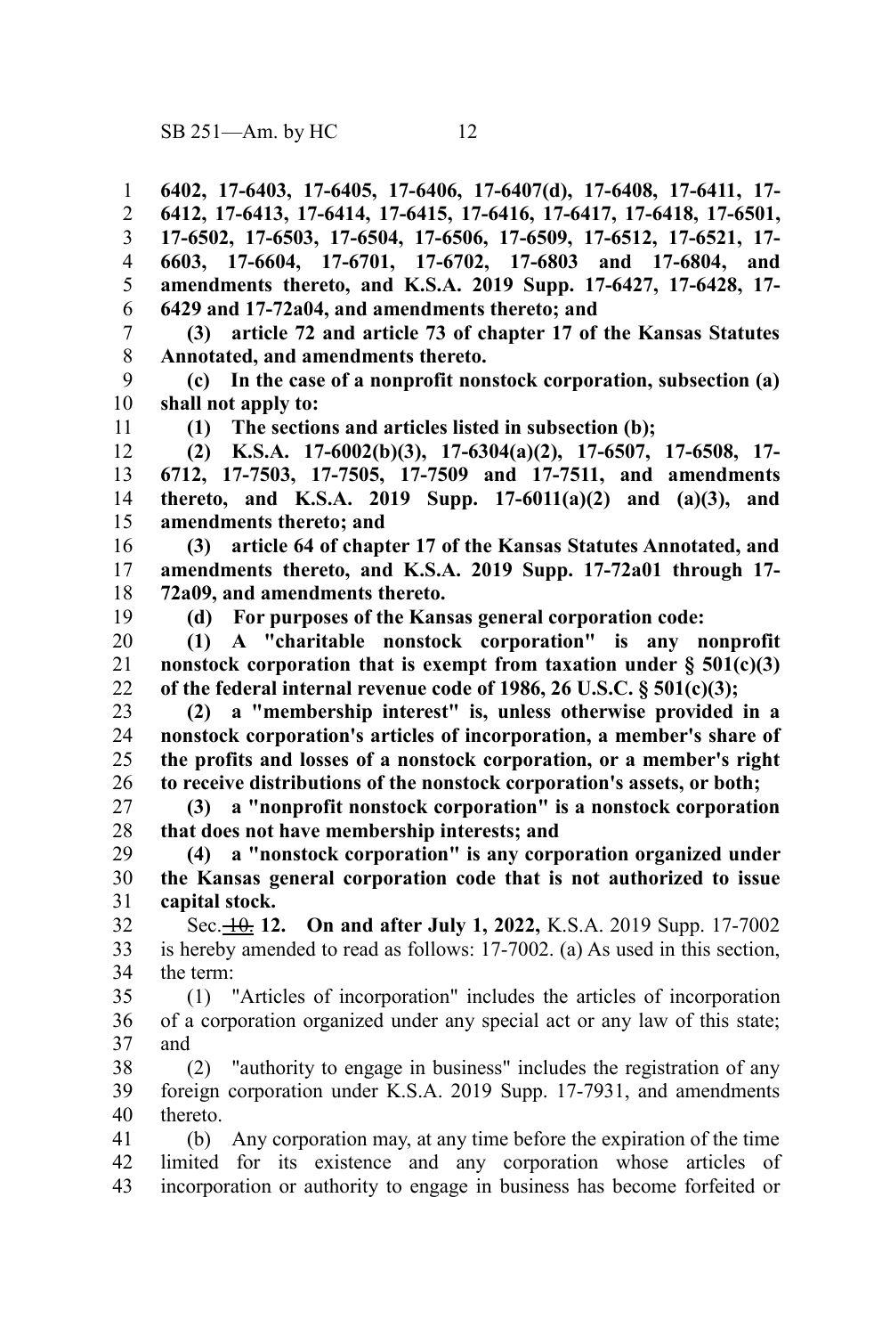**6402, 17-6403, 17-6405, 17-6406, 17-6407(d), 17-6408, 17-6411, 17-6412, 17-6413, 17-6414, 17-6415, 17-6416, 17-6417, 17-6418, 17-6501, 17-6502, 17-6503, 17-6504, 17-6506, 17-6509, 17-6512, 17-6521, 17-6603, 17-6604, 17-6701, 17-6702, 17-6803 and 17-6804, and amendments thereto, and K.S.A. 2019 Supp. 17-6427, 17-6428, 17-6429 and 17-72a04, and amendments thereto; and**

**(3) article 72 and article 73 of chapter 17 of the Kansas Statutes Annotated, and amendments thereto.**

**(c) In the case of a nonprofit nonstock corporation, subsection (a) shall not apply to:**

**(1) The sections and articles listed in subsection (b);**

**(2) K.S.A. 17-6002(b)(3), 17-6304(a)(2), 17-6507, 17-6508, 17-6712, 17-7503, 17-7505, 17-7509 and 17-7511, and amendments thereto, and K.S.A. 2019 Supp. 17-6011(a)(2) and (a)(3), and amendments thereto; and**

**(3) article 64 of chapter 17 of the Kansas Statutes Annotated, and amendments thereto, and K.S.A. 2019 Supp. 17-72a01 through 17-72a09, and amendments thereto.**

**(d) For purposes of the Kansas general corporation code:**

**(1) A "charitable nonstock corporation" is any nonprofit nonstock corporation that is exempt from taxation under § 501(c)(3) of the federal internal revenue code of 1986, 26 U.S.C. § 501(c)(3);**

**(2) a "membership interest" is, unless otherwise provided in a nonstock corporation's articles of incorporation, a member's share of the profits and losses of a nonstock corporation, or a member's right to receive distributions of the nonstock corporation's assets, or both;**

**(3) a "nonprofit nonstock corporation" is a nonstock corporation that does not have membership interests; and**

**(4) a "nonstock corporation" is any corporation organized under the Kansas general corporation code that is not authorized to issue capital stock.**

Sec. ~~10.~~ **12. On and after July 1, 2022,** K.S.A. 2019 Supp. 17-7002 is hereby amended to read as follows: 17-7002. (a) As used in this section, the term:

(1) "Articles of incorporation" includes the articles of incorporation of a corporation organized under any special act or any law of this state; and

(2) "authority to engage in business" includes the registration of any foreign corporation under K.S.A. 2019 Supp. 17-7931, and amendments thereto.

(b) Any corporation may, at any time before the expiration of the time limited for its existence and any corporation whose articles of incorporation or authority to engage in business has become forfeited or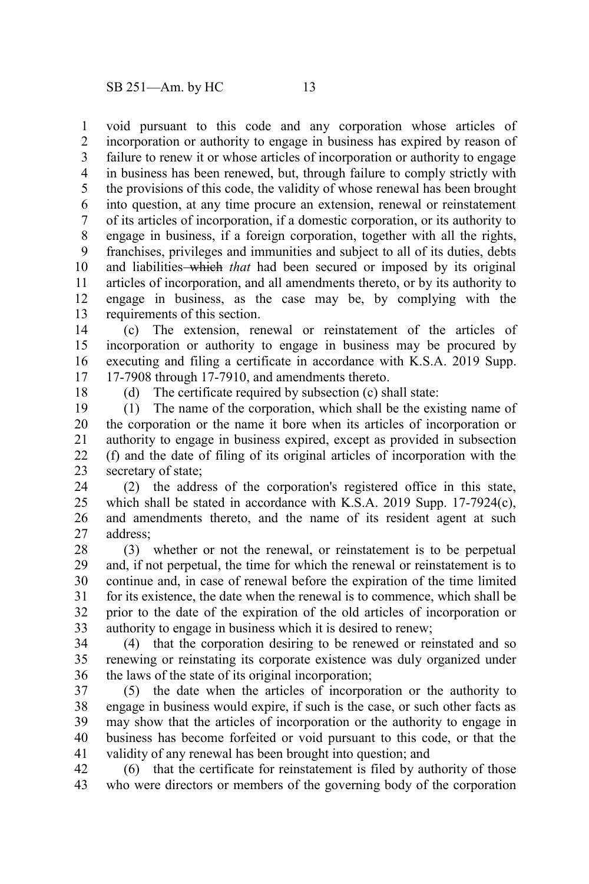void pursuant to this code and any corporation whose articles of incorporation or authority to engage in business has expired by reason of failure to renew it or whose articles of incorporation or authority to engage in business has been renewed, but, through failure to comply strictly with the provisions of this code, the validity of whose renewal has been brought into question, at any time procure an extension, renewal or reinstatement of its articles of incorporation, if a domestic corporation, or its authority to engage in business, if a foreign corporation, together with all the rights, franchises, privileges and immunities and subject to all of its duties, debts and liabilities ~~which~~ *that* had been secured or imposed by its original articles of incorporation, and all amendments thereto, or by its authority to engage in business, as the case may be, by complying with the requirements of this section.

(c) The extension, renewal or reinstatement of the articles of incorporation or authority to engage in business may be procured by executing and filing a certificate in accordance with K.S.A. 2019 Supp. 17-7908 through 17-7910, and amendments thereto.

(d) The certificate required by subsection (c) shall state:

(1) The name of the corporation, which shall be the existing name of the corporation or the name it bore when its articles of incorporation or authority to engage in business expired, except as provided in subsection (f) and the date of filing of its original articles of incorporation with the secretary of state;

(2) the address of the corporation's registered office in this state, which shall be stated in accordance with K.S.A. 2019 Supp. 17-7924(c), and amendments thereto, and the name of its resident agent at such address;

(3) whether or not the renewal, or reinstatement is to be perpetual and, if not perpetual, the time for which the renewal or reinstatement is to continue and, in case of renewal before the expiration of the time limited for its existence, the date when the renewal is to commence, which shall be prior to the date of the expiration of the old articles of incorporation or authority to engage in business which it is desired to renew;

(4) that the corporation desiring to be renewed or reinstated and so renewing or reinstating its corporate existence was duly organized under the laws of the state of its original incorporation;

(5) the date when the articles of incorporation or the authority to engage in business would expire, if such is the case, or such other facts as may show that the articles of incorporation or the authority to engage in business has become forfeited or void pursuant to this code, or that the validity of any renewal has been brought into question; and

(6) that the certificate for reinstatement is filed by authority of those who were directors or members of the governing body of the corporation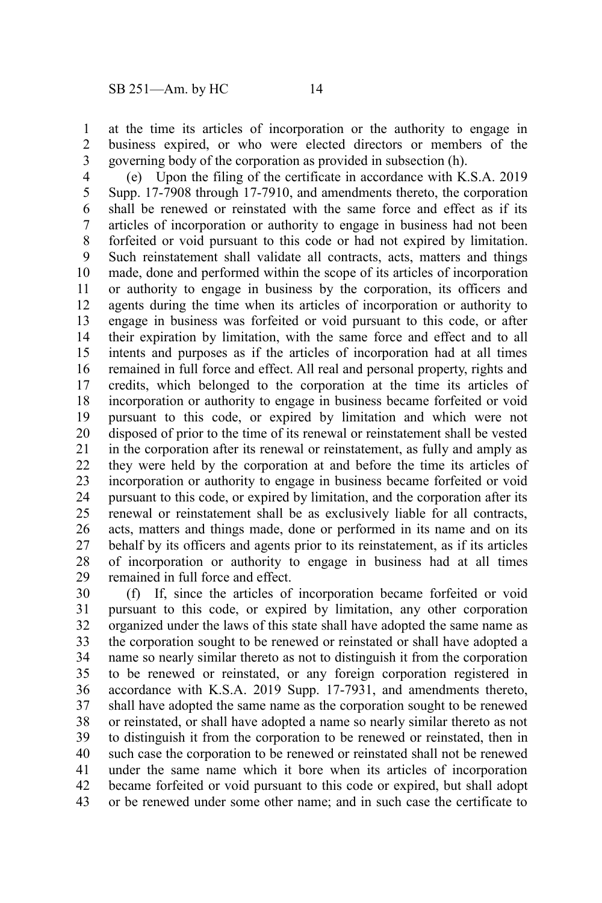at the time its articles of incorporation or the authority to engage in business expired, or who were elected directors or members of the governing body of the corporation as provided in subsection (h).

(e) Upon the filing of the certificate in accordance with K.S.A. 2019 Supp. 17-7908 through 17-7910, and amendments thereto, the corporation shall be renewed or reinstated with the same force and effect as if its articles of incorporation or authority to engage in business had not been forfeited or void pursuant to this code or had not expired by limitation. Such reinstatement shall validate all contracts, acts, matters and things made, done and performed within the scope of its articles of incorporation or authority to engage in business by the corporation, its officers and agents during the time when its articles of incorporation or authority to engage in business was forfeited or void pursuant to this code, or after their expiration by limitation, with the same force and effect and to all intents and purposes as if the articles of incorporation had at all times remained in full force and effect. All real and personal property, rights and credits, which belonged to the corporation at the time its articles of incorporation or authority to engage in business became forfeited or void pursuant to this code, or expired by limitation and which were not disposed of prior to the time of its renewal or reinstatement shall be vested in the corporation after its renewal or reinstatement, as fully and amply as they were held by the corporation at and before the time its articles of incorporation or authority to engage in business became forfeited or void pursuant to this code, or expired by limitation, and the corporation after its renewal or reinstatement shall be as exclusively liable for all contracts, acts, matters and things made, done or performed in its name and on its behalf by its officers and agents prior to its reinstatement, as if its articles of incorporation or authority to engage in business had at all times remained in full force and effect.

(f) If, since the articles of incorporation became forfeited or void pursuant to this code, or expired by limitation, any other corporation organized under the laws of this state shall have adopted the same name as the corporation sought to be renewed or reinstated or shall have adopted a name so nearly similar thereto as not to distinguish it from the corporation to be renewed or reinstated, or any foreign corporation registered in accordance with K.S.A. 2019 Supp. 17-7931, and amendments thereto, shall have adopted the same name as the corporation sought to be renewed or reinstated, or shall have adopted a name so nearly similar thereto as not to distinguish it from the corporation to be renewed or reinstated, then in such case the corporation to be renewed or reinstated shall not be renewed under the same name which it bore when its articles of incorporation became forfeited or void pursuant to this code or expired, but shall adopt or be renewed under some other name; and in such case the certificate to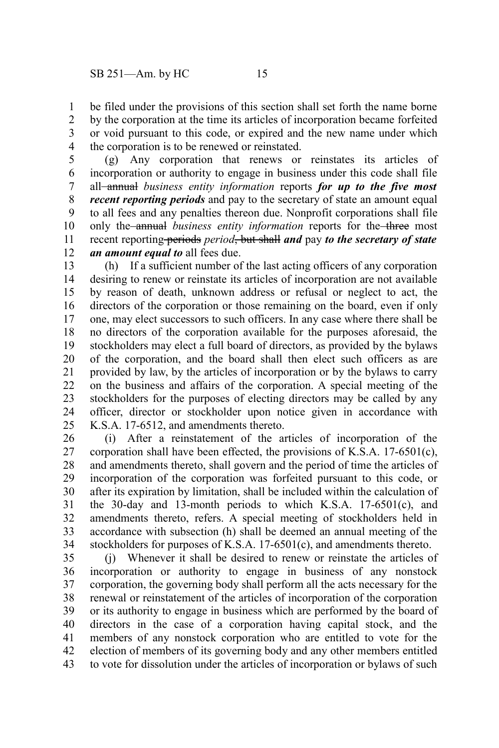be filed under the provisions of this section shall set forth the name borne by the corporation at the time its articles of incorporation became forfeited or void pursuant to this code, or expired and the new name under which the corporation is to be renewed or reinstated.

(g) Any corporation that renews or reinstates its articles of incorporation or authority to engage in business under this code shall file all ~~annual~~ *business entity information* reports ***for up to the five most recent reporting periods*** and pay to the secretary of state an amount equal to all fees and any penalties thereon due. Nonprofit corporations shall file only the ~~annual~~ *business entity information* reports for the ~~three~~ most recent reporting ~~periods~~ *period*~~, but shall~~ ***and*** pay ***to the secretary of state an amount equal to*** all fees due.

(h) If a sufficient number of the last acting officers of any corporation desiring to renew or reinstate its articles of incorporation are not available by reason of death, unknown address or refusal or neglect to act, the directors of the corporation or those remaining on the board, even if only one, may elect successors to such officers. In any case where there shall be no directors of the corporation available for the purposes aforesaid, the stockholders may elect a full board of directors, as provided by the bylaws of the corporation, and the board shall then elect such officers as are provided by law, by the articles of incorporation or by the bylaws to carry on the business and affairs of the corporation. A special meeting of the stockholders for the purposes of electing directors may be called by any officer, director or stockholder upon notice given in accordance with K.S.A. 17-6512, and amendments thereto.

(i) After a reinstatement of the articles of incorporation of the corporation shall have been effected, the provisions of K.S.A. 17-6501(c), and amendments thereto, shall govern and the period of time the articles of incorporation of the corporation was forfeited pursuant to this code, or after its expiration by limitation, shall be included within the calculation of the 30-day and 13-month periods to which K.S.A. 17-6501(c), and amendments thereto, refers. A special meeting of stockholders held in accordance with subsection (h) shall be deemed an annual meeting of the stockholders for purposes of K.S.A. 17-6501(c), and amendments thereto.

(j) Whenever it shall be desired to renew or reinstate the articles of incorporation or authority to engage in business of any nonstock corporation, the governing body shall perform all the acts necessary for the renewal or reinstatement of the articles of incorporation of the corporation or its authority to engage in business which are performed by the board of directors in the case of a corporation having capital stock, and the members of any nonstock corporation who are entitled to vote for the election of members of its governing body and any other members entitled to vote for dissolution under the articles of incorporation or bylaws of such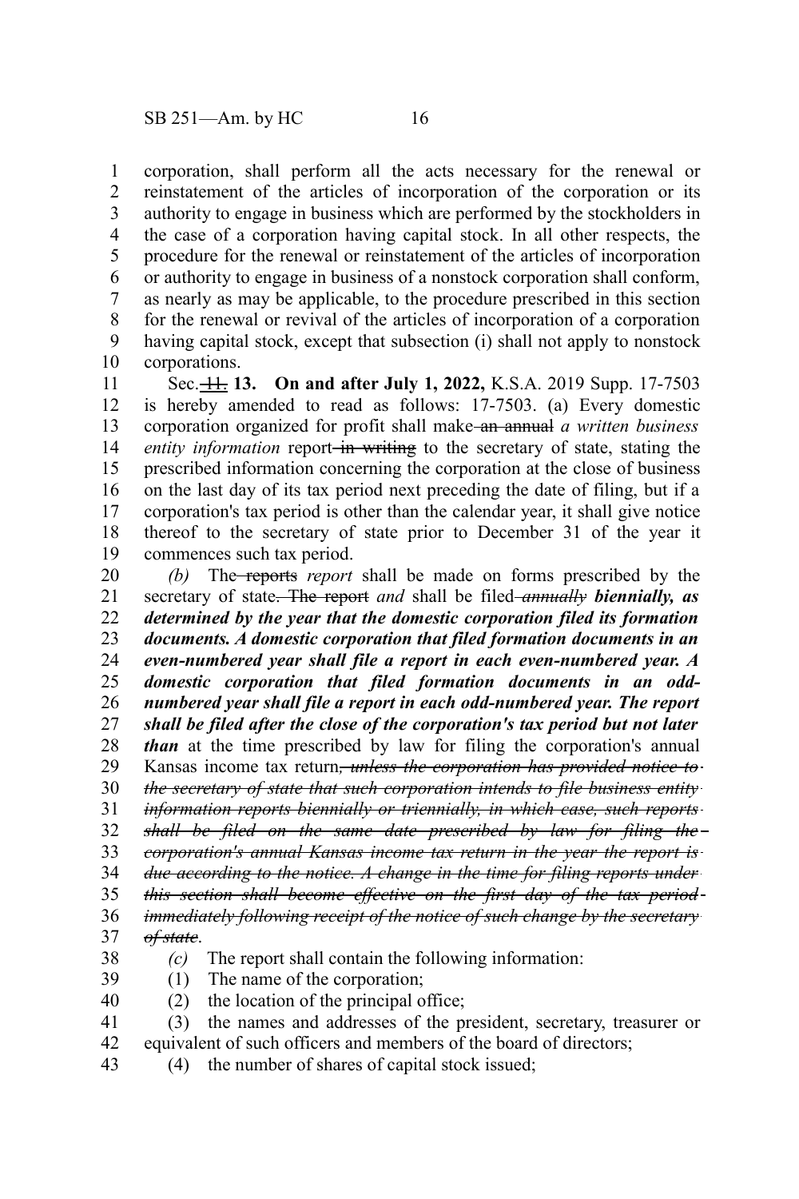corporation, shall perform all the acts necessary for the renewal or reinstatement of the articles of incorporation of the corporation or its authority to engage in business which are performed by the stockholders in the case of a corporation having capital stock. In all other respects, the procedure for the renewal or reinstatement of the articles of incorporation or authority to engage in business of a nonstock corporation shall conform, as nearly as may be applicable, to the procedure prescribed in this section for the renewal or revival of the articles of incorporation of a corporation having capital stock, except that subsection (i) shall not apply to nonstock corporations.

Sec. ~~11.~~ **13. On and after July 1, 2022,** K.S.A. 2019 Supp. 17-7503 is hereby amended to read as follows: 17-7503. (a) Every domestic corporation organized for profit shall make ~~an annual~~ *a written business entity information* report ~~in writing~~ to the secretary of state, stating the prescribed information concerning the corporation at the close of business on the last day of its tax period next preceding the date of filing, but if a corporation's tax period is other than the calendar year, it shall give notice thereof to the secretary of state prior to December 31 of the year it commences such tax period.

*(b)* The ~~reports~~ *report* shall be made on forms prescribed by the secretary of state~~. The report~~ *and* shall be filed ~~*annually*~~ ***biennially, as determined by the year that the domestic corporation filed its formation documents. A domestic corporation that filed formation documents in an even-numbered year shall file a report in each even-numbered year. A domestic corporation that filed formation documents in an odd-numbered year shall file a report in each odd-numbered year. The report shall be filed after the close of the corporation's tax period but not later than*** at the time prescribed by law for filing the corporation's annual Kansas income tax return~~*, unless the corporation has provided notice to the secretary of state that such corporation intends to file business entity information reports biennially or triennially, in which case, such reports shall be filed on the same date prescribed by law for filing the corporation's annual Kansas income tax return in the year the report is due according to the notice. A change in the time for filing reports under this section shall become effective on the first day of the tax period immediately following receipt of the notice of such change by the secretary of state*~~.

*(c)* The report shall contain the following information:

(1) The name of the corporation;

(2) the location of the principal office;

(3) the names and addresses of the president, secretary, treasurer or equivalent of such officers and members of the board of directors;

(4) the number of shares of capital stock issued;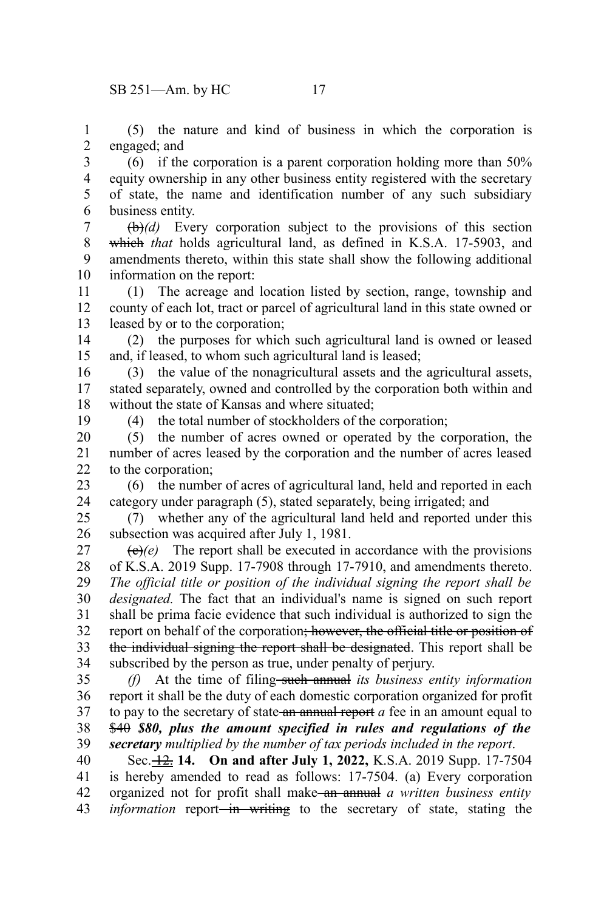(5) the nature and kind of business in which the corporation is engaged; and

(6) if the corporation is a parent corporation holding more than 50% equity ownership in any other business entity registered with the secretary of state, the name and identification number of any such subsidiary business entity.

~~(b)~~*(d)* Every corporation subject to the provisions of this section ~~which~~ *that* holds agricultural land, as defined in K.S.A. 17-5903, and amendments thereto, within this state shall show the following additional information on the report:

(1) The acreage and location listed by section, range, township and county of each lot, tract or parcel of agricultural land in this state owned or leased by or to the corporation;

(2) the purposes for which such agricultural land is owned or leased and, if leased, to whom such agricultural land is leased;

(3) the value of the nonagricultural assets and the agricultural assets, stated separately, owned and controlled by the corporation both within and without the state of Kansas and where situated;

(4) the total number of stockholders of the corporation;

(5) the number of acres owned or operated by the corporation, the number of acres leased by the corporation and the number of acres leased to the corporation;

(6) the number of acres of agricultural land, held and reported in each category under paragraph (5), stated separately, being irrigated; and

(7) whether any of the agricultural land held and reported under this subsection was acquired after July 1, 1981.

~~(c)~~*(e)* The report shall be executed in accordance with the provisions of K.S.A. 2019 Supp. 17-7908 through 17-7910, and amendments thereto. *The official title or position of the individual signing the report shall be designated.* The fact that an individual's name is signed on such report shall be prima facie evidence that such individual is authorized to sign the report on behalf of the corporation~~; however, the official title or position of the individual signing the report shall be designated~~. This report shall be subscribed by the person as true, under penalty of perjury.

*(f)* At the time of filing ~~such annual~~ *its business entity information* report it shall be the duty of each domestic corporation organized for profit to pay to the secretary of state ~~an annual report~~ *a* fee in an amount equal to ~~$40~~ ***$80, plus the amount specified in rules and regulations of the secretary*** *multiplied by the number of tax periods included in the report*.

Sec. ~~12.~~ **14. On and after July 1, 2022,** K.S.A. 2019 Supp. 17-7504 is hereby amended to read as follows: 17-7504. (a) Every corporation organized not for profit shall make ~~an annual~~ *a written business entity information* report ~~in writing~~ to the secretary of state, stating the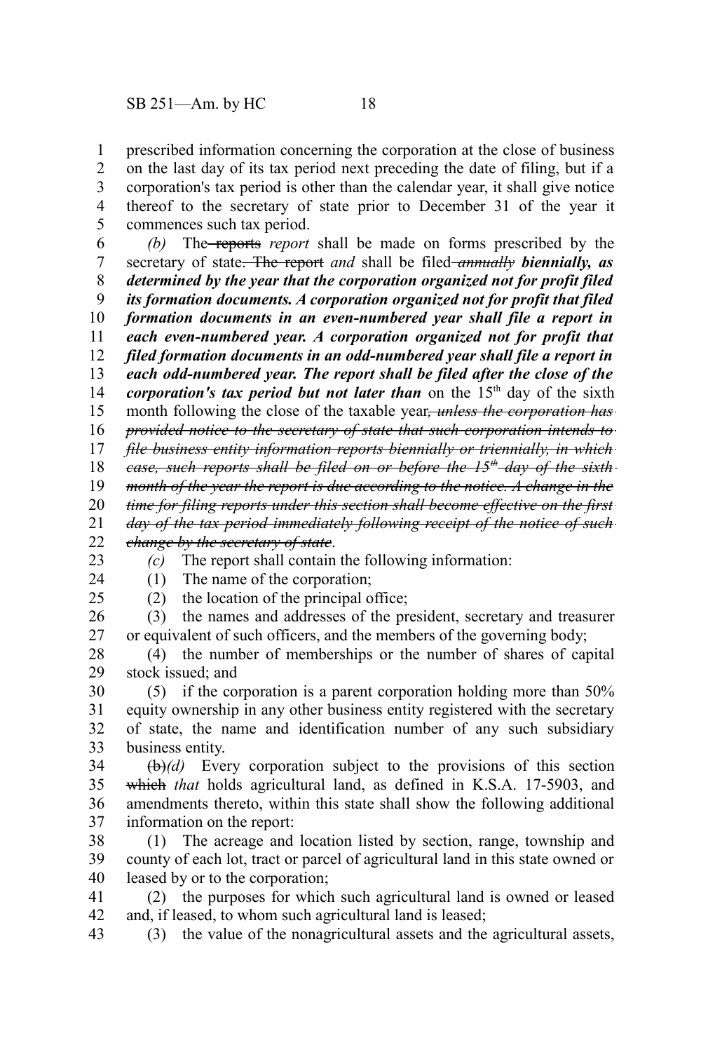prescribed information concerning the corporation at the close of business on the last day of its tax period next preceding the date of filing, but if a corporation's tax period is other than the calendar year, it shall give notice thereof to the secretary of state prior to December 31 of the year it commences such tax period.

*(b)* The ~~reports~~ *report* shall be made on forms prescribed by the secretary of state~~. The report~~ *and* shall be filed ~~*annually*~~ ***biennially, as determined by the year that the corporation organized not for profit filed its formation documents. A corporation organized not for profit that filed formation documents in an even-numbered year shall file a report in each even-numbered year. A corporation organized not for profit that filed formation documents in an odd-numbered year shall file a report in each odd-numbered year. The report shall be filed after the close of the corporation's tax period but not later than*** on the 15th day of the sixth month following the close of the taxable year~~*, unless the corporation has provided notice to the secretary of state that such corporation intends to file business entity information reports biennially or triennially, in which case, such reports shall be filed on or before the 15th day of the sixth month of the year the report is due according to the notice. A change in the time for filing reports under this section shall become effective on the first day of the tax period immediately following receipt of the notice of such change by the secretary of state*~~.

*(c)* The report shall contain the following information:

(1) The name of the corporation;

(2) the location of the principal office;

(3) the names and addresses of the president, secretary and treasurer or equivalent of such officers, and the members of the governing body;

(4) the number of memberships or the number of shares of capital stock issued; and

(5) if the corporation is a parent corporation holding more than 50% equity ownership in any other business entity registered with the secretary of state, the name and identification number of any such subsidiary business entity.

~~(b)~~*(d)* Every corporation subject to the provisions of this section ~~which~~ *that* holds agricultural land, as defined in K.S.A. 17-5903, and amendments thereto, within this state shall show the following additional information on the report:

(1) The acreage and location listed by section, range, township and county of each lot, tract or parcel of agricultural land in this state owned or leased by or to the corporation;

(2) the purposes for which such agricultural land is owned or leased and, if leased, to whom such agricultural land is leased;

(3) the value of the nonagricultural assets and the agricultural assets,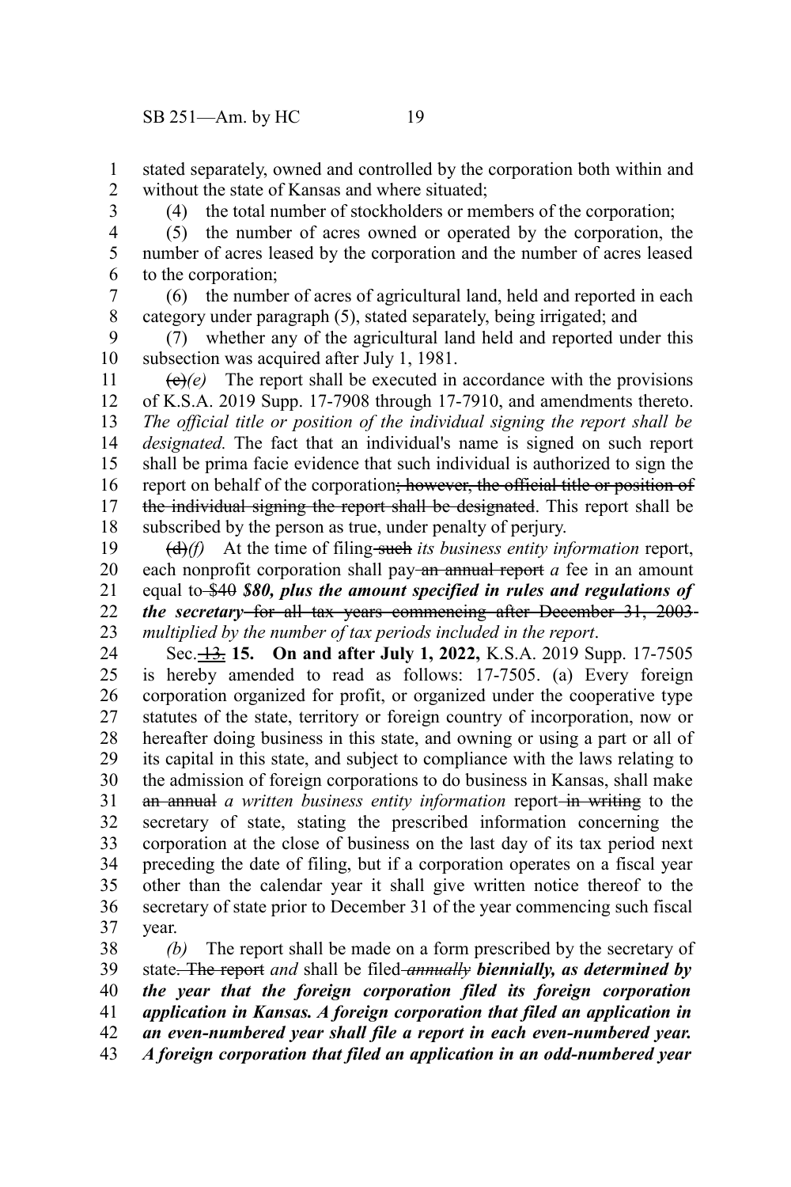stated separately, owned and controlled by the corporation both within and without the state of Kansas and where situated;

(4) the total number of stockholders or members of the corporation;

(5) the number of acres owned or operated by the corporation, the number of acres leased by the corporation and the number of acres leased to the corporation;

(6) the number of acres of agricultural land, held and reported in each category under paragraph (5), stated separately, being irrigated; and

(7) whether any of the agricultural land held and reported under this subsection was acquired after July 1, 1981.

~~(c)~~*(e)* The report shall be executed in accordance with the provisions of K.S.A. 2019 Supp. 17-7908 through 17-7910, and amendments thereto. *The official title or position of the individual signing the report shall be designated.* The fact that an individual's name is signed on such report shall be prima facie evidence that such individual is authorized to sign the report on behalf of the corporation~~; however, the official title or position of the individual signing the report shall be designated~~. This report shall be subscribed by the person as true, under penalty of perjury.

~~(d)~~*(f)* At the time of filing ~~such~~ *its business entity information* report, each nonprofit corporation shall pay ~~an annual report~~ *a* fee in an amount equal to ~~$40~~ ***$80, plus the amount specified in rules and regulations of the secretary*** ~~for all tax years commencing after December 31, 2003~~ *multiplied by the number of tax periods included in the report*.

Sec. ~~13.~~ **15. On and after July 1, 2022,** K.S.A. 2019 Supp. 17-7505 is hereby amended to read as follows: 17-7505. (a) Every foreign corporation organized for profit, or organized under the cooperative type statutes of the state, territory or foreign country of incorporation, now or hereafter doing business in this state, and owning or using a part or all of its capital in this state, and subject to compliance with the laws relating to the admission of foreign corporations to do business in Kansas, shall make ~~an annual~~ *a written business entity information* report ~~in writing~~ to the secretary of state, stating the prescribed information concerning the corporation at the close of business on the last day of its tax period next preceding the date of filing, but if a corporation operates on a fiscal year other than the calendar year it shall give written notice thereof to the secretary of state prior to December 31 of the year commencing such fiscal year.

*(b)* The report shall be made on a form prescribed by the secretary of state~~. The report~~ *and* shall be filed ~~*annually*~~ ***biennially, as determined by the year that the foreign corporation filed its foreign corporation application in Kansas. A foreign corporation that filed an application in an even-numbered year shall file a report in each even-numbered year. A foreign corporation that filed an application in an odd-numbered year***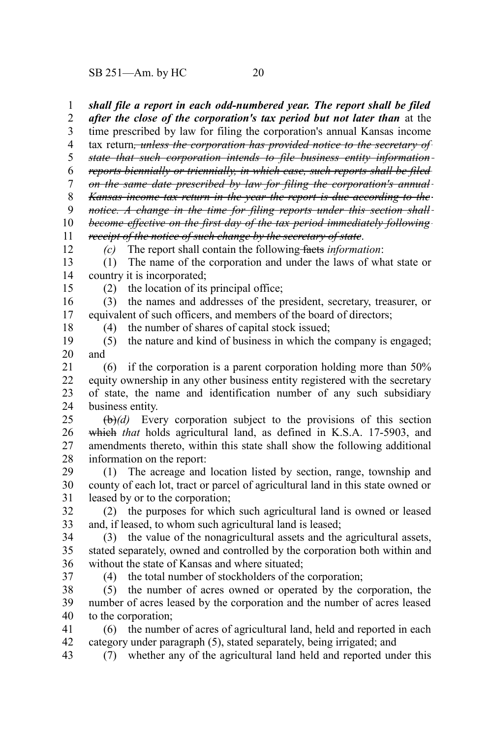***shall file a report in each odd-numbered year. The report shall be filed after the close of the corporation's tax period but not later than*** at the time prescribed by law for filing the corporation's annual Kansas income tax return~~, unless the corporation has provided notice to the secretary of state that such corporation intends to file business entity information reports biennially or triennially, in which case, such reports shall be filed on the same date prescribed by law for filing the corporation's annual Kansas income tax return in the year the report is due according to the notice. A change in the time for filing reports under this section shall become effective on the first day of the tax period immediately following receipt of the notice of such change by the secretary of state~~.

*(c)* The report shall contain the following ~~facts~~ *information*:

(1) The name of the corporation and under the laws of what state or country it is incorporated;

(2) the location of its principal office;

(3) the names and addresses of the president, secretary, treasurer, or equivalent of such officers, and members of the board of directors;

(4) the number of shares of capital stock issued;

(5) the nature and kind of business in which the company is engaged; and

(6) if the corporation is a parent corporation holding more than 50% equity ownership in any other business entity registered with the secretary of state, the name and identification number of any such subsidiary business entity.

~~(b)~~*(d)* Every corporation subject to the provisions of this section ~~which~~ *that* holds agricultural land, as defined in K.S.A. 17-5903, and amendments thereto, within this state shall show the following additional information on the report:

(1) The acreage and location listed by section, range, township and county of each lot, tract or parcel of agricultural land in this state owned or leased by or to the corporation;

(2) the purposes for which such agricultural land is owned or leased and, if leased, to whom such agricultural land is leased;

(3) the value of the nonagricultural assets and the agricultural assets, stated separately, owned and controlled by the corporation both within and without the state of Kansas and where situated;

(4) the total number of stockholders of the corporation;

(5) the number of acres owned or operated by the corporation, the number of acres leased by the corporation and the number of acres leased to the corporation;

(6) the number of acres of agricultural land, held and reported in each category under paragraph (5), stated separately, being irrigated; and

(7) whether any of the agricultural land held and reported under this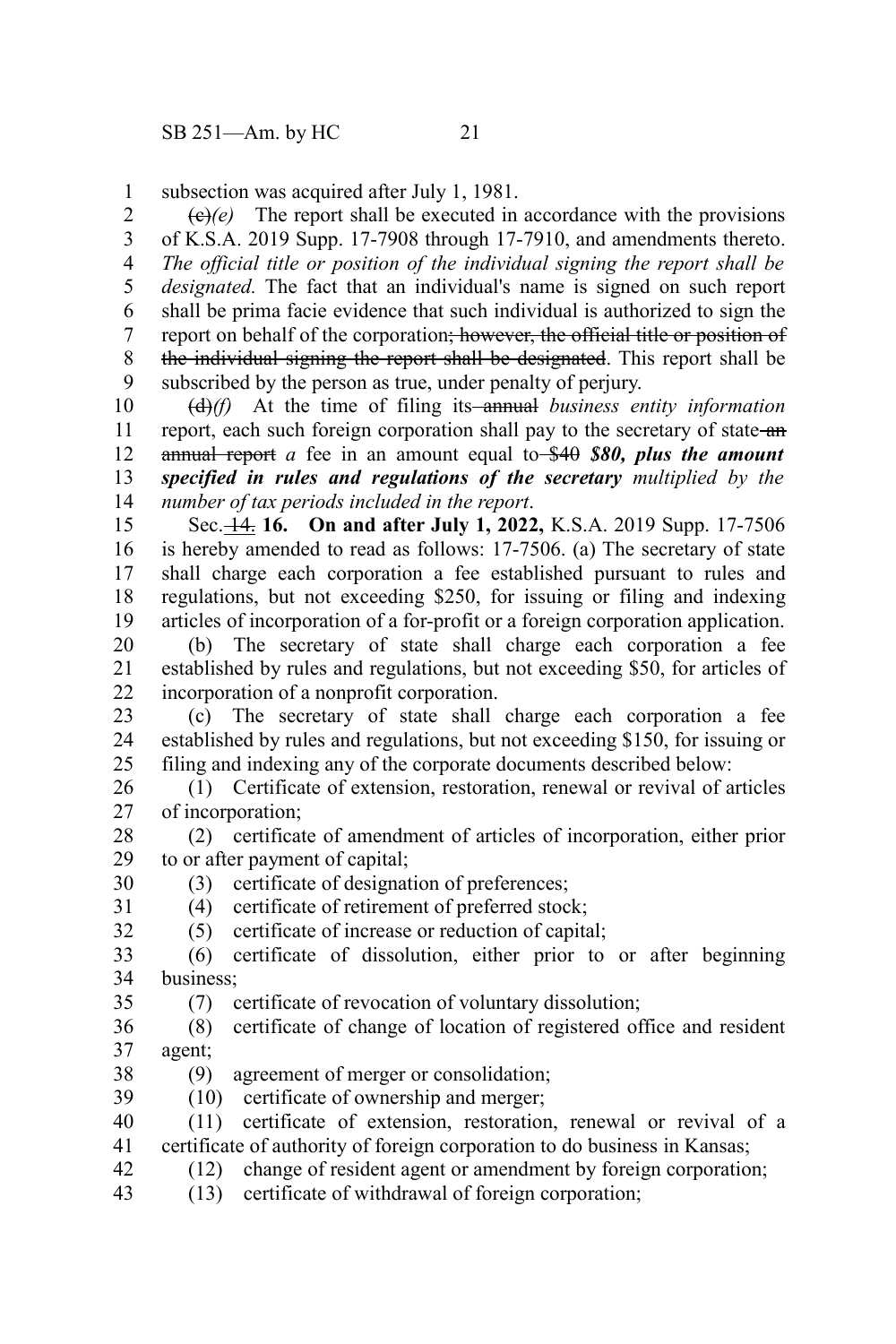subsection was acquired after July 1, 1981.

~~(c)~~*(e)* The report shall be executed in accordance with the provisions of K.S.A. 2019 Supp. 17-7908 through 17-7910, and amendments thereto. *The official title or position of the individual signing the report shall be designated.* The fact that an individual's name is signed on such report shall be prima facie evidence that such individual is authorized to sign the report on behalf of the corporation~~; however, the official title or position of the individual signing the report shall be designated~~. This report shall be subscribed by the person as true, under penalty of perjury.

~~(d)~~*(f)* At the time of filing its ~~annual~~ *business entity information* report, each such foreign corporation shall pay to the secretary of state ~~an annual report~~ *a* fee in an amount equal to ~~$40~~ ***$80, plus the amount specified in rules and regulations of the secretary*** *multiplied by the number of tax periods included in the report*.

Sec. ~~14.~~ **16. On and after July 1, 2022,** K.S.A. 2019 Supp. 17-7506 is hereby amended to read as follows: 17-7506. (a) The secretary of state shall charge each corporation a fee established pursuant to rules and regulations, but not exceeding $250, for issuing or filing and indexing articles of incorporation of a for-profit or a foreign corporation application.

(b) The secretary of state shall charge each corporation a fee established by rules and regulations, but not exceeding $50, for articles of incorporation of a nonprofit corporation.

(c) The secretary of state shall charge each corporation a fee established by rules and regulations, but not exceeding $150, for issuing or filing and indexing any of the corporate documents described below:

(1) Certificate of extension, restoration, renewal or revival of articles of incorporation;

(2) certificate of amendment of articles of incorporation, either prior to or after payment of capital;

(3) certificate of designation of preferences;

(4) certificate of retirement of preferred stock;

(5) certificate of increase or reduction of capital;

(6) certificate of dissolution, either prior to or after beginning business;

(7) certificate of revocation of voluntary dissolution;

(8) certificate of change of location of registered office and resident agent;

(9) agreement of merger or consolidation;

(10) certificate of ownership and merger;

(11) certificate of extension, restoration, renewal or revival of a certificate of authority of foreign corporation to do business in Kansas;

(12) change of resident agent or amendment by foreign corporation;

(13) certificate of withdrawal of foreign corporation;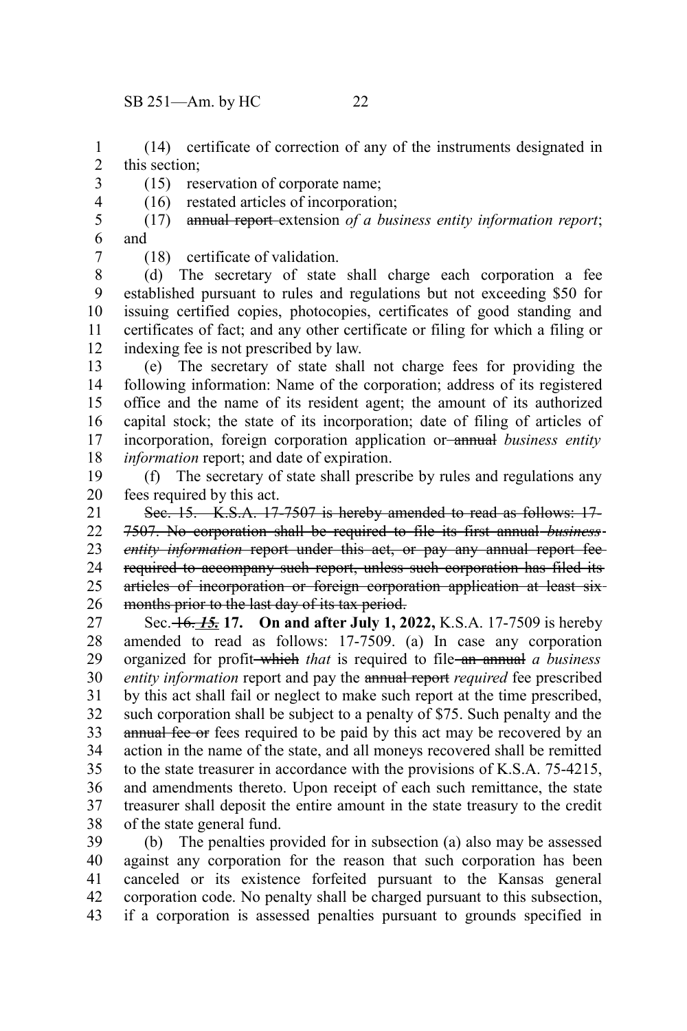(14) certificate of correction of any of the instruments designated in this section;

(15) reservation of corporate name;

(16) restated articles of incorporation;

(17) ~~annual report~~ extension *of a business entity information report*; and

(18) certificate of validation.

(d) The secretary of state shall charge each corporation a fee established pursuant to rules and regulations but not exceeding $50 for issuing certified copies, photocopies, certificates of good standing and certificates of fact; and any other certificate or filing for which a filing or indexing fee is not prescribed by law.

(e) The secretary of state shall not charge fees for providing the following information: Name of the corporation; address of its registered office and the name of its resident agent; the amount of its authorized capital stock; the state of its incorporation; date of filing of articles of incorporation, foreign corporation application or ~~annual~~ *business entity information* report; and date of expiration.

(f) The secretary of state shall prescribe by rules and regulations any fees required by this act.

~~Sec. 15. K.S.A. 17-7507 is hereby amended to read as follows: 17-7507. No corporation shall be required to file its first annual *business entity information* report under this act, or pay any annual report fee required to accompany such report, unless such corporation has filed its articles of incorporation or foreign corporation application at least six months prior to the last day of its tax period.~~

Sec. ~~16.~~ ~~*15.*~~ **17. On and after July 1, 2022,** K.S.A. 17-7509 is hereby amended to read as follows: 17-7509. (a) In case any corporation organized for profit ~~which~~ *that* is required to file ~~an annual~~ *a business entity information* report and pay the ~~annual report~~ *required* fee prescribed by this act shall fail or neglect to make such report at the time prescribed, such corporation shall be subject to a penalty of $75. Such penalty and the ~~annual fee or~~ fees required to be paid by this act may be recovered by an action in the name of the state, and all moneys recovered shall be remitted to the state treasurer in accordance with the provisions of K.S.A. 75-4215, and amendments thereto. Upon receipt of each such remittance, the state treasurer shall deposit the entire amount in the state treasury to the credit of the state general fund.

(b) The penalties provided for in subsection (a) also may be assessed against any corporation for the reason that such corporation has been canceled or its existence forfeited pursuant to the Kansas general corporation code. No penalty shall be charged pursuant to this subsection, if a corporation is assessed penalties pursuant to grounds specified in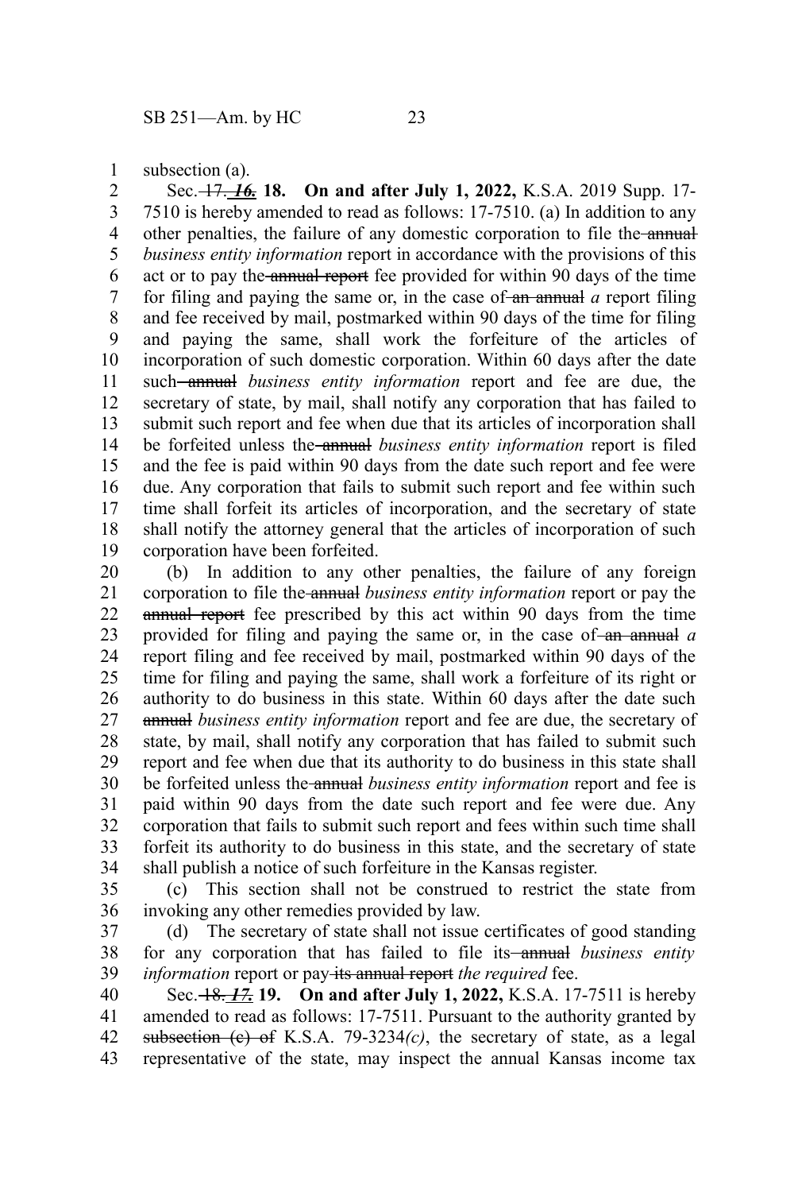subsection (a).

Sec. ~~17.~~ ***16.*** **18. On and after July 1, 2022,** K.S.A. 2019 Supp. 17-7510 is hereby amended to read as follows: 17-7510. (a) In addition to any other penalties, the failure of any domestic corporation to file the ~~annual~~ *business entity information* report in accordance with the provisions of this act or to pay the ~~annual report~~ fee provided for within 90 days of the time for filing and paying the same or, in the case of ~~an annual~~ *a* report filing and fee received by mail, postmarked within 90 days of the time for filing and paying the same, shall work the forfeiture of the articles of incorporation of such domestic corporation. Within 60 days after the date such ~~annual~~ *business entity information* report and fee are due, the secretary of state, by mail, shall notify any corporation that has failed to submit such report and fee when due that its articles of incorporation shall be forfeited unless the ~~annual~~ *business entity information* report is filed and the fee is paid within 90 days from the date such report and fee were due. Any corporation that fails to submit such report and fee within such time shall forfeit its articles of incorporation, and the secretary of state shall notify the attorney general that the articles of incorporation of such corporation have been forfeited.

(b) In addition to any other penalties, the failure of any foreign corporation to file the ~~annual~~ *business entity information* report or pay the ~~annual report~~ fee prescribed by this act within 90 days from the time provided for filing and paying the same or, in the case of ~~an annual~~ *a* report filing and fee received by mail, postmarked within 90 days of the time for filing and paying the same, shall work a forfeiture of its right or authority to do business in this state. Within 60 days after the date such ~~annual~~ *business entity information* report and fee are due, the secretary of state, by mail, shall notify any corporation that has failed to submit such report and fee when due that its authority to do business in this state shall be forfeited unless the ~~annual~~ *business entity information* report and fee is paid within 90 days from the date such report and fee were due. Any corporation that fails to submit such report and fees within such time shall forfeit its authority to do business in this state, and the secretary of state shall publish a notice of such forfeiture in the Kansas register.

(c) This section shall not be construed to restrict the state from invoking any other remedies provided by law.

(d) The secretary of state shall not issue certificates of good standing for any corporation that has failed to file its ~~annual~~ *business entity information* report or pay ~~its annual report~~ *the required* fee.

Sec. ~~18.~~ ***17.*** **19. On and after July 1, 2022,** K.S.A. 17-7511 is hereby amended to read as follows: 17-7511. Pursuant to the authority granted by ~~subsection (c) of~~ K.S.A. 79-3234*(c)*, the secretary of state, as a legal representative of the state, may inspect the annual Kansas income tax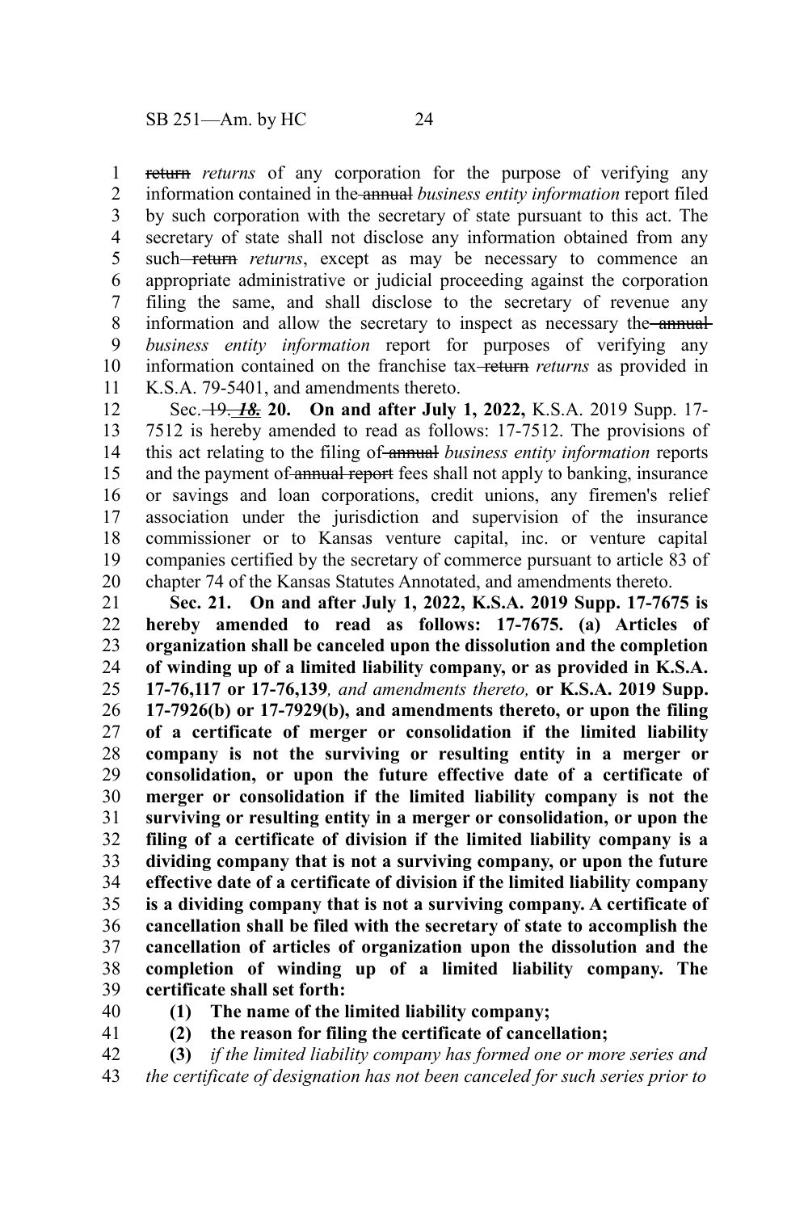~~return~~ *returns* of any corporation for the purpose of verifying any information contained in the ~~annual~~ *business entity information* report filed by such corporation with the secretary of state pursuant to this act. The secretary of state shall not disclose any information obtained from any such ~~return~~ *returns*, except as may be necessary to commence an appropriate administrative or judicial proceeding against the corporation filing the same, and shall disclose to the secretary of revenue any information and allow the secretary to inspect as necessary the ~~annual~~ *business entity information* report for purposes of verifying any information contained on the franchise tax ~~return~~ *returns* as provided in K.S.A. 79-5401, and amendments thereto.

Sec. ~~19.~~ ~~*18.*~~ **20. On and after July 1, 2022,** K.S.A. 2019 Supp. 17-7512 is hereby amended to read as follows: 17-7512. The provisions of this act relating to the filing of ~~annual~~ *business entity information* reports and the payment of ~~annual report~~ fees shall not apply to banking, insurance or savings and loan corporations, credit unions, any firemen's relief association under the jurisdiction and supervision of the insurance commissioner or to Kansas venture capital, inc. or venture capital companies certified by the secretary of commerce pursuant to article 83 of chapter 74 of the Kansas Statutes Annotated, and amendments thereto.

**Sec. 21. On and after July 1, 2022, K.S.A. 2019 Supp. 17-7675 is hereby amended to read as follows: 17-7675. (a) Articles of organization shall be canceled upon the dissolution and the completion of winding up of a limited liability company, or as provided in K.S.A. 17-76,117 or 17-76,139***, and amendments thereto,* **or K.S.A. 2019 Supp. 17-7926(b) or 17-7929(b), and amendments thereto, or upon the filing of a certificate of merger or consolidation if the limited liability company is not the surviving or resulting entity in a merger or consolidation, or upon the future effective date of a certificate of merger or consolidation if the limited liability company is not the surviving or resulting entity in a merger or consolidation, or upon the filing of a certificate of division if the limited liability company is a dividing company that is not a surviving company, or upon the future effective date of a certificate of division if the limited liability company is a dividing company that is not a surviving company. A certificate of cancellation shall be filed with the secretary of state to accomplish the cancellation of articles of organization upon the dissolution and the completion of winding up of a limited liability company. The certificate shall set forth:**

**(1) The name of the limited liability company;**

**(2) the reason for filing the certificate of cancellation;**

**(3)** *if the limited liability company has formed one or more series and the certificate of designation has not been canceled for such series prior to*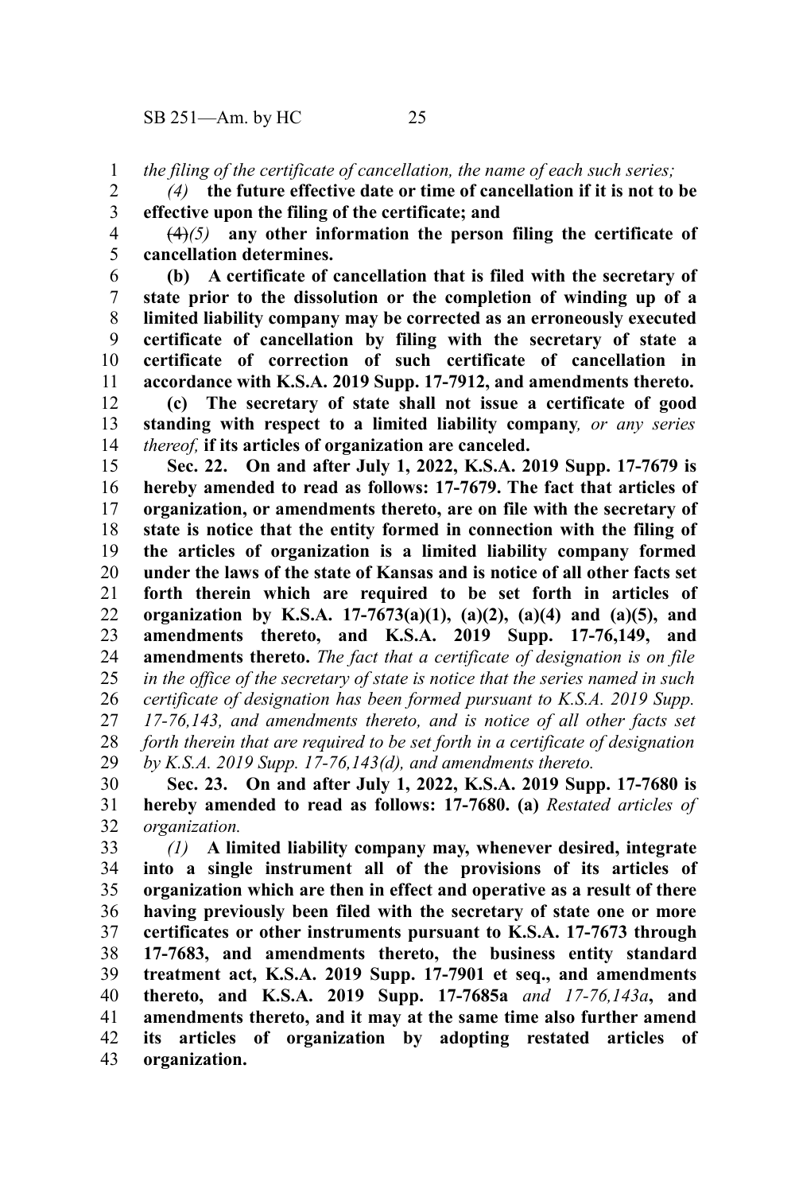*the filing of the certificate of cancellation, the name of each such series;*

*(4)* **the future effective date or time of cancellation if it is not to be effective upon the filing of the certificate; and**

~~(4)~~*(5)* **any other information the person filing the certificate of cancellation determines.**

**(b) A certificate of cancellation that is filed with the secretary of state prior to the dissolution or the completion of winding up of a limited liability company may be corrected as an erroneously executed certificate of cancellation by filing with the secretary of state a certificate of correction of such certificate of cancellation in accordance with K.S.A. 2019 Supp. 17-7912, and amendments thereto.**

**(c) The secretary of state shall not issue a certificate of good standing with respect to a limited liability company***, or any series thereof,* **if its articles of organization are canceled.**

**Sec. 22. On and after July 1, 2022, K.S.A. 2019 Supp. 17-7679 is hereby amended to read as follows: 17-7679. The fact that articles of organization, or amendments thereto, are on file with the secretary of state is notice that the entity formed in connection with the filing of the articles of organization is a limited liability company formed under the laws of the state of Kansas and is notice of all other facts set forth therein which are required to be set forth in articles of organization by K.S.A. 17-7673(a)(1), (a)(2), (a)(4) and (a)(5), and amendments thereto, and K.S.A. 2019 Supp. 17-76,149, and amendments thereto.** *The fact that a certificate of designation is on file in the office of the secretary of state is notice that the series named in such certificate of designation has been formed pursuant to K.S.A. 2019 Supp. 17-76,143, and amendments thereto, and is notice of all other facts set forth therein that are required to be set forth in a certificate of designation by K.S.A. 2019 Supp. 17-76,143(d), and amendments thereto.*

**Sec. 23. On and after July 1, 2022, K.S.A. 2019 Supp. 17-7680 is hereby amended to read as follows: 17-7680. (a)** *Restated articles of organization.*

*(1)* **A limited liability company may, whenever desired, integrate into a single instrument all of the provisions of its articles of organization which are then in effect and operative as a result of there having previously been filed with the secretary of state one or more certificates or other instruments pursuant to K.S.A. 17-7673 through 17-7683, and amendments thereto, the business entity standard treatment act, K.S.A. 2019 Supp. 17-7901 et seq., and amendments thereto, and K.S.A. 2019 Supp. 17-7685a** *and 17-76,143a***, and amendments thereto, and it may at the same time also further amend its articles of organization by adopting restated articles of organization.**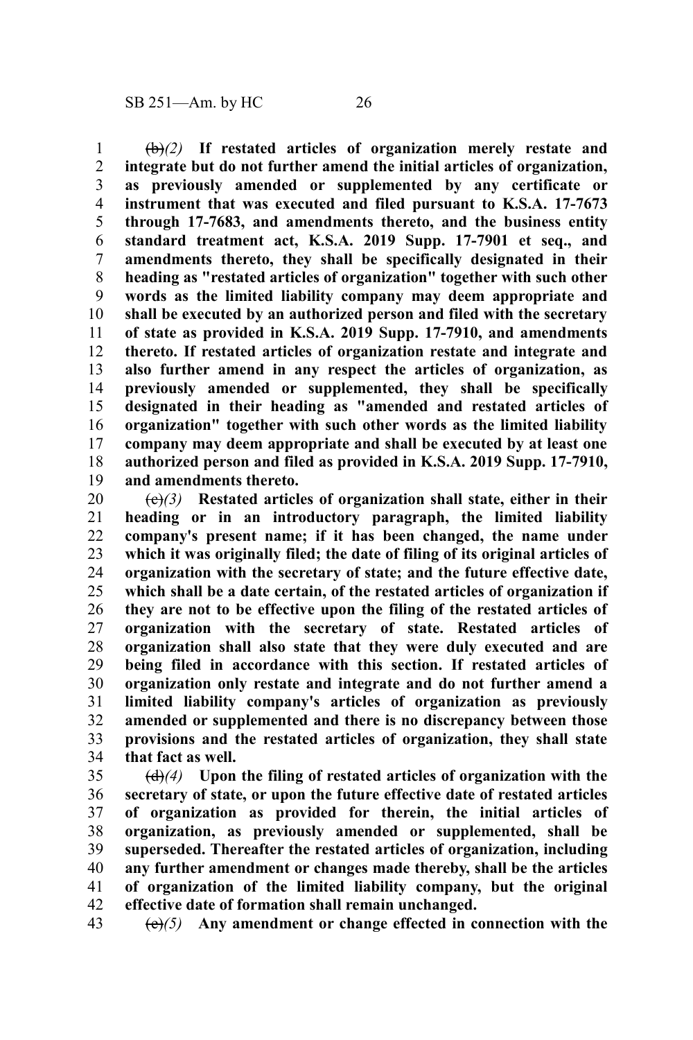~~(b)~~*(2)* **If restated articles of organization merely restate and integrate but do not further amend the initial articles of organization, as previously amended or supplemented by any certificate or instrument that was executed and filed pursuant to K.S.A. 17-7673 through 17-7683, and amendments thereto, and the business entity standard treatment act, K.S.A. 2019 Supp. 17-7901 et seq., and amendments thereto, they shall be specifically designated in their heading as "restated articles of organization" together with such other words as the limited liability company may deem appropriate and shall be executed by an authorized person and filed with the secretary of state as provided in K.S.A. 2019 Supp. 17-7910, and amendments thereto. If restated articles of organization restate and integrate and also further amend in any respect the articles of organization, as previously amended or supplemented, they shall be specifically designated in their heading as "amended and restated articles of organization" together with such other words as the limited liability company may deem appropriate and shall be executed by at least one authorized person and filed as provided in K.S.A. 2019 Supp. 17-7910, and amendments thereto.**

~~(c)~~*(3)* **Restated articles of organization shall state, either in their heading or in an introductory paragraph, the limited liability company's present name; if it has been changed, the name under which it was originally filed; the date of filing of its original articles of organization with the secretary of state; and the future effective date, which shall be a date certain, of the restated articles of organization if they are not to be effective upon the filing of the restated articles of organization with the secretary of state. Restated articles of organization shall also state that they were duly executed and are being filed in accordance with this section. If restated articles of organization only restate and integrate and do not further amend a limited liability company's articles of organization as previously amended or supplemented and there is no discrepancy between those provisions and the restated articles of organization, they shall state that fact as well.**

~~(d)~~*(4)* **Upon the filing of restated articles of organization with the secretary of state, or upon the future effective date of restated articles of organization as provided for therein, the initial articles of organization, as previously amended or supplemented, shall be superseded. Thereafter the restated articles of organization, including any further amendment or changes made thereby, shall be the articles of organization of the limited liability company, but the original effective date of formation shall remain unchanged.**

~~(e)~~*(5)* **Any amendment or change effected in connection with the**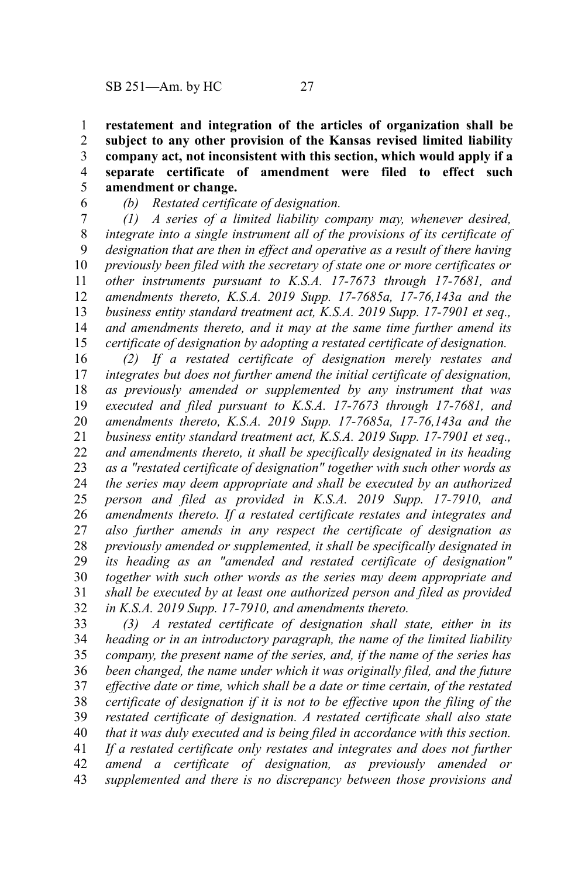**restatement and integration of the articles of organization shall be subject to any other provision of the Kansas revised limited liability company act, not inconsistent with this section, which would apply if a separate certificate of amendment were filed to effect such amendment or change.**

*(b) Restated certificate of designation.*

*(1) A series of a limited liability company may, whenever desired, integrate into a single instrument all of the provisions of its certificate of designation that are then in effect and operative as a result of there having previously been filed with the secretary of state one or more certificates or other instruments pursuant to K.S.A. 17-7673 through 17-7681, and amendments thereto, K.S.A. 2019 Supp. 17-7685a, 17-76,143a and the business entity standard treatment act, K.S.A. 2019 Supp. 17-7901 et seq., and amendments thereto, and it may at the same time further amend its certificate of designation by adopting a restated certificate of designation.*

*(2) If a restated certificate of designation merely restates and integrates but does not further amend the initial certificate of designation, as previously amended or supplemented by any instrument that was executed and filed pursuant to K.S.A. 17-7673 through 17-7681, and amendments thereto, K.S.A. 2019 Supp. 17-7685a, 17-76,143a and the business entity standard treatment act, K.S.A. 2019 Supp. 17-7901 et seq., and amendments thereto, it shall be specifically designated in its heading as a "restated certificate of designation" together with such other words as the series may deem appropriate and shall be executed by an authorized person and filed as provided in K.S.A. 2019 Supp. 17-7910, and amendments thereto. If a restated certificate restates and integrates and also further amends in any respect the certificate of designation as previously amended or supplemented, it shall be specifically designated in its heading as an "amended and restated certificate of designation" together with such other words as the series may deem appropriate and shall be executed by at least one authorized person and filed as provided in K.S.A. 2019 Supp. 17-7910, and amendments thereto.*

*(3) A restated certificate of designation shall state, either in its heading or in an introductory paragraph, the name of the limited liability company, the present name of the series, and, if the name of the series has been changed, the name under which it was originally filed, and the future effective date or time, which shall be a date or time certain, of the restated certificate of designation if it is not to be effective upon the filing of the restated certificate of designation. A restated certificate shall also state that it was duly executed and is being filed in accordance with this section. If a restated certificate only restates and integrates and does not further amend a certificate of designation, as previously amended or supplemented and there is no discrepancy between those provisions and*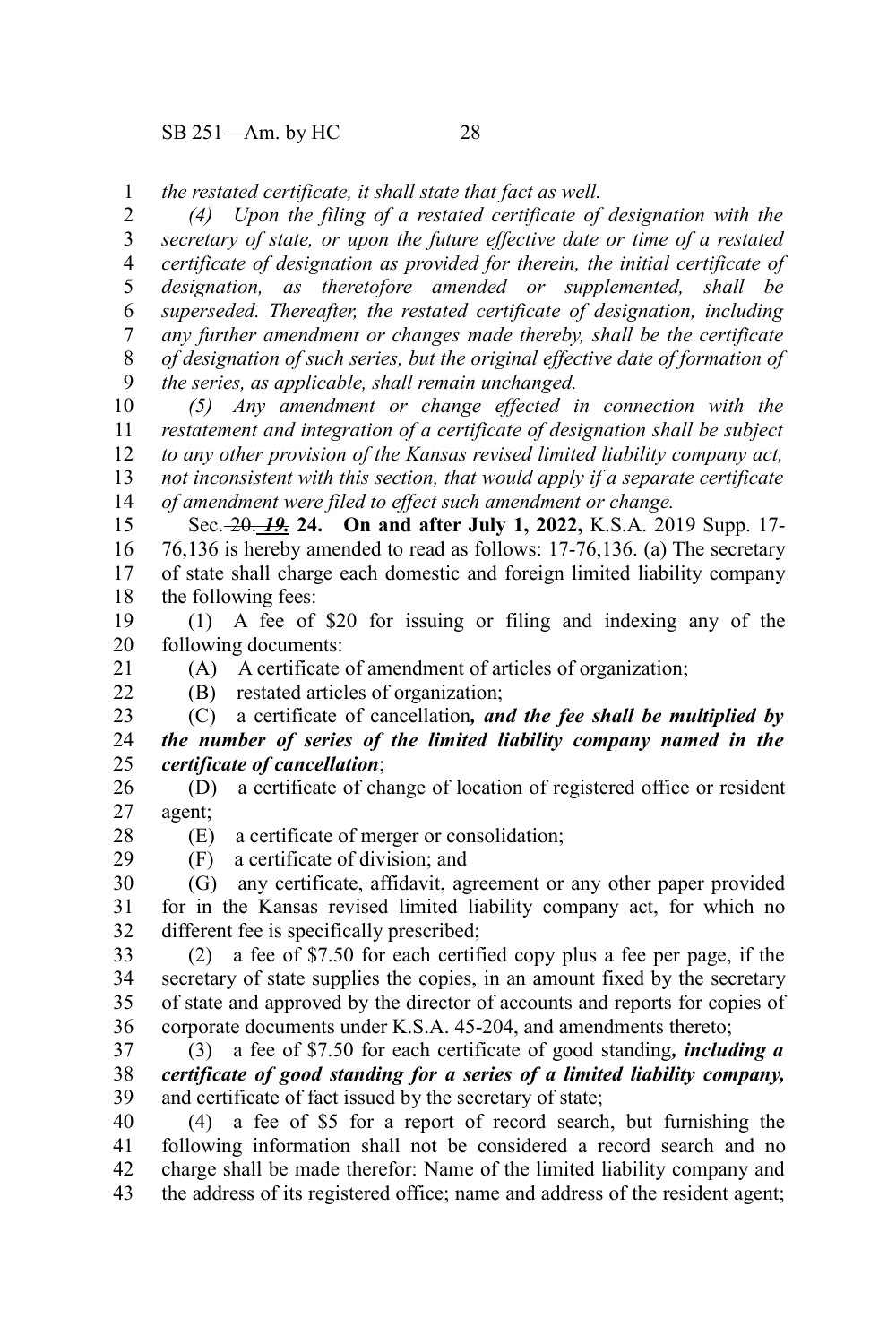*the restated certificate, it shall state that fact as well.*

*(4) Upon the filing of a restated certificate of designation with the secretary of state, or upon the future effective date or time of a restated certificate of designation as provided for therein, the initial certificate of designation, as theretofore amended or supplemented, shall be superseded. Thereafter, the restated certificate of designation, including any further amendment or changes made thereby, shall be the certificate of designation of such series, but the original effective date of formation of the series, as applicable, shall remain unchanged.*

*(5) Any amendment or change effected in connection with the restatement and integration of a certificate of designation shall be subject to any other provision of the Kansas revised limited liability company act, not inconsistent with this section, that would apply if a separate certificate of amendment were filed to effect such amendment or change.*

Sec. ~~20.~~ ***19.*** **24. On and after July 1, 2022,** K.S.A. 2019 Supp. 17-76,136 is hereby amended to read as follows: 17-76,136. (a) The secretary of state shall charge each domestic and foreign limited liability company the following fees:

(1) A fee of $20 for issuing or filing and indexing any of the following documents:

(A) A certificate of amendment of articles of organization;

(B) restated articles of organization;

(C) a certificate of cancellation***, and the fee shall be multiplied by the number of series of the limited liability company named in the certificate of cancellation***;

(D) a certificate of change of location of registered office or resident agent;

(E) a certificate of merger or consolidation;

(F) a certificate of division; and

(G) any certificate, affidavit, agreement or any other paper provided for in the Kansas revised limited liability company act, for which no different fee is specifically prescribed;

(2) a fee of $7.50 for each certified copy plus a fee per page, if the secretary of state supplies the copies, in an amount fixed by the secretary of state and approved by the director of accounts and reports for copies of corporate documents under K.S.A. 45-204, and amendments thereto;

(3) a fee of $7.50 for each certificate of good standing***, including a certificate of good standing for a series of a limited liability company,*** and certificate of fact issued by the secretary of state;

(4) a fee of $5 for a report of record search, but furnishing the following information shall not be considered a record search and no charge shall be made therefor: Name of the limited liability company and the address of its registered office; name and address of the resident agent;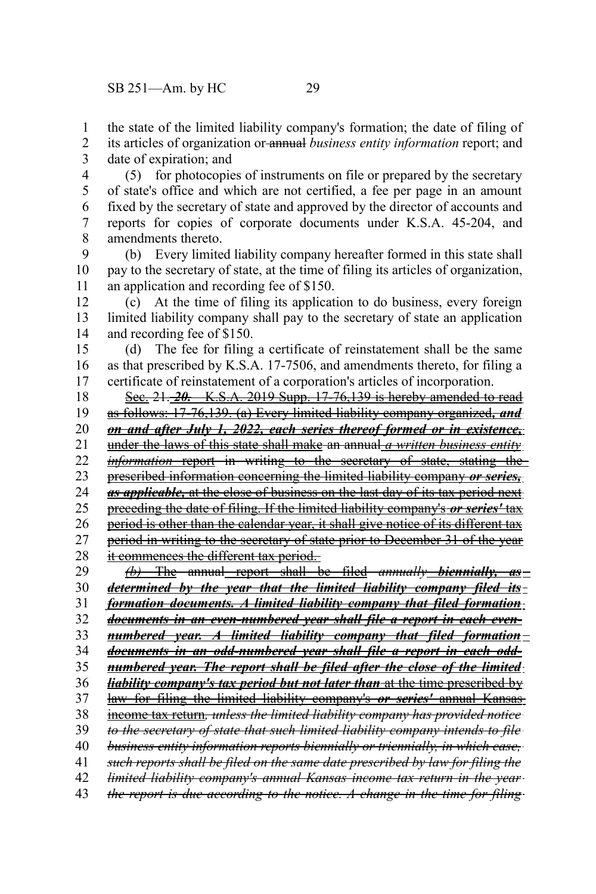the state of the limited liability company's formation; the date of filing of its articles of organization or ~~annual~~ *business entity information* report; and date of expiration; and

(5) for photocopies of instruments on file or prepared by the secretary of state's office and which are not certified, a fee per page in an amount fixed by the secretary of state and approved by the director of accounts and reports for copies of corporate documents under K.S.A. 45-204, and amendments thereto.

(b) Every limited liability company hereafter formed in this state shall pay to the secretary of state, at the time of filing its articles of organization, an application and recording fee of $150.

(c) At the time of filing its application to do business, every foreign limited liability company shall pay to the secretary of state an application and recording fee of $150.

(d) The fee for filing a certificate of reinstatement shall be the same as that prescribed by K.S.A. 17-7506, and amendments thereto, for filing a certificate of reinstatement of a corporation's articles of incorporation.

~~Sec. 21. **20.** K.S.A. 2019 Supp. 17-76,139 is hereby amended to read as follows: 17-76,139. (a) Every limited liability company organized, ***and on and after July 1, 2022, each series thereof formed or in existence,*** under the laws of this state shall make an annual *a written business entity information* report in writing to the secretary of state, stating the prescribed information concerning the limited liability company ***or series, as applicable,*** at the close of business on the last day of its tax period next preceding the date of filing. If the limited liability company's ***or series'*** tax period is other than the calendar year, it shall give notice of its different tax period in writing to the secretary of state prior to December 31 of the year it commences the different tax period.~~

~~*(b)* The annual report shall be filed *annually* ***biennially, as determined by the year that the limited liability company filed its formation documents. A limited liability company that filed formation documents in an even-numbered year shall file a report in each even-numbered year. A limited liability company that filed formation documents in an odd-numbered year shall file a report in each odd-numbered year. The report shall be filed after the close of the limited liability company's tax period but not later than*** at the time prescribed by law for filing the limited liability company's ***or series'*** annual Kansas income tax return*, unless the limited liability company has provided notice to the secretary of state that such limited liability company intends to file business entity information reports biennially or triennially, in which case, such reports shall be filed on the same date prescribed by law for filing the limited liability company's annual Kansas income tax return in the year the report is due according to the notice. A change in the time for filing*~~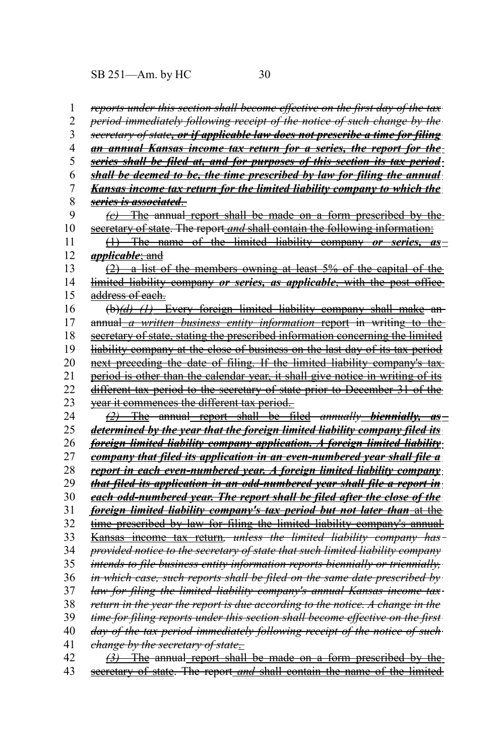*reports under this section shall become effective on the first day of the tax period immediately following receipt of the notice of such change by the secretary of state*, ***or if applicable law does not prescribe a time for filing an annual Kansas income tax return for a series, the report for the series shall be filed at, and for purposes of this section its tax period shall be deemed to be, the time prescribed by law for filing the annual Kansas income tax return for the limited liability company to which the series is associated***.

*(c)* The annual report shall be made on a form prescribed by the secretary of state. The report *and* shall contain the following information:

(1) The name of the limited liability company ***or series, as applicable***; and

(2) a list of the members owning at least 5% of the capital of the limited liability company ***or series, as applicable***, with the post office address of each.

(b)*(d) (1)* Every foreign limited liability company shall make an annual *a written business entity information* report in writing to the secretary of state, stating the prescribed information concerning the limited liability company at the close of business on the last day of its tax period next preceding the date of filing. If the limited liability company's tax period is other than the calendar year, it shall give notice in writing of its different tax period to the secretary of state prior to December 31 of the year it commences the different tax period.

*(2)* The annual report shall be filed *annually* ***biennially, as determined by the year that the foreign limited liability company filed its foreign limited liability company application. A foreign limited liability company that filed its application in an even-numbered year shall file a report in each even-numbered year. A foreign limited liability company that filed its application in an odd-numbered year shall file a report in each odd-numbered year. The report shall be filed after the close of the foreign limited liability company's tax period but not later than*** at the time prescribed by law for filing the limited liability company's annual Kansas income tax return*, unless the limited liability company has provided notice to the secretary of state that such limited liability company intends to file business entity information reports biennially or triennially, in which case, such reports shall be filed on the same date prescribed by law for filing the limited liability company's annual Kansas income tax return in the year the report is due according to the notice. A change in the time for filing reports under this section shall become effective on the first day of the tax period immediately following receipt of the notice of such change by the secretary of state*.

*(3)* The annual report shall be made on a form prescribed by the secretary of state. The report *and* shall contain the name of the limited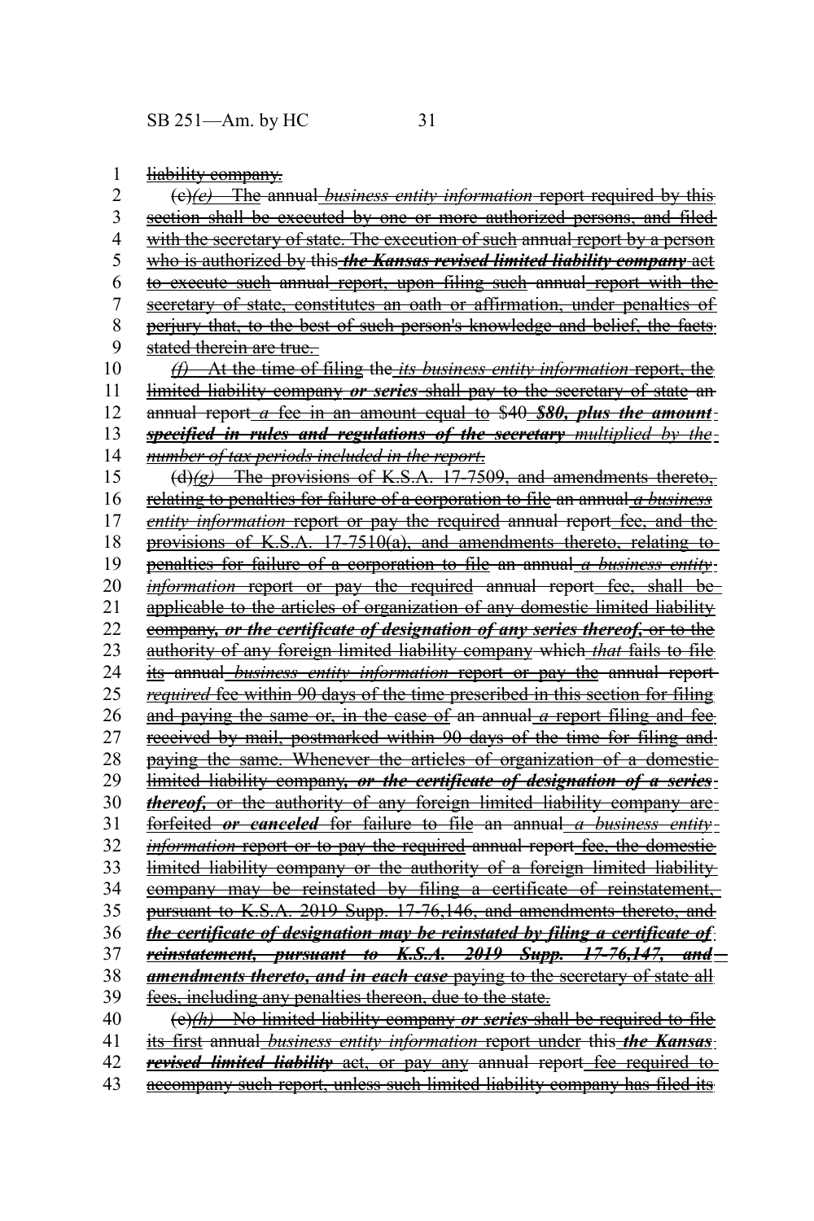liability company.

(c)*(e)* The annual *business entity information* report required by this section shall be executed by one or more authorized persons, and filed with the secretary of state. The execution of such annual report by a person who is authorized by this ***the Kansas revised limited liability company*** act to execute such annual report, upon filing such annual report with the secretary of state, constitutes an oath or affirmation, under penalties of perjury that, to the best of such person's knowledge and belief, the facts stated therein are true.

*(f)* At the time of filing the *its business entity information* report, the limited liability company ***or series*** shall pay to the secretary of state an annual report *a* fee in an amount equal to $40 ***$80, plus the amount specified in rules and regulations of the secretary*** *multiplied by the number of tax periods included in the report*.

(d)*(g)* The provisions of K.S.A. 17-7509, and amendments thereto, relating to penalties for failure of a corporation to file an annual *a business entity information* report or pay the required annual report fee, and the provisions of K.S.A. 17-7510(a), and amendments thereto, relating to penalties for failure of a corporation to file an annual *a business entity information* report or pay the required annual report fee, shall be applicable to the articles of organization of any domestic limited liability company***, or the certificate of designation of any series thereof,*** or to the authority of any foreign limited liability company which *that* fails to file its annual *business entity information* report or pay the annual report *required* fee within 90 days of the time prescribed in this section for filing and paying the same or, in the case of an annual *a* report filing and fee received by mail, postmarked within 90 days of the time for filing and paying the same. Whenever the articles of organization of a domestic limited liability company***, or the certificate of designation of a series thereof,*** or the authority of any foreign limited liability company are forfeited ***or canceled*** for failure to file an annual *a business entity information* report or to pay the required annual report fee, the domestic limited liability company or the authority of a foreign limited liability company may be reinstated by filing a certificate of reinstatement, pursuant to K.S.A. 2019 Supp. 17-76,146, and amendments thereto, and ***the certificate of designation may be reinstated by filing a certificate of reinstatement, pursuant to K.S.A. 2019 Supp. 17-76,147, and amendments thereto, and in each case*** paying to the secretary of state all fees, including any penalties thereon, due to the state.

(e)*(h)* No limited liability company ***or series*** shall be required to file its first annual *business entity information* report under this ***the Kansas revised limited liability*** act, or pay any annual report fee required to accompany such report, unless such limited liability company has filed its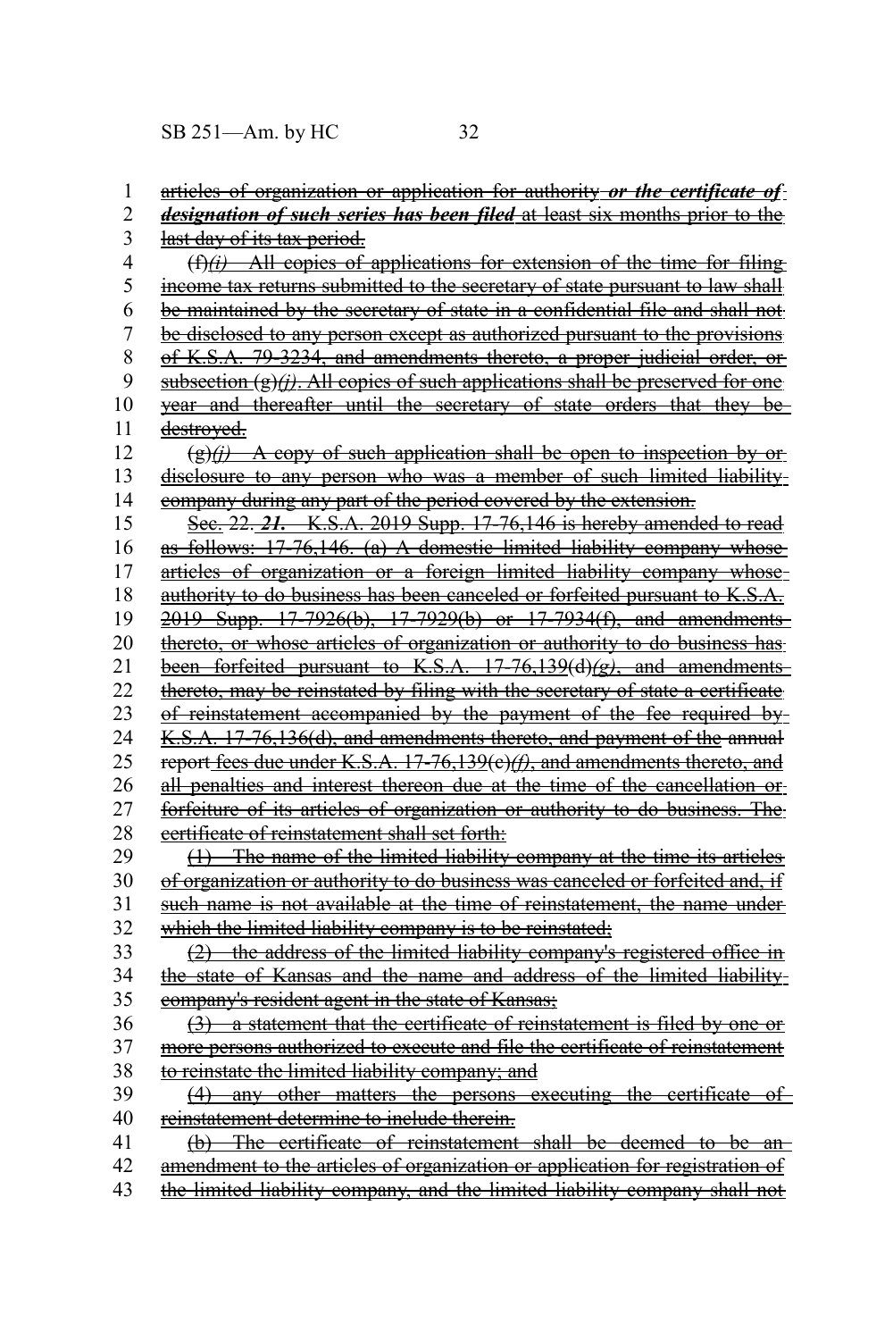articles of organization or application for authority ***or the certificate of designation of such series has been filed*** at least six months prior to the last day of its tax period.

(f)*(i)* All copies of applications for extension of the time for filing income tax returns submitted to the secretary of state pursuant to law shall be maintained by the secretary of state in a confidential file and shall not be disclosed to any person except as authorized pursuant to the provisions of K.S.A. 79-3234, and amendments thereto, a proper judicial order, or subsection (g)*(j)*. All copies of such applications shall be preserved for one year and thereafter until the secretary of state orders that they be destroyed.

(g)*(j)* A copy of such application shall be open to inspection by or disclosure to any person who was a member of such limited liability company during any part of the period covered by the extension.

Sec. 22. ***21.*** K.S.A. 2019 Supp. 17-76,146 is hereby amended to read as follows: 17-76,146. (a) A domestic limited liability company whose articles of organization or a foreign limited liability company whose authority to do business has been canceled or forfeited pursuant to K.S.A. 2019 Supp. 17-7926(b), 17-7929(b) or 17-7934(f), and amendments thereto, or whose articles of organization or authority to do business has been forfeited pursuant to K.S.A. 17-76,139(d)*(g)*, and amendments thereto, may be reinstated by filing with the secretary of state a certificate of reinstatement accompanied by the payment of the fee required by K.S.A. 17-76,136(d), and amendments thereto, and payment of the annual report fees due under K.S.A. 17-76,139(e)*(f)*, and amendments thereto, and all penalties and interest thereon due at the time of the cancellation or forfeiture of its articles of organization or authority to do business. The certificate of reinstatement shall set forth:

(1) The name of the limited liability company at the time its articles of organization or authority to do business was canceled or forfeited and, if such name is not available at the time of reinstatement, the name under which the limited liability company is to be reinstated;

(2) the address of the limited liability company's registered office in the state of Kansas and the name and address of the limited liability company's resident agent in the state of Kansas;

(3) a statement that the certificate of reinstatement is filed by one or more persons authorized to execute and file the certificate of reinstatement to reinstate the limited liability company; and

(4) any other matters the persons executing the certificate of reinstatement determine to include therein.

(b) The certificate of reinstatement shall be deemed to be an amendment to the articles of organization or application for registration of the limited liability company, and the limited liability company shall not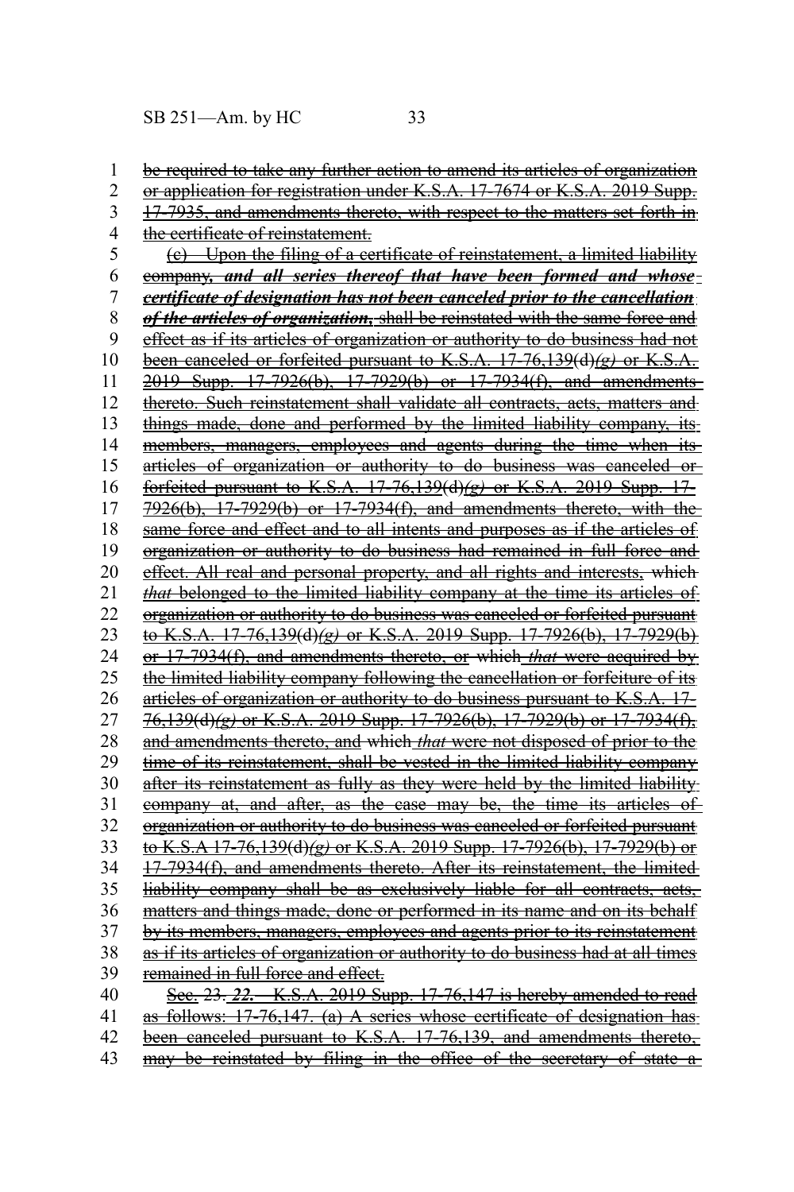~~be required to take any further action to amend its articles of organization or application for registration under K.S.A. 17-7674 or K.S.A. 2019 Supp. 17-7935, and amendments thereto, with respect to the matters set forth in the certificate of reinstatement.~~

~~(c) Upon the filing of a certificate of reinstatement, a limited liability company~~***~~, and all series thereof that have been formed and whose certificate of designation has not been canceled prior to the cancellation of the articles of organization,~~*** ~~shall be reinstated with the same force and effect as if its articles of organization or authority to do business had not been canceled or forfeited pursuant to K.S.A. 17-76,139(d)~~*~~(g)~~* ~~or K.S.A. 2019 Supp. 17-7926(b), 17-7929(b) or 17-7934(f), and amendments thereto. Such reinstatement shall validate all contracts, acts, matters and things made, done and performed by the limited liability company, its members, managers, employees and agents during the time when its articles of organization or authority to do business was canceled or forfeited pursuant to K.S.A. 17-76,139(d)~~*~~(g)~~* ~~or K.S.A. 2019 Supp. 17-7926(b), 17-7929(b) or 17-7934(f), and amendments thereto, with the same force and effect and to all intents and purposes as if the articles of organization or authority to do business had remained in full force and effect. All real and personal property, and all rights and interests, which~~ *~~that~~* ~~belonged to the limited liability company at the time its articles of organization or authority to do business was canceled or forfeited pursuant to K.S.A. 17-76,139(d)~~*~~(g)~~* ~~or K.S.A. 2019 Supp. 17-7926(b), 17-7929(b) or 17-7934(f), and amendments thereto, or which~~ *~~that~~* ~~were acquired by the limited liability company following the cancellation or forfeiture of its articles of organization or authority to do business pursuant to K.S.A. 17-76,139(d)~~*~~(g)~~* ~~or K.S.A. 2019 Supp. 17-7926(b), 17-7929(b) or 17-7934(f), and amendments thereto, and which~~ *~~that~~* ~~were not disposed of prior to the time of its reinstatement, shall be vested in the limited liability company after its reinstatement as fully as they were held by the limited liability company at, and after, as the case may be, the time its articles of organization or authority to do business was canceled or forfeited pursuant to K.S.A 17-76,139(d)~~*~~(g)~~* ~~or K.S.A. 2019 Supp. 17-7926(b), 17-7929(b) or 17-7934(f), and amendments thereto. After its reinstatement, the limited liability company shall be as exclusively liable for all contracts, acts, matters and things made, done or performed in its name and on its behalf by its members, managers, employees and agents prior to its reinstatement as if its articles of organization or authority to do business had at all times remained in full force and effect.~~

~~Sec. 23.~~ ***~~22.~~*** ~~K.S.A. 2019 Supp. 17-76,147 is hereby amended to read as follows: 17-76,147. (a) A series whose certificate of designation has been canceled pursuant to K.S.A. 17-76,139, and amendments thereto, may be reinstated by filing in the office of the secretary of state a~~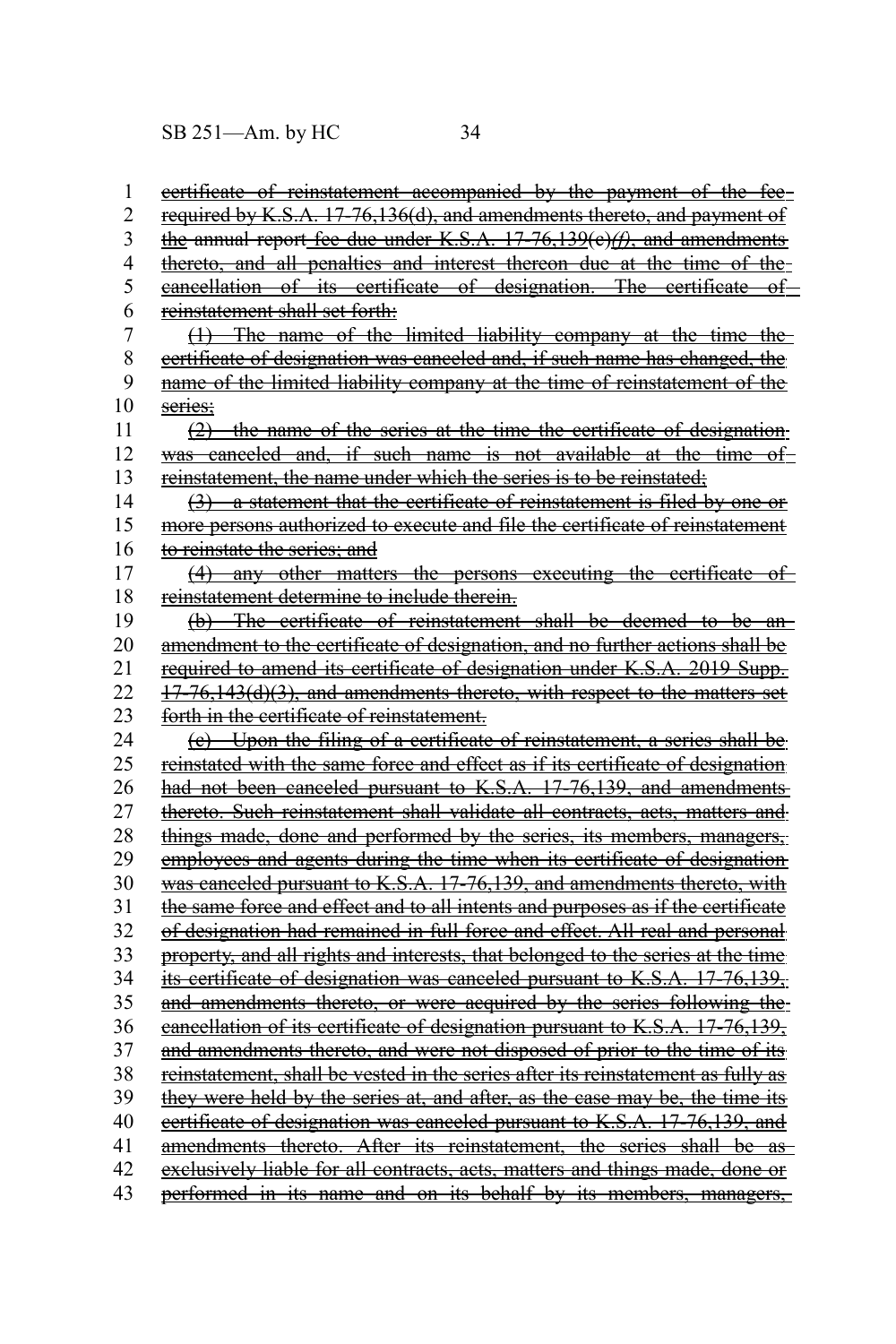~~certificate of reinstatement accompanied by the payment of the fee required by K.S.A. 17-76,136(d), and amendments thereto, and payment of the annual report fee due under K.S.A. 17-76,139(e)*(f)*, and amendments thereto, and all penalties and interest thereon due at the time of the cancellation of its certificate of designation. The certificate of reinstatement shall set forth:~~

~~(1) The name of the limited liability company at the time the certificate of designation was canceled and, if such name has changed, the name of the limited liability company at the time of reinstatement of the series;~~

~~(2) the name of the series at the time the certificate of designation was canceled and, if such name is not available at the time of reinstatement, the name under which the series is to be reinstated;~~

~~(3) a statement that the certificate of reinstatement is filed by one or more persons authorized to execute and file the certificate of reinstatement to reinstate the series; and~~

~~(4) any other matters the persons executing the certificate of reinstatement determine to include therein.~~

~~(b) The certificate of reinstatement shall be deemed to be an amendment to the certificate of designation, and no further actions shall be required to amend its certificate of designation under K.S.A. 2019 Supp. 17-76,143(d)(3), and amendments thereto, with respect to the matters set forth in the certificate of reinstatement.~~

~~(c) Upon the filing of a certificate of reinstatement, a series shall be reinstated with the same force and effect as if its certificate of designation had not been canceled pursuant to K.S.A. 17-76,139, and amendments thereto. Such reinstatement shall validate all contracts, acts, matters and things made, done and performed by the series, its members, managers, employees and agents during the time when its certificate of designation was canceled pursuant to K.S.A. 17-76,139, and amendments thereto, with the same force and effect and to all intents and purposes as if the certificate of designation had remained in full force and effect. All real and personal property, and all rights and interests, that belonged to the series at the time its certificate of designation was canceled pursuant to K.S.A. 17-76,139, and amendments thereto, or were acquired by the series following the cancellation of its certificate of designation pursuant to K.S.A. 17-76,139, and amendments thereto, and were not disposed of prior to the time of its reinstatement, shall be vested in the series after its reinstatement as fully as they were held by the series at, and after, as the case may be, the time its certificate of designation was canceled pursuant to K.S.A. 17-76,139, and amendments thereto. After its reinstatement, the series shall be as exclusively liable for all contracts, acts, matters and things made, done or performed in its name and on its behalf by its members, managers,~~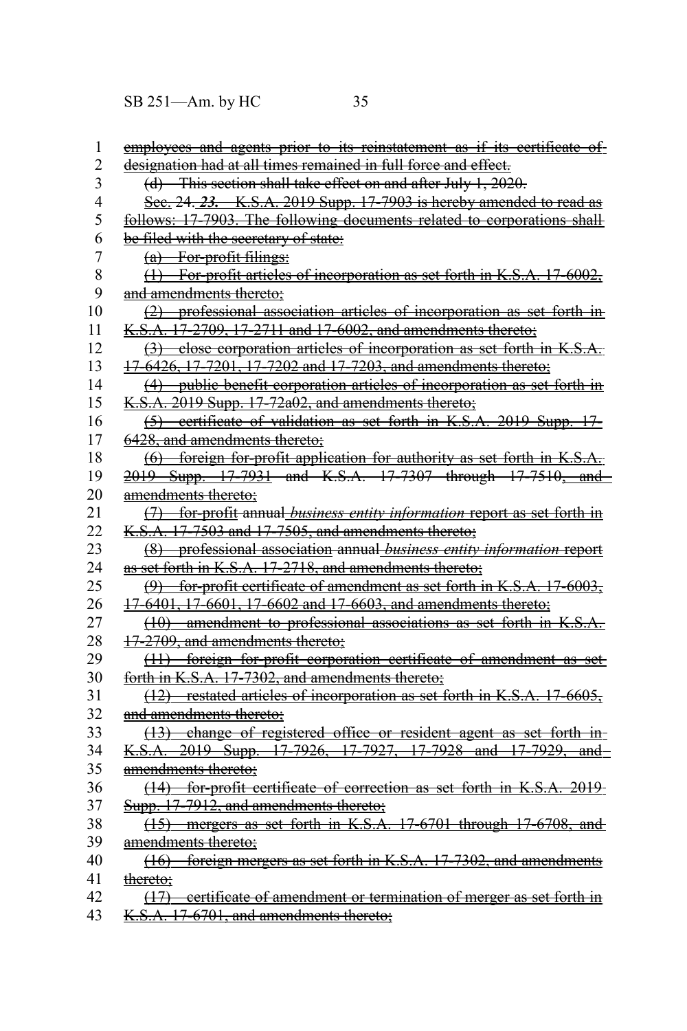~~employees and agents prior to its reinstatement as if its certificate of designation had at all times remained in full force and effect.~~

~~(d) This section shall take effect on and after July 1, 2020.~~

~~Sec. 24.~~ ***23.*** ~~K.S.A. 2019 Supp. 17-7903 is hereby amended to read as follows: 17-7903. The following documents related to corporations shall be filed with the secretary of state:~~

~~(a) For-profit filings:~~

~~(1) For-profit articles of incorporation as set forth in K.S.A. 17-6002, and amendments thereto;~~

~~(2) professional association articles of incorporation as set forth in K.S.A. 17-2709, 17-2711 and 17-6002, and amendments thereto;~~

~~(3) close corporation articles of incorporation as set forth in K.S.A. 17-6426, 17-7201, 17-7202 and 17-7203, and amendments thereto;~~

~~(4) public benefit corporation articles of incorporation as set forth in K.S.A. 2019 Supp. 17-72a02, and amendments thereto;~~

~~(5) certificate of validation as set forth in K.S.A. 2019 Supp. 17-6428, and amendments thereto;~~

~~(6) foreign for-profit application for authority as set forth in K.S.A. 2019 Supp. 17-7931 and K.S.A. 17-7307 through 17-7510, and amendments thereto;~~

~~(7) for-profit annual *business entity information* report as set forth in K.S.A. 17-7503 and 17-7505, and amendments thereto;~~

~~(8) professional association annual *business entity information* report as set forth in K.S.A. 17-2718, and amendments thereto;~~

~~(9) for-profit certificate of amendment as set forth in K.S.A. 17-6003, 17-6401, 17-6601, 17-6602 and 17-6603, and amendments thereto;~~

~~(10) amendment to professional associations as set forth in K.S.A. 17-2709, and amendments thereto;~~

~~(11) foreign for-profit corporation certificate of amendment as set forth in K.S.A. 17-7302, and amendments thereto;~~

~~(12) restated articles of incorporation as set forth in K.S.A. 17-6605, and amendments thereto;~~

~~(13) change of registered office or resident agent as set forth in K.S.A. 2019 Supp. 17-7926, 17-7927, 17-7928 and 17-7929, and amendments thereto;~~

~~(14) for-profit certificate of correction as set forth in K.S.A. 2019 Supp. 17-7912, and amendments thereto;~~

~~(15) mergers as set forth in K.S.A. 17-6701 through 17-6708, and amendments thereto;~~

~~(16) foreign mergers as set forth in K.S.A. 17-7302, and amendments thereto;~~

~~(17) certificate of amendment or termination of merger as set forth in K.S.A. 17-6701, and amendments thereto;~~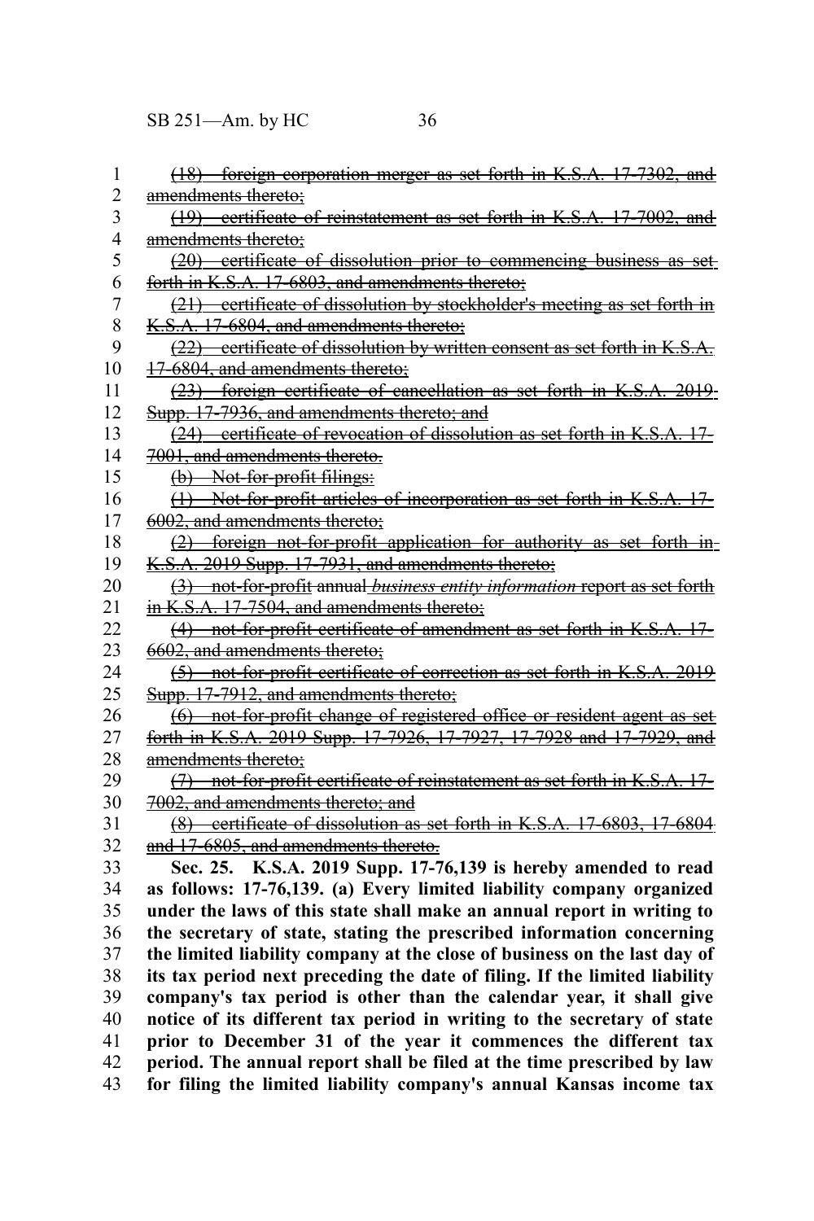~~(18) foreign corporation merger as set forth in K.S.A. 17-7302, and amendments thereto;~~

~~(19) certificate of reinstatement as set forth in K.S.A. 17-7002, and amendments thereto;~~

~~(20) certificate of dissolution prior to commencing business as set forth in K.S.A. 17-6803, and amendments thereto;~~

~~(21) certificate of dissolution by stockholder's meeting as set forth in K.S.A. 17-6804, and amendments thereto;~~

~~(22) certificate of dissolution by written consent as set forth in K.S.A. 17-6804, and amendments thereto;~~

~~(23) foreign certificate of cancellation as set forth in K.S.A. 2019 Supp. 17-7936, and amendments thereto; and~~

~~(24) certificate of revocation of dissolution as set forth in K.S.A. 17-7001, and amendments thereto.~~

~~(b) Not-for-profit filings:~~

~~(1) Not-for-profit articles of incorporation as set forth in K.S.A. 17-6002, and amendments thereto;~~

~~(2) foreign not-for-profit application for authority as set forth in K.S.A. 2019 Supp. 17-7931, and amendments thereto;~~

~~(3) not-for-profit~~ ~~annual~~ ~~*business entity information*~~ ~~report as set forth in K.S.A. 17-7504, and amendments thereto;~~

~~(4) not-for-profit certificate of amendment as set forth in K.S.A. 17-6602, and amendments thereto;~~

~~(5) not-for-profit certificate of correction as set forth in K.S.A. 2019 Supp. 17-7912, and amendments thereto;~~

~~(6) not-for-profit change of registered office or resident agent as set forth in K.S.A. 2019 Supp. 17-7926, 17-7927, 17-7928 and 17-7929, and amendments thereto;~~

~~(7) not-for-profit certificate of reinstatement as set forth in K.S.A. 17-7002, and amendments thereto; and~~

~~(8) certificate of dissolution as set forth in K.S.A. 17-6803, 17-6804 and 17-6805, and amendments thereto.~~

**Sec. 25. K.S.A. 2019 Supp. 17-76,139 is hereby amended to read as follows: 17-76,139. (a) Every limited liability company organized under the laws of this state shall make an annual report in writing to the secretary of state, stating the prescribed information concerning the limited liability company at the close of business on the last day of its tax period next preceding the date of filing. If the limited liability company's tax period is other than the calendar year, it shall give notice of its different tax period in writing to the secretary of state prior to December 31 of the year it commences the different tax period. The annual report shall be filed at the time prescribed by law for filing the limited liability company's annual Kansas income tax**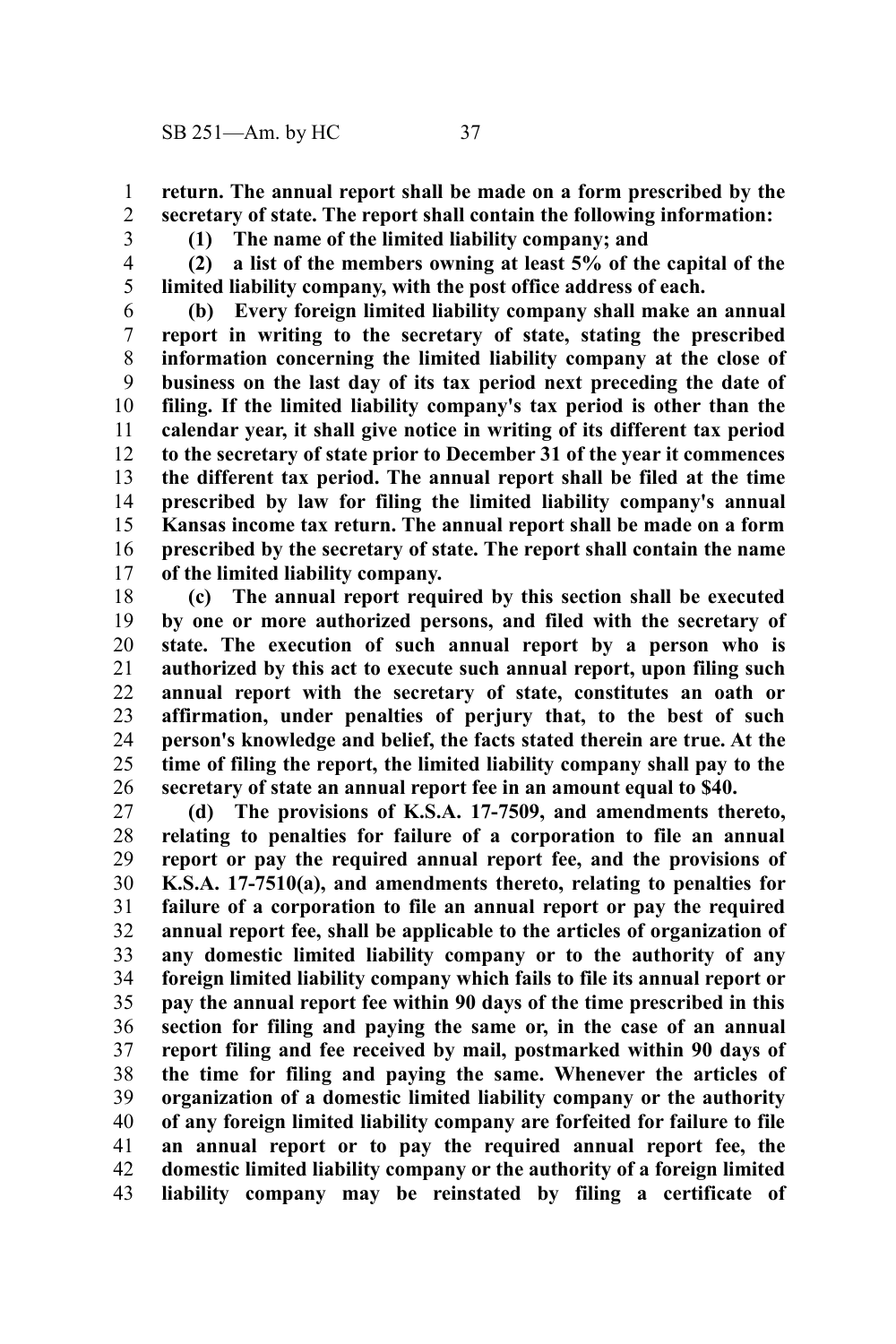**return. The annual report shall be made on a form prescribed by the secretary of state. The report shall contain the following information:**

**(1) The name of the limited liability company; and**

**(2) a list of the members owning at least 5% of the capital of the limited liability company, with the post office address of each.**

**(b) Every foreign limited liability company shall make an annual report in writing to the secretary of state, stating the prescribed information concerning the limited liability company at the close of business on the last day of its tax period next preceding the date of filing. If the limited liability company's tax period is other than the calendar year, it shall give notice in writing of its different tax period to the secretary of state prior to December 31 of the year it commences the different tax period. The annual report shall be filed at the time prescribed by law for filing the limited liability company's annual Kansas income tax return. The annual report shall be made on a form prescribed by the secretary of state. The report shall contain the name of the limited liability company.**

**(c) The annual report required by this section shall be executed by one or more authorized persons, and filed with the secretary of state. The execution of such annual report by a person who is authorized by this act to execute such annual report, upon filing such annual report with the secretary of state, constitutes an oath or affirmation, under penalties of perjury that, to the best of such person's knowledge and belief, the facts stated therein are true. At the time of filing the report, the limited liability company shall pay to the secretary of state an annual report fee in an amount equal to $40.**

**(d) The provisions of K.S.A. 17-7509, and amendments thereto, relating to penalties for failure of a corporation to file an annual report or pay the required annual report fee, and the provisions of K.S.A. 17-7510(a), and amendments thereto, relating to penalties for failure of a corporation to file an annual report or pay the required annual report fee, shall be applicable to the articles of organization of any domestic limited liability company or to the authority of any foreign limited liability company which fails to file its annual report or pay the annual report fee within 90 days of the time prescribed in this section for filing and paying the same or, in the case of an annual report filing and fee received by mail, postmarked within 90 days of the time for filing and paying the same. Whenever the articles of organization of a domestic limited liability company or the authority of any foreign limited liability company are forfeited for failure to file an annual report or to pay the required annual report fee, the domestic limited liability company or the authority of a foreign limited liability company may be reinstated by filing a certificate of**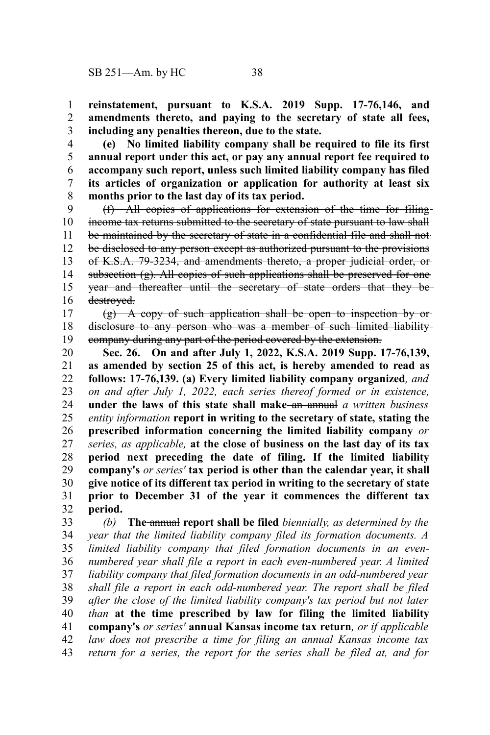**reinstatement, pursuant to K.S.A. 2019 Supp. 17-76,146, and amendments thereto, and paying to the secretary of state all fees, including any penalties thereon, due to the state.**

**(e) No limited liability company shall be required to file its first annual report under this act, or pay any annual report fee required to accompany such report, unless such limited liability company has filed its articles of organization or application for authority at least six months prior to the last day of its tax period.**

~~(f) All copies of applications for extension of the time for filing income tax returns submitted to the secretary of state pursuant to law shall be maintained by the secretary of state in a confidential file and shall not be disclosed to any person except as authorized pursuant to the provisions of K.S.A. 79-3234, and amendments thereto, a proper judicial order, or subsection (g). All copies of such applications shall be preserved for one year and thereafter until the secretary of state orders that they be destroyed.~~

~~(g) A copy of such application shall be open to inspection by or disclosure to any person who was a member of such limited liability company during any part of the period covered by the extension.~~

**Sec. 26. On and after July 1, 2022, K.S.A. 2019 Supp. 17-76,139, as amended by section 25 of this act, is hereby amended to read as follows: 17-76,139. (a) Every limited liability company organized***, and on and after July 1, 2022, each series thereof formed or in existence,* **under the laws of this state shall make** ~~an annual~~ *a written business entity information* **report in writing to the secretary of state, stating the prescribed information concerning the limited liability company** *or series, as applicable,* **at the close of business on the last day of its tax period next preceding the date of filing. If the limited liability company's** *or series'* **tax period is other than the calendar year, it shall give notice of its different tax period in writing to the secretary of state prior to December 31 of the year it commences the different tax period.**

*(b)* **The** ~~annual~~ **report shall be filed** *biennially, as determined by the year that the limited liability company filed its formation documents. A limited liability company that filed formation documents in an even-numbered year shall file a report in each even-numbered year. A limited liability company that filed formation documents in an odd-numbered year shall file a report in each odd-numbered year. The report shall be filed after the close of the limited liability company's tax period but not later than* **at the time prescribed by law for filing the limited liability company's** *or series'* **annual Kansas income tax return***, or if applicable law does not prescribe a time for filing an annual Kansas income tax return for a series, the report for the series shall be filed at, and for*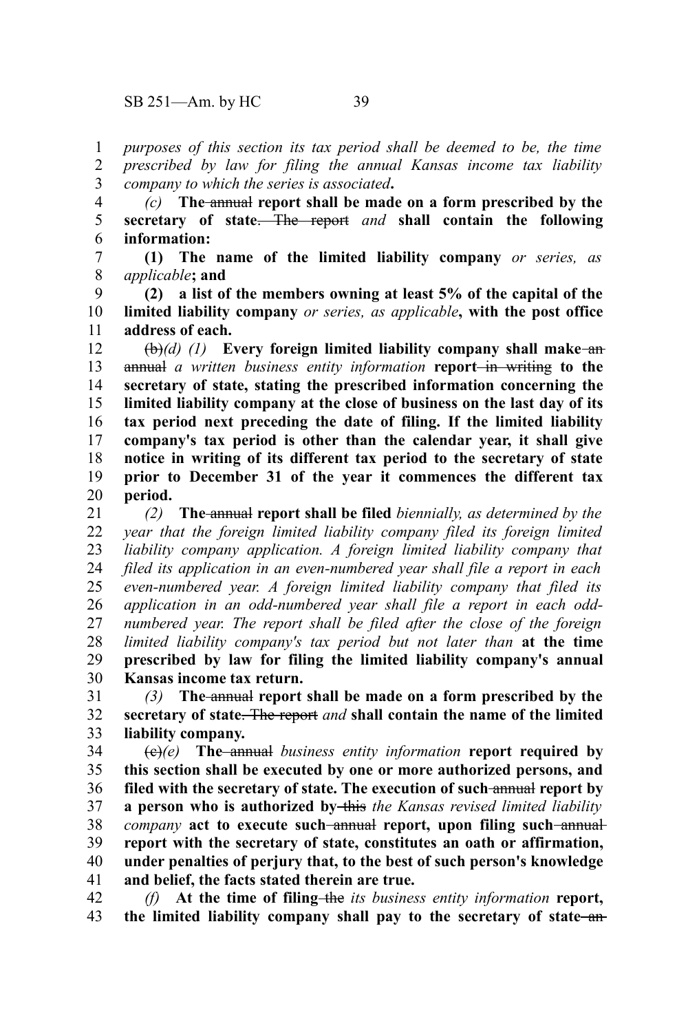*purposes of this section its tax period shall be deemed to be, the time prescribed by law for filing the annual Kansas income tax liability company to which the series is associated***.**

*(c)* **The** ~~annual~~ **report shall be made on a form prescribed by the secretary of state**~~. The report~~ *and* **shall contain the following information:**

**(1) The name of the limited liability company** *or series, as applicable***; and**

**(2) a list of the members owning at least 5% of the capital of the limited liability company** *or series, as applicable***, with the post office address of each.**

~~(b)~~*(d) (1)* **Every foreign limited liability company shall make** ~~an annual~~ *a written business entity information* **report** ~~in writing~~ **to the secretary of state, stating the prescribed information concerning the limited liability company at the close of business on the last day of its tax period next preceding the date of filing. If the limited liability company's tax period is other than the calendar year, it shall give notice in writing of its different tax period to the secretary of state prior to December 31 of the year it commences the different tax period.**

*(2)* **The** ~~annual~~ **report shall be filed** *biennially, as determined by the year that the foreign limited liability company filed its foreign limited liability company application. A foreign limited liability company that filed its application in an even-numbered year shall file a report in each even-numbered year. A foreign limited liability company that filed its application in an odd-numbered year shall file a report in each odd-numbered year. The report shall be filed after the close of the foreign limited liability company's tax period but not later than* **at the time prescribed by law for filing the limited liability company's annual Kansas income tax return.**

*(3)* **The** ~~annual~~ **report shall be made on a form prescribed by the secretary of state**~~. The report~~ *and* **shall contain the name of the limited liability company.**

~~(c)~~*(e)* **The** ~~annual~~ *business entity information* **report required by this section shall be executed by one or more authorized persons, and filed with the secretary of state. The execution of such** ~~annual~~ **report by a person who is authorized by** ~~this~~ *the Kansas revised limited liability company* **act to execute such** ~~annual~~ **report, upon filing such** ~~annual~~ **report with the secretary of state, constitutes an oath or affirmation, under penalties of perjury that, to the best of such person's knowledge and belief, the facts stated therein are true.**

*(f)* **At the time of filing** ~~the~~ *its business entity information* **report, the limited liability company shall pay to the secretary of state** ~~an~~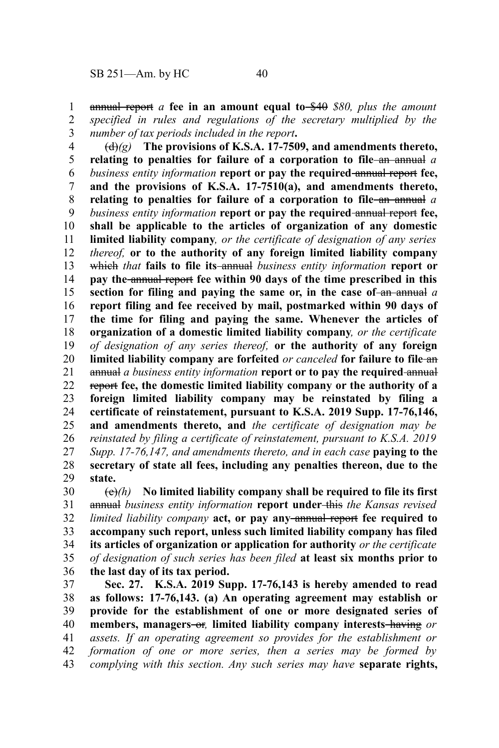~~annual report~~ *a* **fee in an amount equal to** ~~$40~~ *$80, plus the amount specified in rules and regulations of the secretary multiplied by the number of tax periods included in the report***.**

~~(d)~~*(g)* **The provisions of K.S.A. 17-7509, and amendments thereto, relating to penalties for failure of a corporation to file** ~~an annual~~ *a business entity information* **report or pay the required** ~~annual report~~ **fee, and the provisions of K.S.A. 17-7510(a), and amendments thereto, relating to penalties for failure of a corporation to file** ~~an annual~~ *a business entity information* **report or pay the required** ~~annual report~~ **fee, shall be applicable to the articles of organization of any domestic limited liability company***, or the certificate of designation of any series thereof,* **or to the authority of any foreign limited liability company** ~~which~~ *that* **fails to file its** ~~annual~~ *business entity information* **report or pay the** ~~annual report~~ **fee within 90 days of the time prescribed in this section for filing and paying the same or, in the case of** ~~an annual~~ *a* **report filing and fee received by mail, postmarked within 90 days of the time for filing and paying the same. Whenever the articles of organization of a domestic limited liability company***, or the certificate of designation of any series thereof,* **or the authority of any foreign limited liability company are forfeited** *or canceled* **for failure to file** ~~an annual~~ *a business entity information* **report or to pay the required** ~~annual report~~ **fee, the domestic limited liability company or the authority of a foreign limited liability company may be reinstated by filing a certificate of reinstatement, pursuant to K.S.A. 2019 Supp. 17-76,146, and amendments thereto, and** *the certificate of designation may be reinstated by filing a certificate of reinstatement, pursuant to K.S.A. 2019 Supp. 17-76,147, and amendments thereto, and in each case* **paying to the secretary of state all fees, including any penalties thereon, due to the state.**

~~(e)~~*(h)* **No limited liability company shall be required to file its first** ~~annual~~ *business entity information* **report under** ~~this~~ *the Kansas revised limited liability company* **act, or pay any** ~~annual report~~ **fee required to accompany such report, unless such limited liability company has filed its articles of organization or application for authority** *or the certificate of designation of such series has been filed* **at least six months prior to the last day of its tax period.**

**Sec. 27. K.S.A. 2019 Supp. 17-76,143 is hereby amended to read as follows: 17-76,143. (a) An operating agreement may establish or provide for the establishment of one or more designated series of members, managers** ~~or~~*,* **limited liability company interests** ~~having~~ *or assets. If an operating agreement so provides for the establishment or formation of one or more series, then a series may be formed by complying with this section. Any such series may have* **separate rights,**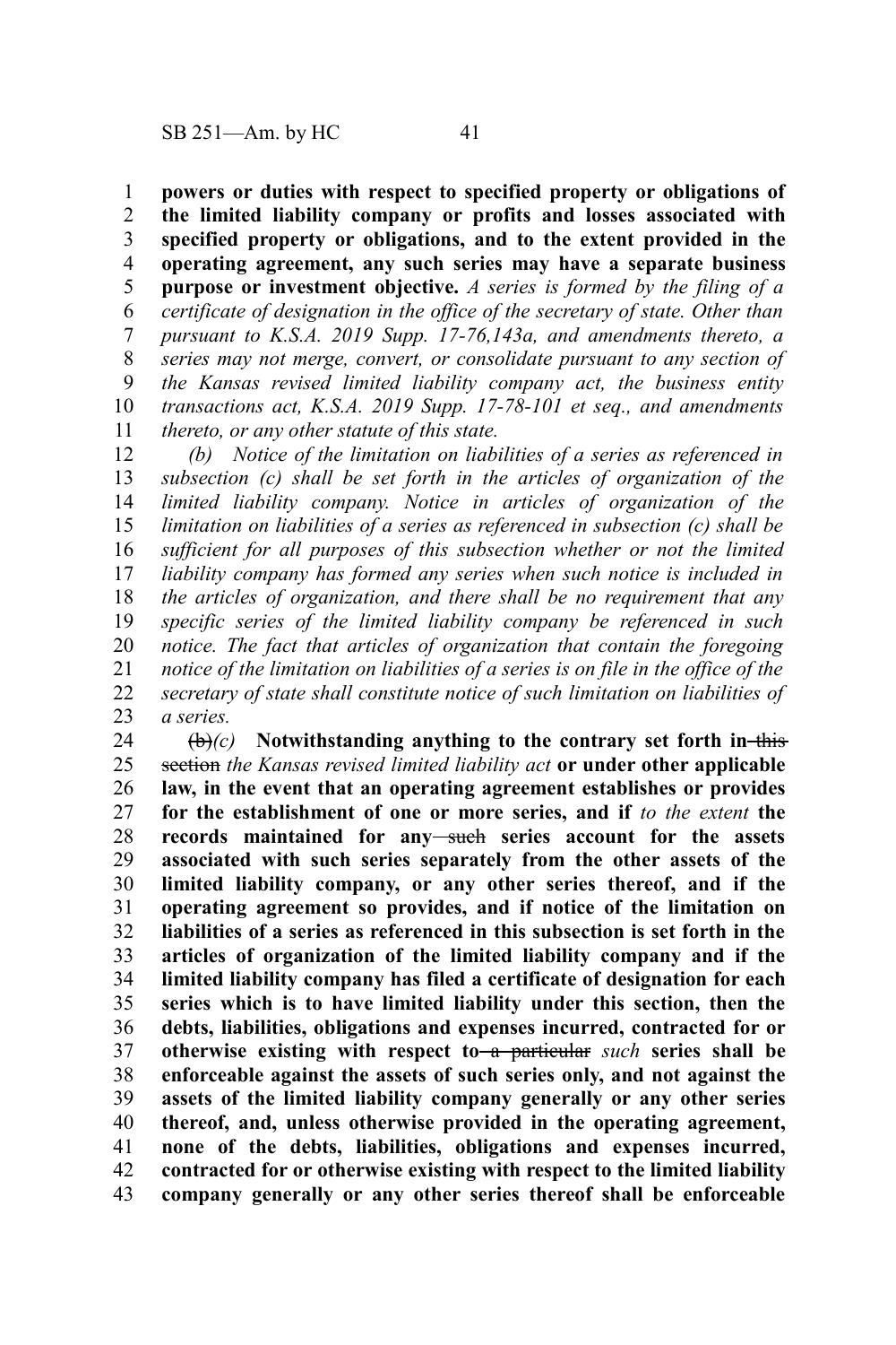**powers or duties with respect to specified property or obligations of the limited liability company or profits and losses associated with specified property or obligations, and to the extent provided in the operating agreement, any such series may have a separate business purpose or investment objective.** *A series is formed by the filing of a certificate of designation in the office of the secretary of state. Other than pursuant to K.S.A. 2019 Supp. 17-76,143a, and amendments thereto, a series may not merge, convert, or consolidate pursuant to any section of the Kansas revised limited liability company act, the business entity transactions act, K.S.A. 2019 Supp. 17-78-101 et seq., and amendments thereto, or any other statute of this state.*

*(b) Notice of the limitation on liabilities of a series as referenced in subsection (c) shall be set forth in the articles of organization of the limited liability company. Notice in articles of organization of the limitation on liabilities of a series as referenced in subsection (c) shall be sufficient for all purposes of this subsection whether or not the limited liability company has formed any series when such notice is included in the articles of organization, and there shall be no requirement that any specific series of the limited liability company be referenced in such notice. The fact that articles of organization that contain the foregoing notice of the limitation on liabilities of a series is on file in the office of the secretary of state shall constitute notice of such limitation on liabilities of a series.*

~~(b)~~*(c)* **Notwithstanding anything to the contrary set forth in** ~~this section~~ *the Kansas revised limited liability act* **or under other applicable law, in the event that an operating agreement establishes or provides for the establishment of one or more series, and if** *to the extent* **the records maintained for any** ~~such~~ **series account for the assets associated with such series separately from the other assets of the limited liability company, or any other series thereof, and if the operating agreement so provides, and if notice of the limitation on liabilities of a series as referenced in this subsection is set forth in the articles of organization of the limited liability company and if the limited liability company has filed a certificate of designation for each series which is to have limited liability under this section, then the debts, liabilities, obligations and expenses incurred, contracted for or otherwise existing with respect to** ~~a particular~~ *such* **series shall be enforceable against the assets of such series only, and not against the assets of the limited liability company generally or any other series thereof, and, unless otherwise provided in the operating agreement, none of the debts, liabilities, obligations and expenses incurred, contracted for or otherwise existing with respect to the limited liability company generally or any other series thereof shall be enforceable**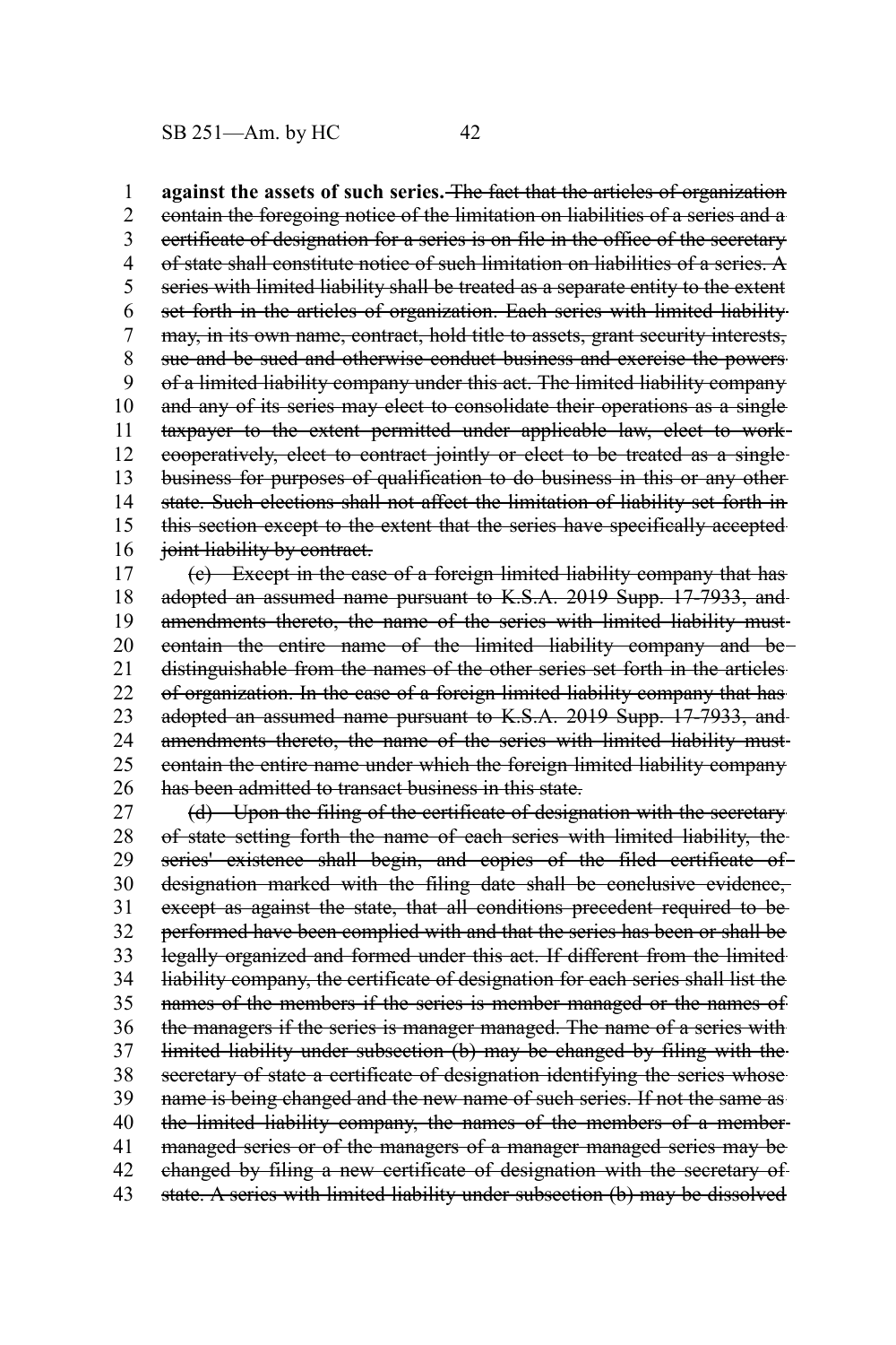**against the assets of such series.** ~~The fact that the articles of organization contain the foregoing notice of the limitation on liabilities of a series and a certificate of designation for a series is on file in the office of the secretary of state shall constitute notice of such limitation on liabilities of a series. A series with limited liability shall be treated as a separate entity to the extent set forth in the articles of organization. Each series with limited liability may, in its own name, contract, hold title to assets, grant security interests, sue and be sued and otherwise conduct business and exercise the powers of a limited liability company under this act. The limited liability company and any of its series may elect to consolidate their operations as a single taxpayer to the extent permitted under applicable law, elect to work cooperatively, elect to contract jointly or elect to be treated as a single business for purposes of qualification to do business in this or any other state. Such elections shall not affect the limitation of liability set forth in this section except to the extent that the series have specifically accepted joint liability by contract.~~

~~(c) Except in the case of a foreign limited liability company that has adopted an assumed name pursuant to K.S.A. 2019 Supp. 17-7933, and amendments thereto, the name of the series with limited liability must contain the entire name of the limited liability company and be distinguishable from the names of the other series set forth in the articles of organization. In the case of a foreign limited liability company that has adopted an assumed name pursuant to K.S.A. 2019 Supp. 17-7933, and amendments thereto, the name of the series with limited liability must contain the entire name under which the foreign limited liability company has been admitted to transact business in this state.~~

~~(d) Upon the filing of the certificate of designation with the secretary of state setting forth the name of each series with limited liability, the series' existence shall begin, and copies of the filed certificate of designation marked with the filing date shall be conclusive evidence, except as against the state, that all conditions precedent required to be performed have been complied with and that the series has been or shall be legally organized and formed under this act. If different from the limited liability company, the certificate of designation for each series shall list the names of the members if the series is member managed or the names of the managers if the series is manager managed. The name of a series with limited liability under subsection (b) may be changed by filing with the secretary of state a certificate of designation identifying the series whose name is being changed and the new name of such series. If not the same as the limited liability company, the names of the members of a member managed series or of the managers of a manager managed series may be changed by filing a new certificate of designation with the secretary of state. A series with limited liability under subsection (b) may be dissolved~~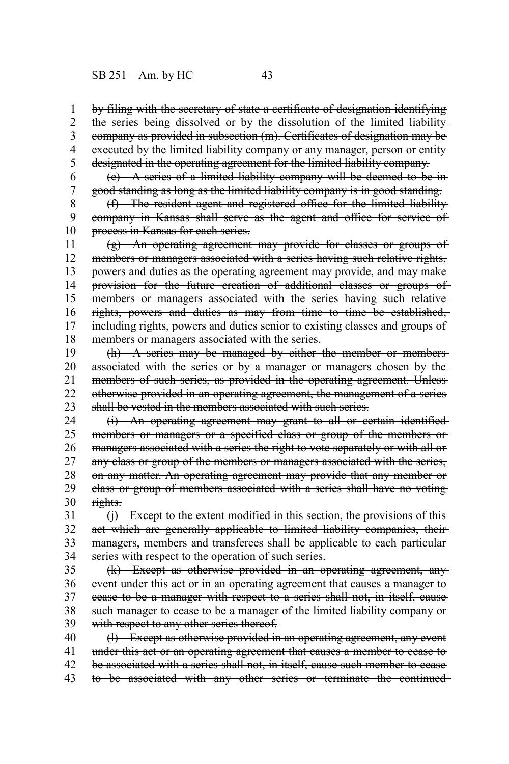~~by filing with the secretary of state a certificate of designation identifying the series being dissolved or by the dissolution of the limited liability company as provided in subsection (m). Certificates of designation may be executed by the limited liability company or any manager, person or entity designated in the operating agreement for the limited liability company.~~

~~(e) A series of a limited liability company will be deemed to be in good standing as long as the limited liability company is in good standing.~~

~~(f) The resident agent and registered office for the limited liability company in Kansas shall serve as the agent and office for service of process in Kansas for each series.~~

~~(g) An operating agreement may provide for classes or groups of members or managers associated with a series having such relative rights, powers and duties as the operating agreement may provide, and may make provision for the future creation of additional classes or groups of members or managers associated with the series having such relative rights, powers and duties as may from time to time be established, including rights, powers and duties senior to existing classes and groups of members or managers associated with the series.~~

~~(h) A series may be managed by either the member or members associated with the series or by a manager or managers chosen by the members of such series, as provided in the operating agreement. Unless otherwise provided in an operating agreement, the management of a series shall be vested in the members associated with such series.~~

~~(i) An operating agreement may grant to all or certain identified members or managers or a specified class or group of the members or managers associated with a series the right to vote separately or with all or any class or group of the members or managers associated with the series, on any matter. An operating agreement may provide that any member or class or group of members associated with a series shall have no voting rights.~~

~~(j) Except to the extent modified in this section, the provisions of this act which are generally applicable to limited liability companies, their managers, members and transferees shall be applicable to each particular series with respect to the operation of such series.~~

~~(k) Except as otherwise provided in an operating agreement, any event under this act or in an operating agreement that causes a manager to cease to be a manager with respect to a series shall not, in itself, cause such manager to cease to be a manager of the limited liability company or with respect to any other series thereof.~~

~~(l) Except as otherwise provided in an operating agreement, any event under this act or an operating agreement that causes a member to cease to be associated with a series shall not, in itself, cause such member to cease to be associated with any other series or terminate the continued~~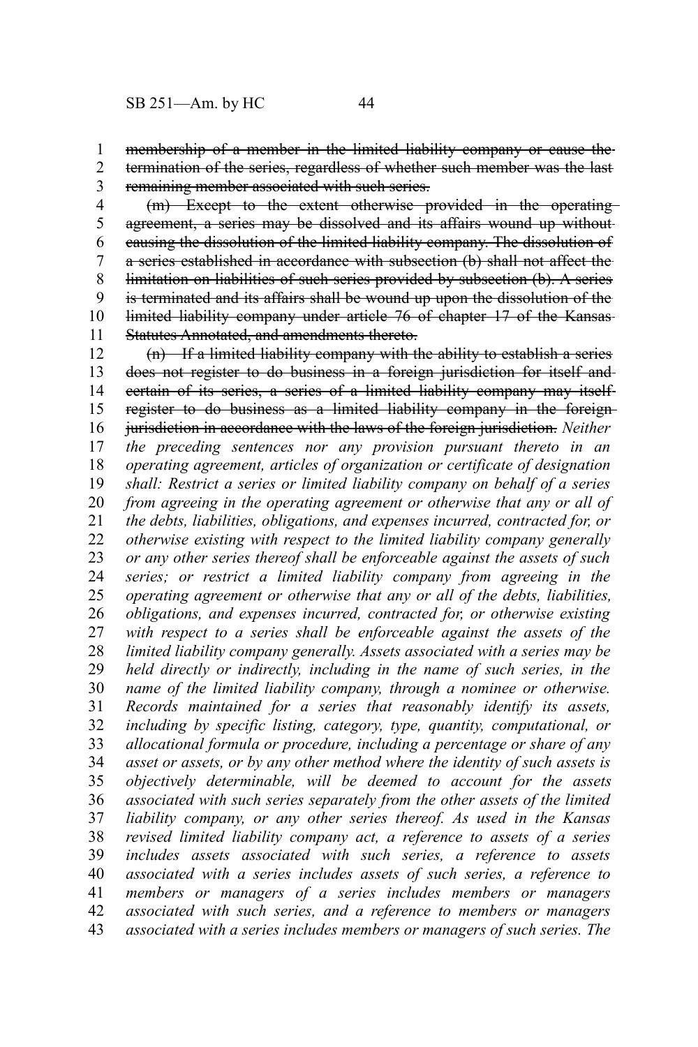~~membership of a member in the limited liability company or cause the termination of the series, regardless of whether such member was the last remaining member associated with such series.~~

~~(m) Except to the extent otherwise provided in the operating agreement, a series may be dissolved and its affairs wound up without causing the dissolution of the limited liability company. The dissolution of a series established in accordance with subsection (b) shall not affect the limitation on liabilities of such series provided by subsection (b). A series is terminated and its affairs shall be wound up upon the dissolution of the limited liability company under article 76 of chapter 17 of the Kansas Statutes Annotated, and amendments thereto.~~

~~(n) If a limited liability company with the ability to establish a series does not register to do business in a foreign jurisdiction for itself and certain of its series, a series of a limited liability company may itself register to do business as a limited liability company in the foreign jurisdiction in accordance with the laws of the foreign jurisdiction.~~ *Neither the preceding sentences nor any provision pursuant thereto in an operating agreement, articles of organization or certificate of designation shall: Restrict a series or limited liability company on behalf of a series from agreeing in the operating agreement or otherwise that any or all of the debts, liabilities, obligations, and expenses incurred, contracted for, or otherwise existing with respect to the limited liability company generally or any other series thereof shall be enforceable against the assets of such series; or restrict a limited liability company from agreeing in the operating agreement or otherwise that any or all of the debts, liabilities, obligations, and expenses incurred, contracted for, or otherwise existing with respect to a series shall be enforceable against the assets of the limited liability company generally. Assets associated with a series may be held directly or indirectly, including in the name of such series, in the name of the limited liability company, through a nominee or otherwise. Records maintained for a series that reasonably identify its assets, including by specific listing, category, type, quantity, computational, or allocational formula or procedure, including a percentage or share of any asset or assets, or by any other method where the identity of such assets is objectively determinable, will be deemed to account for the assets associated with such series separately from the other assets of the limited liability company, or any other series thereof. As used in the Kansas revised limited liability company act, a reference to assets of a series includes assets associated with such series, a reference to assets associated with a series includes assets of such series, a reference to members or managers of a series includes members or managers associated with such series, and a reference to members or managers associated with a series includes members or managers of such series. The*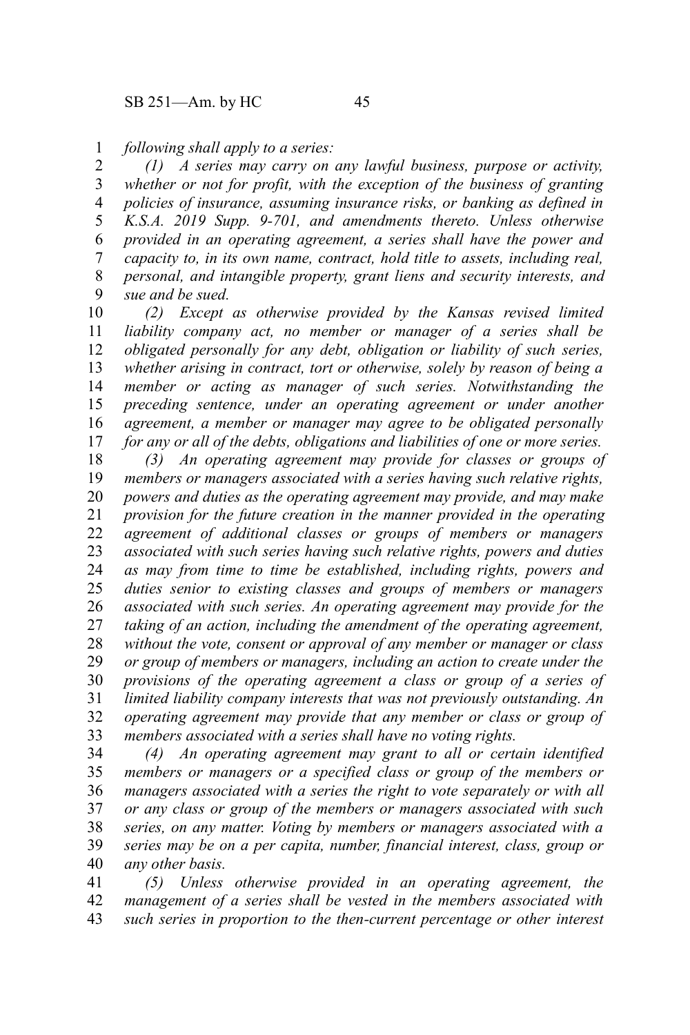*following shall apply to a series:*

*(1) A series may carry on any lawful business, purpose or activity, whether or not for profit, with the exception of the business of granting policies of insurance, assuming insurance risks, or banking as defined in K.S.A. 2019 Supp. 9-701, and amendments thereto. Unless otherwise provided in an operating agreement, a series shall have the power and capacity to, in its own name, contract, hold title to assets, including real, personal, and intangible property, grant liens and security interests, and sue and be sued.*

*(2) Except as otherwise provided by the Kansas revised limited liability company act, no member or manager of a series shall be obligated personally for any debt, obligation or liability of such series, whether arising in contract, tort or otherwise, solely by reason of being a member or acting as manager of such series. Notwithstanding the preceding sentence, under an operating agreement or under another agreement, a member or manager may agree to be obligated personally for any or all of the debts, obligations and liabilities of one or more series.*

*(3) An operating agreement may provide for classes or groups of members or managers associated with a series having such relative rights, powers and duties as the operating agreement may provide, and may make provision for the future creation in the manner provided in the operating agreement of additional classes or groups of members or managers associated with such series having such relative rights, powers and duties as may from time to time be established, including rights, powers and duties senior to existing classes and groups of members or managers associated with such series. An operating agreement may provide for the taking of an action, including the amendment of the operating agreement, without the vote, consent or approval of any member or manager or class or group of members or managers, including an action to create under the provisions of the operating agreement a class or group of a series of limited liability company interests that was not previously outstanding. An operating agreement may provide that any member or class or group of members associated with a series shall have no voting rights.*

*(4) An operating agreement may grant to all or certain identified members or managers or a specified class or group of the members or managers associated with a series the right to vote separately or with all or any class or group of the members or managers associated with such series, on any matter. Voting by members or managers associated with a series may be on a per capita, number, financial interest, class, group or any other basis.*

*(5) Unless otherwise provided in an operating agreement, the management of a series shall be vested in the members associated with such series in proportion to the then-current percentage or other interest*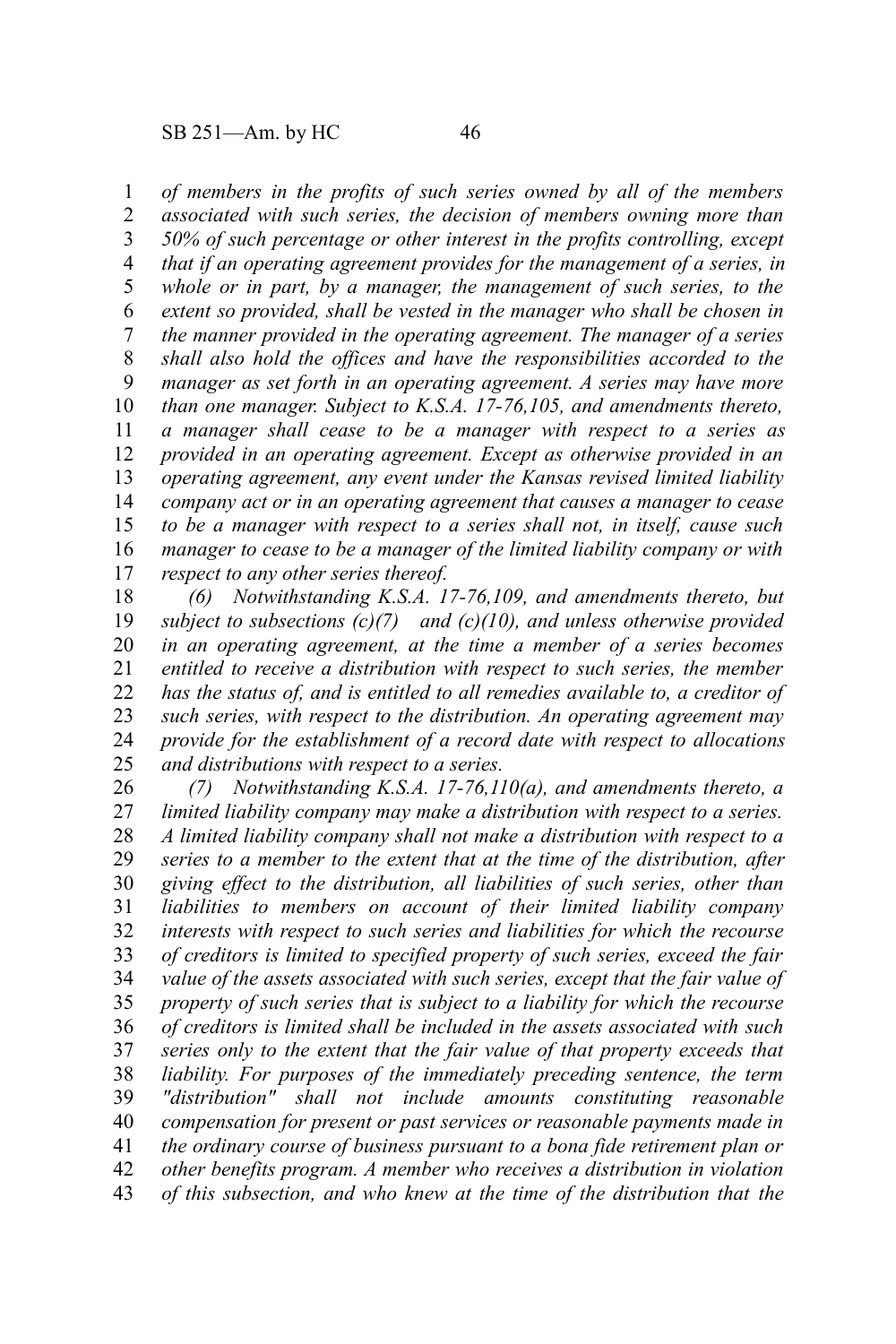*of members in the profits of such series owned by all of the members associated with such series, the decision of members owning more than 50% of such percentage or other interest in the profits controlling, except that if an operating agreement provides for the management of a series, in whole or in part, by a manager, the management of such series, to the extent so provided, shall be vested in the manager who shall be chosen in the manner provided in the operating agreement. The manager of a series shall also hold the offices and have the responsibilities accorded to the manager as set forth in an operating agreement. A series may have more than one manager. Subject to K.S.A. 17-76,105, and amendments thereto, a manager shall cease to be a manager with respect to a series as provided in an operating agreement. Except as otherwise provided in an operating agreement, any event under the Kansas revised limited liability company act or in an operating agreement that causes a manager to cease to be a manager with respect to a series shall not, in itself, cause such manager to cease to be a manager of the limited liability company or with respect to any other series thereof.*

*(6) Notwithstanding K.S.A. 17-76,109, and amendments thereto, but subject to subsections (c)(7) and (c)(10), and unless otherwise provided in an operating agreement, at the time a member of a series becomes entitled to receive a distribution with respect to such series, the member has the status of, and is entitled to all remedies available to, a creditor of such series, with respect to the distribution. An operating agreement may provide for the establishment of a record date with respect to allocations and distributions with respect to a series.*

*(7) Notwithstanding K.S.A. 17-76,110(a), and amendments thereto, a limited liability company may make a distribution with respect to a series. A limited liability company shall not make a distribution with respect to a series to a member to the extent that at the time of the distribution, after giving effect to the distribution, all liabilities of such series, other than liabilities to members on account of their limited liability company interests with respect to such series and liabilities for which the recourse of creditors is limited to specified property of such series, exceed the fair value of the assets associated with such series, except that the fair value of property of such series that is subject to a liability for which the recourse of creditors is limited shall be included in the assets associated with such series only to the extent that the fair value of that property exceeds that liability. For purposes of the immediately preceding sentence, the term "distribution" shall not include amounts constituting reasonable compensation for present or past services or reasonable payments made in the ordinary course of business pursuant to a bona fide retirement plan or other benefits program. A member who receives a distribution in violation of this subsection, and who knew at the time of the distribution that the*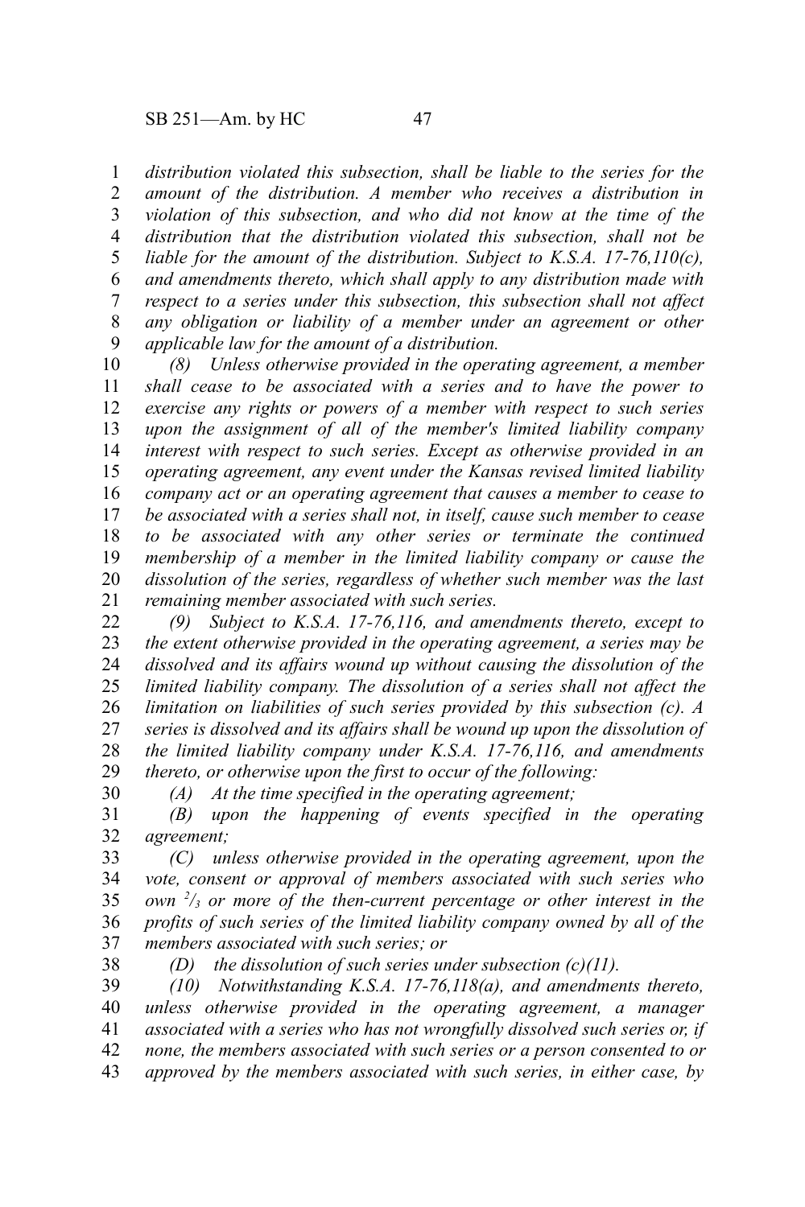*distribution violated this subsection, shall be liable to the series for the amount of the distribution. A member who receives a distribution in violation of this subsection, and who did not know at the time of the distribution that the distribution violated this subsection, shall not be liable for the amount of the distribution. Subject to K.S.A. 17-76,110(c), and amendments thereto, which shall apply to any distribution made with respect to a series under this subsection, this subsection shall not affect any obligation or liability of a member under an agreement or other applicable law for the amount of a distribution.*

*(8) Unless otherwise provided in the operating agreement, a member shall cease to be associated with a series and to have the power to exercise any rights or powers of a member with respect to such series upon the assignment of all of the member's limited liability company interest with respect to such series. Except as otherwise provided in an operating agreement, any event under the Kansas revised limited liability company act or an operating agreement that causes a member to cease to be associated with a series shall not, in itself, cause such member to cease to be associated with any other series or terminate the continued membership of a member in the limited liability company or cause the dissolution of the series, regardless of whether such member was the last remaining member associated with such series.*

*(9) Subject to K.S.A. 17-76,116, and amendments thereto, except to the extent otherwise provided in the operating agreement, a series may be dissolved and its affairs wound up without causing the dissolution of the limited liability company. The dissolution of a series shall not affect the limitation on liabilities of such series provided by this subsection (c). A series is dissolved and its affairs shall be wound up upon the dissolution of the limited liability company under K.S.A. 17-76,116, and amendments thereto, or otherwise upon the first to occur of the following:*

*(A) At the time specified in the operating agreement;*

*(B) upon the happening of events specified in the operating agreement;*

*(C) unless otherwise provided in the operating agreement, upon the vote, consent or approval of members associated with such series who own $^{2}/_{3}$ or more of the then-current percentage or other interest in the profits of such series of the limited liability company owned by all of the members associated with such series; or*

*(D) the dissolution of such series under subsection (c)(11).*

*(10) Notwithstanding K.S.A. 17-76,118(a), and amendments thereto, unless otherwise provided in the operating agreement, a manager associated with a series who has not wrongfully dissolved such series or, if none, the members associated with such series or a person consented to or approved by the members associated with such series, in either case, by*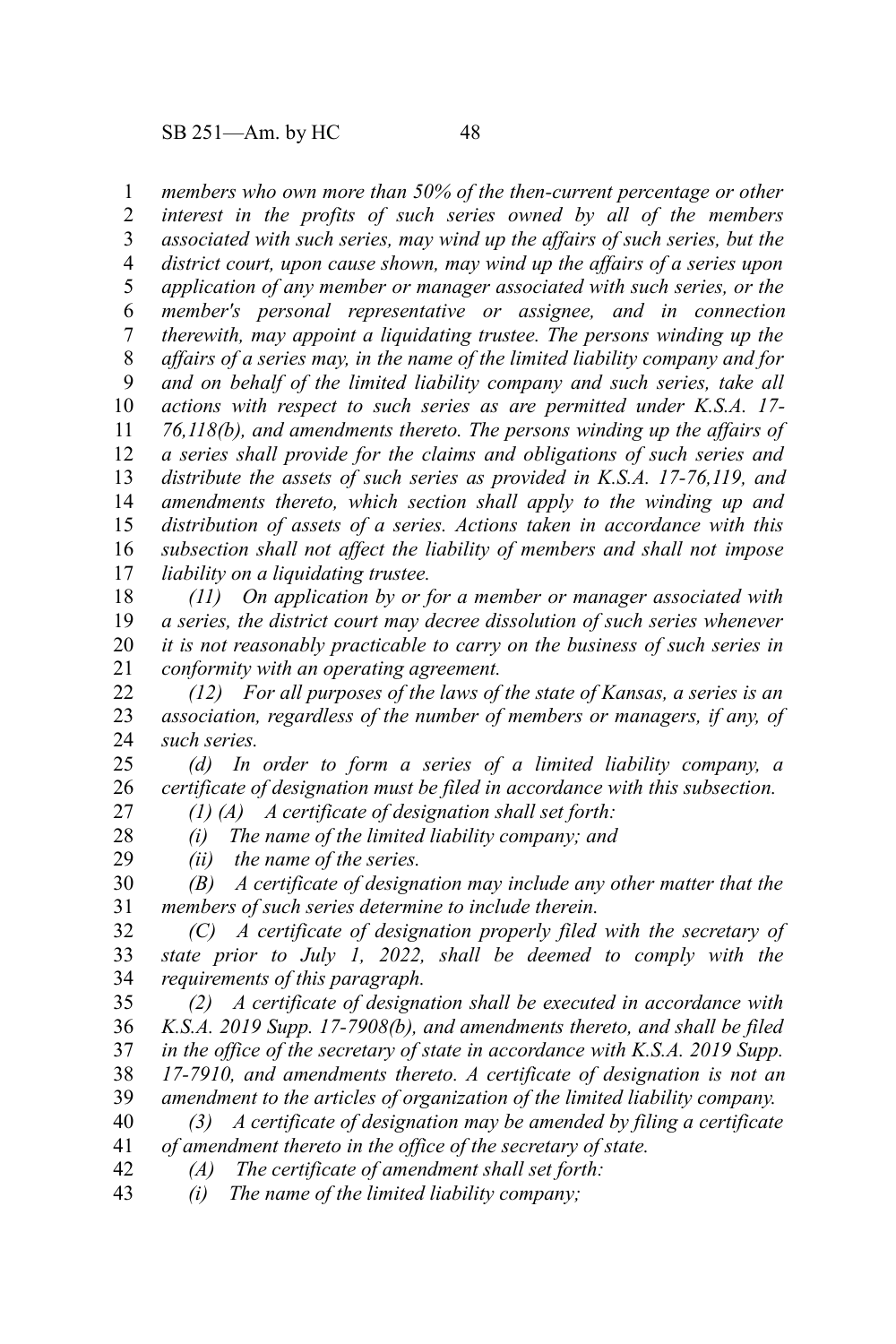*members who own more than 50% of the then-current percentage or other interest in the profits of such series owned by all of the members associated with such series, may wind up the affairs of such series, but the district court, upon cause shown, may wind up the affairs of a series upon application of any member or manager associated with such series, or the member's personal representative or assignee, and in connection therewith, may appoint a liquidating trustee. The persons winding up the affairs of a series may, in the name of the limited liability company and for and on behalf of the limited liability company and such series, take all actions with respect to such series as are permitted under K.S.A. 17-76,118(b), and amendments thereto. The persons winding up the affairs of a series shall provide for the claims and obligations of such series and distribute the assets of such series as provided in K.S.A. 17-76,119, and amendments thereto, which section shall apply to the winding up and distribution of assets of a series. Actions taken in accordance with this subsection shall not affect the liability of members and shall not impose liability on a liquidating trustee.*

*(11) On application by or for a member or manager associated with a series, the district court may decree dissolution of such series whenever it is not reasonably practicable to carry on the business of such series in conformity with an operating agreement.*

*(12) For all purposes of the laws of the state of Kansas, a series is an association, regardless of the number of members or managers, if any, of such series.*

*(d) In order to form a series of a limited liability company, a certificate of designation must be filed in accordance with this subsection.*

*(1) (A) A certificate of designation shall set forth:*

*(i) The name of the limited liability company; and*

*(ii) the name of the series.*

*(B) A certificate of designation may include any other matter that the members of such series determine to include therein.*

*(C) A certificate of designation properly filed with the secretary of state prior to July 1, 2022, shall be deemed to comply with the requirements of this paragraph.*

*(2) A certificate of designation shall be executed in accordance with K.S.A. 2019 Supp. 17-7908(b), and amendments thereto, and shall be filed in the office of the secretary of state in accordance with K.S.A. 2019 Supp. 17-7910, and amendments thereto. A certificate of designation is not an amendment to the articles of organization of the limited liability company.*

*(3) A certificate of designation may be amended by filing a certificate of amendment thereto in the office of the secretary of state.*

*(A) The certificate of amendment shall set forth:*

*(i) The name of the limited liability company;*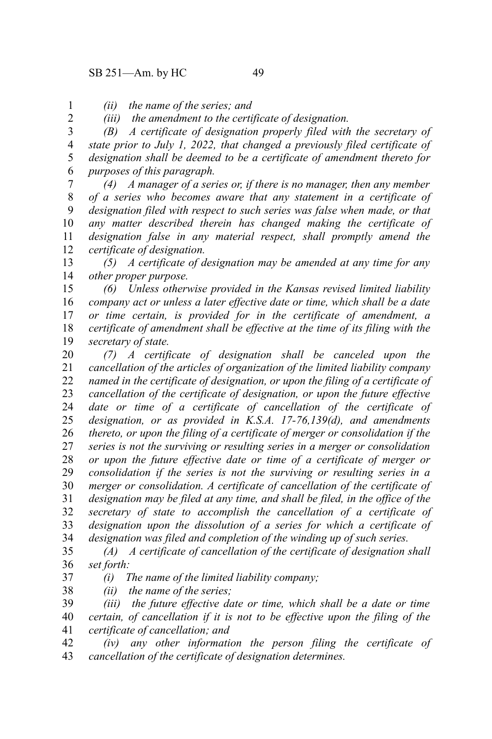*(ii) the name of the series; and*

*(iii) the amendment to the certificate of designation.*

*(B) A certificate of designation properly filed with the secretary of state prior to July 1, 2022, that changed a previously filed certificate of designation shall be deemed to be a certificate of amendment thereto for purposes of this paragraph.*

*(4) A manager of a series or, if there is no manager, then any member of a series who becomes aware that any statement in a certificate of designation filed with respect to such series was false when made, or that any matter described therein has changed making the certificate of designation false in any material respect, shall promptly amend the certificate of designation.*

*(5) A certificate of designation may be amended at any time for any other proper purpose.*

*(6) Unless otherwise provided in the Kansas revised limited liability company act or unless a later effective date or time, which shall be a date or time certain, is provided for in the certificate of amendment, a certificate of amendment shall be effective at the time of its filing with the secretary of state.*

*(7) A certificate of designation shall be canceled upon the cancellation of the articles of organization of the limited liability company named in the certificate of designation, or upon the filing of a certificate of cancellation of the certificate of designation, or upon the future effective date or time of a certificate of cancellation of the certificate of designation, or as provided in K.S.A. 17-76,139(d), and amendments thereto, or upon the filing of a certificate of merger or consolidation if the series is not the surviving or resulting series in a merger or consolidation or upon the future effective date or time of a certificate of merger or consolidation if the series is not the surviving or resulting series in a merger or consolidation. A certificate of cancellation of the certificate of designation may be filed at any time, and shall be filed, in the office of the secretary of state to accomplish the cancellation of a certificate of designation upon the dissolution of a series for which a certificate of designation was filed and completion of the winding up of such series.*

*(A) A certificate of cancellation of the certificate of designation shall set forth:*

*(i) The name of the limited liability company;*

*(ii) the name of the series;*

*(iii) the future effective date or time, which shall be a date or time certain, of cancellation if it is not to be effective upon the filing of the certificate of cancellation; and*

*(iv) any other information the person filing the certificate of cancellation of the certificate of designation determines.*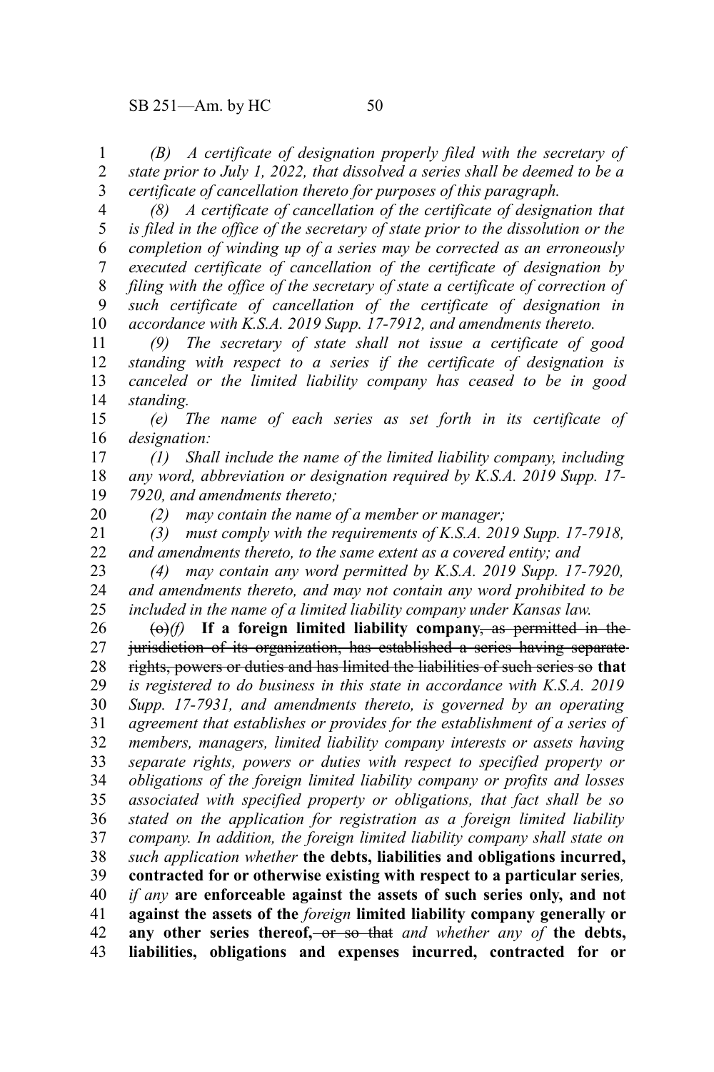*(B) A certificate of designation properly filed with the secretary of state prior to July 1, 2022, that dissolved a series shall be deemed to be a certificate of cancellation thereto for purposes of this paragraph.*

*(8) A certificate of cancellation of the certificate of designation that is filed in the office of the secretary of state prior to the dissolution or the completion of winding up of a series may be corrected as an erroneously executed certificate of cancellation of the certificate of designation by filing with the office of the secretary of state a certificate of correction of such certificate of cancellation of the certificate of designation in accordance with K.S.A. 2019 Supp. 17-7912, and amendments thereto.*

*(9) The secretary of state shall not issue a certificate of good standing with respect to a series if the certificate of designation is canceled or the limited liability company has ceased to be in good standing.*

*(e) The name of each series as set forth in its certificate of designation:*

*(1) Shall include the name of the limited liability company, including any word, abbreviation or designation required by K.S.A. 2019 Supp. 17-7920, and amendments thereto;*

*(2) may contain the name of a member or manager;*

*(3) must comply with the requirements of K.S.A. 2019 Supp. 17-7918, and amendments thereto, to the same extent as a covered entity; and*

*(4) may contain any word permitted by K.S.A. 2019 Supp. 17-7920, and amendments thereto, and may not contain any word prohibited to be included in the name of a limited liability company under Kansas law.*

~~(o)~~*(f)* **If a foreign limited liability company**~~, as permitted in the jurisdiction of its organization, has established a series having separate rights, powers or duties and has limited the liabilities of such series so~~ **that** *is registered to do business in this state in accordance with K.S.A. 2019 Supp. 17-7931, and amendments thereto, is governed by an operating agreement that establishes or provides for the establishment of a series of members, managers, limited liability company interests or assets having separate rights, powers or duties with respect to specified property or obligations of the foreign limited liability company or profits and losses associated with specified property or obligations, that fact shall be so stated on the application for registration as a foreign limited liability company. In addition, the foreign limited liability company shall state on such application whether* **the debts, liabilities and obligations incurred, contracted for or otherwise existing with respect to a particular series***, if any* **are enforceable against the assets of such series only, and not against the assets of the** *foreign* **limited liability company generally or any other series thereof,**~~ or so that~~ *and whether any of* **the debts, liabilities, obligations and expenses incurred, contracted for or**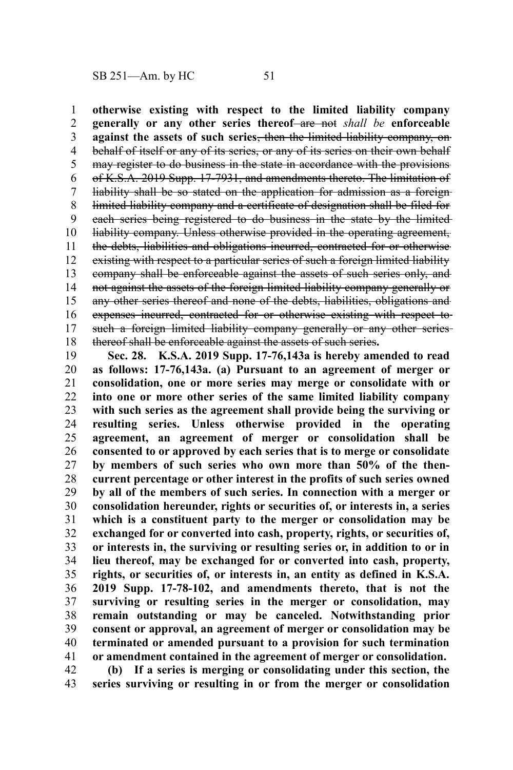**otherwise existing with respect to the limited liability company generally or any other series thereof** ~~are not~~ *shall be* **enforceable against the assets of such series**~~, then the limited liability company, on behalf of itself or any of its series, or any of its series on their own behalf may register to do business in the state in accordance with the provisions of K.S.A. 2019 Supp. 17-7931, and amendments thereto. The limitation of liability shall be so stated on the application for admission as a foreign limited liability company and a certificate of designation shall be filed for each series being registered to do business in the state by the limited liability company. Unless otherwise provided in the operating agreement, the debts, liabilities and obligations incurred, contracted for or otherwise existing with respect to a particular series of such a foreign limited liability company shall be enforceable against the assets of such series only, and not against the assets of the foreign limited liability company generally or any other series thereof and none of the debts, liabilities, obligations and expenses incurred, contracted for or otherwise existing with respect to such a foreign limited liability company generally or any other series thereof shall be enforceable against the assets of such series~~**.**

**Sec. 28. K.S.A. 2019 Supp. 17-76,143a is hereby amended to read as follows: 17-76,143a. (a) Pursuant to an agreement of merger or consolidation, one or more series may merge or consolidate with or into one or more other series of the same limited liability company with such series as the agreement shall provide being the surviving or resulting series. Unless otherwise provided in the operating agreement, an agreement of merger or consolidation shall be consented to or approved by each series that is to merge or consolidate by members of such series who own more than 50% of the then-current percentage or other interest in the profits of such series owned by all of the members of such series. In connection with a merger or consolidation hereunder, rights or securities of, or interests in, a series which is a constituent party to the merger or consolidation may be exchanged for or converted into cash, property, rights, or securities of, or interests in, the surviving or resulting series or, in addition to or in lieu thereof, may be exchanged for or converted into cash, property, rights, or securities of, or interests in, an entity as defined in K.S.A. 2019 Supp. 17-78-102, and amendments thereto, that is not the surviving or resulting series in the merger or consolidation, may remain outstanding or may be canceled. Notwithstanding prior consent or approval, an agreement of merger or consolidation may be terminated or amended pursuant to a provision for such termination or amendment contained in the agreement of merger or consolidation.**

**(b) If a series is merging or consolidating under this section, the series surviving or resulting in or from the merger or consolidation**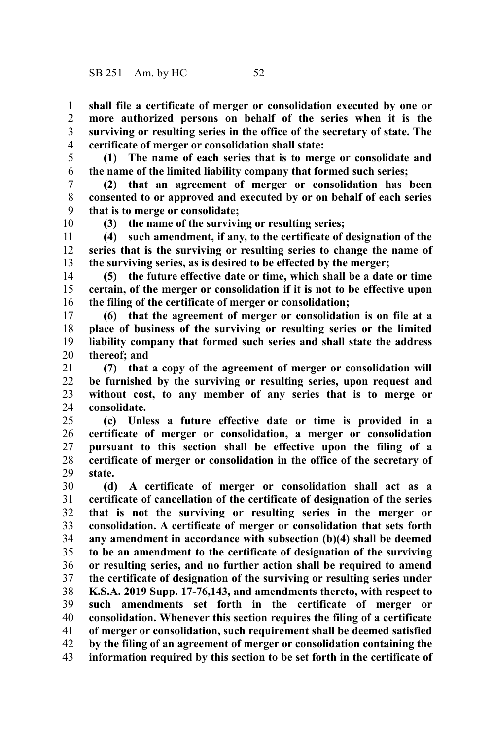**shall file a certificate of merger or consolidation executed by one or more authorized persons on behalf of the series when it is the surviving or resulting series in the office of the secretary of state. The certificate of merger or consolidation shall state:**

**(1) The name of each series that is to merge or consolidate and the name of the limited liability company that formed such series;**

**(2) that an agreement of merger or consolidation has been consented to or approved and executed by or on behalf of each series that is to merge or consolidate;**

**(3) the name of the surviving or resulting series;**

**(4) such amendment, if any, to the certificate of designation of the series that is the surviving or resulting series to change the name of the surviving series, as is desired to be effected by the merger;**

**(5) the future effective date or time, which shall be a date or time certain, of the merger or consolidation if it is not to be effective upon the filing of the certificate of merger or consolidation;**

**(6) that the agreement of merger or consolidation is on file at a place of business of the surviving or resulting series or the limited liability company that formed such series and shall state the address thereof; and**

**(7) that a copy of the agreement of merger or consolidation will be furnished by the surviving or resulting series, upon request and without cost, to any member of any series that is to merge or consolidate.**

**(c) Unless a future effective date or time is provided in a certificate of merger or consolidation, a merger or consolidation pursuant to this section shall be effective upon the filing of a certificate of merger or consolidation in the office of the secretary of state.**

**(d) A certificate of merger or consolidation shall act as a certificate of cancellation of the certificate of designation of the series that is not the surviving or resulting series in the merger or consolidation. A certificate of merger or consolidation that sets forth any amendment in accordance with subsection (b)(4) shall be deemed to be an amendment to the certificate of designation of the surviving or resulting series, and no further action shall be required to amend the certificate of designation of the surviving or resulting series under K.S.A. 2019 Supp. 17-76,143, and amendments thereto, with respect to such amendments set forth in the certificate of merger or consolidation. Whenever this section requires the filing of a certificate of merger or consolidation, such requirement shall be deemed satisfied by the filing of an agreement of merger or consolidation containing the information required by this section to be set forth in the certificate of**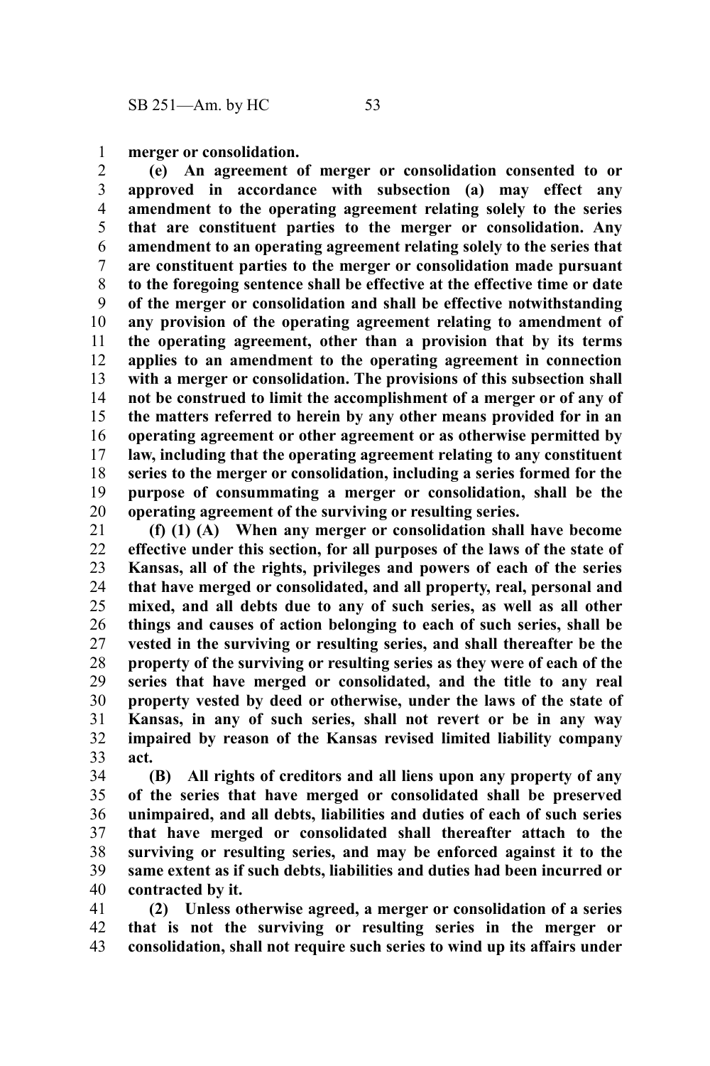**merger or consolidation.**

**(e) An agreement of merger or consolidation consented to or approved in accordance with subsection (a) may effect any amendment to the operating agreement relating solely to the series that are constituent parties to the merger or consolidation. Any amendment to an operating agreement relating solely to the series that are constituent parties to the merger or consolidation made pursuant to the foregoing sentence shall be effective at the effective time or date of the merger or consolidation and shall be effective notwithstanding any provision of the operating agreement relating to amendment of the operating agreement, other than a provision that by its terms applies to an amendment to the operating agreement in connection with a merger or consolidation. The provisions of this subsection shall not be construed to limit the accomplishment of a merger or of any of the matters referred to herein by any other means provided for in an operating agreement or other agreement or as otherwise permitted by law, including that the operating agreement relating to any constituent series to the merger or consolidation, including a series formed for the purpose of consummating a merger or consolidation, shall be the operating agreement of the surviving or resulting series.**

**(f) (1) (A) When any merger or consolidation shall have become effective under this section, for all purposes of the laws of the state of Kansas, all of the rights, privileges and powers of each of the series that have merged or consolidated, and all property, real, personal and mixed, and all debts due to any of such series, as well as all other things and causes of action belonging to each of such series, shall be vested in the surviving or resulting series, and shall thereafter be the property of the surviving or resulting series as they were of each of the series that have merged or consolidated, and the title to any real property vested by deed or otherwise, under the laws of the state of Kansas, in any of such series, shall not revert or be in any way impaired by reason of the Kansas revised limited liability company act.**

**(B) All rights of creditors and all liens upon any property of any of the series that have merged or consolidated shall be preserved unimpaired, and all debts, liabilities and duties of each of such series that have merged or consolidated shall thereafter attach to the surviving or resulting series, and may be enforced against it to the same extent as if such debts, liabilities and duties had been incurred or contracted by it.**

**(2) Unless otherwise agreed, a merger or consolidation of a series that is not the surviving or resulting series in the merger or consolidation, shall not require such series to wind up its affairs under**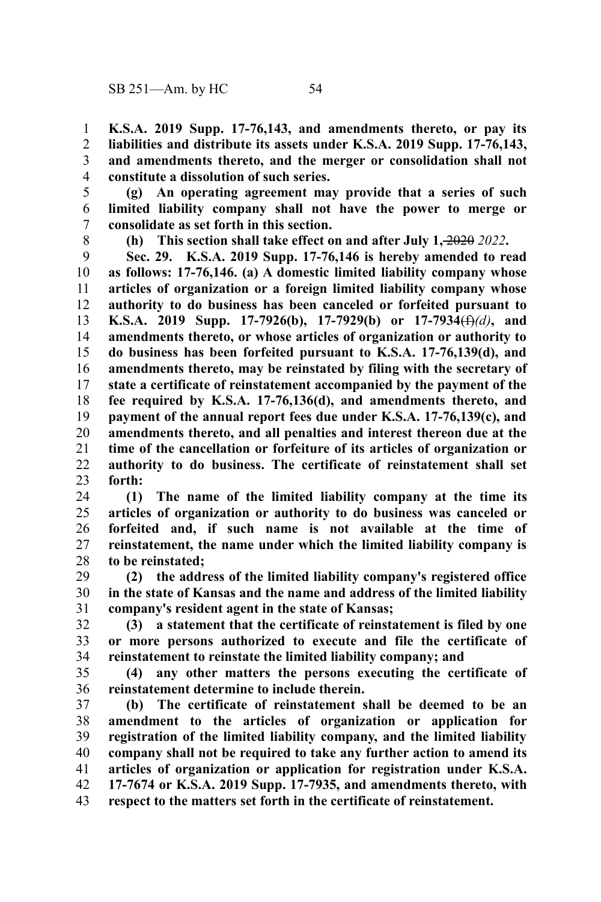**K.S.A. 2019 Supp. 17-76,143, and amendments thereto, or pay its liabilities and distribute its assets under K.S.A. 2019 Supp. 17-76,143, and amendments thereto, and the merger or consolidation shall not constitute a dissolution of such series.**

**(g) An operating agreement may provide that a series of such limited liability company shall not have the power to merge or consolidate as set forth in this section.**

**(h) This section shall take effect on and after July 1,** ~~2020~~ ***2022*****.**

**Sec. 29. K.S.A. 2019 Supp. 17-76,146 is hereby amended to read as follows: 17-76,146. (a) A domestic limited liability company whose articles of organization or a foreign limited liability company whose authority to do business has been canceled or forfeited pursuant to K.S.A. 2019 Supp. 17-7926(b), 17-7929(b) or 17-7934**~~(f)~~***(d)*****, and amendments thereto, or whose articles of organization or authority to do business has been forfeited pursuant to K.S.A. 17-76,139(d), and amendments thereto, may be reinstated by filing with the secretary of state a certificate of reinstatement accompanied by the payment of the fee required by K.S.A. 17-76,136(d), and amendments thereto, and payment of the annual report fees due under K.S.A. 17-76,139(c), and amendments thereto, and all penalties and interest thereon due at the time of the cancellation or forfeiture of its articles of organization or authority to do business. The certificate of reinstatement shall set forth:**

**(1) The name of the limited liability company at the time its articles of organization or authority to do business was canceled or forfeited and, if such name is not available at the time of reinstatement, the name under which the limited liability company is to be reinstated;**

**(2) the address of the limited liability company's registered office in the state of Kansas and the name and address of the limited liability company's resident agent in the state of Kansas;**

**(3) a statement that the certificate of reinstatement is filed by one or more persons authorized to execute and file the certificate of reinstatement to reinstate the limited liability company; and**

**(4) any other matters the persons executing the certificate of reinstatement determine to include therein.**

**(b) The certificate of reinstatement shall be deemed to be an amendment to the articles of organization or application for registration of the limited liability company, and the limited liability company shall not be required to take any further action to amend its articles of organization or application for registration under K.S.A. 17-7674 or K.S.A. 2019 Supp. 17-7935, and amendments thereto, with respect to the matters set forth in the certificate of reinstatement.**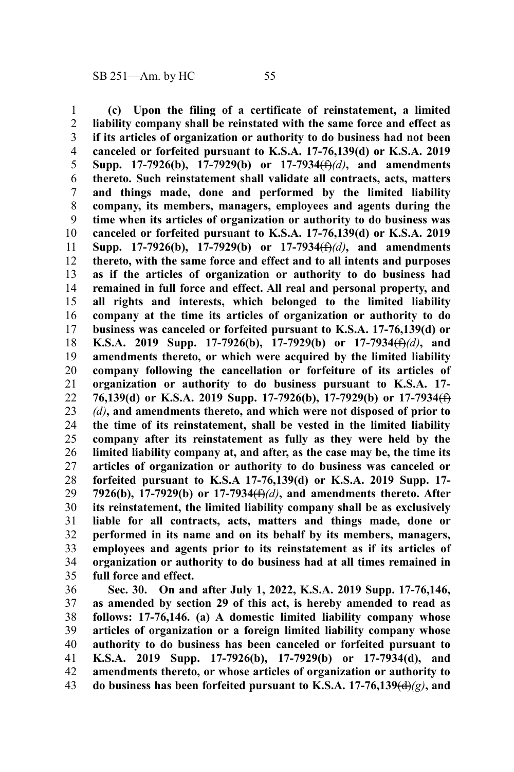**(c) Upon the filing of a certificate of reinstatement, a limited liability company shall be reinstated with the same force and effect as if its articles of organization or authority to do business had not been canceled or forfeited pursuant to K.S.A. 17-76,139(d) or K.S.A. 2019 Supp. 17-7926(b), 17-7929(b) or 17-7934~~(f)~~*(d)*, and amendments thereto. Such reinstatement shall validate all contracts, acts, matters and things made, done and performed by the limited liability company, its members, managers, employees and agents during the time when its articles of organization or authority to do business was canceled or forfeited pursuant to K.S.A. 17-76,139(d) or K.S.A. 2019 Supp. 17-7926(b), 17-7929(b) or 17-7934~~(f)~~*(d)*, and amendments thereto, with the same force and effect and to all intents and purposes as if the articles of organization or authority to do business had remained in full force and effect. All real and personal property, and all rights and interests, which belonged to the limited liability company at the time its articles of organization or authority to do business was canceled or forfeited pursuant to K.S.A. 17-76,139(d) or K.S.A. 2019 Supp. 17-7926(b), 17-7929(b) or 17-7934~~(f)~~*(d)*, and amendments thereto, or which were acquired by the limited liability company following the cancellation or forfeiture of its articles of organization or authority to do business pursuant to K.S.A. 17-76,139(d) or K.S.A. 2019 Supp. 17-7926(b), 17-7929(b) or 17-7934~~(f)~~ *(d)*, and amendments thereto, and which were not disposed of prior to the time of its reinstatement, shall be vested in the limited liability company after its reinstatement as fully as they were held by the limited liability company at, and after, as the case may be, the time its articles of organization or authority to do business was canceled or forfeited pursuant to K.S.A 17-76,139(d) or K.S.A. 2019 Supp. 17-7926(b), 17-7929(b) or 17-7934~~(f)~~*(d)*, and amendments thereto. After its reinstatement, the limited liability company shall be as exclusively liable for all contracts, acts, matters and things made, done or performed in its name and on its behalf by its members, managers, employees and agents prior to its reinstatement as if its articles of organization or authority to do business had at all times remained in full force and effect.**

**Sec. 30. On and after July 1, 2022, K.S.A. 2019 Supp. 17-76,146, as amended by section 29 of this act, is hereby amended to read as follows: 17-76,146. (a) A domestic limited liability company whose articles of organization or a foreign limited liability company whose authority to do business has been canceled or forfeited pursuant to K.S.A. 2019 Supp. 17-7926(b), 17-7929(b) or 17-7934(d), and amendments thereto, or whose articles of organization or authority to do business has been forfeited pursuant to K.S.A. 17-76,139~~(d)~~*(g)*, and**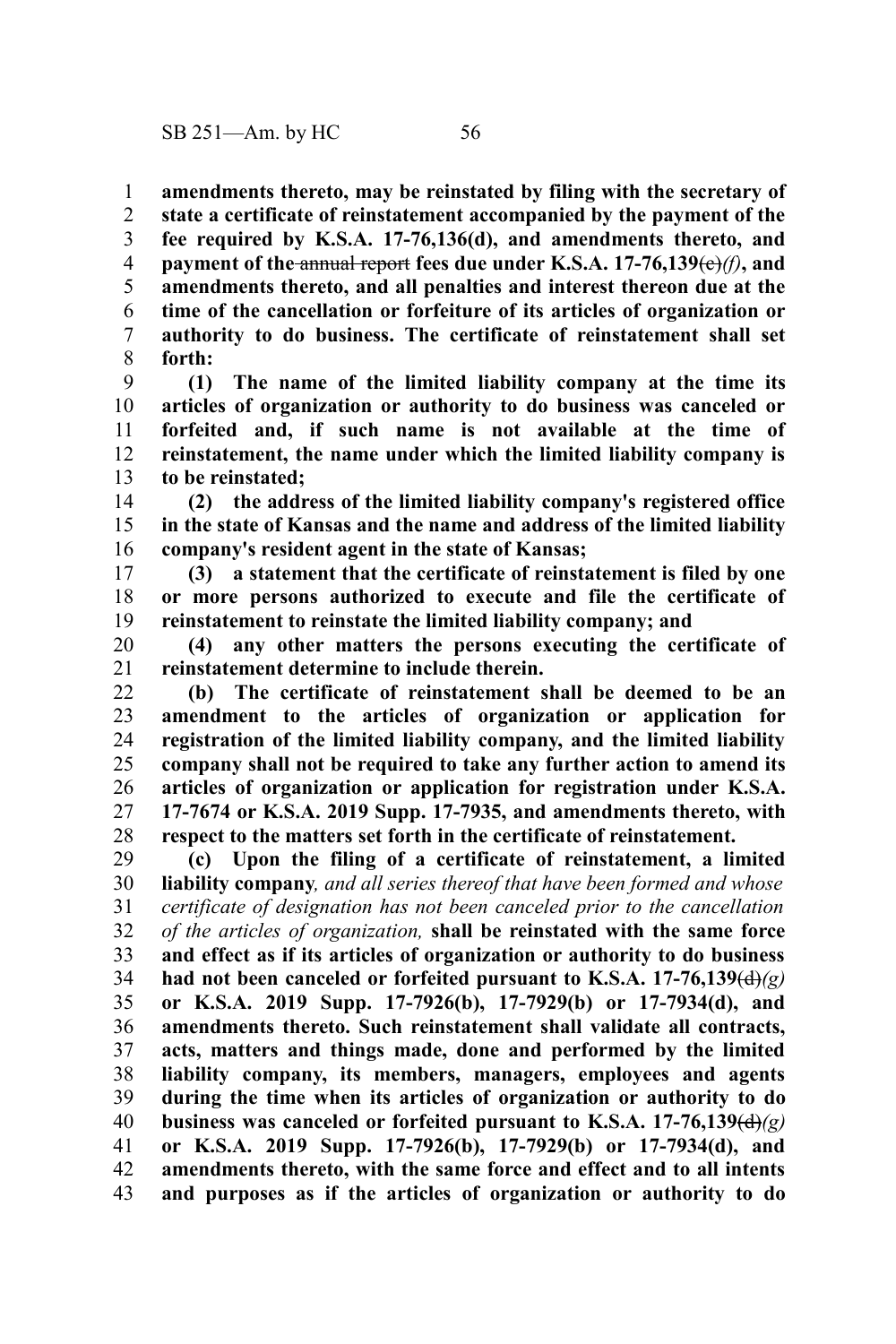**amendments thereto, may be reinstated by filing with the secretary of state a certificate of reinstatement accompanied by the payment of the fee required by K.S.A. 17-76,136(d), and amendments thereto, and payment of the ~~annual report~~ fees due under K.S.A. 17-76,139~~(e)~~*(f)*, and amendments thereto, and all penalties and interest thereon due at the time of the cancellation or forfeiture of its articles of organization or authority to do business. The certificate of reinstatement shall set forth:**

**(1) The name of the limited liability company at the time its articles of organization or authority to do business was canceled or forfeited and, if such name is not available at the time of reinstatement, the name under which the limited liability company is to be reinstated;**

**(2) the address of the limited liability company's registered office in the state of Kansas and the name and address of the limited liability company's resident agent in the state of Kansas;**

**(3) a statement that the certificate of reinstatement is filed by one or more persons authorized to execute and file the certificate of reinstatement to reinstate the limited liability company; and**

**(4) any other matters the persons executing the certificate of reinstatement determine to include therein.**

**(b) The certificate of reinstatement shall be deemed to be an amendment to the articles of organization or application for registration of the limited liability company, and the limited liability company shall not be required to take any further action to amend its articles of organization or application for registration under K.S.A. 17-7674 or K.S.A. 2019 Supp. 17-7935, and amendments thereto, with respect to the matters set forth in the certificate of reinstatement.**

**(c) Upon the filing of a certificate of reinstatement, a limited liability company***, and all series thereof that have been formed and whose certificate of designation has not been canceled prior to the cancellation of the articles of organization,* **shall be reinstated with the same force and effect as if its articles of organization or authority to do business had not been canceled or forfeited pursuant to K.S.A. 17-76,139~~(d)~~*(g)* or K.S.A. 2019 Supp. 17-7926(b), 17-7929(b) or 17-7934(d), and amendments thereto. Such reinstatement shall validate all contracts, acts, matters and things made, done and performed by the limited liability company, its members, managers, employees and agents during the time when its articles of organization or authority to do business was canceled or forfeited pursuant to K.S.A. 17-76,139~~(d)~~*(g)* or K.S.A. 2019 Supp. 17-7926(b), 17-7929(b) or 17-7934(d), and amendments thereto, with the same force and effect and to all intents and purposes as if the articles of organization or authority to do**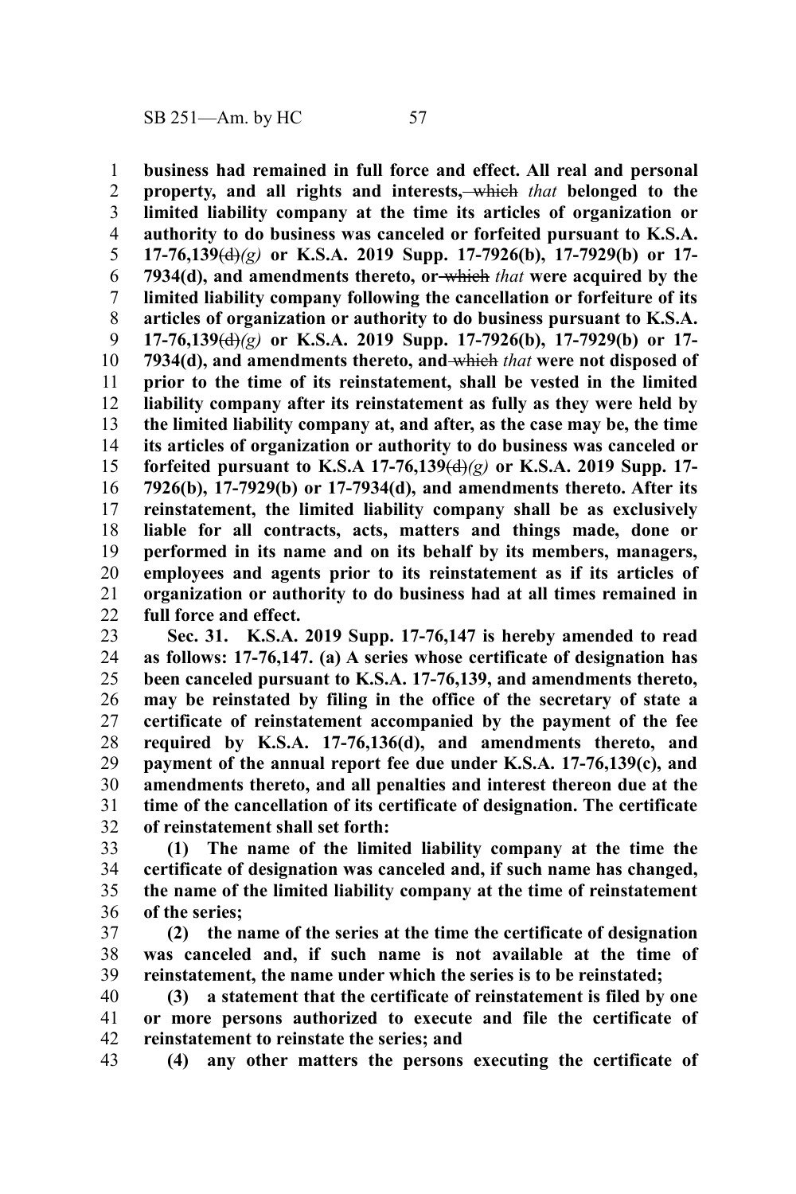**business had remained in full force and effect. All real and personal property, and all rights and interests,** ~~which~~ *that* **belonged to the limited liability company at the time its articles of organization or authority to do business was canceled or forfeited pursuant to K.S.A. 17-76,139**~~(d)~~*(g)* **or K.S.A. 2019 Supp. 17-7926(b), 17-7929(b) or 17-7934(d), and amendments thereto, or** ~~which~~ *that* **were acquired by the limited liability company following the cancellation or forfeiture of its articles of organization or authority to do business pursuant to K.S.A. 17-76,139**~~(d)~~*(g)* **or K.S.A. 2019 Supp. 17-7926(b), 17-7929(b) or 17-7934(d), and amendments thereto, and** ~~which~~ *that* **were not disposed of prior to the time of its reinstatement, shall be vested in the limited liability company after its reinstatement as fully as they were held by the limited liability company at, and after, as the case may be, the time its articles of organization or authority to do business was canceled or forfeited pursuant to K.S.A 17-76,139**~~(d)~~*(g)* **or K.S.A. 2019 Supp. 17-7926(b), 17-7929(b) or 17-7934(d), and amendments thereto. After its reinstatement, the limited liability company shall be as exclusively liable for all contracts, acts, matters and things made, done or performed in its name and on its behalf by its members, managers, employees and agents prior to its reinstatement as if its articles of organization or authority to do business had at all times remained in full force and effect.**

**Sec. 31. K.S.A. 2019 Supp. 17-76,147 is hereby amended to read as follows: 17-76,147. (a) A series whose certificate of designation has been canceled pursuant to K.S.A. 17-76,139, and amendments thereto, may be reinstated by filing in the office of the secretary of state a certificate of reinstatement accompanied by the payment of the fee required by K.S.A. 17-76,136(d), and amendments thereto, and payment of the annual report fee due under K.S.A. 17-76,139(c), and amendments thereto, and all penalties and interest thereon due at the time of the cancellation of its certificate of designation. The certificate of reinstatement shall set forth:**

**(1) The name of the limited liability company at the time the certificate of designation was canceled and, if such name has changed, the name of the limited liability company at the time of reinstatement of the series;**

**(2) the name of the series at the time the certificate of designation was canceled and, if such name is not available at the time of reinstatement, the name under which the series is to be reinstated;**

**(3) a statement that the certificate of reinstatement is filed by one or more persons authorized to execute and file the certificate of reinstatement to reinstate the series; and**

**(4) any other matters the persons executing the certificate of**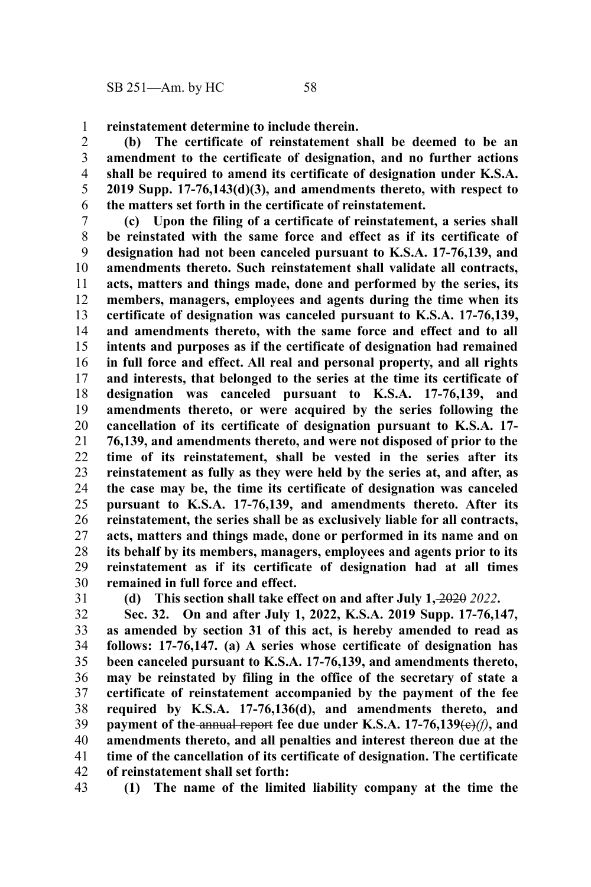**reinstatement determine to include therein.**

**(b) The certificate of reinstatement shall be deemed to be an amendment to the certificate of designation, and no further actions shall be required to amend its certificate of designation under K.S.A. 2019 Supp. 17-76,143(d)(3), and amendments thereto, with respect to the matters set forth in the certificate of reinstatement.**

**(c) Upon the filing of a certificate of reinstatement, a series shall be reinstated with the same force and effect as if its certificate of designation had not been canceled pursuant to K.S.A. 17-76,139, and amendments thereto. Such reinstatement shall validate all contracts, acts, matters and things made, done and performed by the series, its members, managers, employees and agents during the time when its certificate of designation was canceled pursuant to K.S.A. 17-76,139, and amendments thereto, with the same force and effect and to all intents and purposes as if the certificate of designation had remained in full force and effect. All real and personal property, and all rights and interests, that belonged to the series at the time its certificate of designation was canceled pursuant to K.S.A. 17-76,139, and amendments thereto, or were acquired by the series following the cancellation of its certificate of designation pursuant to K.S.A. 17-76,139, and amendments thereto, and were not disposed of prior to the time of its reinstatement, shall be vested in the series after its reinstatement as fully as they were held by the series at, and after, as the case may be, the time its certificate of designation was canceled pursuant to K.S.A. 17-76,139, and amendments thereto. After its reinstatement, the series shall be as exclusively liable for all contracts, acts, matters and things made, done or performed in its name and on its behalf by its members, managers, employees and agents prior to its reinstatement as if its certificate of designation had at all times remained in full force and effect.**

**(d) This section shall take effect on and after July 1,** ~~2020~~ ***2022*.**

**Sec. 32. On and after July 1, 2022, K.S.A. 2019 Supp. 17-76,147, as amended by section 31 of this act, is hereby amended to read as follows: 17-76,147. (a) A series whose certificate of designation has been canceled pursuant to K.S.A. 17-76,139, and amendments thereto, may be reinstated by filing in the office of the secretary of state a certificate of reinstatement accompanied by the payment of the fee required by K.S.A. 17-76,136(d), and amendments thereto, and payment of the** ~~annual report~~ **fee due under K.S.A. 17-76,139**~~(c)~~***(f)*****, and amendments thereto, and all penalties and interest thereon due at the time of the cancellation of its certificate of designation. The certificate of reinstatement shall set forth:**

**(1) The name of the limited liability company at the time the**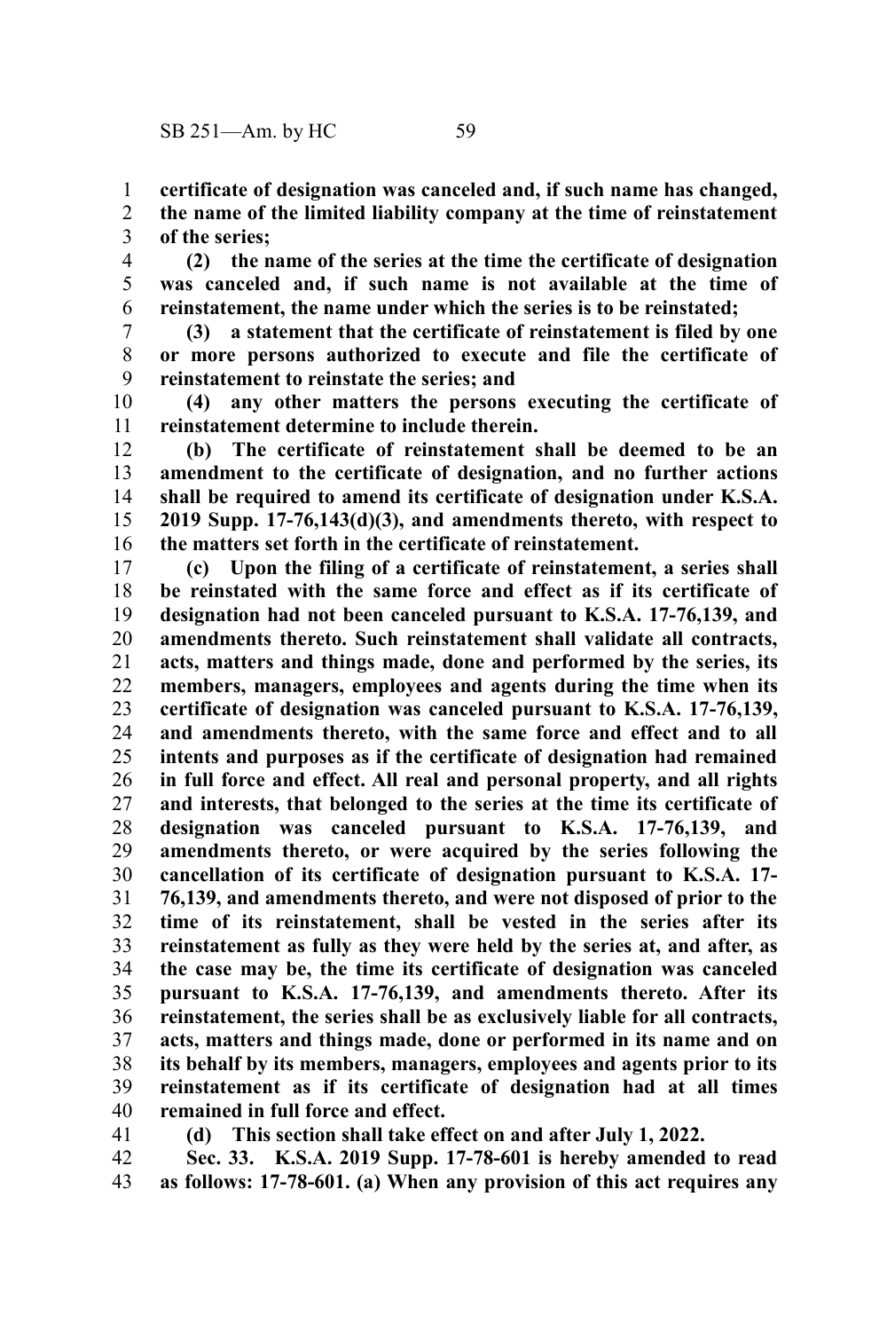**certificate of designation was canceled and, if such name has changed, the name of the limited liability company at the time of reinstatement of the series;**

**(2) the name of the series at the time the certificate of designation was canceled and, if such name is not available at the time of reinstatement, the name under which the series is to be reinstated;**

**(3) a statement that the certificate of reinstatement is filed by one or more persons authorized to execute and file the certificate of reinstatement to reinstate the series; and**

**(4) any other matters the persons executing the certificate of reinstatement determine to include therein.**

**(b) The certificate of reinstatement shall be deemed to be an amendment to the certificate of designation, and no further actions shall be required to amend its certificate of designation under K.S.A. 2019 Supp. 17-76,143(d)(3), and amendments thereto, with respect to the matters set forth in the certificate of reinstatement.**

**(c) Upon the filing of a certificate of reinstatement, a series shall be reinstated with the same force and effect as if its certificate of designation had not been canceled pursuant to K.S.A. 17-76,139, and amendments thereto. Such reinstatement shall validate all contracts, acts, matters and things made, done and performed by the series, its members, managers, employees and agents during the time when its certificate of designation was canceled pursuant to K.S.A. 17-76,139, and amendments thereto, with the same force and effect and to all intents and purposes as if the certificate of designation had remained in full force and effect. All real and personal property, and all rights and interests, that belonged to the series at the time its certificate of designation was canceled pursuant to K.S.A. 17-76,139, and amendments thereto, or were acquired by the series following the cancellation of its certificate of designation pursuant to K.S.A. 17-76,139, and amendments thereto, and were not disposed of prior to the time of its reinstatement, shall be vested in the series after its reinstatement as fully as they were held by the series at, and after, as the case may be, the time its certificate of designation was canceled pursuant to K.S.A. 17-76,139, and amendments thereto. After its reinstatement, the series shall be as exclusively liable for all contracts, acts, matters and things made, done or performed in its name and on its behalf by its members, managers, employees and agents prior to its reinstatement as if its certificate of designation had at all times remained in full force and effect.**

**(d) This section shall take effect on and after July 1, 2022.**

**Sec. 33. K.S.A. 2019 Supp. 17-78-601 is hereby amended to read as follows: 17-78-601. (a) When any provision of this act requires any**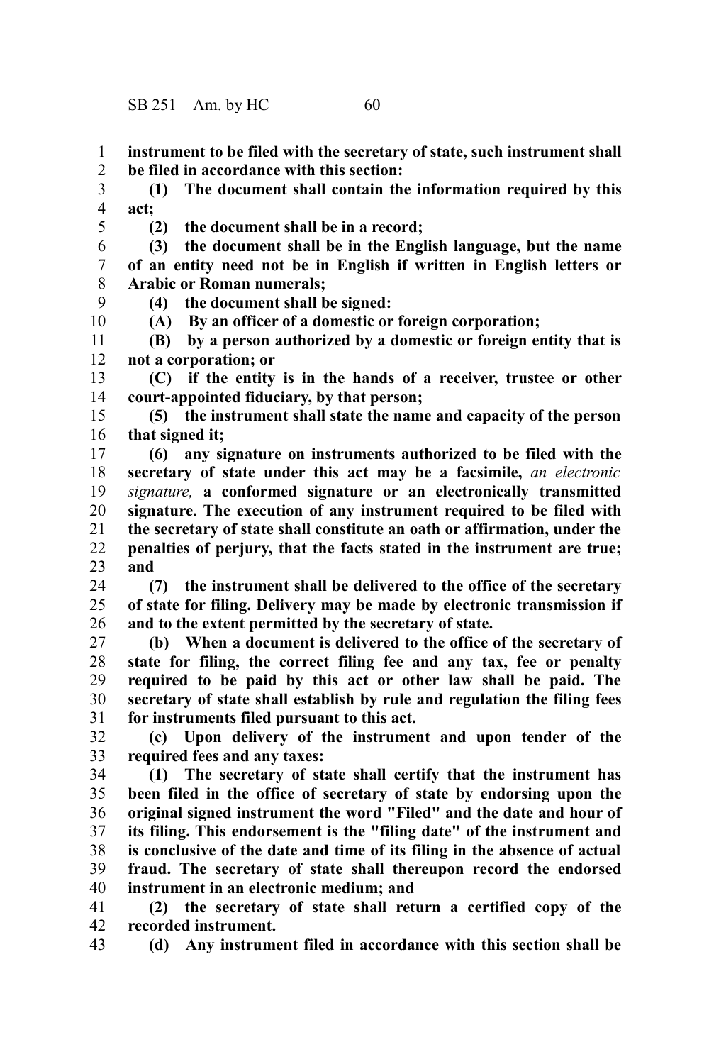**instrument to be filed with the secretary of state, such instrument shall be filed in accordance with this section:**

**(1) The document shall contain the information required by this act;**

**(2) the document shall be in a record;**

**(3) the document shall be in the English language, but the name of an entity need not be in English if written in English letters or Arabic or Roman numerals;**

**(4) the document shall be signed:**

**(A) By an officer of a domestic or foreign corporation;**

**(B) by a person authorized by a domestic or foreign entity that is not a corporation; or**

**(C) if the entity is in the hands of a receiver, trustee or other court-appointed fiduciary, by that person;**

**(5) the instrument shall state the name and capacity of the person that signed it;**

**(6) any signature on instruments authorized to be filed with the secretary of state under this act may be a facsimile,** *an electronic signature,* **a conformed signature or an electronically transmitted signature. The execution of any instrument required to be filed with the secretary of state shall constitute an oath or affirmation, under the penalties of perjury, that the facts stated in the instrument are true; and**

**(7) the instrument shall be delivered to the office of the secretary of state for filing. Delivery may be made by electronic transmission if and to the extent permitted by the secretary of state.**

**(b) When a document is delivered to the office of the secretary of state for filing, the correct filing fee and any tax, fee or penalty required to be paid by this act or other law shall be paid. The secretary of state shall establish by rule and regulation the filing fees for instruments filed pursuant to this act.**

**(c) Upon delivery of the instrument and upon tender of the required fees and any taxes:**

**(1) The secretary of state shall certify that the instrument has been filed in the office of secretary of state by endorsing upon the original signed instrument the word "Filed" and the date and hour of its filing. This endorsement is the "filing date" of the instrument and is conclusive of the date and time of its filing in the absence of actual fraud. The secretary of state shall thereupon record the endorsed instrument in an electronic medium; and**

**(2) the secretary of state shall return a certified copy of the recorded instrument.**

**(d) Any instrument filed in accordance with this section shall be**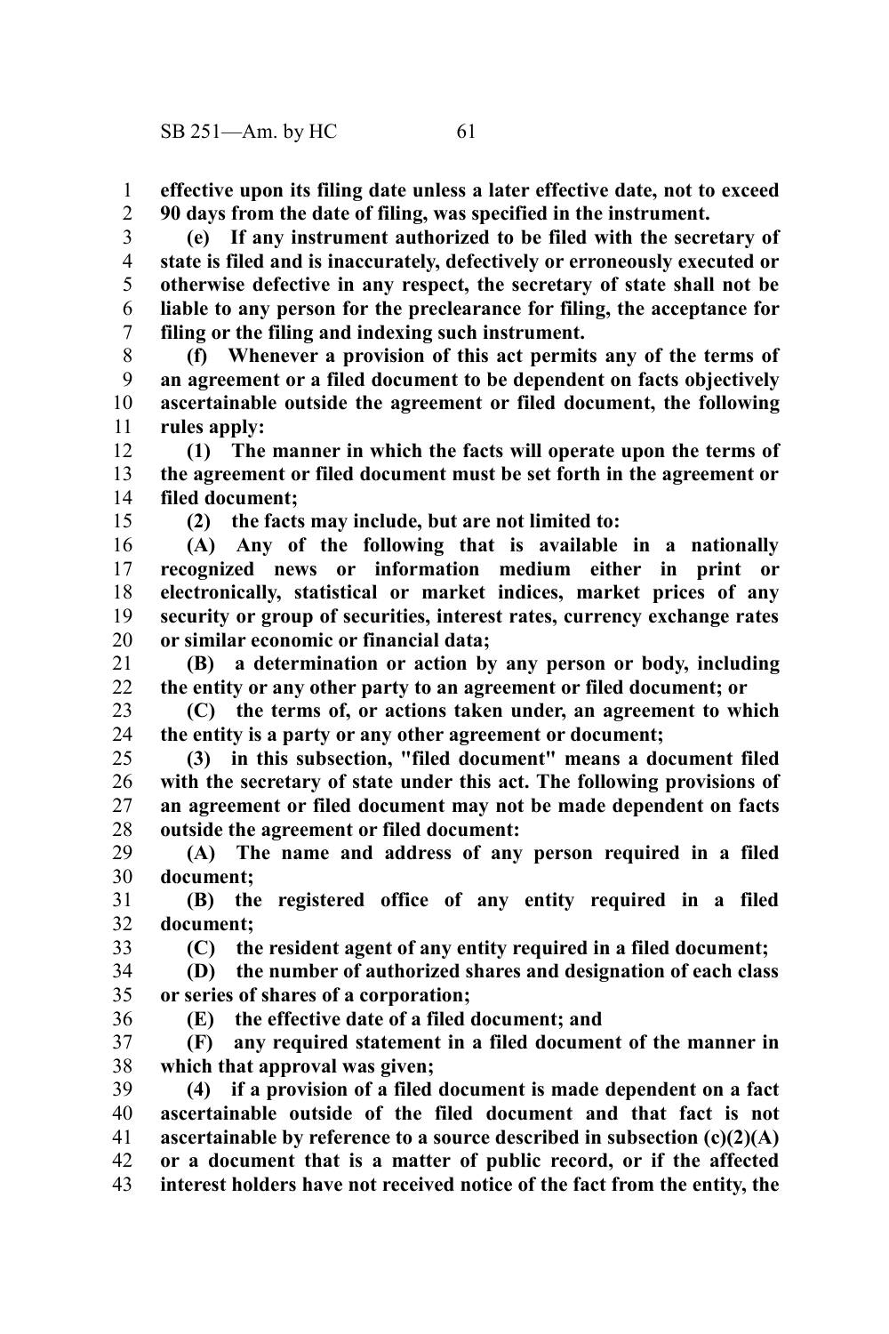**effective upon its filing date unless a later effective date, not to exceed 90 days from the date of filing, was specified in the instrument.**

**(e) If any instrument authorized to be filed with the secretary of state is filed and is inaccurately, defectively or erroneously executed or otherwise defective in any respect, the secretary of state shall not be liable to any person for the preclearance for filing, the acceptance for filing or the filing and indexing such instrument.**

**(f) Whenever a provision of this act permits any of the terms of an agreement or a filed document to be dependent on facts objectively ascertainable outside the agreement or filed document, the following rules apply:**

**(1) The manner in which the facts will operate upon the terms of the agreement or filed document must be set forth in the agreement or filed document;**

**(2) the facts may include, but are not limited to:**

**(A) Any of the following that is available in a nationally recognized news or information medium either in print or electronically, statistical or market indices, market prices of any security or group of securities, interest rates, currency exchange rates or similar economic or financial data;**

**(B) a determination or action by any person or body, including the entity or any other party to an agreement or filed document; or**

**(C) the terms of, or actions taken under, an agreement to which the entity is a party or any other agreement or document;**

**(3) in this subsection, "filed document" means a document filed with the secretary of state under this act. The following provisions of an agreement or filed document may not be made dependent on facts outside the agreement or filed document:**

**(A) The name and address of any person required in a filed document;**

**(B) the registered office of any entity required in a filed document;**

**(C) the resident agent of any entity required in a filed document;**

**(D) the number of authorized shares and designation of each class or series of shares of a corporation;**

**(E) the effective date of a filed document; and**

**(F) any required statement in a filed document of the manner in which that approval was given;**

**(4) if a provision of a filed document is made dependent on a fact ascertainable outside of the filed document and that fact is not ascertainable by reference to a source described in subsection (c)(2)(A) or a document that is a matter of public record, or if the affected interest holders have not received notice of the fact from the entity, the**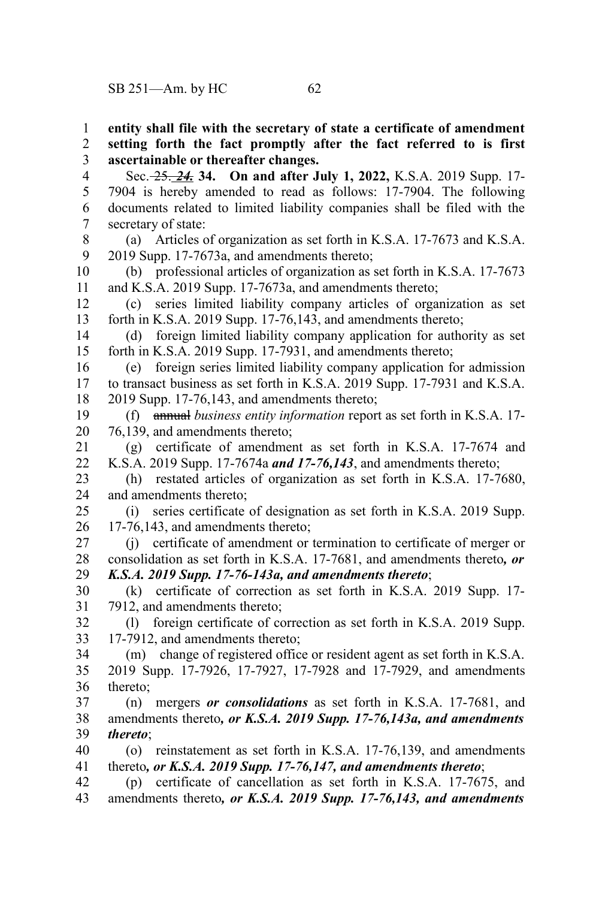**entity shall file with the secretary of state a certificate of amendment setting forth the fact promptly after the fact referred to is first ascertainable or thereafter changes.**

Sec. ~~25.~~ ***24.*** **34. On and after July 1, 2022,** K.S.A. 2019 Supp. 17-7904 is hereby amended to read as follows: 17-7904. The following documents related to limited liability companies shall be filed with the secretary of state:

(a) Articles of organization as set forth in K.S.A. 17-7673 and K.S.A. 2019 Supp. 17-7673a, and amendments thereto;

(b) professional articles of organization as set forth in K.S.A. 17-7673 and K.S.A. 2019 Supp. 17-7673a, and amendments thereto;

(c) series limited liability company articles of organization as set forth in K.S.A. 2019 Supp. 17-76,143, and amendments thereto;

(d) foreign limited liability company application for authority as set forth in K.S.A. 2019 Supp. 17-7931, and amendments thereto;

(e) foreign series limited liability company application for admission to transact business as set forth in K.S.A. 2019 Supp. 17-7931 and K.S.A. 2019 Supp. 17-76,143, and amendments thereto;

(f) ~~annual~~ *business entity information* report as set forth in K.S.A. 17-76,139, and amendments thereto;

(g) certificate of amendment as set forth in K.S.A. 17-7674 and K.S.A. 2019 Supp. 17-7674a ***and 17-76,143***, and amendments thereto;

(h) restated articles of organization as set forth in K.S.A. 17-7680, and amendments thereto;

(i) series certificate of designation as set forth in K.S.A. 2019 Supp. 17-76,143, and amendments thereto;

(j) certificate of amendment or termination to certificate of merger or consolidation as set forth in K.S.A. 17-7681, and amendments thereto***, or K.S.A. 2019 Supp. 17-76-143a, and amendments thereto***;

(k) certificate of correction as set forth in K.S.A. 2019 Supp. 17-7912, and amendments thereto;

(l) foreign certificate of correction as set forth in K.S.A. 2019 Supp. 17-7912, and amendments thereto;

(m) change of registered office or resident agent as set forth in K.S.A. 2019 Supp. 17-7926, 17-7927, 17-7928 and 17-7929, and amendments thereto;

(n) mergers ***or consolidations*** as set forth in K.S.A. 17-7681, and amendments thereto***, or K.S.A. 2019 Supp. 17-76,143a, and amendments thereto***;

(o) reinstatement as set forth in K.S.A. 17-76,139, and amendments thereto***, or K.S.A. 2019 Supp. 17-76,147, and amendments thereto***;

(p) certificate of cancellation as set forth in K.S.A. 17-7675, and amendments thereto***, or K.S.A. 2019 Supp. 17-76,143, and amendments***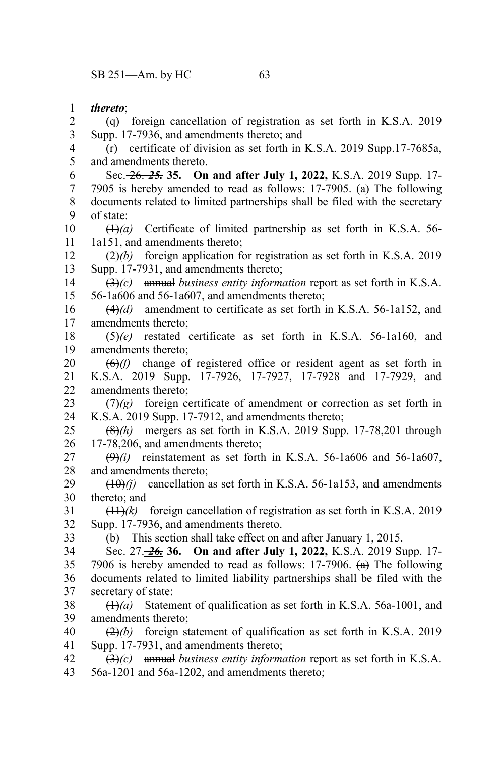***thereto***;

(q) foreign cancellation of registration as set forth in K.S.A. 2019 Supp. 17-7936, and amendments thereto; and

(r) certificate of division as set forth in K.S.A. 2019 Supp.17-7685a, and amendments thereto.

Sec. ~~26.~~ ***~~25.~~*** **35. On and after July 1, 2022,** K.S.A. 2019 Supp. 17-7905 is hereby amended to read as follows: 17-7905. ~~(a)~~ The following documents related to limited partnerships shall be filed with the secretary of state:

~~(1)~~*(a)* Certificate of limited partnership as set forth in K.S.A. 56-1a151, and amendments thereto;

~~(2)~~*(b)* foreign application for registration as set forth in K.S.A. 2019 Supp. 17-7931, and amendments thereto;

~~(3)~~*(c)* ~~annual~~ *business entity information* report as set forth in K.S.A. 56-1a606 and 56-1a607, and amendments thereto;

~~(4)~~*(d)* amendment to certificate as set forth in K.S.A. 56-1a152, and amendments thereto;

~~(5)~~*(e)* restated certificate as set forth in K.S.A. 56-1a160, and amendments thereto;

~~(6)~~*(f)* change of registered office or resident agent as set forth in K.S.A. 2019 Supp. 17-7926, 17-7927, 17-7928 and 17-7929, and amendments thereto;

~~(7)~~*(g)* foreign certificate of amendment or correction as set forth in K.S.A. 2019 Supp. 17-7912, and amendments thereto;

~~(8)~~*(h)* mergers as set forth in K.S.A. 2019 Supp. 17-78,201 through 17-78,206, and amendments thereto;

~~(9)~~*(i)* reinstatement as set forth in K.S.A. 56-1a606 and 56-1a607, and amendments thereto;

~~(10)~~*(j)* cancellation as set forth in K.S.A. 56-1a153, and amendments thereto; and

~~(11)~~*(k)* foreign cancellation of registration as set forth in K.S.A. 2019 Supp. 17-7936, and amendments thereto.

~~(b) This section shall take effect on and after January 1, 2015.~~

Sec. ~~27.~~ ***~~26.~~*** **36. On and after July 1, 2022,** K.S.A. 2019 Supp. 17-7906 is hereby amended to read as follows: 17-7906. ~~(a)~~ The following documents related to limited liability partnerships shall be filed with the secretary of state:

~~(1)~~*(a)* Statement of qualification as set forth in K.S.A. 56a-1001, and amendments thereto;

~~(2)~~*(b)* foreign statement of qualification as set forth in K.S.A. 2019 Supp. 17-7931, and amendments thereto;

~~(3)~~*(c)* ~~annual~~ *business entity information* report as set forth in K.S.A. 56a-1201 and 56a-1202, and amendments thereto;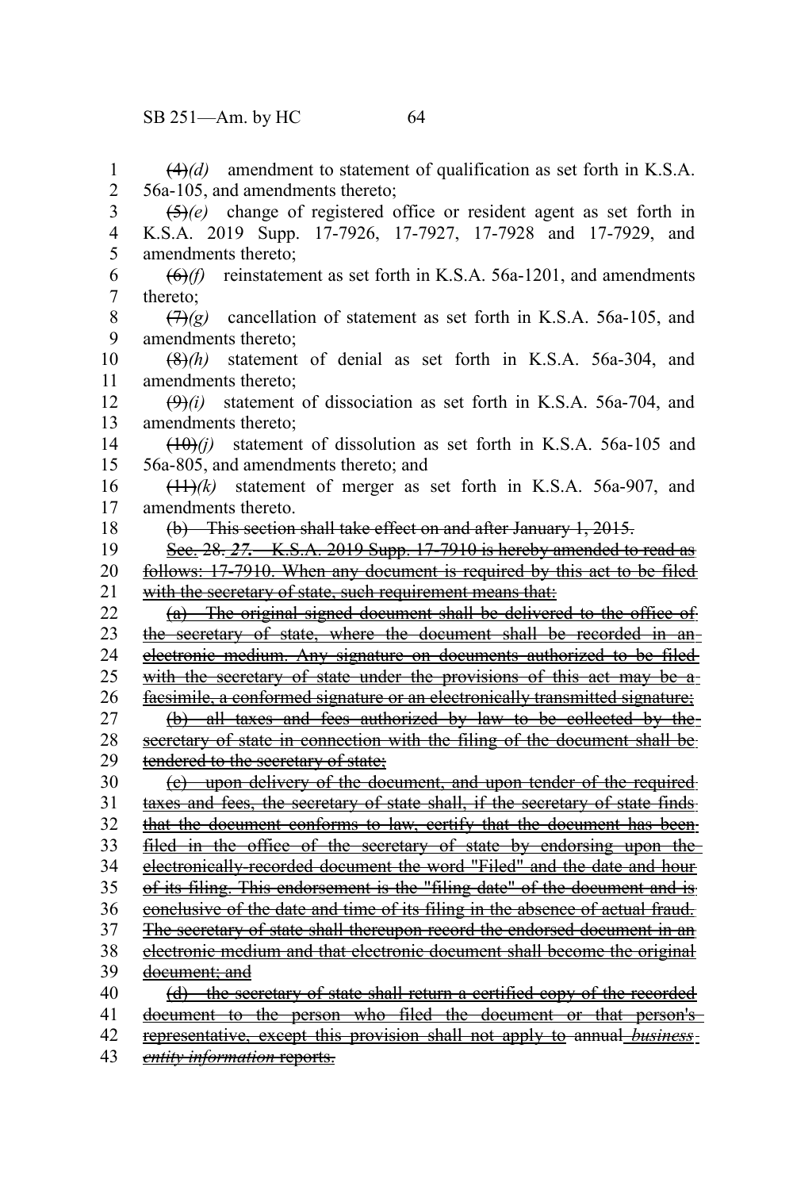~~(4)~~*(d)* amendment to statement of qualification as set forth in K.S.A. 56a-105, and amendments thereto;

~~(5)~~*(e)* change of registered office or resident agent as set forth in K.S.A. 2019 Supp. 17-7926, 17-7927, 17-7928 and 17-7929, and amendments thereto;

~~(6)~~*(f)* reinstatement as set forth in K.S.A. 56a-1201, and amendments thereto;

~~(7)~~*(g)* cancellation of statement as set forth in K.S.A. 56a-105, and amendments thereto;

~~(8)~~*(h)* statement of denial as set forth in K.S.A. 56a-304, and amendments thereto;

~~(9)~~*(i)* statement of dissociation as set forth in K.S.A. 56a-704, and amendments thereto;

~~(10)~~*(j)* statement of dissolution as set forth in K.S.A. 56a-105 and 56a-805, and amendments thereto; and

~~(11)~~*(k)* statement of merger as set forth in K.S.A. 56a-907, and amendments thereto.

~~(b) This section shall take effect on and after January 1, 2015.~~

~~Sec. 28. *27.* K.S.A. 2019 Supp. 17-7910 is hereby amended to read as follows: 17-7910. When any document is required by this act to be filed with the secretary of state, such requirement means that:~~

~~(a) The original signed document shall be delivered to the office of the secretary of state, where the document shall be recorded in an electronic medium. Any signature on documents authorized to be filed with the secretary of state under the provisions of this act may be a facsimile, a conformed signature or an electronically transmitted signature;~~

~~(b) all taxes and fees authorized by law to be collected by the secretary of state in connection with the filing of the document shall be tendered to the secretary of state;~~

~~(c) upon delivery of the document, and upon tender of the required taxes and fees, the secretary of state shall, if the secretary of state finds that the document conforms to law, certify that the document has been filed in the office of the secretary of state by endorsing upon the electronically-recorded document the word "Filed" and the date and hour of its filing. This endorsement is the "filing date" of the document and is conclusive of the date and time of its filing in the absence of actual fraud. The secretary of state shall thereupon record the endorsed document in an electronic medium and that electronic document shall become the original document; and~~

~~(d) the secretary of state shall return a certified copy of the recorded document to the person who filed the document or that person's representative, except this provision shall not apply to annual *business entity information* reports.~~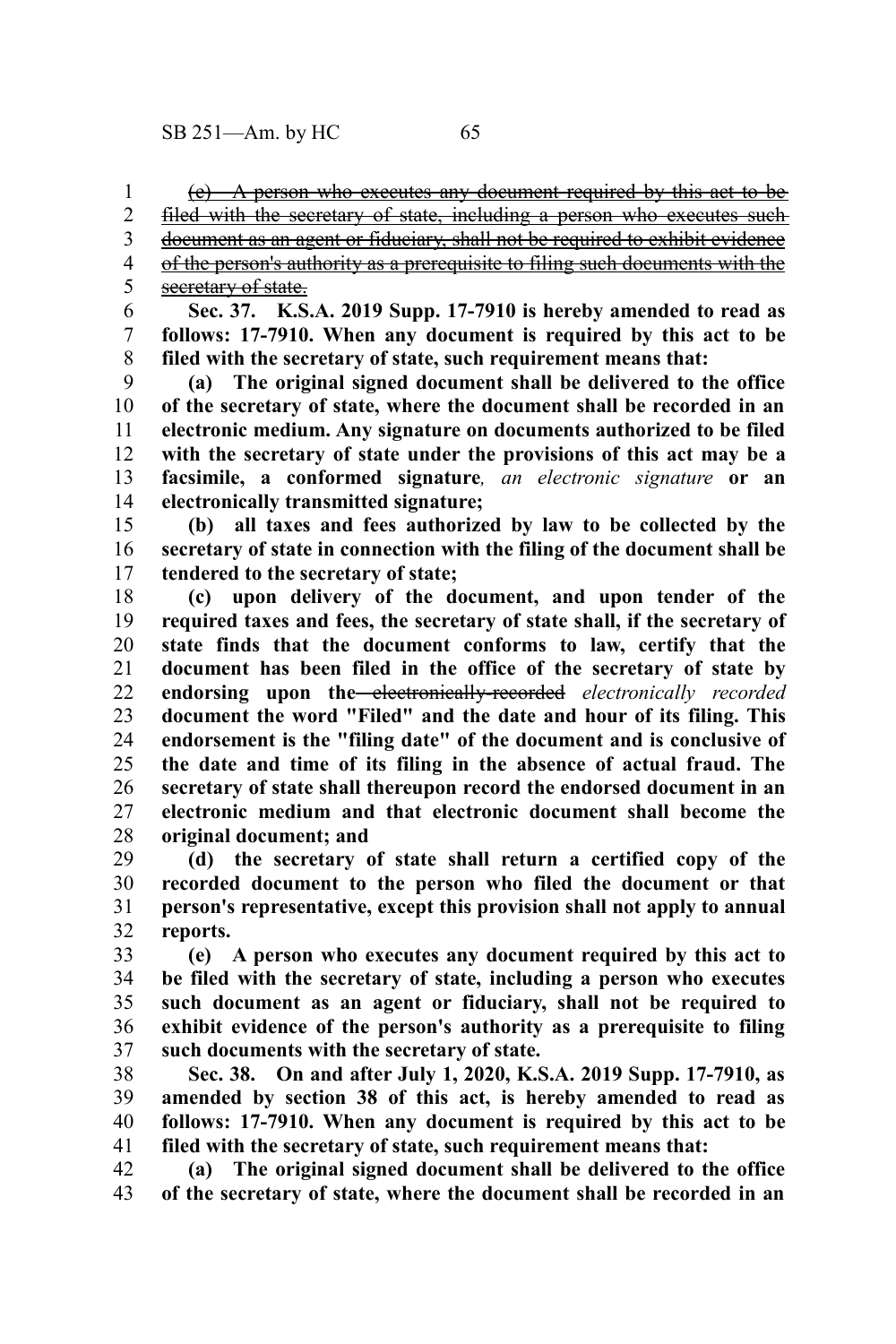~~(e) A person who executes any document required by this act to be filed with the secretary of state, including a person who executes such document as an agent or fiduciary, shall not be required to exhibit evidence of the person's authority as a prerequisite to filing such documents with the secretary of state.~~

**Sec. 37. K.S.A. 2019 Supp. 17-7910 is hereby amended to read as follows: 17-7910. When any document is required by this act to be filed with the secretary of state, such requirement means that:**

**(a) The original signed document shall be delivered to the office of the secretary of state, where the document shall be recorded in an electronic medium. Any signature on documents authorized to be filed with the secretary of state under the provisions of this act may be a facsimile, a conformed signature***, an electronic signature* **or an electronically transmitted signature;**

**(b) all taxes and fees authorized by law to be collected by the secretary of state in connection with the filing of the document shall be tendered to the secretary of state;**

**(c) upon delivery of the document, and upon tender of the required taxes and fees, the secretary of state shall, if the secretary of state finds that the document conforms to law, certify that the document has been filed in the office of the secretary of state by endorsing upon the** ~~electronically-recorded~~ *electronically recorded* **document the word "Filed" and the date and hour of its filing. This endorsement is the "filing date" of the document and is conclusive of the date and time of its filing in the absence of actual fraud. The secretary of state shall thereupon record the endorsed document in an electronic medium and that electronic document shall become the original document; and**

**(d) the secretary of state shall return a certified copy of the recorded document to the person who filed the document or that person's representative, except this provision shall not apply to annual reports.**

**(e) A person who executes any document required by this act to be filed with the secretary of state, including a person who executes such document as an agent or fiduciary, shall not be required to exhibit evidence of the person's authority as a prerequisite to filing such documents with the secretary of state.**

**Sec. 38. On and after July 1, 2020, K.S.A. 2019 Supp. 17-7910, as amended by section 38 of this act, is hereby amended to read as follows: 17-7910. When any document is required by this act to be filed with the secretary of state, such requirement means that:**

**(a) The original signed document shall be delivered to the office of the secretary of state, where the document shall be recorded in an**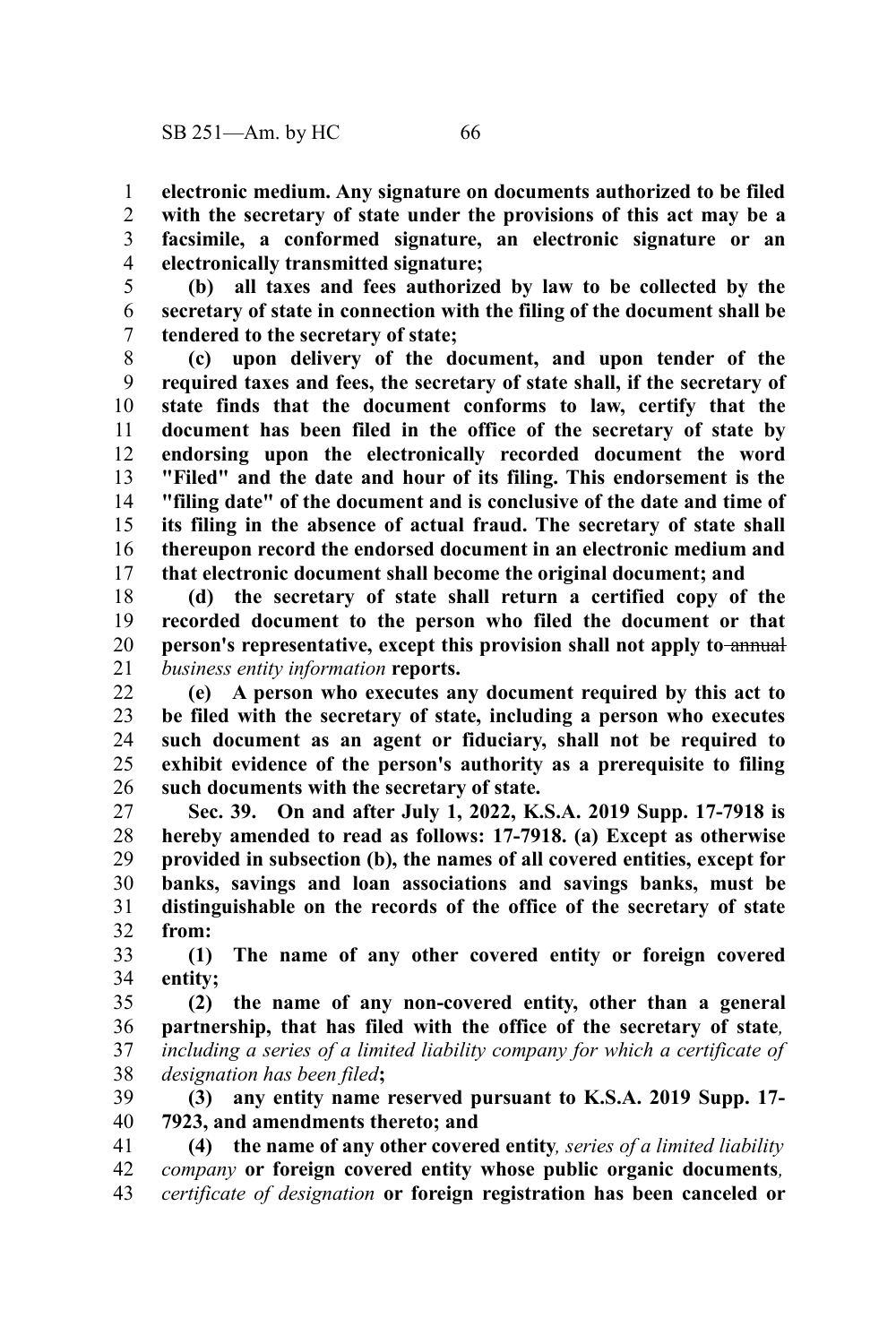**electronic medium. Any signature on documents authorized to be filed with the secretary of state under the provisions of this act may be a facsimile, a conformed signature, an electronic signature or an electronically transmitted signature;**

**(b) all taxes and fees authorized by law to be collected by the secretary of state in connection with the filing of the document shall be tendered to the secretary of state;**

**(c) upon delivery of the document, and upon tender of the required taxes and fees, the secretary of state shall, if the secretary of state finds that the document conforms to law, certify that the document has been filed in the office of the secretary of state by endorsing upon the electronically recorded document the word "Filed" and the date and hour of its filing. This endorsement is the "filing date" of the document and is conclusive of the date and time of its filing in the absence of actual fraud. The secretary of state shall thereupon record the endorsed document in an electronic medium and that electronic document shall become the original document; and**

**(d) the secretary of state shall return a certified copy of the recorded document to the person who filed the document or that person's representative, except this provision shall not apply to** ~~annual~~ *business entity information* **reports.**

**(e) A person who executes any document required by this act to be filed with the secretary of state, including a person who executes such document as an agent or fiduciary, shall not be required to exhibit evidence of the person's authority as a prerequisite to filing such documents with the secretary of state.**

**Sec. 39. On and after July 1, 2022, K.S.A. 2019 Supp. 17-7918 is hereby amended to read as follows: 17-7918. (a) Except as otherwise provided in subsection (b), the names of all covered entities, except for banks, savings and loan associations and savings banks, must be distinguishable on the records of the office of the secretary of state from:**

**(1) The name of any other covered entity or foreign covered entity;**

**(2) the name of any non-covered entity, other than a general partnership, that has filed with the office of the secretary of state***, including a series of a limited liability company for which a certificate of designation has been filed***;**

**(3) any entity name reserved pursuant to K.S.A. 2019 Supp. 17-7923, and amendments thereto; and**

**(4) the name of any other covered entity***, series of a limited liability company* **or foreign covered entity whose public organic documents***, certificate of designation* **or foreign registration has been canceled or**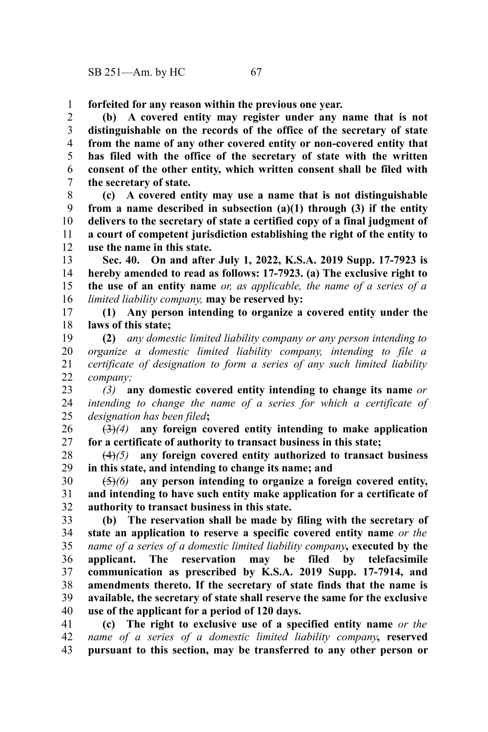**forfeited for any reason within the previous one year.**

**(b) A covered entity may register under any name that is not distinguishable on the records of the office of the secretary of state from the name of any other covered entity or non-covered entity that has filed with the office of the secretary of state with the written consent of the other entity, which written consent shall be filed with the secretary of state.**

**(c) A covered entity may use a name that is not distinguishable from a name described in subsection (a)(1) through (3) if the entity delivers to the secretary of state a certified copy of a final judgment of a court of competent jurisdiction establishing the right of the entity to use the name in this state.**

**Sec. 40. On and after July 1, 2022, K.S.A. 2019 Supp. 17-7923 is hereby amended to read as follows: 17-7923. (a) The exclusive right to the use of an entity name** *or, as applicable, the name of a series of a limited liability company,* **may be reserved by:**

**(1) Any person intending to organize a covered entity under the laws of this state;**

**(2)** *any domestic limited liability company or any person intending to organize a domestic limited liability company, intending to file a certificate of designation to form a series of any such limited liability company;*

*(3)* **any domestic covered entity intending to change its name** *or intending to change the name of a series for which a certificate of designation has been filed***;**

~~(3)~~*(4)* **any foreign covered entity intending to make application for a certificate of authority to transact business in this state;**

~~(4)~~*(5)* **any foreign covered entity authorized to transact business in this state, and intending to change its name; and**

~~(5)~~*(6)* **any person intending to organize a foreign covered entity, and intending to have such entity make application for a certificate of authority to transact business in this state.**

**(b) The reservation shall be made by filing with the secretary of state an application to reserve a specific covered entity name** *or the name of a series of a domestic limited liability company***, executed by the applicant. The reservation may be filed by telefacsimile communication as prescribed by K.S.A. 2019 Supp. 17-7914, and amendments thereto. If the secretary of state finds that the name is available, the secretary of state shall reserve the same for the exclusive use of the applicant for a period of 120 days.**

**(c) The right to exclusive use of a specified entity name** *or the name of a series of a domestic limited liability company***, reserved pursuant to this section, may be transferred to any other person or**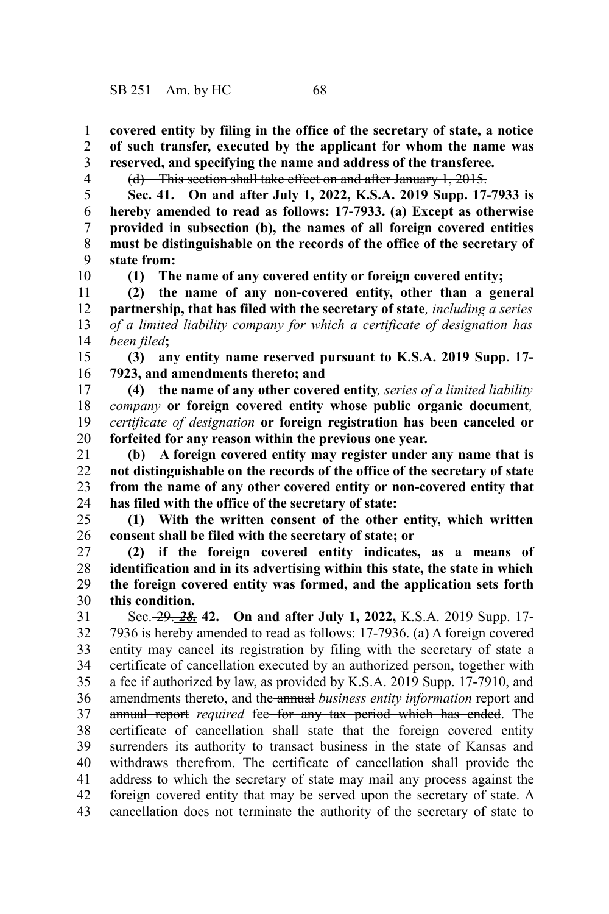**covered entity by filing in the office of the secretary of state, a notice of such transfer, executed by the applicant for whom the name was reserved, and specifying the name and address of the transferee.**

~~(d) This section shall take effect on and after January 1, 2015.~~

**Sec. 41. On and after July 1, 2022, K.S.A. 2019 Supp. 17-7933 is hereby amended to read as follows: 17-7933. (a) Except as otherwise provided in subsection (b), the names of all foreign covered entities must be distinguishable on the records of the office of the secretary of state from:**

**(1) The name of any covered entity or foreign covered entity;**

**(2) the name of any non-covered entity, other than a general partnership, that has filed with the secretary of state***, including a series of a limited liability company for which a certificate of designation has been filed***;**

**(3) any entity name reserved pursuant to K.S.A. 2019 Supp. 17-7923, and amendments thereto; and**

**(4) the name of any other covered entity***, series of a limited liability company* **or foreign covered entity whose public organic document***, certificate of designation* **or foreign registration has been canceled or forfeited for any reason within the previous one year.**

**(b) A foreign covered entity may register under any name that is not distinguishable on the records of the office of the secretary of state from the name of any other covered entity or non-covered entity that has filed with the office of the secretary of state:**

**(1) With the written consent of the other entity, which written consent shall be filed with the secretary of state; or**

**(2) if the foreign covered entity indicates, as a means of identification and in its advertising within this state, the state in which the foreign covered entity was formed, and the application sets forth this condition.**

Sec. ~~29.~~ ~~*28.*~~ **42. On and after July 1, 2022,** K.S.A. 2019 Supp. 17-7936 is hereby amended to read as follows: 17-7936. (a) A foreign covered entity may cancel its registration by filing with the secretary of state a certificate of cancellation executed by an authorized person, together with a fee if authorized by law, as provided by K.S.A. 2019 Supp. 17-7910, and amendments thereto, and the ~~annual~~ *business entity information* report and ~~annual report~~ *required* fee ~~for any tax period which has ended~~. The certificate of cancellation shall state that the foreign covered entity surrenders its authority to transact business in the state of Kansas and withdraws therefrom. The certificate of cancellation shall provide the address to which the secretary of state may mail any process against the foreign covered entity that may be served upon the secretary of state. A cancellation does not terminate the authority of the secretary of state to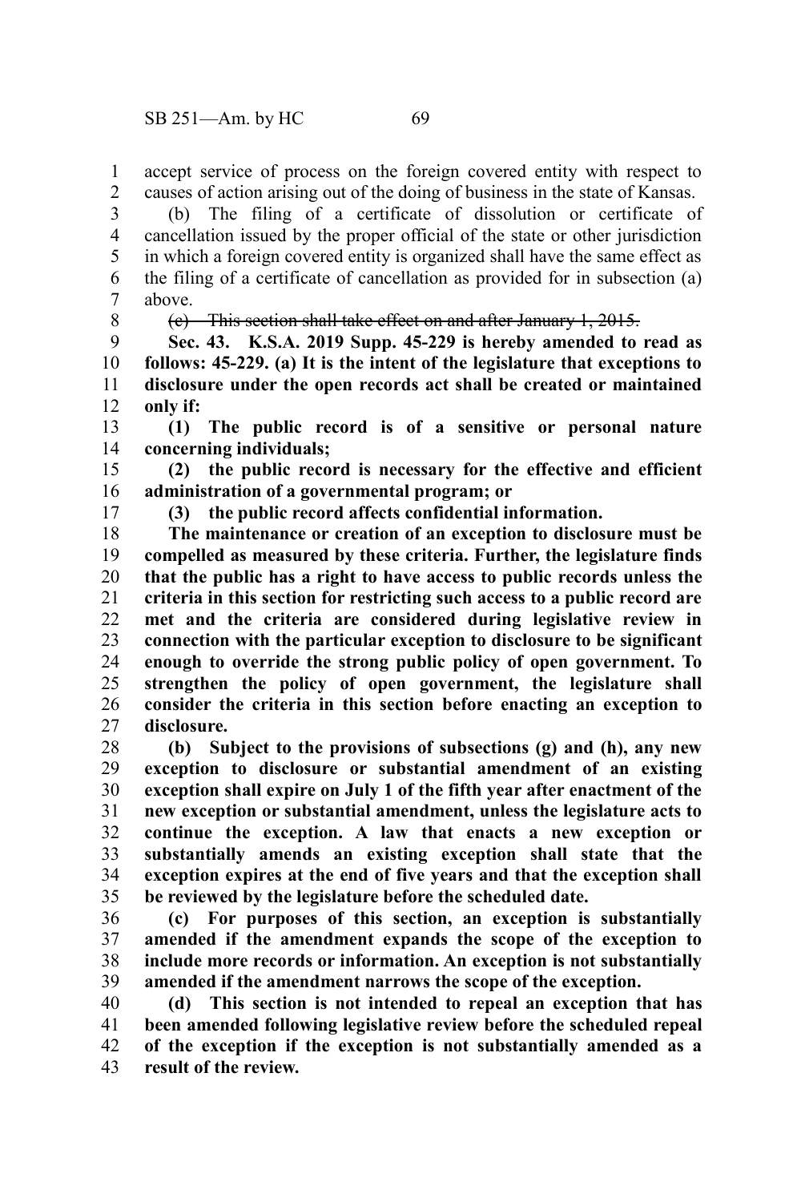accept service of process on the foreign covered entity with respect to causes of action arising out of the doing of business in the state of Kansas.

(b) The filing of a certificate of dissolution or certificate of cancellation issued by the proper official of the state or other jurisdiction in which a foreign covered entity is organized shall have the same effect as the filing of a certificate of cancellation as provided for in subsection (a) above.

~~(c) This section shall take effect on and after January 1, 2015.~~

**Sec. 43. K.S.A. 2019 Supp. 45-229 is hereby amended to read as follows: 45-229. (a) It is the intent of the legislature that exceptions to disclosure under the open records act shall be created or maintained only if:**

**(1) The public record is of a sensitive or personal nature concerning individuals;**

**(2) the public record is necessary for the effective and efficient administration of a governmental program; or**

**(3) the public record affects confidential information.**

**The maintenance or creation of an exception to disclosure must be compelled as measured by these criteria. Further, the legislature finds that the public has a right to have access to public records unless the criteria in this section for restricting such access to a public record are met and the criteria are considered during legislative review in connection with the particular exception to disclosure to be significant enough to override the strong public policy of open government. To strengthen the policy of open government, the legislature shall consider the criteria in this section before enacting an exception to disclosure.**

**(b) Subject to the provisions of subsections (g) and (h), any new exception to disclosure or substantial amendment of an existing exception shall expire on July 1 of the fifth year after enactment of the new exception or substantial amendment, unless the legislature acts to continue the exception. A law that enacts a new exception or substantially amends an existing exception shall state that the exception expires at the end of five years and that the exception shall be reviewed by the legislature before the scheduled date.**

**(c) For purposes of this section, an exception is substantially amended if the amendment expands the scope of the exception to include more records or information. An exception is not substantially amended if the amendment narrows the scope of the exception.**

**(d) This section is not intended to repeal an exception that has been amended following legislative review before the scheduled repeal of the exception if the exception is not substantially amended as a result of the review.**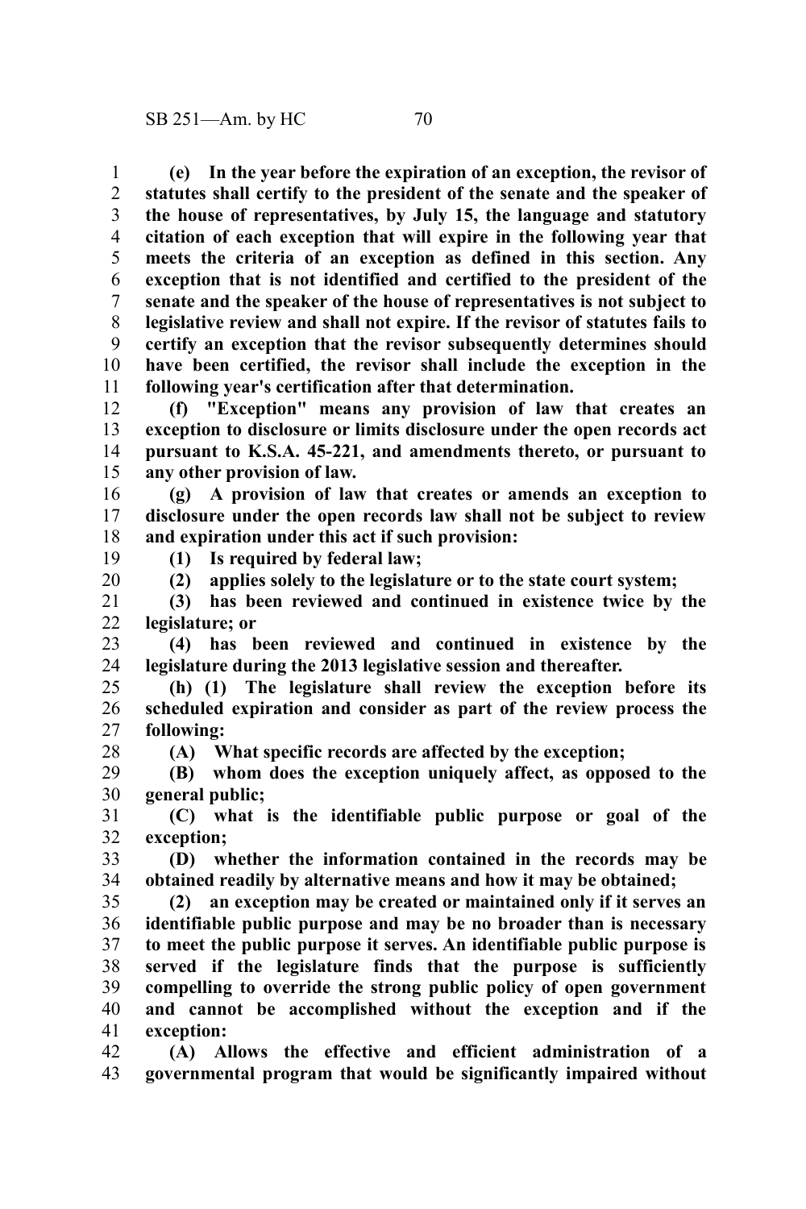**(e) In the year before the expiration of an exception, the revisor of statutes shall certify to the president of the senate and the speaker of the house of representatives, by July 15, the language and statutory citation of each exception that will expire in the following year that meets the criteria of an exception as defined in this section. Any exception that is not identified and certified to the president of the senate and the speaker of the house of representatives is not subject to legislative review and shall not expire. If the revisor of statutes fails to certify an exception that the revisor subsequently determines should have been certified, the revisor shall include the exception in the following year's certification after that determination.**

**(f) "Exception" means any provision of law that creates an exception to disclosure or limits disclosure under the open records act pursuant to K.S.A. 45-221, and amendments thereto, or pursuant to any other provision of law.**

**(g) A provision of law that creates or amends an exception to disclosure under the open records law shall not be subject to review and expiration under this act if such provision:**

**(1) Is required by federal law;**

**(2) applies solely to the legislature or to the state court system;**

**(3) has been reviewed and continued in existence twice by the legislature; or**

**(4) has been reviewed and continued in existence by the legislature during the 2013 legislative session and thereafter.**

**(h) (1) The legislature shall review the exception before its scheduled expiration and consider as part of the review process the following:**

**(A) What specific records are affected by the exception;**

**(B) whom does the exception uniquely affect, as opposed to the general public;**

**(C) what is the identifiable public purpose or goal of the exception;**

**(D) whether the information contained in the records may be obtained readily by alternative means and how it may be obtained;**

**(2) an exception may be created or maintained only if it serves an identifiable public purpose and may be no broader than is necessary to meet the public purpose it serves. An identifiable public purpose is served if the legislature finds that the purpose is sufficiently compelling to override the strong public policy of open government and cannot be accomplished without the exception and if the exception:**

**(A) Allows the effective and efficient administration of a governmental program that would be significantly impaired without**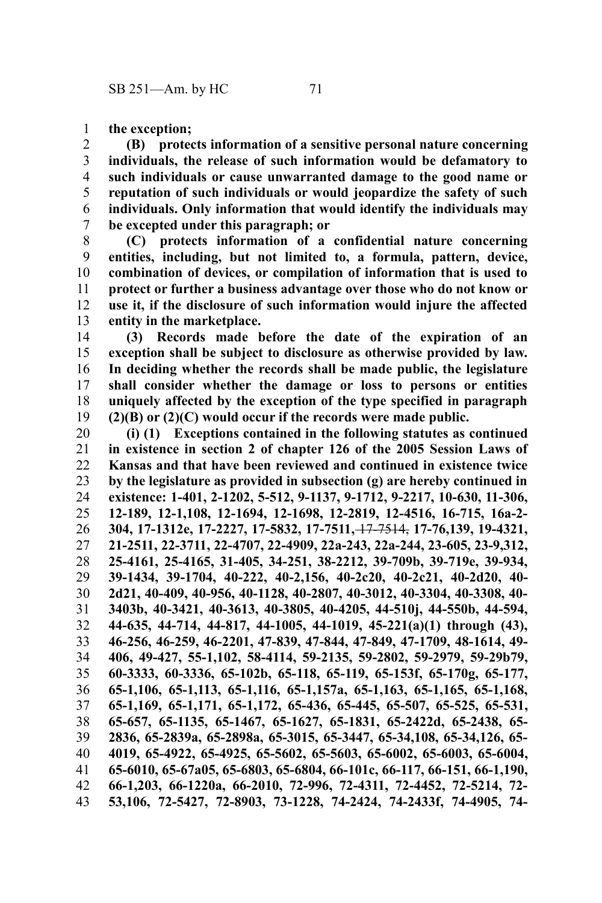**the exception;**

**(B) protects information of a sensitive personal nature concerning individuals, the release of such information would be defamatory to such individuals or cause unwarranted damage to the good name or reputation of such individuals or would jeopardize the safety of such individuals. Only information that would identify the individuals may be excepted under this paragraph; or**

**(C) protects information of a confidential nature concerning entities, including, but not limited to, a formula, pattern, device, combination of devices, or compilation of information that is used to protect or further a business advantage over those who do not know or use it, if the disclosure of such information would injure the affected entity in the marketplace.**

**(3) Records made before the date of the expiration of an exception shall be subject to disclosure as otherwise provided by law. In deciding whether the records shall be made public, the legislature shall consider whether the damage or loss to persons or entities uniquely affected by the exception of the type specified in paragraph (2)(B) or (2)(C) would occur if the records were made public.**

**(i) (1) Exceptions contained in the following statutes as continued in existence in section 2 of chapter 126 of the 2005 Session Laws of Kansas and that have been reviewed and continued in existence twice by the legislature as provided in subsection (g) are hereby continued in existence: 1-401, 2-1202, 5-512, 9-1137, 9-1712, 9-2217, 10-630, 11-306, 12-189, 12-1,108, 12-1694, 12-1698, 12-2819, 12-4516, 16-715, 16a-2-304, 17-1312e, 17-2227, 17-5832, 17-7511,** ~~17-7514,~~ **17-76,139, 19-4321, 21-2511, 22-3711, 22-4707, 22-4909, 22a-243, 22a-244, 23-605, 23-9,312, 25-4161, 25-4165, 31-405, 34-251, 38-2212, 39-709b, 39-719e, 39-934, 39-1434, 39-1704, 40-222, 40-2,156, 40-2c20, 40-2c21, 40-2d20, 40-2d21, 40-409, 40-956, 40-1128, 40-2807, 40-3012, 40-3304, 40-3308, 40-3403b, 40-3421, 40-3613, 40-3805, 40-4205, 44-510j, 44-550b, 44-594, 44-635, 44-714, 44-817, 44-1005, 44-1019, 45-221(a)(1) through (43), 46-256, 46-259, 46-2201, 47-839, 47-844, 47-849, 47-1709, 48-1614, 49-406, 49-427, 55-1,102, 58-4114, 59-2135, 59-2802, 59-2979, 59-29b79, 60-3333, 60-3336, 65-102b, 65-118, 65-119, 65-153f, 65-170g, 65-177, 65-1,106, 65-1,113, 65-1,116, 65-1,157a, 65-1,163, 65-1,165, 65-1,168, 65-1,169, 65-1,171, 65-1,172, 65-436, 65-445, 65-507, 65-525, 65-531, 65-657, 65-1135, 65-1467, 65-1627, 65-1831, 65-2422d, 65-2438, 65-2836, 65-2839a, 65-2898a, 65-3015, 65-3447, 65-34,108, 65-34,126, 65-4019, 65-4922, 65-4925, 65-5602, 65-5603, 65-6002, 65-6003, 65-6004, 65-6010, 65-67a05, 65-6803, 65-6804, 66-101c, 66-117, 66-151, 66-1,190, 66-1,203, 66-1220a, 66-2010, 72-996, 72-4311, 72-4452, 72-5214, 72-53,106, 72-5427, 72-8903, 73-1228, 74-2424, 74-2433f, 74-4905, 74-**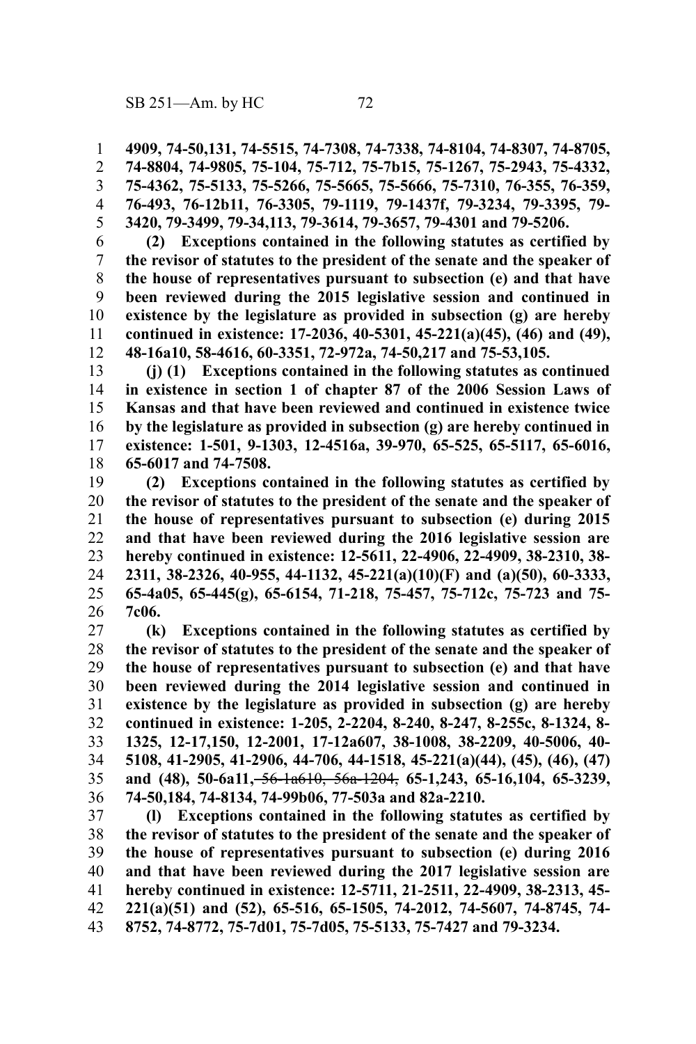**4909, 74-50,131, 74-5515, 74-7308, 74-7338, 74-8104, 74-8307, 74-8705, 74-8804, 74-9805, 75-104, 75-712, 75-7b15, 75-1267, 75-2943, 75-4332, 75-4362, 75-5133, 75-5266, 75-5665, 75-5666, 75-7310, 76-355, 76-359, 76-493, 76-12b11, 76-3305, 79-1119, 79-1437f, 79-3234, 79-3395, 79-3420, 79-3499, 79-34,113, 79-3614, 79-3657, 79-4301 and 79-5206.**

**(2) Exceptions contained in the following statutes as certified by the revisor of statutes to the president of the senate and the speaker of the house of representatives pursuant to subsection (e) and that have been reviewed during the 2015 legislative session and continued in existence by the legislature as provided in subsection (g) are hereby continued in existence: 17-2036, 40-5301, 45-221(a)(45), (46) and (49), 48-16a10, 58-4616, 60-3351, 72-972a, 74-50,217 and 75-53,105.**

**(j) (1) Exceptions contained in the following statutes as continued in existence in section 1 of chapter 87 of the 2006 Session Laws of Kansas and that have been reviewed and continued in existence twice by the legislature as provided in subsection (g) are hereby continued in existence: 1-501, 9-1303, 12-4516a, 39-970, 65-525, 65-5117, 65-6016, 65-6017 and 74-7508.**

**(2) Exceptions contained in the following statutes as certified by the revisor of statutes to the president of the senate and the speaker of the house of representatives pursuant to subsection (e) during 2015 and that have been reviewed during the 2016 legislative session are hereby continued in existence: 12-5611, 22-4906, 22-4909, 38-2310, 38-2311, 38-2326, 40-955, 44-1132, 45-221(a)(10)(F) and (a)(50), 60-3333, 65-4a05, 65-445(g), 65-6154, 71-218, 75-457, 75-712c, 75-723 and 75-7c06.**

**(k) Exceptions contained in the following statutes as certified by the revisor of statutes to the president of the senate and the speaker of the house of representatives pursuant to subsection (e) and that have been reviewed during the 2014 legislative session and continued in existence by the legislature as provided in subsection (g) are hereby continued in existence: 1-205, 2-2204, 8-240, 8-247, 8-255c, 8-1324, 8-1325, 12-17,150, 12-2001, 17-12a607, 38-1008, 38-2209, 40-5006, 40-5108, 41-2905, 41-2906, 44-706, 44-1518, 45-221(a)(44), (45), (46), (47) and (48), 50-6a11,** ~~56-1a610, 56a-1204,~~ **65-1,243, 65-16,104, 65-3239, 74-50,184, 74-8134, 74-99b06, 77-503a and 82a-2210.**

**(l) Exceptions contained in the following statutes as certified by the revisor of statutes to the president of the senate and the speaker of the house of representatives pursuant to subsection (e) during 2016 and that have been reviewed during the 2017 legislative session are hereby continued in existence: 12-5711, 21-2511, 22-4909, 38-2313, 45-221(a)(51) and (52), 65-516, 65-1505, 74-2012, 74-5607, 74-8745, 74-8752, 74-8772, 75-7d01, 75-7d05, 75-5133, 75-7427 and 79-3234.**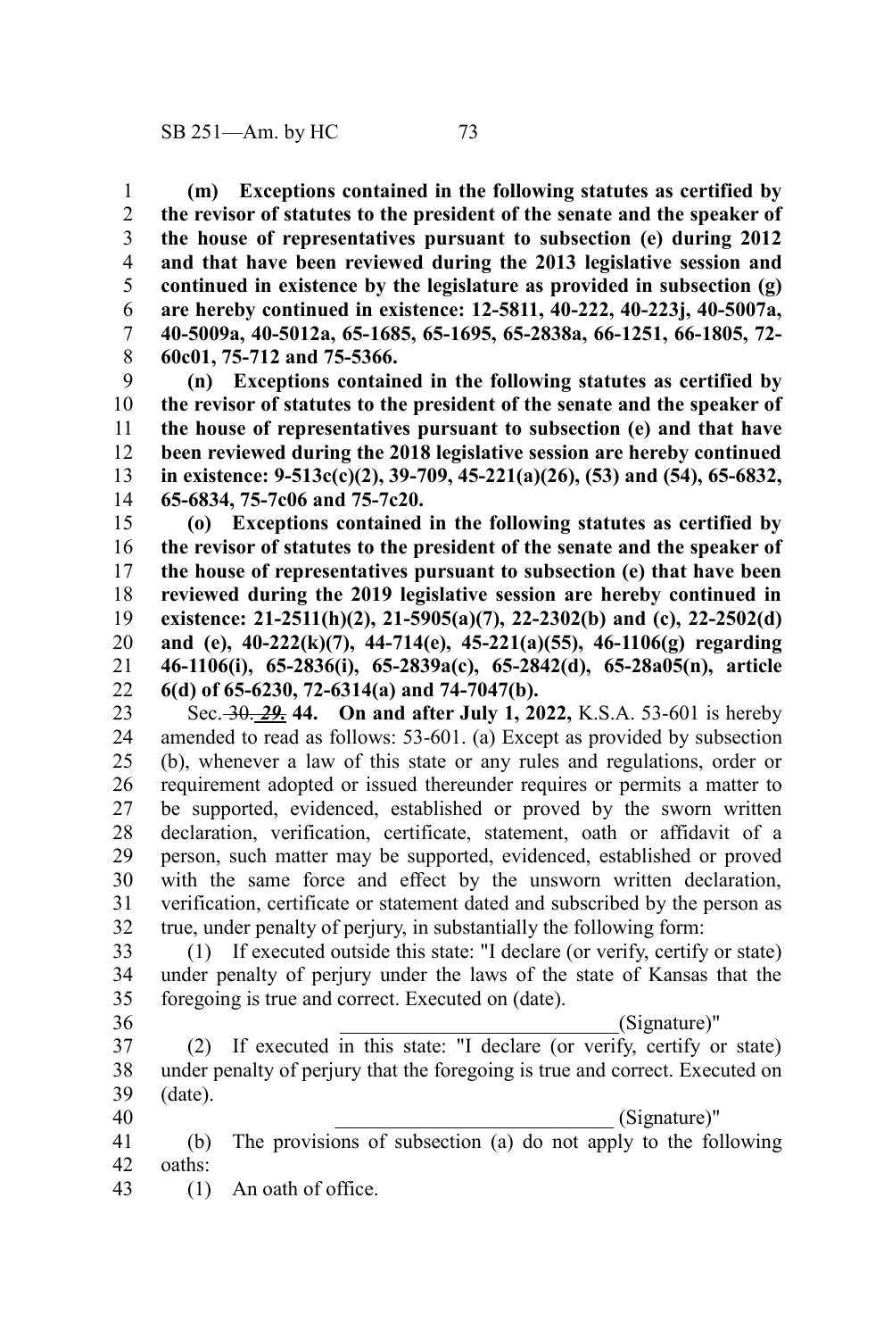**(m) Exceptions contained in the following statutes as certified by the revisor of statutes to the president of the senate and the speaker of the house of representatives pursuant to subsection (e) during 2012 and that have been reviewed during the 2013 legislative session and continued in existence by the legislature as provided in subsection (g) are hereby continued in existence: 12-5811, 40-222, 40-223j, 40-5007a, 40-5009a, 40-5012a, 65-1685, 65-1695, 65-2838a, 66-1251, 66-1805, 72-60c01, 75-712 and 75-5366.**

**(n) Exceptions contained in the following statutes as certified by the revisor of statutes to the president of the senate and the speaker of the house of representatives pursuant to subsection (e) and that have been reviewed during the 2018 legislative session are hereby continued in existence: 9-513c(c)(2), 39-709, 45-221(a)(26), (53) and (54), 65-6832, 65-6834, 75-7c06 and 75-7c20.**

**(o) Exceptions contained in the following statutes as certified by the revisor of statutes to the president of the senate and the speaker of the house of representatives pursuant to subsection (e) that have been reviewed during the 2019 legislative session are hereby continued in existence: 21-2511(h)(2), 21-5905(a)(7), 22-2302(b) and (c), 22-2502(d) and (e), 40-222(k)(7), 44-714(e), 45-221(a)(55), 46-1106(g) regarding 46-1106(i), 65-2836(i), 65-2839a(c), 65-2842(d), 65-28a05(n), article 6(d) of 65-6230, 72-6314(a) and 74-7047(b).**

Sec. ~~30.~~ ***29.*** **44. On and after July 1, 2022,** K.S.A. 53-601 is hereby amended to read as follows: 53-601. (a) Except as provided by subsection (b), whenever a law of this state or any rules and regulations, order or requirement adopted or issued thereunder requires or permits a matter to be supported, evidenced, established or proved by the sworn written declaration, verification, certificate, statement, oath or affidavit of a person, such matter may be supported, evidenced, established or proved with the same force and effect by the unsworn written declaration, verification, certificate or statement dated and subscribed by the person as true, under penalty of perjury, in substantially the following form:

(1) If executed outside this state: "I declare (or verify, certify or state) under penalty of perjury under the laws of the state of Kansas that the foregoing is true and correct. Executed on (date).

\_\_\_\_\_\_\_\_\_\_\_\_\_\_\_\_\_\_\_\_\_\_\_\_\_\_(Signature)"

(2) If executed in this state: "I declare (or verify, certify or state) under penalty of perjury that the foregoing is true and correct. Executed on (date).

\_\_\_\_\_\_\_\_\_\_\_\_\_\_\_\_\_\_\_\_\_\_\_\_\_\_ (Signature)"

(b) The provisions of subsection (a) do not apply to the following oaths:

(1) An oath of office.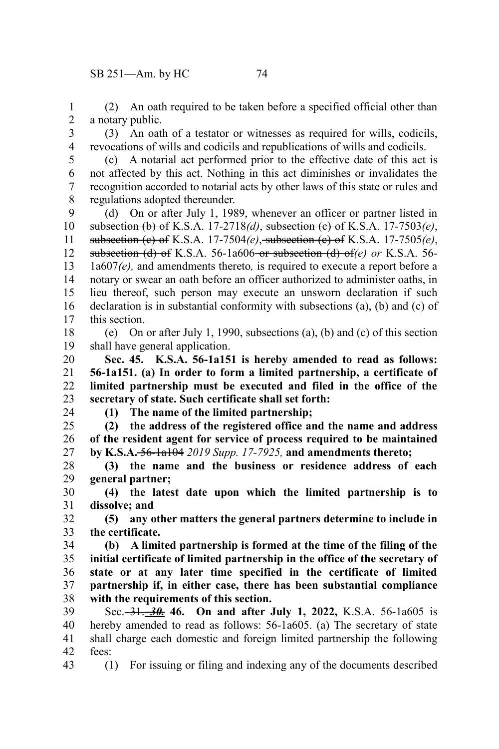(2) An oath required to be taken before a specified official other than a notary public.

(3) An oath of a testator or witnesses as required for wills, codicils, revocations of wills and codicils and republications of wills and codicils.

(c) A notarial act performed prior to the effective date of this act is not affected by this act. Nothing in this act diminishes or invalidates the recognition accorded to notarial acts by other laws of this state or rules and regulations adopted thereunder.

(d) On or after July 1, 1989, whenever an officer or partner listed in ~~subsection (b) of~~ K.S.A. 17-2718*(d)*, ~~subsection (c) of~~ K.S.A. 17-7503*(e)*, ~~subsection (c) of~~ K.S.A. 17-7504*(e)*, ~~subsection (c) of~~ K.S.A. 17-7505*(e)*, ~~subsection (d) of~~ K.S.A. 56-1a606 ~~or subsection (d) of~~*(e) or* K.S.A. 56-1a607*(e),* and amendments thereto*,* is required to execute a report before a notary or swear an oath before an officer authorized to administer oaths, in lieu thereof, such person may execute an unsworn declaration if such declaration is in substantial conformity with subsections (a), (b) and (c) of this section.

(e) On or after July 1, 1990, subsections (a), (b) and (c) of this section shall have general application.

**Sec. 45. K.S.A. 56-1a151 is hereby amended to read as follows: 56-1a151. (a) In order to form a limited partnership, a certificate of limited partnership must be executed and filed in the office of the secretary of state. Such certificate shall set forth:**

**(1) The name of the limited partnership;**

**(2) the address of the registered office and the name and address of the resident agent for service of process required to be maintained by K.S.A.** ~~56-1a104~~ *2019 Supp. 17-7925,* **and amendments thereto;**

**(3) the name and the business or residence address of each general partner;**

**(4) the latest date upon which the limited partnership is to dissolve; and**

**(5) any other matters the general partners determine to include in the certificate.**

**(b) A limited partnership is formed at the time of the filing of the initial certificate of limited partnership in the office of the secretary of state or at any later time specified in the certificate of limited partnership if, in either case, there has been substantial compliance with the requirements of this section.**

Sec. ~~31.~~ ~~*30.*~~ **46. On and after July 1, 2022,** K.S.A. 56-1a605 is hereby amended to read as follows: 56-1a605. (a) The secretary of state shall charge each domestic and foreign limited partnership the following fees:

(1) For issuing or filing and indexing any of the documents described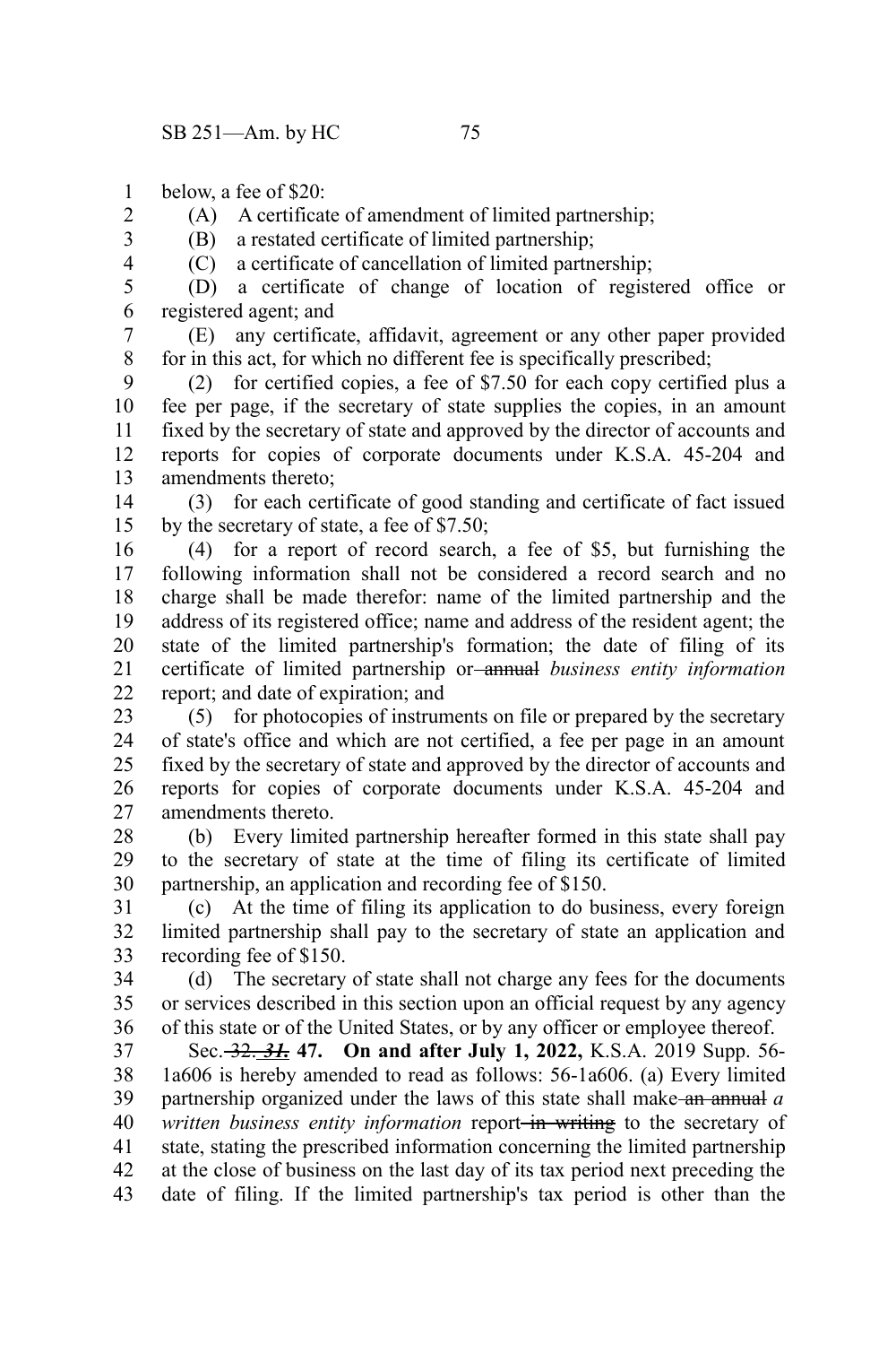below, a fee of $20:

(A) A certificate of amendment of limited partnership;

(B) a restated certificate of limited partnership;

(C) a certificate of cancellation of limited partnership;

(D) a certificate of change of location of registered office or registered agent; and

(E) any certificate, affidavit, agreement or any other paper provided for in this act, for which no different fee is specifically prescribed;

(2) for certified copies, a fee of $7.50 for each copy certified plus a fee per page, if the secretary of state supplies the copies, in an amount fixed by the secretary of state and approved by the director of accounts and reports for copies of corporate documents under K.S.A. 45-204 and amendments thereto;

(3) for each certificate of good standing and certificate of fact issued by the secretary of state, a fee of $7.50;

(4) for a report of record search, a fee of $5, but furnishing the following information shall not be considered a record search and no charge shall be made therefor: name of the limited partnership and the address of its registered office; name and address of the resident agent; the state of the limited partnership's formation; the date of filing of its certificate of limited partnership or ~~annual~~ *business entity information* report; and date of expiration; and

(5) for photocopies of instruments on file or prepared by the secretary of state's office and which are not certified, a fee per page in an amount fixed by the secretary of state and approved by the director of accounts and reports for copies of corporate documents under K.S.A. 45-204 and amendments thereto.

(b) Every limited partnership hereafter formed in this state shall pay to the secretary of state at the time of filing its certificate of limited partnership, an application and recording fee of $150.

(c) At the time of filing its application to do business, every foreign limited partnership shall pay to the secretary of state an application and recording fee of $150.

(d) The secretary of state shall not charge any fees for the documents or services described in this section upon an official request by any agency of this state or of the United States, or by any officer or employee thereof.

Sec. ~~32.~~ ~~*31.*~~ **47. On and after July 1, 2022,** K.S.A. 2019 Supp. 56-1a606 is hereby amended to read as follows: 56-1a606. (a) Every limited partnership organized under the laws of this state shall make ~~an annual~~ *a written business entity information* report ~~in writing~~ to the secretary of state, stating the prescribed information concerning the limited partnership at the close of business on the last day of its tax period next preceding the date of filing. If the limited partnership's tax period is other than the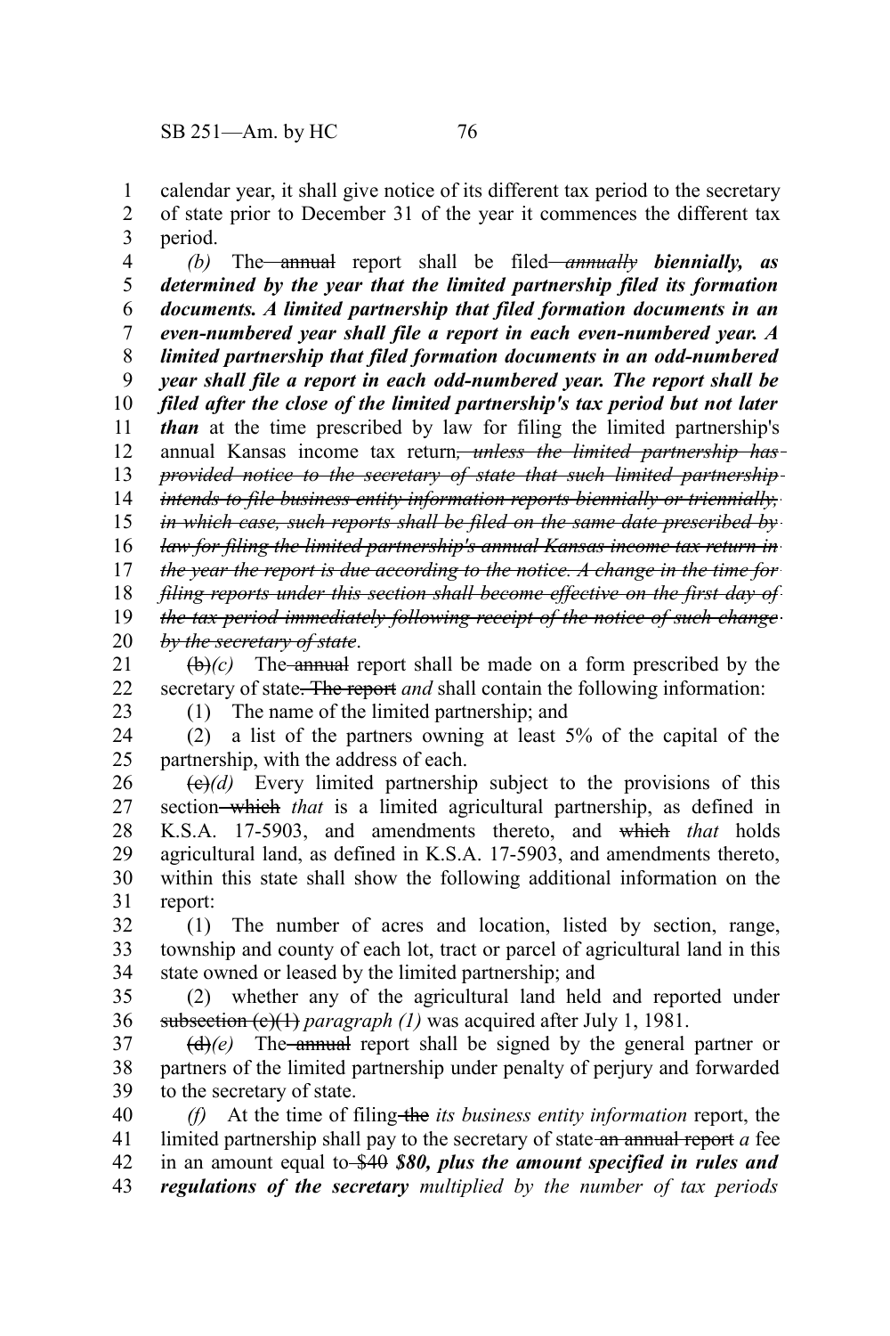calendar year, it shall give notice of its different tax period to the secretary of state prior to December 31 of the year it commences the different tax period.

*(b)* The ~~annual~~ report shall be filed ~~*annually*~~ ***biennially, as determined by the year that the limited partnership filed its formation documents. A limited partnership that filed formation documents in an even-numbered year shall file a report in each even-numbered year. A limited partnership that filed formation documents in an odd-numbered year shall file a report in each odd-numbered year. The report shall be filed after the close of the limited partnership's tax period but not later than*** at the time prescribed by law for filing the limited partnership's annual Kansas income tax return~~*, unless the limited partnership has provided notice to the secretary of state that such limited partnership intends to file business entity information reports biennially or triennially, in which case, such reports shall be filed on the same date prescribed by law for filing the limited partnership's annual Kansas income tax return in the year the report is due according to the notice. A change in the time for filing reports under this section shall become effective on the first day of the tax period immediately following receipt of the notice of such change by the secretary of state*~~.

~~(b)~~*(c)* The ~~annual~~ report shall be made on a form prescribed by the secretary of state~~. The report~~ *and* shall contain the following information:

(1) The name of the limited partnership; and

(2) a list of the partners owning at least 5% of the capital of the partnership, with the address of each.

~~(c)~~*(d)* Every limited partnership subject to the provisions of this section ~~which~~ *that* is a limited agricultural partnership, as defined in K.S.A. 17-5903, and amendments thereto, and ~~which~~ *that* holds agricultural land, as defined in K.S.A. 17-5903, and amendments thereto, within this state shall show the following additional information on the report:

(1) The number of acres and location, listed by section, range, township and county of each lot, tract or parcel of agricultural land in this state owned or leased by the limited partnership; and

(2) whether any of the agricultural land held and reported under ~~subsection (c)(1)~~ *paragraph (1)* was acquired after July 1, 1981.

~~(d)~~*(e)* The ~~annual~~ report shall be signed by the general partner or partners of the limited partnership under penalty of perjury and forwarded to the secretary of state.

*(f)* At the time of filing ~~the~~ *its business entity information* report, the limited partnership shall pay to the secretary of state ~~an annual report~~ *a* fee in an amount equal to ~~$40~~ ***$80, plus the amount specified in rules and regulations of the secretary*** *multiplied by the number of tax periods*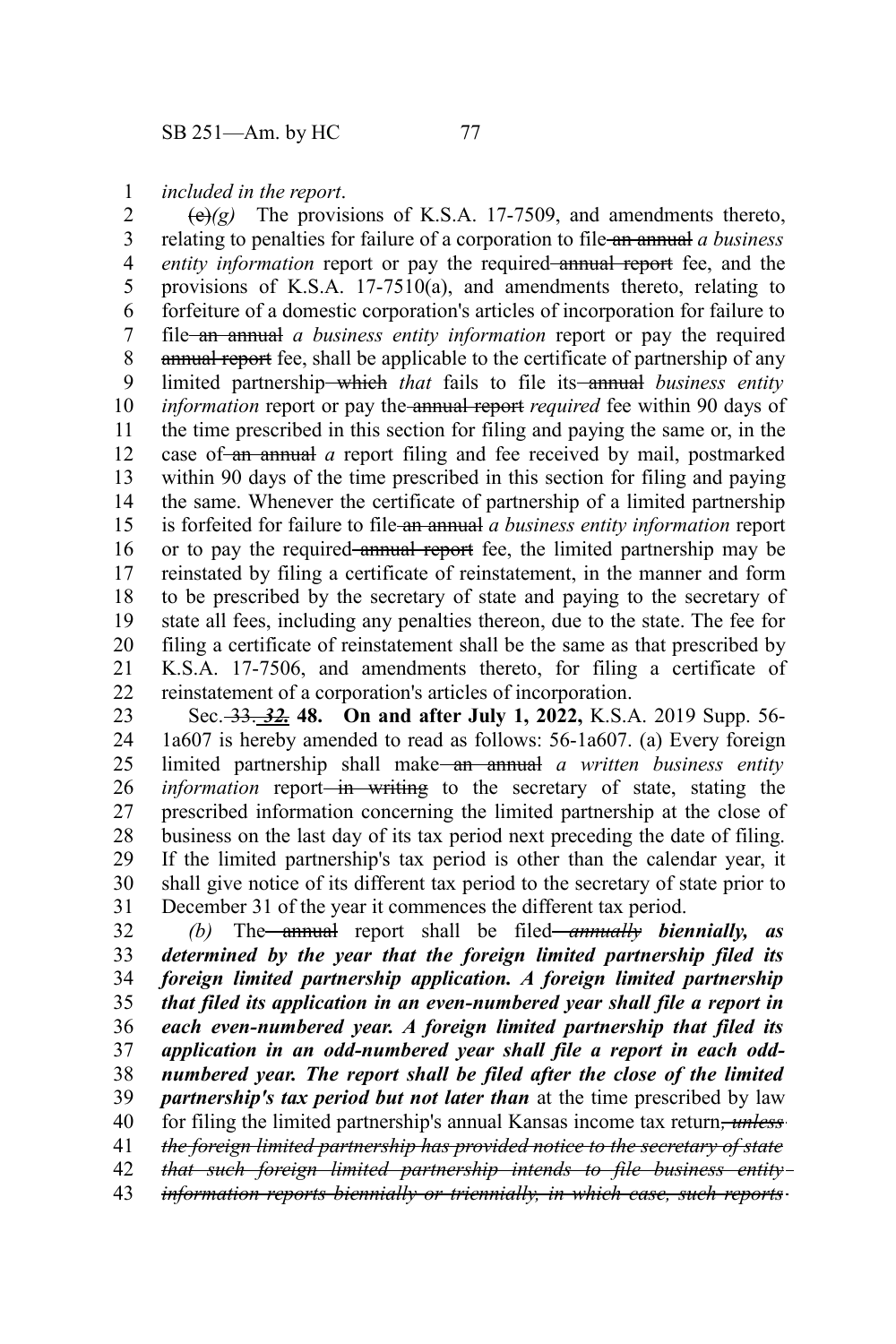*included in the report*.

~~(e)~~*(g)* The provisions of K.S.A. 17-7509, and amendments thereto, relating to penalties for failure of a corporation to file ~~an annual~~ *a business entity information* report or pay the required ~~annual report~~ fee, and the provisions of K.S.A. 17-7510(a), and amendments thereto, relating to forfeiture of a domestic corporation's articles of incorporation for failure to file ~~an annual~~ *a business entity information* report or pay the required ~~annual report~~ fee, shall be applicable to the certificate of partnership of any limited partnership ~~which~~ *that* fails to file its ~~annual~~ *business entity information* report or pay the ~~annual report~~ *required* fee within 90 days of the time prescribed in this section for filing and paying the same or, in the case of ~~an annual~~ *a* report filing and fee received by mail, postmarked within 90 days of the time prescribed in this section for filing and paying the same. Whenever the certificate of partnership of a limited partnership is forfeited for failure to file ~~an annual~~ *a business entity information* report or to pay the required ~~annual report~~ fee, the limited partnership may be reinstated by filing a certificate of reinstatement, in the manner and form to be prescribed by the secretary of state and paying to the secretary of state all fees, including any penalties thereon, due to the state. The fee for filing a certificate of reinstatement shall be the same as that prescribed by K.S.A. 17-7506, and amendments thereto, for filing a certificate of reinstatement of a corporation's articles of incorporation.

Sec. ~~33.~~ ***32.*** **48. On and after July 1, 2022,** K.S.A. 2019 Supp. 56-1a607 is hereby amended to read as follows: 56-1a607. (a) Every foreign limited partnership shall make ~~an annual~~ *a written business entity information* report ~~in writing~~ to the secretary of state, stating the prescribed information concerning the limited partnership at the close of business on the last day of its tax period next preceding the date of filing. If the limited partnership's tax period is other than the calendar year, it shall give notice of its different tax period to the secretary of state prior to December 31 of the year it commences the different tax period.

*(b)* The ~~annual~~ report shall be filed ~~*annually*~~ ***biennially, as determined by the year that the foreign limited partnership filed its foreign limited partnership application. A foreign limited partnership that filed its application in an even-numbered year shall file a report in each even-numbered year. A foreign limited partnership that filed its application in an odd-numbered year shall file a report in each odd-numbered year. The report shall be filed after the close of the limited partnership's tax period but not later than*** at the time prescribed by law for filing the limited partnership's annual Kansas income tax return~~*, unless the foreign limited partnership has provided notice to the secretary of state that such foreign limited partnership intends to file business entity information reports biennially or triennially, in which case, such reports*~~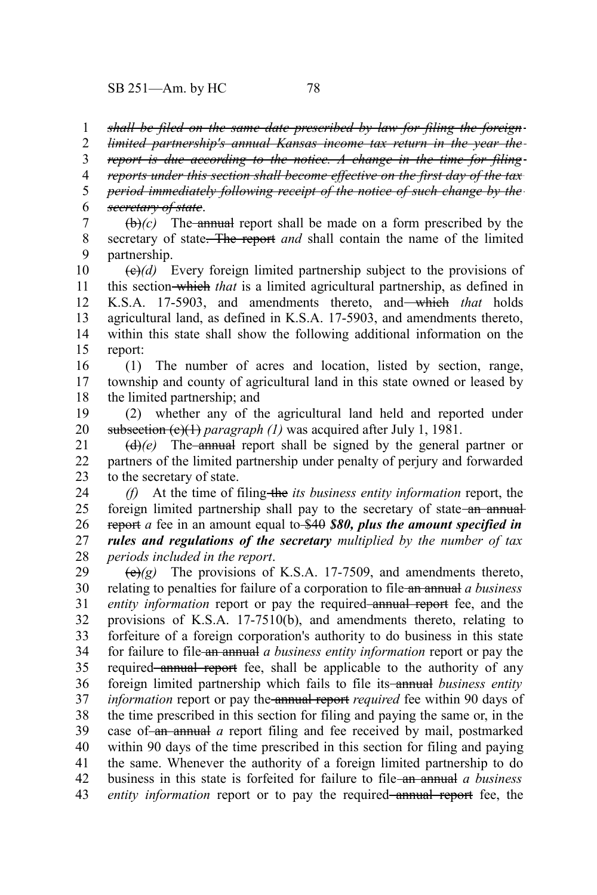~~*shall be filed on the same date prescribed by law for filing the foreign limited partnership's annual Kansas income tax return in the year the report is due according to the notice. A change in the time for filing reports under this section shall become effective on the first day of the tax period immediately following receipt of the notice of such change by the secretary of state*~~.

~~(b)~~*(c)* The ~~annual~~ report shall be made on a form prescribed by the secretary of state~~. The report~~ *and* shall contain the name of the limited partnership.

~~(c)~~*(d)* Every foreign limited partnership subject to the provisions of this section ~~which~~ *that* is a limited agricultural partnership, as defined in K.S.A. 17-5903, and amendments thereto, and ~~which~~ *that* holds agricultural land, as defined in K.S.A. 17-5903, and amendments thereto, within this state shall show the following additional information on the report:

(1) The number of acres and location, listed by section, range, township and county of agricultural land in this state owned or leased by the limited partnership; and

(2) whether any of the agricultural land held and reported under ~~subsection (c)(1)~~ *paragraph (1)* was acquired after July 1, 1981.

~~(d)~~*(e)* The ~~annual~~ report shall be signed by the general partner or partners of the limited partnership under penalty of perjury and forwarded to the secretary of state.

*(f)* At the time of filing ~~the~~ *its business entity information* report, the foreign limited partnership shall pay to the secretary of state ~~an annual report~~ *a* fee in an amount equal to ~~$40~~ ***$80, plus the amount specified in rules and regulations of the secretary*** *multiplied by the number of tax periods included in the report*.

~~(e)~~*(g)* The provisions of K.S.A. 17-7509, and amendments thereto, relating to penalties for failure of a corporation to file ~~an annual~~ *a business entity information* report or pay the required ~~annual report~~ fee, and the provisions of K.S.A. 17-7510(b), and amendments thereto, relating to forfeiture of a foreign corporation's authority to do business in this state for failure to file ~~an annual~~ *a business entity information* report or pay the required ~~annual report~~ fee, shall be applicable to the authority of any foreign limited partnership which fails to file its ~~annual~~ *business entity information* report or pay the ~~annual report~~ *required* fee within 90 days of the time prescribed in this section for filing and paying the same or, in the case of ~~an annual~~ *a* report filing and fee received by mail, postmarked within 90 days of the time prescribed in this section for filing and paying the same. Whenever the authority of a foreign limited partnership to do business in this state is forfeited for failure to file ~~an annual~~ *a business entity information* report or to pay the required ~~annual report~~ fee, the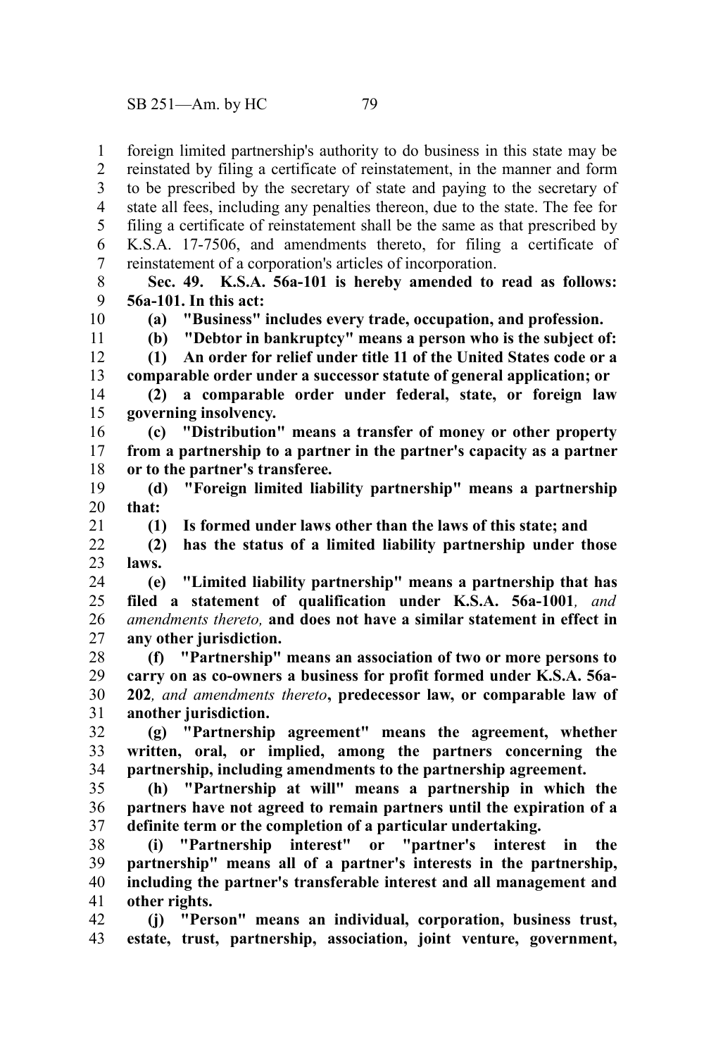foreign limited partnership's authority to do business in this state may be reinstated by filing a certificate of reinstatement, in the manner and form to be prescribed by the secretary of state and paying to the secretary of state all fees, including any penalties thereon, due to the state. The fee for filing a certificate of reinstatement shall be the same as that prescribed by K.S.A. 17-7506, and amendments thereto, for filing a certificate of reinstatement of a corporation's articles of incorporation.

**Sec. 49. K.S.A. 56a-101 is hereby amended to read as follows: 56a-101. In this act:**

**(a) "Business" includes every trade, occupation, and profession.**

**(b) "Debtor in bankruptcy" means a person who is the subject of:**

**(1) An order for relief under title 11 of the United States code or a comparable order under a successor statute of general application; or**

**(2) a comparable order under federal, state, or foreign law governing insolvency.**

**(c) "Distribution" means a transfer of money or other property from a partnership to a partner in the partner's capacity as a partner or to the partner's transferee.**

**(d) "Foreign limited liability partnership" means a partnership that:**

**(1) Is formed under laws other than the laws of this state; and**

**(2) has the status of a limited liability partnership under those laws.**

**(e) "Limited liability partnership" means a partnership that has filed a statement of qualification under K.S.A. 56a-1001**, *and amendments thereto,* **and does not have a similar statement in effect in any other jurisdiction.**

**(f) "Partnership" means an association of two or more persons to carry on as co-owners a business for profit formed under K.S.A. 56a-202**, *and amendments thereto*, **predecessor law, or comparable law of another jurisdiction.**

**(g) "Partnership agreement" means the agreement, whether written, oral, or implied, among the partners concerning the partnership, including amendments to the partnership agreement.**

**(h) "Partnership at will" means a partnership in which the partners have not agreed to remain partners until the expiration of a definite term or the completion of a particular undertaking.**

**(i) "Partnership interest" or "partner's interest in the partnership" means all of a partner's interests in the partnership, including the partner's transferable interest and all management and other rights.**

**(j) "Person" means an individual, corporation, business trust, estate, trust, partnership, association, joint venture, government,**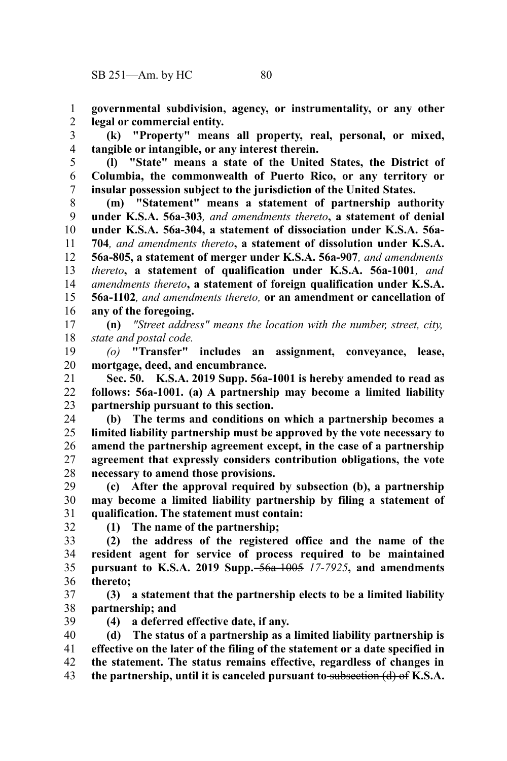**governmental subdivision, agency, or instrumentality, or any other legal or commercial entity.**

**(k) "Property" means all property, real, personal, or mixed, tangible or intangible, or any interest therein.**

**(l) "State" means a state of the United States, the District of Columbia, the commonwealth of Puerto Rico, or any territory or insular possession subject to the jurisdiction of the United States.**

**(m) "Statement" means a statement of partnership authority under K.S.A. 56a-303***, and amendments thereto***, a statement of denial under K.S.A. 56a-304, a statement of dissociation under K.S.A. 56a-704***, and amendments thereto***, a statement of dissolution under K.S.A. 56a-805, a statement of merger under K.S.A. 56a-907***, and amendments thereto***, a statement of qualification under K.S.A. 56a-1001***, and amendments thereto***, a statement of foreign qualification under K.S.A. 56a-1102***, and amendments thereto,* **or an amendment or cancellation of any of the foregoing.**

**(n)** *"Street address" means the location with the number, street, city, state and postal code.*

*(o)* **"Transfer" includes an assignment, conveyance, lease, mortgage, deed, and encumbrance.**

**Sec. 50. K.S.A. 2019 Supp. 56a-1001 is hereby amended to read as follows: 56a-1001. (a) A partnership may become a limited liability partnership pursuant to this section.**

**(b) The terms and conditions on which a partnership becomes a limited liability partnership must be approved by the vote necessary to amend the partnership agreement except, in the case of a partnership agreement that expressly considers contribution obligations, the vote necessary to amend those provisions.**

**(c) After the approval required by subsection (b), a partnership may become a limited liability partnership by filing a statement of qualification. The statement must contain:**

**(1) The name of the partnership;**

**(2) the address of the registered office and the name of the resident agent for service of process required to be maintained pursuant to K.S.A. 2019 Supp.** ~~56a-1005~~ *17-7925***, and amendments thereto;**

**(3) a statement that the partnership elects to be a limited liability partnership; and**

**(4) a deferred effective date, if any.**

**(d) The status of a partnership as a limited liability partnership is effective on the later of the filing of the statement or a date specified in the statement. The status remains effective, regardless of changes in the partnership, until it is canceled pursuant to** ~~subsection (d) of~~ **K.S.A.**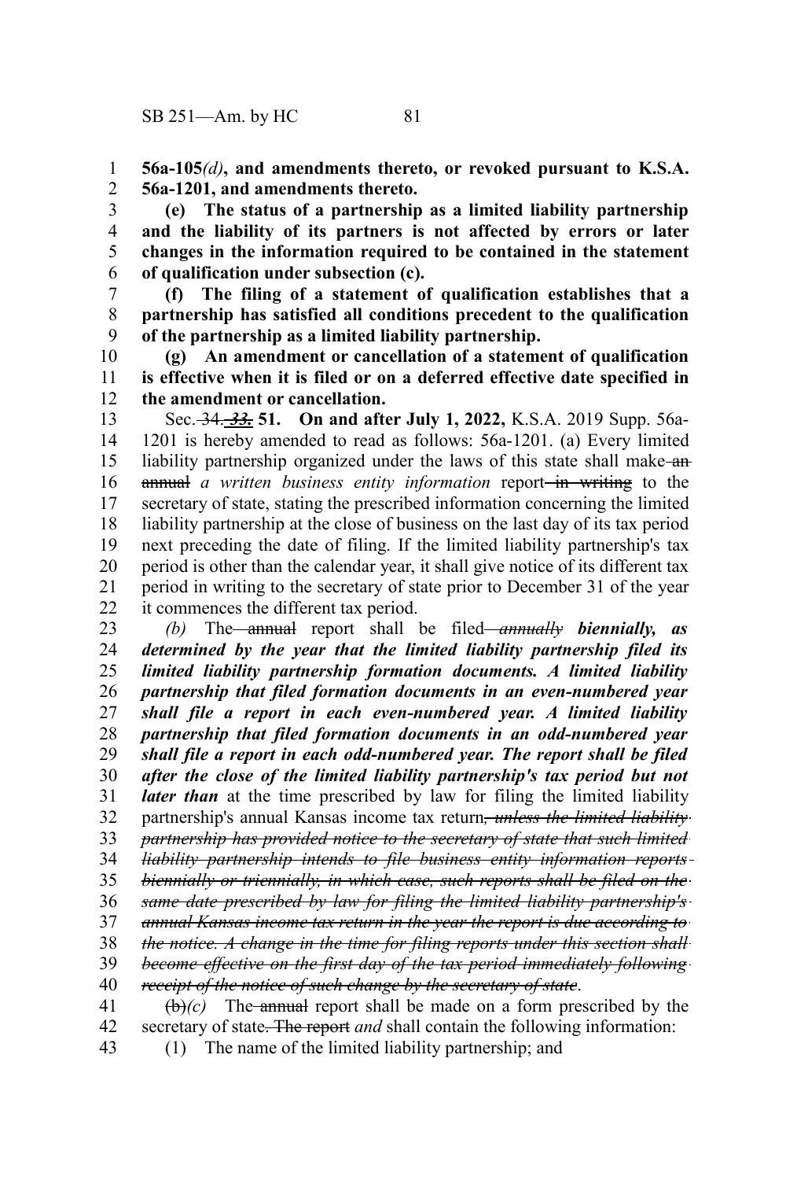**56a-105*(d)*, and amendments thereto, or revoked pursuant to K.S.A. 56a-1201, and amendments thereto.**

**(e) The status of a partnership as a limited liability partnership and the liability of its partners is not affected by errors or later changes in the information required to be contained in the statement of qualification under subsection (c).**

**(f) The filing of a statement of qualification establishes that a partnership has satisfied all conditions precedent to the qualification of the partnership as a limited liability partnership.**

**(g) An amendment or cancellation of a statement of qualification is effective when it is filed or on a deferred effective date specified in the amendment or cancellation.**

Sec. ~~34.~~ ***~~33.~~*** **51. On and after July 1, 2022,** K.S.A. 2019 Supp. 56a-1201 is hereby amended to read as follows: 56a-1201. (a) Every limited liability partnership organized under the laws of this state shall make ~~an annual~~ *a written business entity information* report ~~in writing~~ to the secretary of state, stating the prescribed information concerning the limited liability partnership at the close of business on the last day of its tax period next preceding the date of filing. If the limited liability partnership's tax period is other than the calendar year, it shall give notice of its different tax period in writing to the secretary of state prior to December 31 of the year it commences the different tax period.

*(b)* The ~~annual~~ report shall be filed ***~~annually~~*** ***biennially, as determined by the year that the limited liability partnership filed its limited liability partnership formation documents. A limited liability partnership that filed formation documents in an even-numbered year shall file a report in each even-numbered year. A limited liability partnership that filed formation documents in an odd-numbered year shall file a report in each odd-numbered year. The report shall be filed after the close of the limited liability partnership's tax period but not later than*** at the time prescribed by law for filing the limited liability partnership's annual Kansas income tax return*~~, unless the limited liability partnership has provided notice to the secretary of state that such limited liability partnership intends to file business entity information reports biennially or triennially, in which case, such reports shall be filed on the same date prescribed by law for filing the limited liability partnership's annual Kansas income tax return in the year the report is due according to the notice. A change in the time for filing reports under this section shall become effective on the first day of the tax period immediately following receipt of the notice of such change by the secretary of state~~*.

~~(b)~~*(c)* The ~~annual~~ report shall be made on a form prescribed by the secretary of state~~. The report~~ *and* shall contain the following information:

(1) The name of the limited liability partnership; and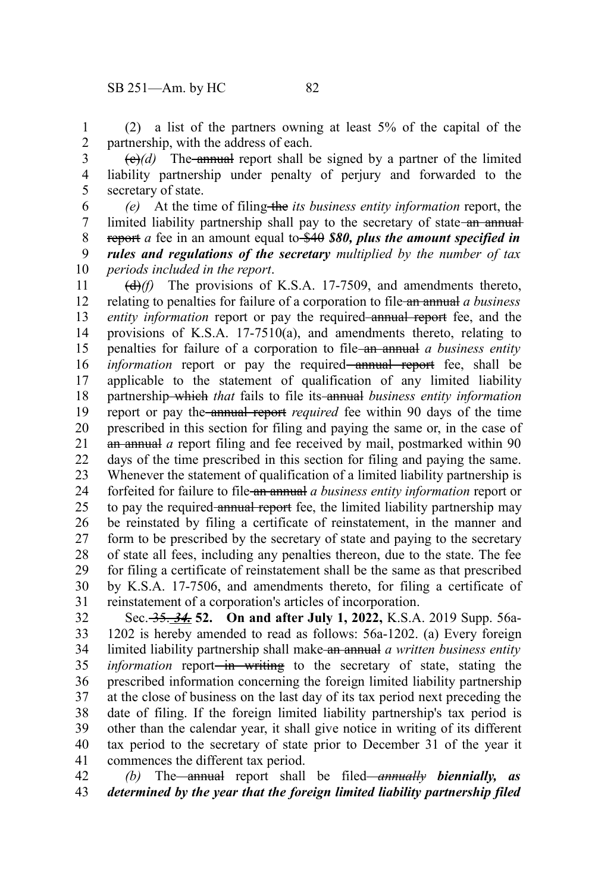(2) a list of the partners owning at least 5% of the capital of the partnership, with the address of each.

~~(c)~~*(d)* The ~~annual~~ report shall be signed by a partner of the limited liability partnership under penalty of perjury and forwarded to the secretary of state.

*(e)* At the time of filing ~~the~~ *its business entity information* report, the limited liability partnership shall pay to the secretary of state ~~an annual report~~ *a* fee in an amount equal to ~~$40~~ ***$80, plus the amount specified in rules and regulations of the secretary*** *multiplied by the number of tax periods included in the report*.

~~(d)~~*(f)* The provisions of K.S.A. 17-7509, and amendments thereto, relating to penalties for failure of a corporation to file ~~an annual~~ *a business entity information* report or pay the required ~~annual report~~ fee, and the provisions of K.S.A. 17-7510(a), and amendments thereto, relating to penalties for failure of a corporation to file ~~an annual~~ *a business entity information* report or pay the required ~~annual report~~ fee, shall be applicable to the statement of qualification of any limited liability partnership ~~which~~ *that* fails to file its ~~annual~~ *business entity information* report or pay the ~~annual report~~ *required* fee within 90 days of the time prescribed in this section for filing and paying the same or, in the case of ~~an annual~~ *a* report filing and fee received by mail, postmarked within 90 days of the time prescribed in this section for filing and paying the same. Whenever the statement of qualification of a limited liability partnership is forfeited for failure to file ~~an annual~~ *a business entity information* report or to pay the required ~~annual report~~ fee, the limited liability partnership may be reinstated by filing a certificate of reinstatement, in the manner and form to be prescribed by the secretary of state and paying to the secretary of state all fees, including any penalties thereon, due to the state. The fee for filing a certificate of reinstatement shall be the same as that prescribed by K.S.A. 17-7506, and amendments thereto, for filing a certificate of reinstatement of a corporation's articles of incorporation.

Sec. ~~35.~~ ~~***34.***~~ **52. On and after July 1, 2022,** K.S.A. 2019 Supp. 56a-1202 is hereby amended to read as follows: 56a-1202. (a) Every foreign limited liability partnership shall make ~~an annual~~ *a written business entity information* report ~~in writing~~ to the secretary of state, stating the prescribed information concerning the foreign limited liability partnership at the close of business on the last day of its tax period next preceding the date of filing. If the foreign limited liability partnership's tax period is other than the calendar year, it shall give notice in writing of its different tax period to the secretary of state prior to December 31 of the year it commences the different tax period.

*(b)* The ~~annual~~ report shall be filed ~~*annually*~~ ***biennially, as determined by the year that the foreign limited liability partnership filed***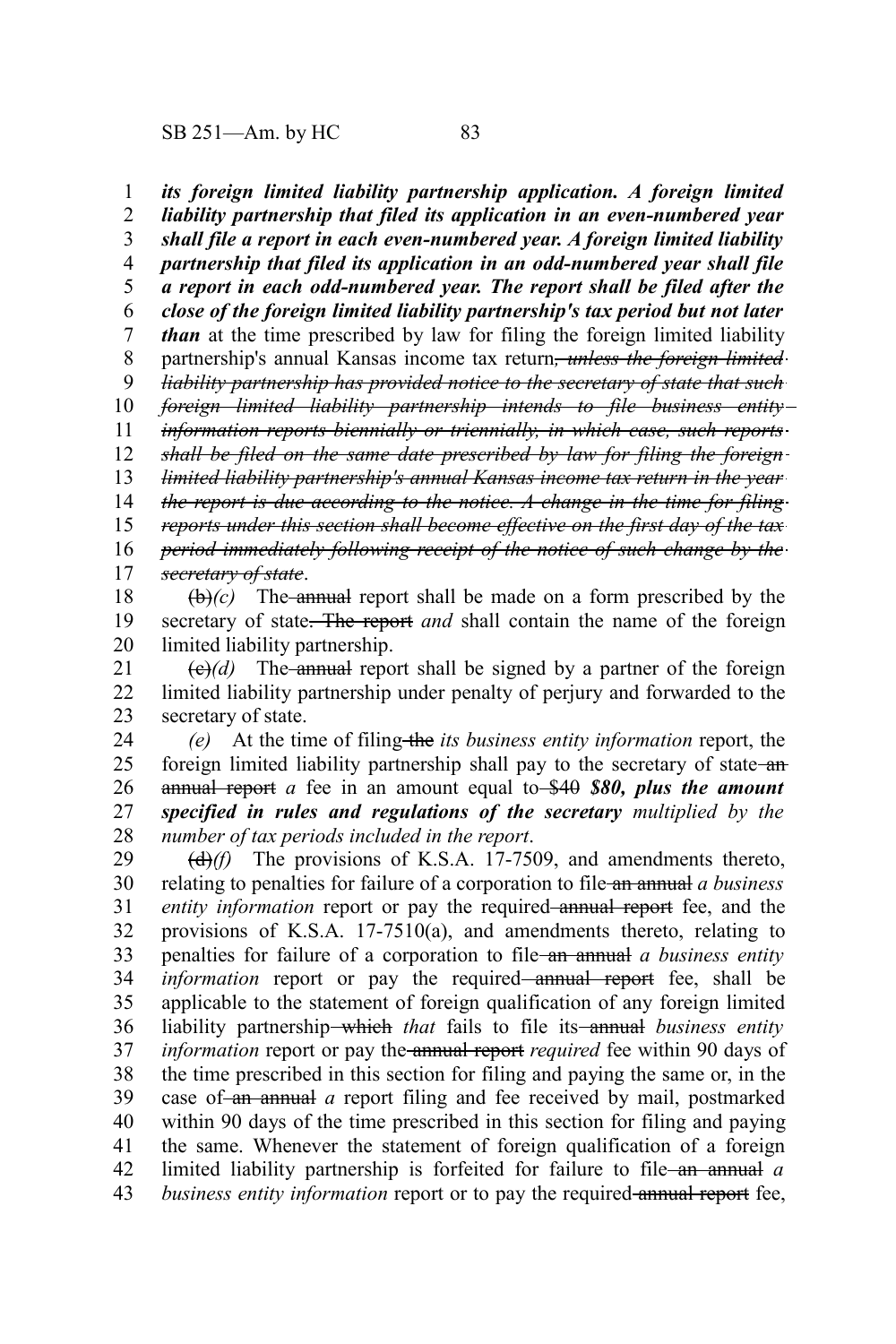***its foreign limited liability partnership application. A foreign limited liability partnership that filed its application in an even-numbered year shall file a report in each even-numbered year. A foreign limited liability partnership that filed its application in an odd-numbered year shall file a report in each odd-numbered year. The report shall be filed after the close of the foreign limited liability partnership's tax period but not later than*** at the time prescribed by law for filing the foreign limited liability partnership's annual Kansas income tax return~~*, unless the foreign limited liability partnership has provided notice to the secretary of state that such foreign limited liability partnership intends to file business entity information reports biennially or triennially, in which case, such reports shall be filed on the same date prescribed by law for filing the foreign limited liability partnership's annual Kansas income tax return in the year the report is due according to the notice. A change in the time for filing reports under this section shall become effective on the first day of the tax period immediately following receipt of the notice of such change by the secretary of state*~~.

~~(b)~~*(c)* The ~~annual~~ report shall be made on a form prescribed by the secretary of state~~. The report~~ *and* shall contain the name of the foreign limited liability partnership.

~~(c)~~*(d)* The ~~annual~~ report shall be signed by a partner of the foreign limited liability partnership under penalty of perjury and forwarded to the secretary of state.

*(e)* At the time of filing ~~the~~ *its business entity information* report, the foreign limited liability partnership shall pay to the secretary of state ~~an annual report~~ *a* fee in an amount equal to ~~$40~~ ***$80, plus the amount specified in rules and regulations of the secretary*** *multiplied by the number of tax periods included in the report*.

~~(d)~~*(f)* The provisions of K.S.A. 17-7509, and amendments thereto, relating to penalties for failure of a corporation to file ~~an annual~~ *a business entity information* report or pay the required ~~annual report~~ fee, and the provisions of K.S.A. 17-7510(a), and amendments thereto, relating to penalties for failure of a corporation to file ~~an annual~~ *a business entity information* report or pay the required ~~annual report~~ fee, shall be applicable to the statement of foreign qualification of any foreign limited liability partnership ~~which~~ *that* fails to file its ~~annual~~ *business entity information* report or pay the ~~annual report~~ *required* fee within 90 days of the time prescribed in this section for filing and paying the same or, in the case of ~~an annual~~ *a* report filing and fee received by mail, postmarked within 90 days of the time prescribed in this section for filing and paying the same. Whenever the statement of foreign qualification of a foreign limited liability partnership is forfeited for failure to file ~~an annual~~ *a business entity information* report or to pay the required ~~annual report~~ fee,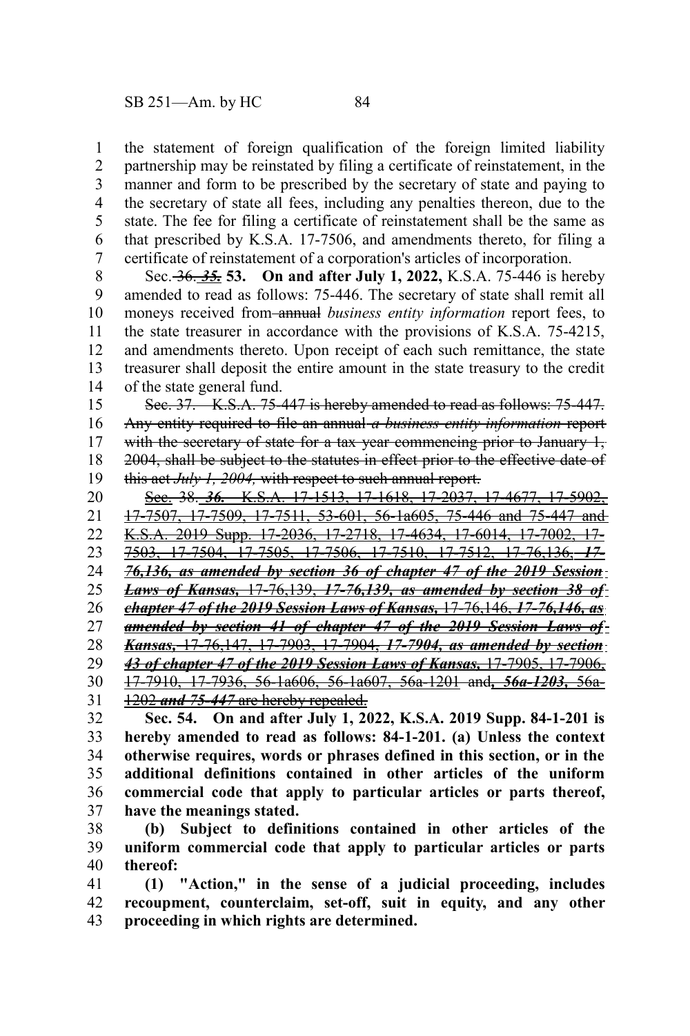the statement of foreign qualification of the foreign limited liability partnership may be reinstated by filing a certificate of reinstatement, in the manner and form to be prescribed by the secretary of state and paying to the secretary of state all fees, including any penalties thereon, due to the state. The fee for filing a certificate of reinstatement shall be the same as that prescribed by K.S.A. 17-7506, and amendments thereto, for filing a certificate of reinstatement of a corporation's articles of incorporation.

Sec. ~~36.~~ ***~~35.~~*** **53. On and after July 1, 2022,** K.S.A. 75-446 is hereby amended to read as follows: 75-446. The secretary of state shall remit all moneys received from ~~annual~~ *business entity information* report fees, to the state treasurer in accordance with the provisions of K.S.A. 75-4215, and amendments thereto. Upon receipt of each such remittance, the state treasurer shall deposit the entire amount in the state treasury to the credit of the state general fund.

~~Sec. 37. K.S.A. 75-447 is hereby amended to read as follows: 75-447. Any entity required to file an annual *a business entity information* report with the secretary of state for a tax year commencing prior to January 1, 2004, shall be subject to the statutes in effect prior to the effective date of this act *July 1, 2004,* with respect to such annual report.~~

~~Sec. 38. ***36.*** K.S.A. 17-1513, 17-1618, 17-2037, 17-4677, 17-5902, 17-7507, 17-7509, 17-7511, 53-601, 56-1a605, 75-446 and 75-447 and K.S.A. 2019 Supp. 17-2036, 17-2718, 17-4634, 17-6014, 17-7002, 17-7503, 17-7504, 17-7505, 17-7506, 17-7510, 17-7512, 17-76,136, ***17-76,136, as amended by section 36 of chapter 47 of the 2019 Session Laws of Kansas,*** 17-76,139, ***17-76,139, as amended by section 38 of chapter 47 of the 2019 Session Laws of Kansas,*** 17-76,146, ***17-76,146, as amended by section 41 of chapter 47 of the 2019 Session Laws of Kansas,*** 17-76,147, 17-7903, 17-7904, ***17-7904, as amended by section 43 of chapter 47 of the 2019 Session Laws of Kansas,*** 17-7905, 17-7906, 17-7910, 17-7936, 56-1a606, 56-1a607, 56a-1201 and***, 56a-1203,*** 56a-1202 ***and 75-447*** are hereby repealed.~~

**Sec. 54. On and after July 1, 2022, K.S.A. 2019 Supp. 84-1-201 is hereby amended to read as follows: 84-1-201. (a) Unless the context otherwise requires, words or phrases defined in this section, or in the additional definitions contained in other articles of the uniform commercial code that apply to particular articles or parts thereof, have the meanings stated.**

**(b) Subject to definitions contained in other articles of the uniform commercial code that apply to particular articles or parts thereof:**

**(1) "Action," in the sense of a judicial proceeding, includes recoupment, counterclaim, set-off, suit in equity, and any other proceeding in which rights are determined.**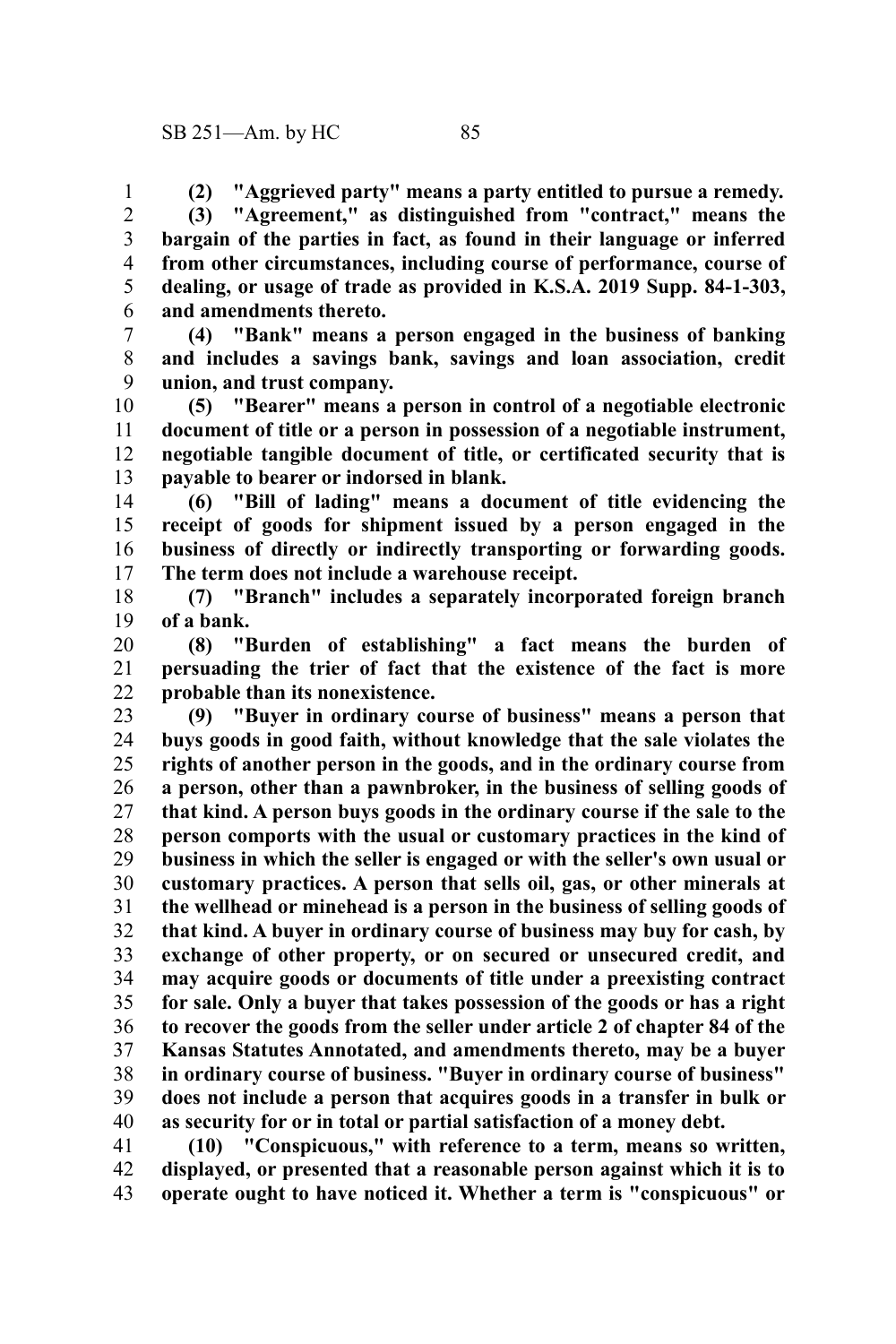**(2) "Aggrieved party" means a party entitled to pursue a remedy.**

**(3) "Agreement," as distinguished from "contract," means the bargain of the parties in fact, as found in their language or inferred from other circumstances, including course of performance, course of dealing, or usage of trade as provided in K.S.A. 2019 Supp. 84-1-303, and amendments thereto.**

**(4) "Bank" means a person engaged in the business of banking and includes a savings bank, savings and loan association, credit union, and trust company.**

**(5) "Bearer" means a person in control of a negotiable electronic document of title or a person in possession of a negotiable instrument, negotiable tangible document of title, or certificated security that is payable to bearer or indorsed in blank.**

**(6) "Bill of lading" means a document of title evidencing the receipt of goods for shipment issued by a person engaged in the business of directly or indirectly transporting or forwarding goods. The term does not include a warehouse receipt.**

**(7) "Branch" includes a separately incorporated foreign branch of a bank.**

**(8) "Burden of establishing" a fact means the burden of persuading the trier of fact that the existence of the fact is more probable than its nonexistence.**

**(9) "Buyer in ordinary course of business" means a person that buys goods in good faith, without knowledge that the sale violates the rights of another person in the goods, and in the ordinary course from a person, other than a pawnbroker, in the business of selling goods of that kind. A person buys goods in the ordinary course if the sale to the person comports with the usual or customary practices in the kind of business in which the seller is engaged or with the seller's own usual or customary practices. A person that sells oil, gas, or other minerals at the wellhead or minehead is a person in the business of selling goods of that kind. A buyer in ordinary course of business may buy for cash, by exchange of other property, or on secured or unsecured credit, and may acquire goods or documents of title under a preexisting contract for sale. Only a buyer that takes possession of the goods or has a right to recover the goods from the seller under article 2 of chapter 84 of the Kansas Statutes Annotated, and amendments thereto, may be a buyer in ordinary course of business. "Buyer in ordinary course of business" does not include a person that acquires goods in a transfer in bulk or as security for or in total or partial satisfaction of a money debt.**

**(10) "Conspicuous," with reference to a term, means so written, displayed, or presented that a reasonable person against which it is to operate ought to have noticed it. Whether a term is "conspicuous" or**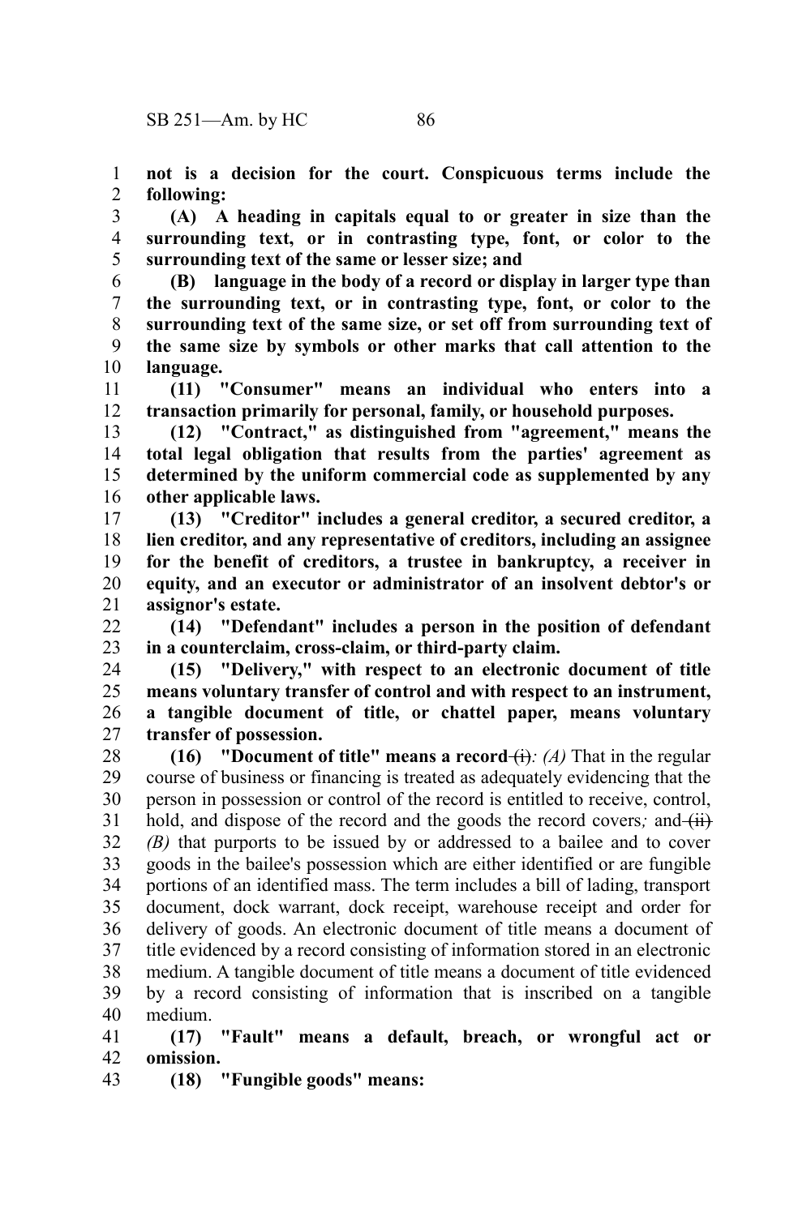**not is a decision for the court. Conspicuous terms include the following:**

**(A) A heading in capitals equal to or greater in size than the surrounding text, or in contrasting type, font, or color to the surrounding text of the same or lesser size; and**

**(B) language in the body of a record or display in larger type than the surrounding text, or in contrasting type, font, or color to the surrounding text of the same size, or set off from surrounding text of the same size by symbols or other marks that call attention to the language.**

**(11) "Consumer" means an individual who enters into a transaction primarily for personal, family, or household purposes.**

**(12) "Contract," as distinguished from "agreement," means the total legal obligation that results from the parties' agreement as determined by the uniform commercial code as supplemented by any other applicable laws.**

**(13) "Creditor" includes a general creditor, a secured creditor, a lien creditor, and any representative of creditors, including an assignee for the benefit of creditors, a trustee in bankruptcy, a receiver in equity, and an executor or administrator of an insolvent debtor's or assignor's estate.**

**(14) "Defendant" includes a person in the position of defendant in a counterclaim, cross-claim, or third-party claim.**

**(15) "Delivery," with respect to an electronic document of title means voluntary transfer of control and with respect to an instrument, a tangible document of title, or chattel paper, means voluntary transfer of possession.**

**(16) "Document of title" means a record** ~~(i)~~*: (A)* That in the regular course of business or financing is treated as adequately evidencing that the person in possession or control of the record is entitled to receive, control, hold, and dispose of the record and the goods the record covers*;* and ~~(ii)~~ *(B)* that purports to be issued by or addressed to a bailee and to cover goods in the bailee's possession which are either identified or are fungible portions of an identified mass. The term includes a bill of lading, transport document, dock warrant, dock receipt, warehouse receipt and order for delivery of goods. An electronic document of title means a document of title evidenced by a record consisting of information stored in an electronic medium. A tangible document of title means a document of title evidenced by a record consisting of information that is inscribed on a tangible medium.

**(17) "Fault" means a default, breach, or wrongful act or omission.**

**(18) "Fungible goods" means:**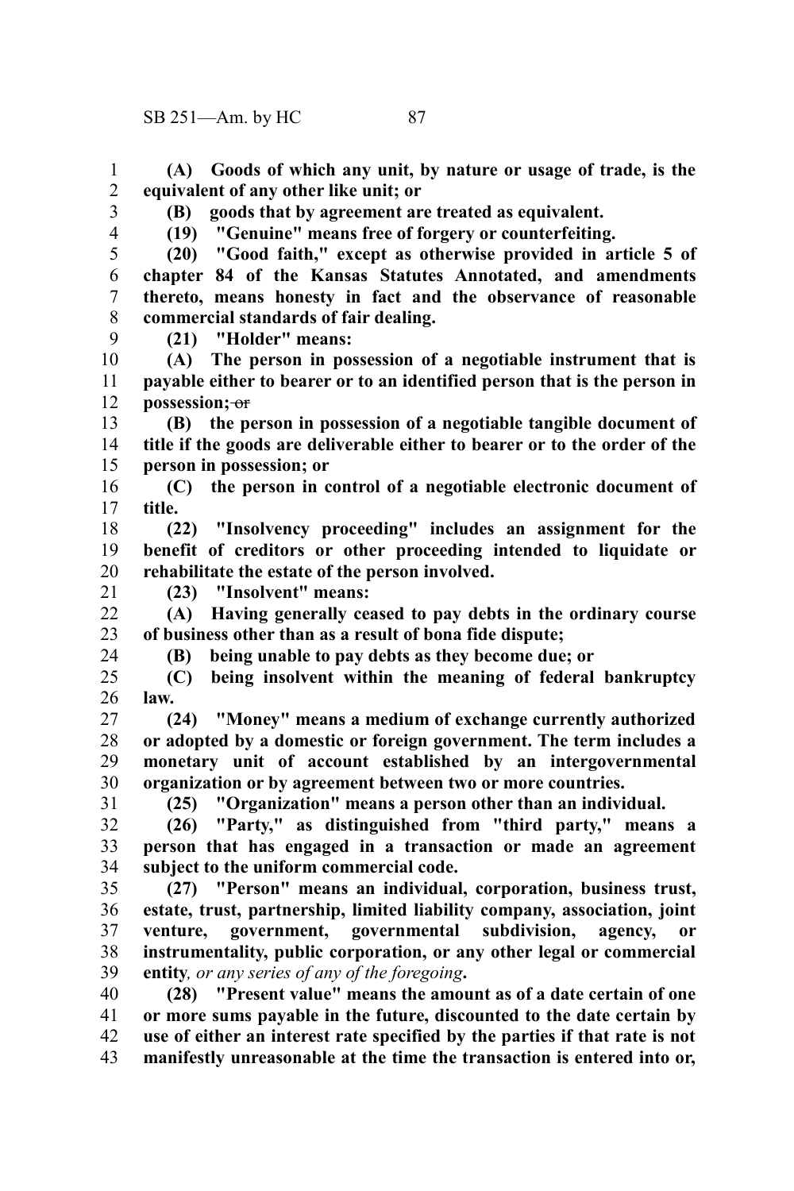**(A) Goods of which any unit, by nature or usage of trade, is the equivalent of any other like unit; or**

**(B) goods that by agreement are treated as equivalent.**

**(19) "Genuine" means free of forgery or counterfeiting.**

**(20) "Good faith," except as otherwise provided in article 5 of chapter 84 of the Kansas Statutes Annotated, and amendments thereto, means honesty in fact and the observance of reasonable commercial standards of fair dealing.**

**(21) "Holder" means:**

**(A) The person in possession of a negotiable instrument that is payable either to bearer or to an identified person that is the person in possession;** ~~or~~

**(B) the person in possession of a negotiable tangible document of title if the goods are deliverable either to bearer or to the order of the person in possession; or**

**(C) the person in control of a negotiable electronic document of title.**

**(22) "Insolvency proceeding" includes an assignment for the benefit of creditors or other proceeding intended to liquidate or rehabilitate the estate of the person involved.**

**(23) "Insolvent" means:**

**(A) Having generally ceased to pay debts in the ordinary course of business other than as a result of bona fide dispute;**

**(B) being unable to pay debts as they become due; or**

**(C) being insolvent within the meaning of federal bankruptcy law.**

**(24) "Money" means a medium of exchange currently authorized or adopted by a domestic or foreign government. The term includes a monetary unit of account established by an intergovernmental organization or by agreement between two or more countries.**

**(25) "Organization" means a person other than an individual.**

**(26) "Party," as distinguished from "third party," means a person that has engaged in a transaction or made an agreement subject to the uniform commercial code.**

**(27) "Person" means an individual, corporation, business trust, estate, trust, partnership, limited liability company, association, joint venture, government, governmental subdivision, agency, or instrumentality, public corporation, or any other legal or commercial entity***, or any series of any of the foregoing***.**

**(28) "Present value" means the amount as of a date certain of one or more sums payable in the future, discounted to the date certain by use of either an interest rate specified by the parties if that rate is not manifestly unreasonable at the time the transaction is entered into or,**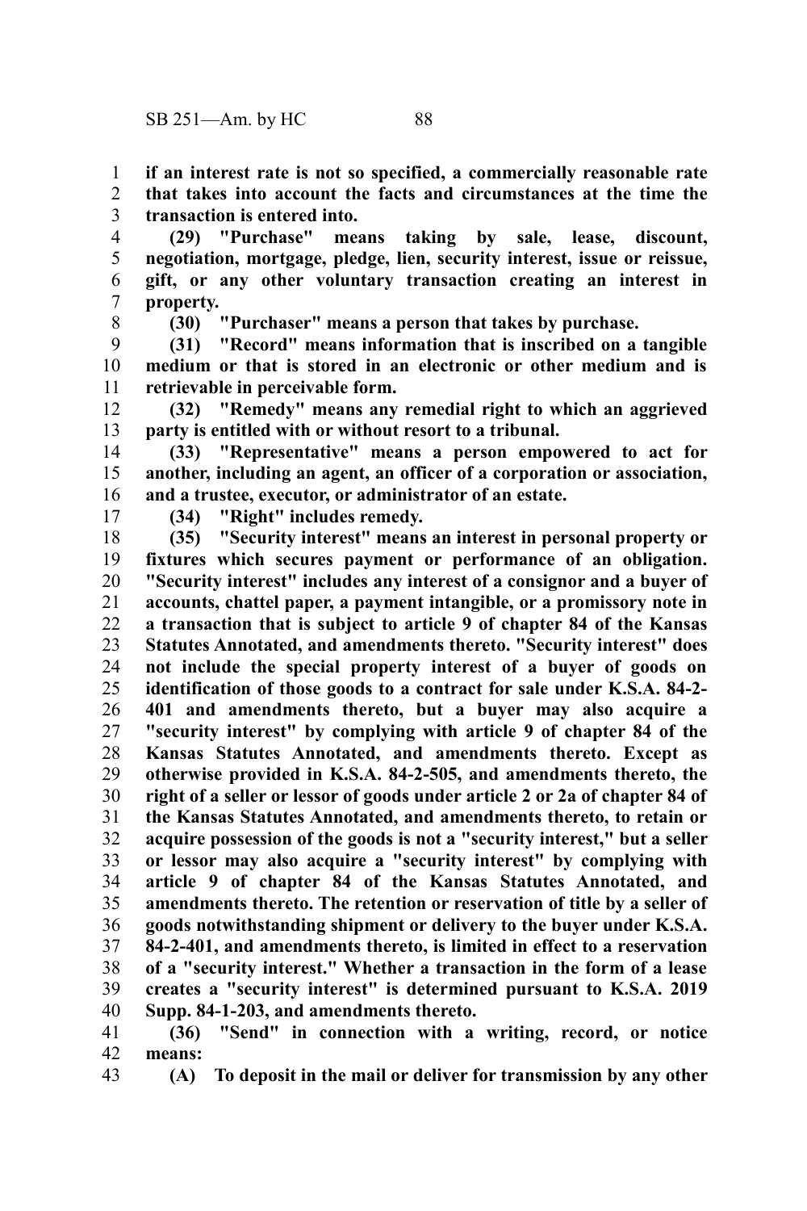**if an interest rate is not so specified, a commercially reasonable rate that takes into account the facts and circumstances at the time the transaction is entered into.**

**(29) "Purchase" means taking by sale, lease, discount, negotiation, mortgage, pledge, lien, security interest, issue or reissue, gift, or any other voluntary transaction creating an interest in property.**

**(30) "Purchaser" means a person that takes by purchase.**

**(31) "Record" means information that is inscribed on a tangible medium or that is stored in an electronic or other medium and is retrievable in perceivable form.**

**(32) "Remedy" means any remedial right to which an aggrieved party is entitled with or without resort to a tribunal.**

**(33) "Representative" means a person empowered to act for another, including an agent, an officer of a corporation or association, and a trustee, executor, or administrator of an estate.**

**(34) "Right" includes remedy.**

**(35) "Security interest" means an interest in personal property or fixtures which secures payment or performance of an obligation. "Security interest" includes any interest of a consignor and a buyer of accounts, chattel paper, a payment intangible, or a promissory note in a transaction that is subject to article 9 of chapter 84 of the Kansas Statutes Annotated, and amendments thereto. "Security interest" does not include the special property interest of a buyer of goods on identification of those goods to a contract for sale under K.S.A. 84-2-401 and amendments thereto, but a buyer may also acquire a "security interest" by complying with article 9 of chapter 84 of the Kansas Statutes Annotated, and amendments thereto. Except as otherwise provided in K.S.A. 84-2-505, and amendments thereto, the right of a seller or lessor of goods under article 2 or 2a of chapter 84 of the Kansas Statutes Annotated, and amendments thereto, to retain or acquire possession of the goods is not a "security interest," but a seller or lessor may also acquire a "security interest" by complying with article 9 of chapter 84 of the Kansas Statutes Annotated, and amendments thereto. The retention or reservation of title by a seller of goods notwithstanding shipment or delivery to the buyer under K.S.A. 84-2-401, and amendments thereto, is limited in effect to a reservation of a "security interest." Whether a transaction in the form of a lease creates a "security interest" is determined pursuant to K.S.A. 2019 Supp. 84-1-203, and amendments thereto.**

**(36) "Send" in connection with a writing, record, or notice means:**

**(A) To deposit in the mail or deliver for transmission by any other**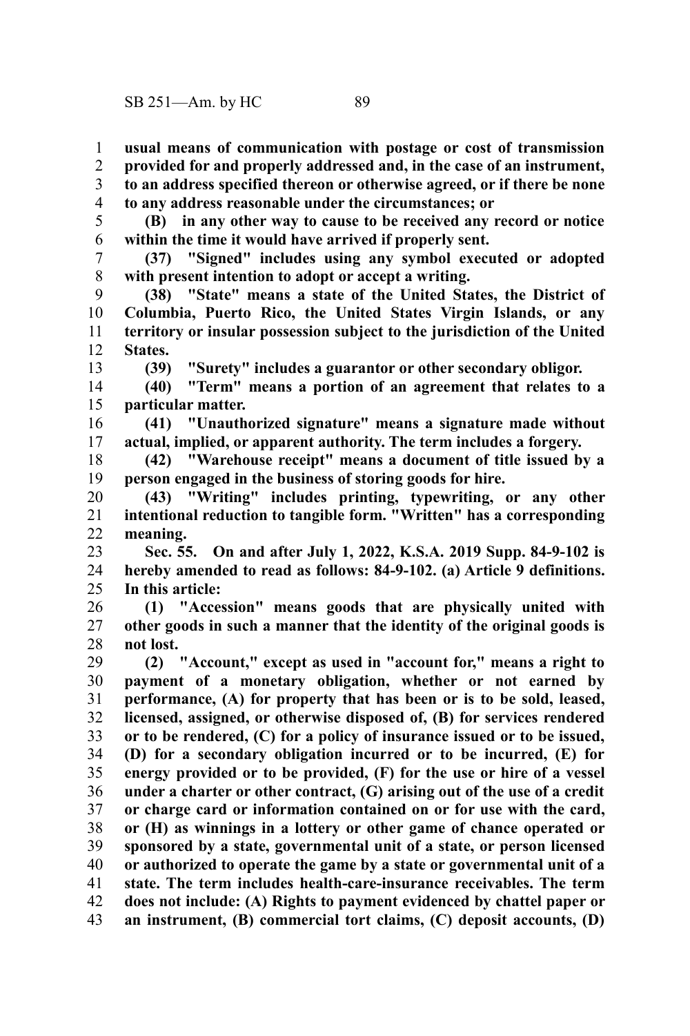**usual means of communication with postage or cost of transmission provided for and properly addressed and, in the case of an instrument, to an address specified thereon or otherwise agreed, or if there be none to any address reasonable under the circumstances; or**

**(B) in any other way to cause to be received any record or notice within the time it would have arrived if properly sent.**

**(37) "Signed" includes using any symbol executed or adopted with present intention to adopt or accept a writing.**

**(38) "State" means a state of the United States, the District of Columbia, Puerto Rico, the United States Virgin Islands, or any territory or insular possession subject to the jurisdiction of the United States.**

**(39) "Surety" includes a guarantor or other secondary obligor.**

**(40) "Term" means a portion of an agreement that relates to a particular matter.**

**(41) "Unauthorized signature" means a signature made without actual, implied, or apparent authority. The term includes a forgery.**

**(42) "Warehouse receipt" means a document of title issued by a person engaged in the business of storing goods for hire.**

**(43) "Writing" includes printing, typewriting, or any other intentional reduction to tangible form. "Written" has a corresponding meaning.**

**Sec. 55. On and after July 1, 2022, K.S.A. 2019 Supp. 84-9-102 is hereby amended to read as follows: 84-9-102. (a) Article 9 definitions. In this article:**

**(1) "Accession" means goods that are physically united with other goods in such a manner that the identity of the original goods is not lost.**

**(2) "Account," except as used in "account for," means a right to payment of a monetary obligation, whether or not earned by performance, (A) for property that has been or is to be sold, leased, licensed, assigned, or otherwise disposed of, (B) for services rendered or to be rendered, (C) for a policy of insurance issued or to be issued, (D) for a secondary obligation incurred or to be incurred, (E) for energy provided or to be provided, (F) for the use or hire of a vessel under a charter or other contract, (G) arising out of the use of a credit or charge card or information contained on or for use with the card, or (H) as winnings in a lottery or other game of chance operated or sponsored by a state, governmental unit of a state, or person licensed or authorized to operate the game by a state or governmental unit of a state. The term includes health-care-insurance receivables. The term does not include: (A) Rights to payment evidenced by chattel paper or an instrument, (B) commercial tort claims, (C) deposit accounts, (D)**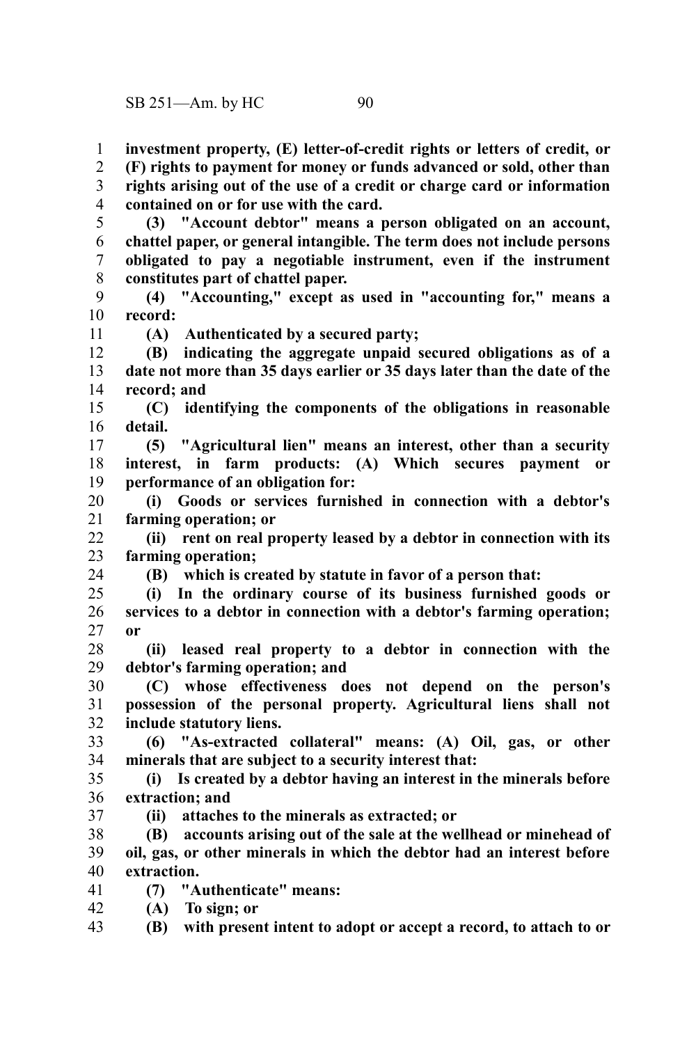**investment property, (E) letter-of-credit rights or letters of credit, or (F) rights to payment for money or funds advanced or sold, other than rights arising out of the use of a credit or charge card or information contained on or for use with the card.**

**(3) "Account debtor" means a person obligated on an account, chattel paper, or general intangible. The term does not include persons obligated to pay a negotiable instrument, even if the instrument constitutes part of chattel paper.**

**(4) "Accounting," except as used in "accounting for," means a record:**

**(A) Authenticated by a secured party;**

**(B) indicating the aggregate unpaid secured obligations as of a date not more than 35 days earlier or 35 days later than the date of the record; and**

**(C) identifying the components of the obligations in reasonable detail.**

**(5) "Agricultural lien" means an interest, other than a security interest, in farm products: (A) Which secures payment or performance of an obligation for:**

**(i) Goods or services furnished in connection with a debtor's farming operation; or**

**(ii) rent on real property leased by a debtor in connection with its farming operation;**

**(B) which is created by statute in favor of a person that:**

**(i) In the ordinary course of its business furnished goods or services to a debtor in connection with a debtor's farming operation; or**

**(ii) leased real property to a debtor in connection with the debtor's farming operation; and**

**(C) whose effectiveness does not depend on the person's possession of the personal property. Agricultural liens shall not include statutory liens.**

**(6) "As-extracted collateral" means: (A) Oil, gas, or other minerals that are subject to a security interest that:**

**(i) Is created by a debtor having an interest in the minerals before extraction; and**

**(ii) attaches to the minerals as extracted; or**

**(B) accounts arising out of the sale at the wellhead or minehead of oil, gas, or other minerals in which the debtor had an interest before extraction.**

**(7) "Authenticate" means:**

**(A) To sign; or**

**(B) with present intent to adopt or accept a record, to attach to or**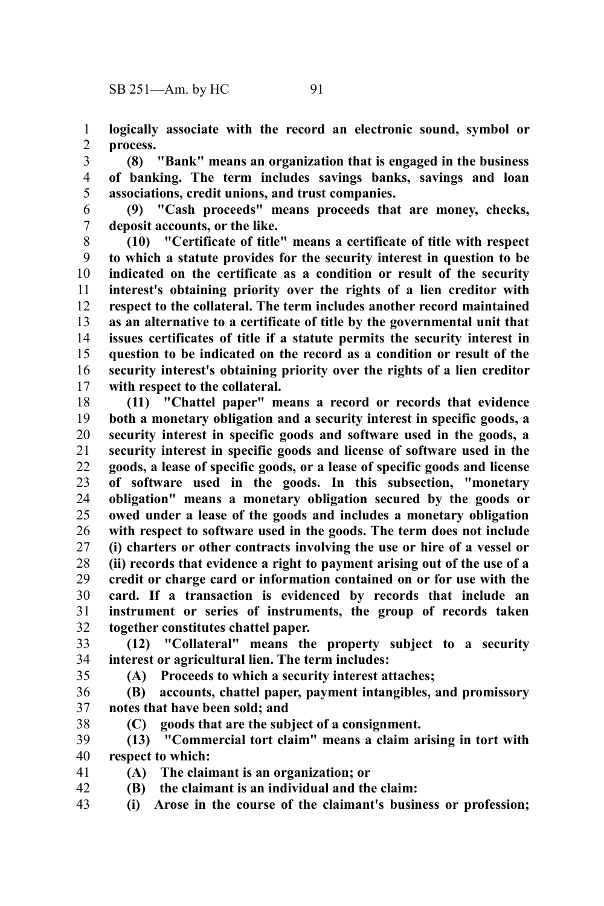**logically associate with the record an electronic sound, symbol or process.**

**(8) "Bank" means an organization that is engaged in the business of banking. The term includes savings banks, savings and loan associations, credit unions, and trust companies.**

**(9) "Cash proceeds" means proceeds that are money, checks, deposit accounts, or the like.**

**(10) "Certificate of title" means a certificate of title with respect to which a statute provides for the security interest in question to be indicated on the certificate as a condition or result of the security interest's obtaining priority over the rights of a lien creditor with respect to the collateral. The term includes another record maintained as an alternative to a certificate of title by the governmental unit that issues certificates of title if a statute permits the security interest in question to be indicated on the record as a condition or result of the security interest's obtaining priority over the rights of a lien creditor with respect to the collateral.**

**(11) "Chattel paper" means a record or records that evidence both a monetary obligation and a security interest in specific goods, a security interest in specific goods and software used in the goods, a security interest in specific goods and license of software used in the goods, a lease of specific goods, or a lease of specific goods and license of software used in the goods. In this subsection, "monetary obligation" means a monetary obligation secured by the goods or owed under a lease of the goods and includes a monetary obligation with respect to software used in the goods. The term does not include (i) charters or other contracts involving the use or hire of a vessel or (ii) records that evidence a right to payment arising out of the use of a credit or charge card or information contained on or for use with the card. If a transaction is evidenced by records that include an instrument or series of instruments, the group of records taken together constitutes chattel paper.**

**(12) "Collateral" means the property subject to a security interest or agricultural lien. The term includes:**

**(A) Proceeds to which a security interest attaches;**

**(B) accounts, chattel paper, payment intangibles, and promissory notes that have been sold; and**

**(C) goods that are the subject of a consignment.**

**(13) "Commercial tort claim" means a claim arising in tort with respect to which:**

**(A) The claimant is an organization; or**

**(B) the claimant is an individual and the claim:**

**(i) Arose in the course of the claimant's business or profession;**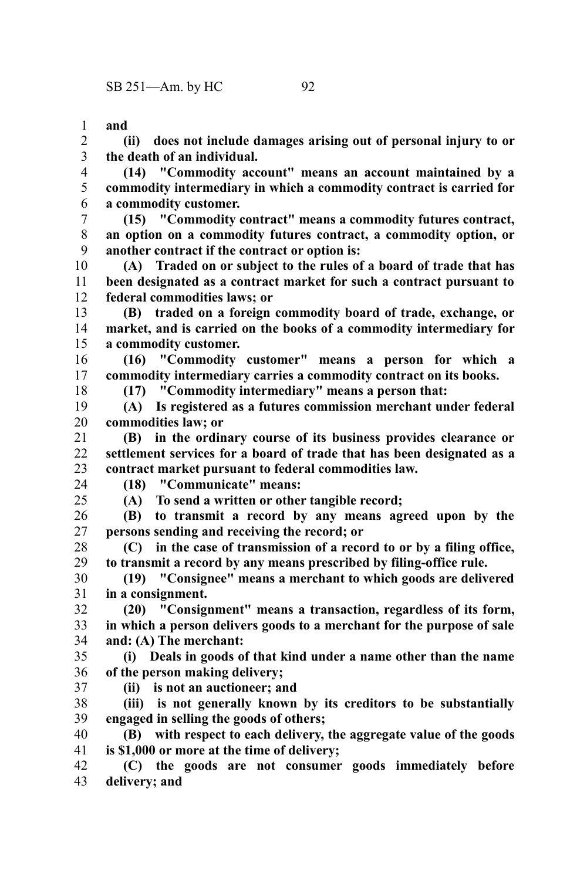**and**

**(ii) does not include damages arising out of personal injury to or the death of an individual.**

**(14) "Commodity account" means an account maintained by a commodity intermediary in which a commodity contract is carried for a commodity customer.**

**(15) "Commodity contract" means a commodity futures contract, an option on a commodity futures contract, a commodity option, or another contract if the contract or option is:**

**(A) Traded on or subject to the rules of a board of trade that has been designated as a contract market for such a contract pursuant to federal commodities laws; or**

**(B) traded on a foreign commodity board of trade, exchange, or market, and is carried on the books of a commodity intermediary for a commodity customer.**

**(16) "Commodity customer" means a person for which a commodity intermediary carries a commodity contract on its books.**

**(17) "Commodity intermediary" means a person that:**

**(A) Is registered as a futures commission merchant under federal commodities law; or**

**(B) in the ordinary course of its business provides clearance or settlement services for a board of trade that has been designated as a contract market pursuant to federal commodities law.**

**(18) "Communicate" means:**

**(A) To send a written or other tangible record;**

**(B) to transmit a record by any means agreed upon by the persons sending and receiving the record; or**

**(C) in the case of transmission of a record to or by a filing office, to transmit a record by any means prescribed by filing-office rule.**

**(19) "Consignee" means a merchant to which goods are delivered in a consignment.**

**(20) "Consignment" means a transaction, regardless of its form, in which a person delivers goods to a merchant for the purpose of sale and: (A) The merchant:**

**(i) Deals in goods of that kind under a name other than the name of the person making delivery;**

**(ii) is not an auctioneer; and**

**(iii) is not generally known by its creditors to be substantially engaged in selling the goods of others;**

**(B) with respect to each delivery, the aggregate value of the goods is $1,000 or more at the time of delivery;**

**(C) the goods are not consumer goods immediately before delivery; and**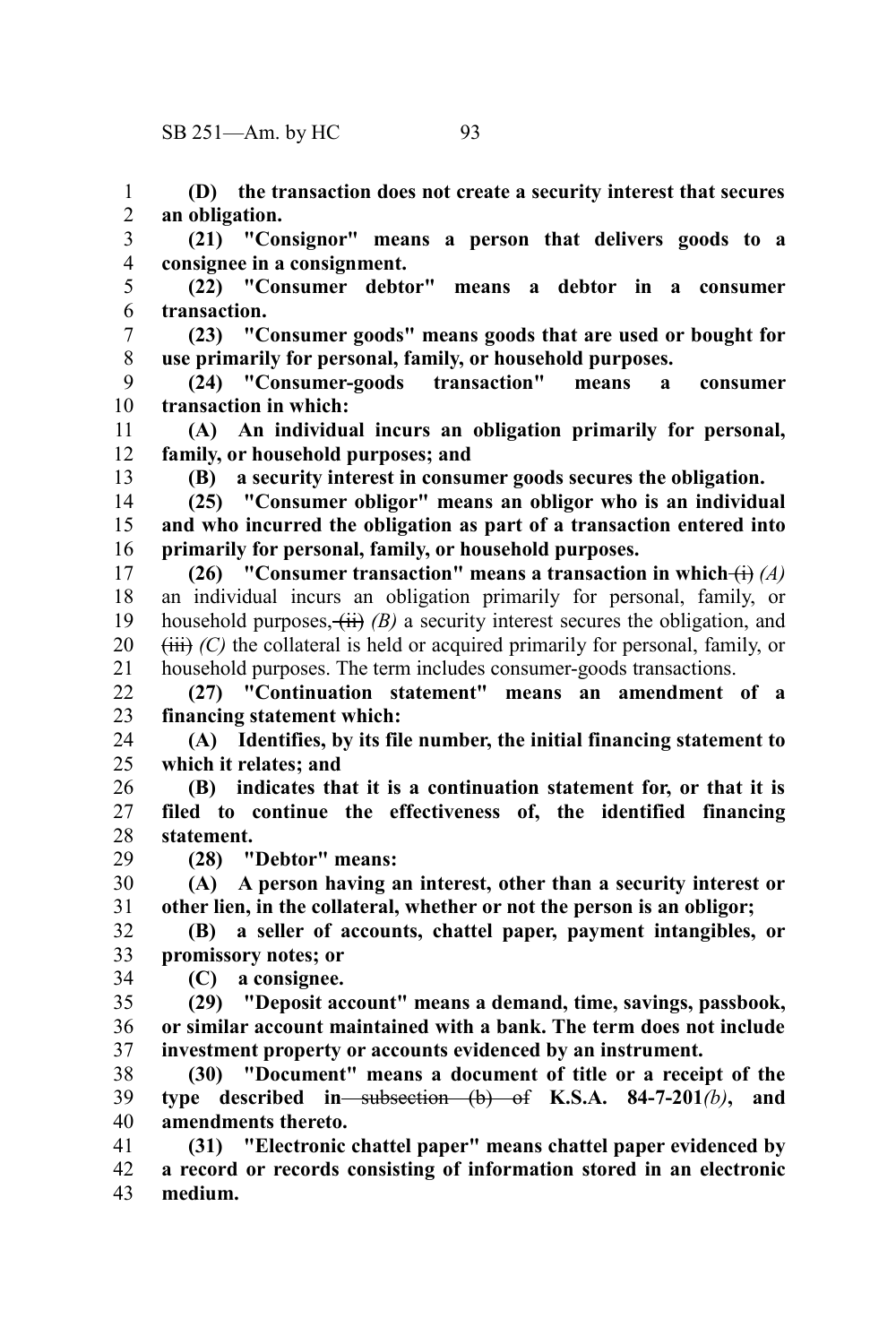**(D) the transaction does not create a security interest that secures an obligation.**

**(21) "Consignor" means a person that delivers goods to a consignee in a consignment.**

**(22) "Consumer debtor" means a debtor in a consumer transaction.**

**(23) "Consumer goods" means goods that are used or bought for use primarily for personal, family, or household purposes.**

**(24) "Consumer-goods transaction" means a consumer transaction in which:**

**(A) An individual incurs an obligation primarily for personal, family, or household purposes; and**

**(B) a security interest in consumer goods secures the obligation.**

**(25) "Consumer obligor" means an obligor who is an individual and who incurred the obligation as part of a transaction entered into primarily for personal, family, or household purposes.**

**(26) "Consumer transaction" means a transaction in which** ~~(i)~~ *(A)* an individual incurs an obligation primarily for personal, family, or household purposes, ~~(ii)~~ *(B)* a security interest secures the obligation, and ~~(iii)~~ *(C)* the collateral is held or acquired primarily for personal, family, or household purposes. The term includes consumer-goods transactions.

**(27) "Continuation statement" means an amendment of a financing statement which:**

**(A) Identifies, by its file number, the initial financing statement to which it relates; and**

**(B) indicates that it is a continuation statement for, or that it is filed to continue the effectiveness of, the identified financing statement.**

**(28) "Debtor" means:**

**(A) A person having an interest, other than a security interest or other lien, in the collateral, whether or not the person is an obligor;**

**(B) a seller of accounts, chattel paper, payment intangibles, or promissory notes; or**

**(C) a consignee.**

**(29) "Deposit account" means a demand, time, savings, passbook, or similar account maintained with a bank. The term does not include investment property or accounts evidenced by an instrument.**

**(30) "Document" means a document of title or a receipt of the type described in** ~~subsection (b) of~~ **K.S.A. 84-7-201***(b)***, and amendments thereto.**

**(31) "Electronic chattel paper" means chattel paper evidenced by a record or records consisting of information stored in an electronic medium.**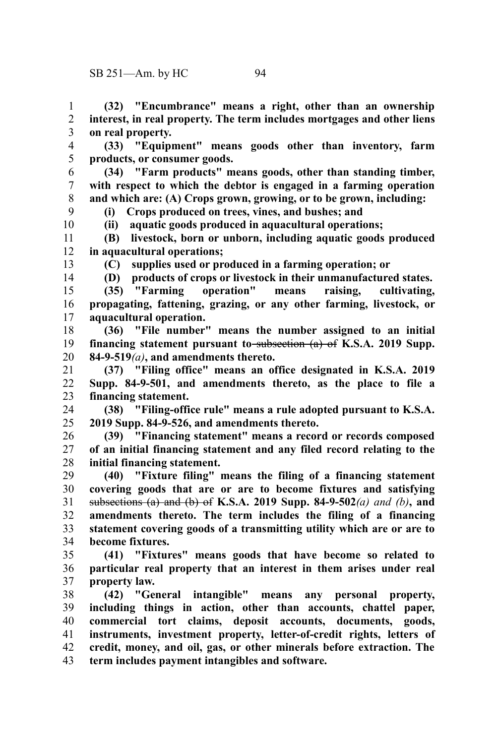**(32) "Encumbrance" means a right, other than an ownership interest, in real property. The term includes mortgages and other liens on real property.**

**(33) "Equipment" means goods other than inventory, farm products, or consumer goods.**

**(34) "Farm products" means goods, other than standing timber, with respect to which the debtor is engaged in a farming operation and which are: (A) Crops grown, growing, or to be grown, including:**

**(i) Crops produced on trees, vines, and bushes; and**

**(ii) aquatic goods produced in aquacultural operations;**

**(B) livestock, born or unborn, including aquatic goods produced in aquacultural operations;**

**(C) supplies used or produced in a farming operation; or**

**(D) products of crops or livestock in their unmanufactured states.**

**(35) "Farming operation" means raising, cultivating, propagating, fattening, grazing, or any other farming, livestock, or aquacultural operation.**

**(36) "File number" means the number assigned to an initial financing statement pursuant to** ~~subsection (a) of~~ **K.S.A. 2019 Supp. 84-9-519***(a)***, and amendments thereto.**

**(37) "Filing office" means an office designated in K.S.A. 2019 Supp. 84-9-501, and amendments thereto, as the place to file a financing statement.**

**(38) "Filing-office rule" means a rule adopted pursuant to K.S.A. 2019 Supp. 84-9-526, and amendments thereto.**

**(39) "Financing statement" means a record or records composed of an initial financing statement and any filed record relating to the initial financing statement.**

**(40) "Fixture filing" means the filing of a financing statement covering goods that are or are to become fixtures and satisfying** ~~subsections (a) and (b) of~~ **K.S.A. 2019 Supp. 84-9-502***(a) and (b)***, and amendments thereto. The term includes the filing of a financing statement covering goods of a transmitting utility which are or are to become fixtures.**

**(41) "Fixtures" means goods that have become so related to particular real property that an interest in them arises under real property law.**

**(42) "General intangible" means any personal property, including things in action, other than accounts, chattel paper, commercial tort claims, deposit accounts, documents, goods, instruments, investment property, letter-of-credit rights, letters of credit, money, and oil, gas, or other minerals before extraction. The term includes payment intangibles and software.**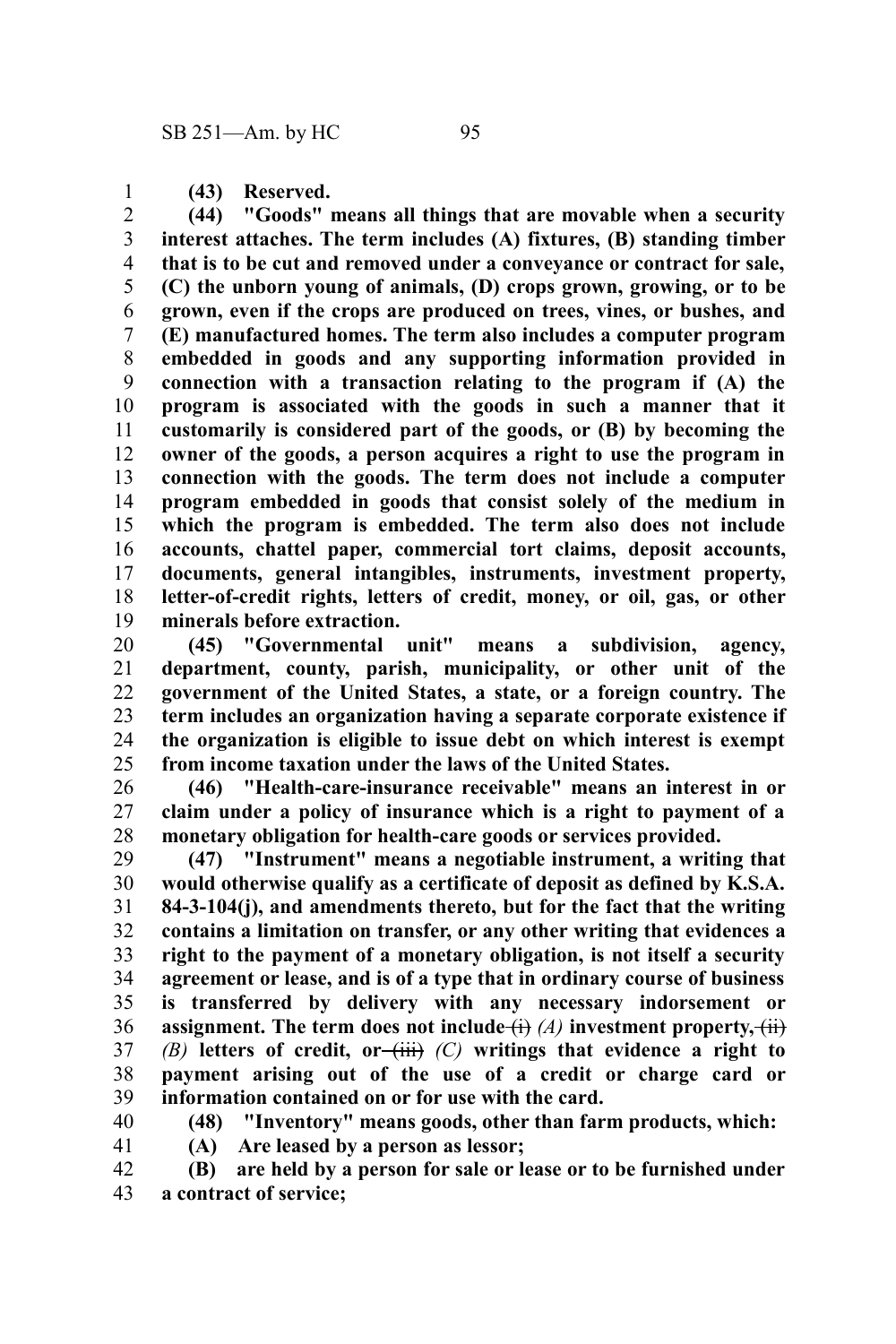**(43) Reserved.**

**(44) "Goods" means all things that are movable when a security interest attaches. The term includes (A) fixtures, (B) standing timber that is to be cut and removed under a conveyance or contract for sale, (C) the unborn young of animals, (D) crops grown, growing, or to be grown, even if the crops are produced on trees, vines, or bushes, and (E) manufactured homes. The term also includes a computer program embedded in goods and any supporting information provided in connection with a transaction relating to the program if (A) the program is associated with the goods in such a manner that it customarily is considered part of the goods, or (B) by becoming the owner of the goods, a person acquires a right to use the program in connection with the goods. The term does not include a computer program embedded in goods that consist solely of the medium in which the program is embedded. The term also does not include accounts, chattel paper, commercial tort claims, deposit accounts, documents, general intangibles, instruments, investment property, letter-of-credit rights, letters of credit, money, or oil, gas, or other minerals before extraction.**

**(45) "Governmental unit" means a subdivision, agency, department, county, parish, municipality, or other unit of the government of the United States, a state, or a foreign country. The term includes an organization having a separate corporate existence if the organization is eligible to issue debt on which interest is exempt from income taxation under the laws of the United States.**

**(46) "Health-care-insurance receivable" means an interest in or claim under a policy of insurance which is a right to payment of a monetary obligation for health-care goods or services provided.**

**(47) "Instrument" means a negotiable instrument, a writing that would otherwise qualify as a certificate of deposit as defined by K.S.A. 84-3-104(j), and amendments thereto, but for the fact that the writing contains a limitation on transfer, or any other writing that evidences a right to the payment of a monetary obligation, is not itself a security agreement or lease, and is of a type that in ordinary course of business is transferred by delivery with any necessary indorsement or assignment. The term does not include ~~(i)~~** *(A)* **investment property, ~~(ii)~~** *(B)* **letters of credit, or ~~(iii)~~** *(C)* **writings that evidence a right to payment arising out of the use of a credit or charge card or information contained on or for use with the card.**

**(48) "Inventory" means goods, other than farm products, which:**

**(A) Are leased by a person as lessor;**

**(B) are held by a person for sale or lease or to be furnished under a contract of service;**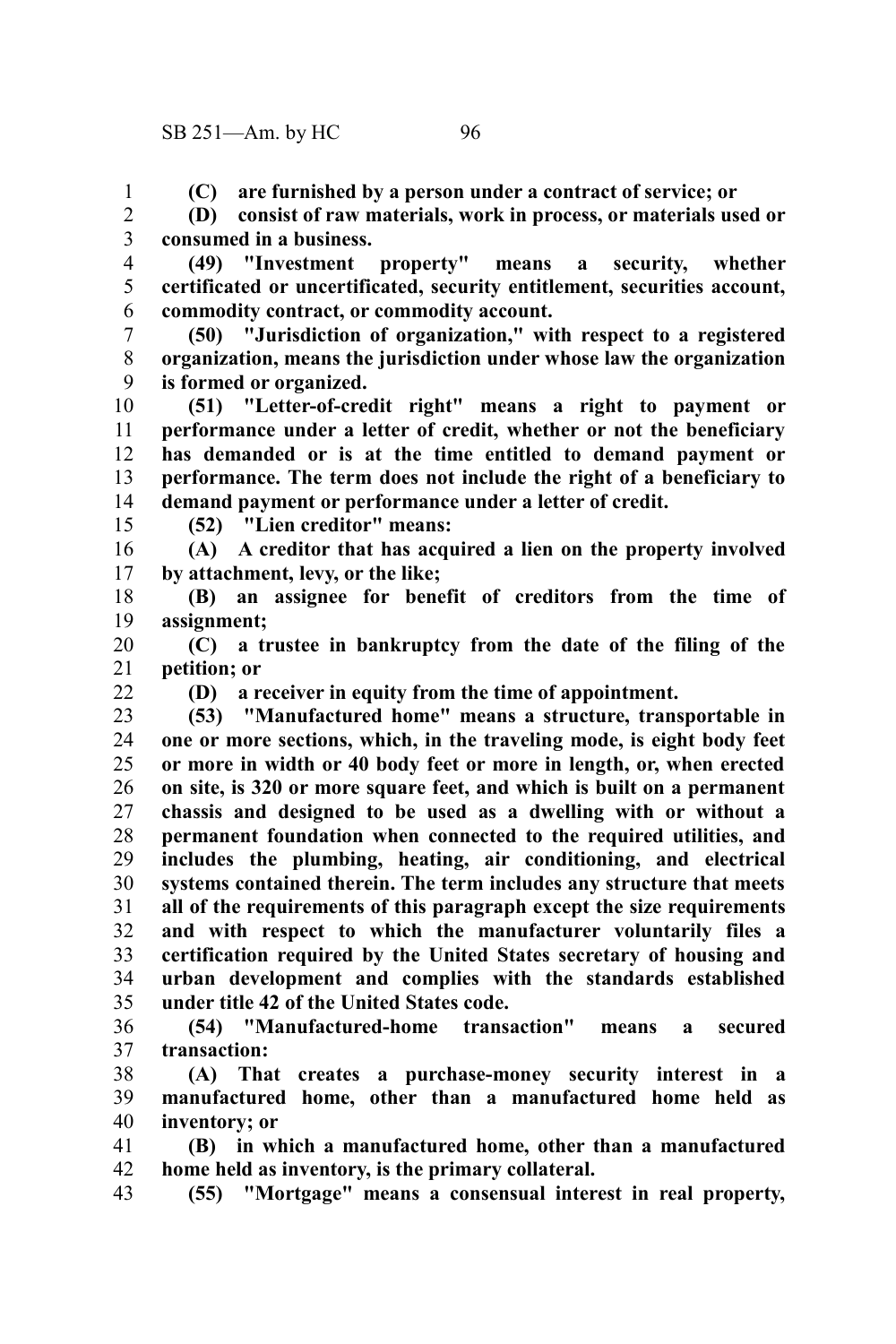**(C) are furnished by a person under a contract of service; or**

**(D) consist of raw materials, work in process, or materials used or consumed in a business.**

**(49) "Investment property" means a security, whether certificated or uncertificated, security entitlement, securities account, commodity contract, or commodity account.**

**(50) "Jurisdiction of organization," with respect to a registered organization, means the jurisdiction under whose law the organization is formed or organized.**

**(51) "Letter-of-credit right" means a right to payment or performance under a letter of credit, whether or not the beneficiary has demanded or is at the time entitled to demand payment or performance. The term does not include the right of a beneficiary to demand payment or performance under a letter of credit.**

**(52) "Lien creditor" means:**

**(A) A creditor that has acquired a lien on the property involved by attachment, levy, or the like;**

**(B) an assignee for benefit of creditors from the time of assignment;**

**(C) a trustee in bankruptcy from the date of the filing of the petition; or**

**(D) a receiver in equity from the time of appointment.**

**(53) "Manufactured home" means a structure, transportable in one or more sections, which, in the traveling mode, is eight body feet or more in width or 40 body feet or more in length, or, when erected on site, is 320 or more square feet, and which is built on a permanent chassis and designed to be used as a dwelling with or without a permanent foundation when connected to the required utilities, and includes the plumbing, heating, air conditioning, and electrical systems contained therein. The term includes any structure that meets all of the requirements of this paragraph except the size requirements and with respect to which the manufacturer voluntarily files a certification required by the United States secretary of housing and urban development and complies with the standards established under title 42 of the United States code.**

**(54) "Manufactured-home transaction" means a secured transaction:**

**(A) That creates a purchase-money security interest in a manufactured home, other than a manufactured home held as inventory; or**

**(B) in which a manufactured home, other than a manufactured home held as inventory, is the primary collateral.**

**(55) "Mortgage" means a consensual interest in real property,**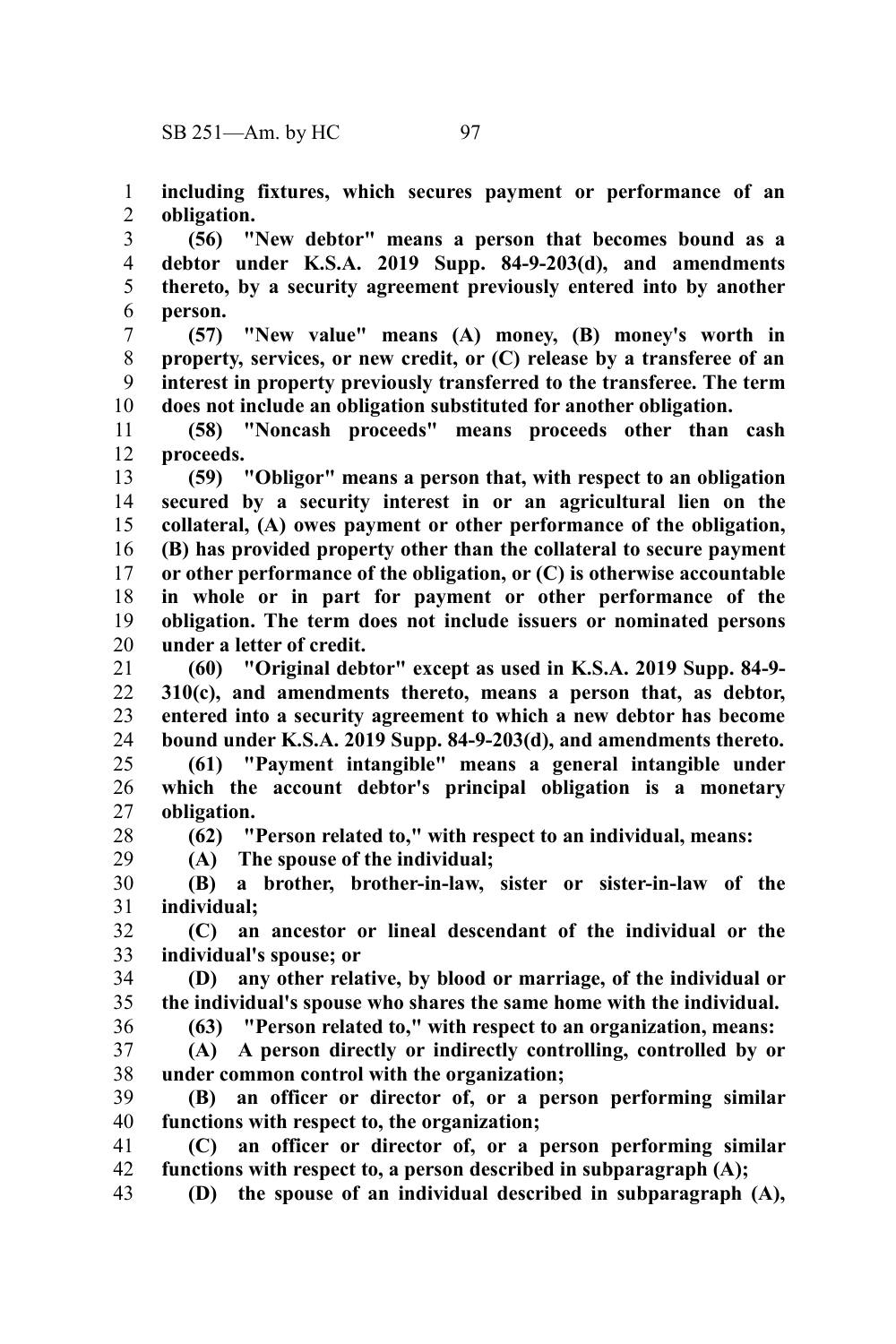**including fixtures, which secures payment or performance of an obligation.**

**(56) "New debtor" means a person that becomes bound as a debtor under K.S.A. 2019 Supp. 84-9-203(d), and amendments thereto, by a security agreement previously entered into by another person.**

**(57) "New value" means (A) money, (B) money's worth in property, services, or new credit, or (C) release by a transferee of an interest in property previously transferred to the transferee. The term does not include an obligation substituted for another obligation.**

**(58) "Noncash proceeds" means proceeds other than cash proceeds.**

**(59) "Obligor" means a person that, with respect to an obligation secured by a security interest in or an agricultural lien on the collateral, (A) owes payment or other performance of the obligation, (B) has provided property other than the collateral to secure payment or other performance of the obligation, or (C) is otherwise accountable in whole or in part for payment or other performance of the obligation. The term does not include issuers or nominated persons under a letter of credit.**

**(60) "Original debtor" except as used in K.S.A. 2019 Supp. 84-9-310(c), and amendments thereto, means a person that, as debtor, entered into a security agreement to which a new debtor has become bound under K.S.A. 2019 Supp. 84-9-203(d), and amendments thereto.**

**(61) "Payment intangible" means a general intangible under which the account debtor's principal obligation is a monetary obligation.**

**(62) "Person related to," with respect to an individual, means:**

**(A) The spouse of the individual;**

**(B) a brother, brother-in-law, sister or sister-in-law of the individual;**

**(C) an ancestor or lineal descendant of the individual or the individual's spouse; or**

**(D) any other relative, by blood or marriage, of the individual or the individual's spouse who shares the same home with the individual.**

**(63) "Person related to," with respect to an organization, means:**

**(A) A person directly or indirectly controlling, controlled by or under common control with the organization;**

**(B) an officer or director of, or a person performing similar functions with respect to, the organization;**

**(C) an officer or director of, or a person performing similar functions with respect to, a person described in subparagraph (A);**

**(D) the spouse of an individual described in subparagraph (A),**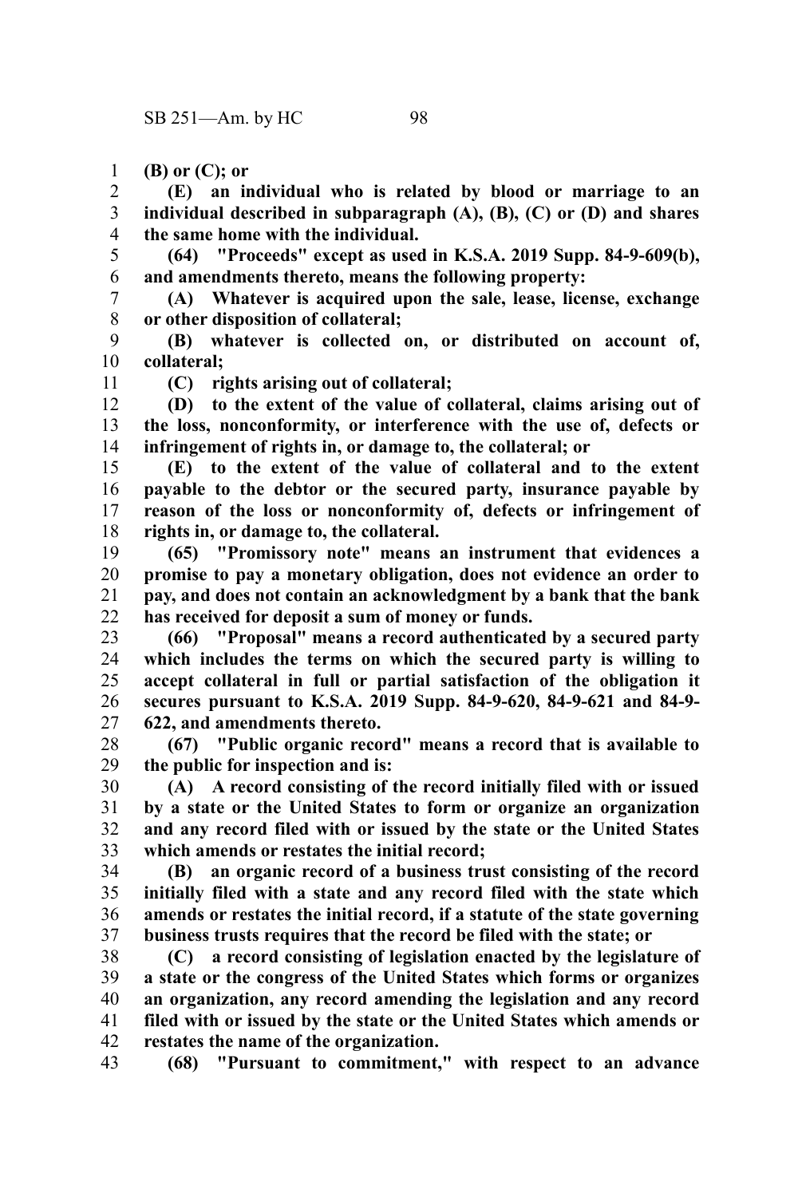**(B) or (C); or**

**(E) an individual who is related by blood or marriage to an individual described in subparagraph (A), (B), (C) or (D) and shares the same home with the individual.**

**(64) "Proceeds" except as used in K.S.A. 2019 Supp. 84-9-609(b), and amendments thereto, means the following property:**

**(A) Whatever is acquired upon the sale, lease, license, exchange or other disposition of collateral;**

**(B) whatever is collected on, or distributed on account of, collateral;**

**(C) rights arising out of collateral;**

**(D) to the extent of the value of collateral, claims arising out of the loss, nonconformity, or interference with the use of, defects or infringement of rights in, or damage to, the collateral; or**

**(E) to the extent of the value of collateral and to the extent payable to the debtor or the secured party, insurance payable by reason of the loss or nonconformity of, defects or infringement of rights in, or damage to, the collateral.**

**(65) "Promissory note" means an instrument that evidences a promise to pay a monetary obligation, does not evidence an order to pay, and does not contain an acknowledgment by a bank that the bank has received for deposit a sum of money or funds.**

**(66) "Proposal" means a record authenticated by a secured party which includes the terms on which the secured party is willing to accept collateral in full or partial satisfaction of the obligation it secures pursuant to K.S.A. 2019 Supp. 84-9-620, 84-9-621 and 84-9-622, and amendments thereto.**

**(67) "Public organic record" means a record that is available to the public for inspection and is:**

**(A) A record consisting of the record initially filed with or issued by a state or the United States to form or organize an organization and any record filed with or issued by the state or the United States which amends or restates the initial record;**

**(B) an organic record of a business trust consisting of the record initially filed with a state and any record filed with the state which amends or restates the initial record, if a statute of the state governing business trusts requires that the record be filed with the state; or**

**(C) a record consisting of legislation enacted by the legislature of a state or the congress of the United States which forms or organizes an organization, any record amending the legislation and any record filed with or issued by the state or the United States which amends or restates the name of the organization.**

**(68) "Pursuant to commitment," with respect to an advance**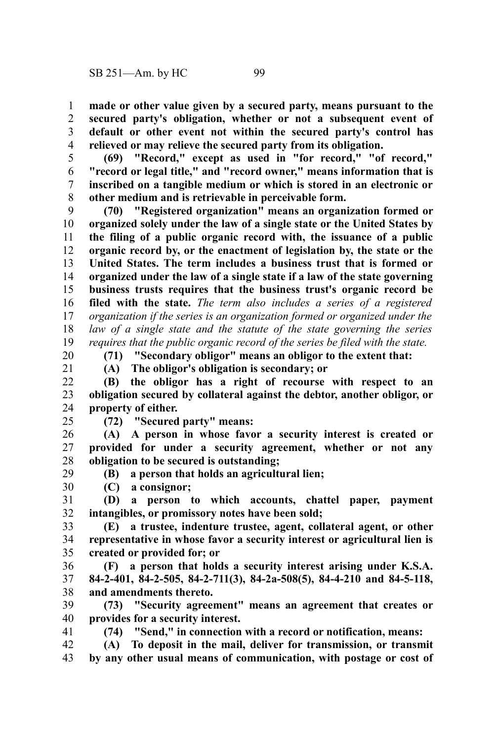**made or other value given by a secured party, means pursuant to the secured party's obligation, whether or not a subsequent event of default or other event not within the secured party's control has relieved or may relieve the secured party from its obligation.**

**(69) "Record," except as used in "for record," "of record," "record or legal title," and "record owner," means information that is inscribed on a tangible medium or which is stored in an electronic or other medium and is retrievable in perceivable form.**

**(70) "Registered organization" means an organization formed or organized solely under the law of a single state or the United States by the filing of a public organic record with, the issuance of a public organic record by, or the enactment of legislation by, the state or the United States. The term includes a business trust that is formed or organized under the law of a single state if a law of the state governing business trusts requires that the business trust's organic record be filed with the state.** *The term also includes a series of a registered organization if the series is an organization formed or organized under the law of a single state and the statute of the state governing the series requires that the public organic record of the series be filed with the state.*

**(71) "Secondary obligor" means an obligor to the extent that:**

**(A) The obligor's obligation is secondary; or**

**(B) the obligor has a right of recourse with respect to an obligation secured by collateral against the debtor, another obligor, or property of either.**

**(72) "Secured party" means:**

**(A) A person in whose favor a security interest is created or provided for under a security agreement, whether or not any obligation to be secured is outstanding;**

**(B) a person that holds an agricultural lien;**

**(C) a consignor;**

**(D) a person to which accounts, chattel paper, payment intangibles, or promissory notes have been sold;**

**(E) a trustee, indenture trustee, agent, collateral agent, or other representative in whose favor a security interest or agricultural lien is created or provided for; or**

**(F) a person that holds a security interest arising under K.S.A. 84-2-401, 84-2-505, 84-2-711(3), 84-2a-508(5), 84-4-210 and 84-5-118, and amendments thereto.**

**(73) "Security agreement" means an agreement that creates or provides for a security interest.**

**(74) "Send," in connection with a record or notification, means:**

**(A) To deposit in the mail, deliver for transmission, or transmit by any other usual means of communication, with postage or cost of**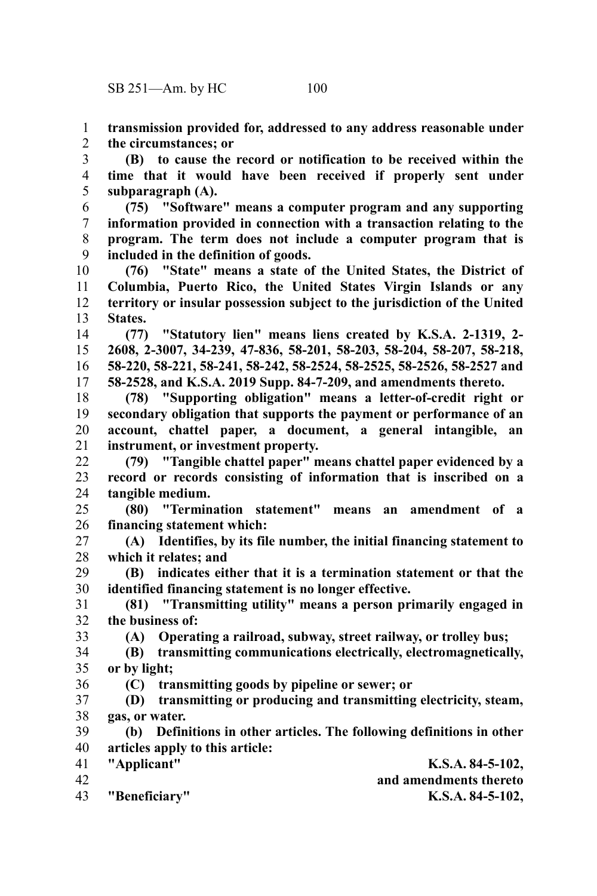**transmission provided for, addressed to any address reasonable under the circumstances; or**

**(B) to cause the record or notification to be received within the time that it would have been received if properly sent under subparagraph (A).**

**(75) "Software" means a computer program and any supporting information provided in connection with a transaction relating to the program. The term does not include a computer program that is included in the definition of goods.**

**(76) "State" means a state of the United States, the District of Columbia, Puerto Rico, the United States Virgin Islands or any territory or insular possession subject to the jurisdiction of the United States.**

**(77) "Statutory lien" means liens created by K.S.A. 2-1319, 2-2608, 2-3007, 34-239, 47-836, 58-201, 58-203, 58-204, 58-207, 58-218, 58-220, 58-221, 58-241, 58-242, 58-2524, 58-2525, 58-2526, 58-2527 and 58-2528, and K.S.A. 2019 Supp. 84-7-209, and amendments thereto.**

**(78) "Supporting obligation" means a letter-of-credit right or secondary obligation that supports the payment or performance of an account, chattel paper, a document, a general intangible, an instrument, or investment property.**

**(79) "Tangible chattel paper" means chattel paper evidenced by a record or records consisting of information that is inscribed on a tangible medium.**

**(80) "Termination statement" means an amendment of a financing statement which:**

**(A) Identifies, by its file number, the initial financing statement to which it relates; and**

**(B) indicates either that it is a termination statement or that the identified financing statement is no longer effective.**

**(81) "Transmitting utility" means a person primarily engaged in the business of:**

**(A) Operating a railroad, subway, street railway, or trolley bus;**

**(B) transmitting communications electrically, electromagnetically, or by light;**

**(C) transmitting goods by pipeline or sewer; or**

**(D) transmitting or producing and transmitting electricity, steam, gas, or water.**

**(b) Definitions in other articles. The following definitions in other articles apply to this article:**

| | |
|---|---|
| **"Applicant"** | **K.S.A. 84-5-102, and amendments thereto** |
| **"Beneficiary"** | **K.S.A. 84-5-102,** |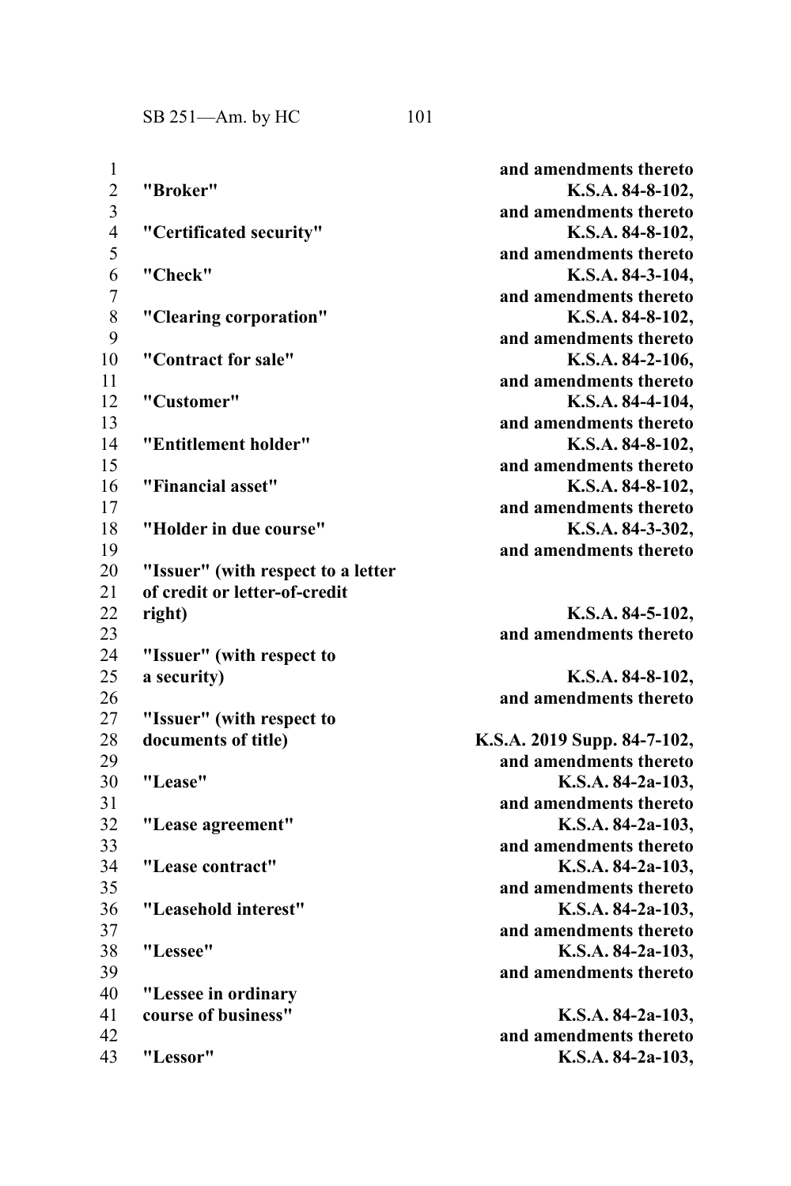and amendments thereto

| | |
|---|---|
| **"Broker"** | **K.S.A. 84-8-102, and amendments thereto** |
| **"Certificated security"** | **K.S.A. 84-8-102, and amendments thereto** |
| **"Check"** | **K.S.A. 84-3-104, and amendments thereto** |
| **"Clearing corporation"** | **K.S.A. 84-8-102, and amendments thereto** |
| **"Contract for sale"** | **K.S.A. 84-2-106, and amendments thereto** |
| **"Customer"** | **K.S.A. 84-4-104, and amendments thereto** |
| **"Entitlement holder"** | **K.S.A. 84-8-102, and amendments thereto** |
| **"Financial asset"** | **K.S.A. 84-8-102, and amendments thereto** |
| **"Holder in due course"** | **K.S.A. 84-3-302, and amendments thereto** |
| **"Issuer" (with respect to a letter of credit or letter-of-credit right)** | **K.S.A. 84-5-102, and amendments thereto** |
| **"Issuer" (with respect to a security)** | **K.S.A. 84-8-102, and amendments thereto** |
| **"Issuer" (with respect to documents of title)** | **K.S.A. 2019 Supp. 84-7-102, and amendments thereto** |
| **"Lease"** | **K.S.A. 84-2a-103, and amendments thereto** |
| **"Lease agreement"** | **K.S.A. 84-2a-103, and amendments thereto** |
| **"Lease contract"** | **K.S.A. 84-2a-103, and amendments thereto** |
| **"Leasehold interest"** | **K.S.A. 84-2a-103, and amendments thereto** |
| **"Lessee"** | **K.S.A. 84-2a-103, and amendments thereto** |
| **"Lessee in ordinary course of business"** | **K.S.A. 84-2a-103, and amendments thereto** |
| **"Lessor"** | **K.S.A. 84-2a-103,** |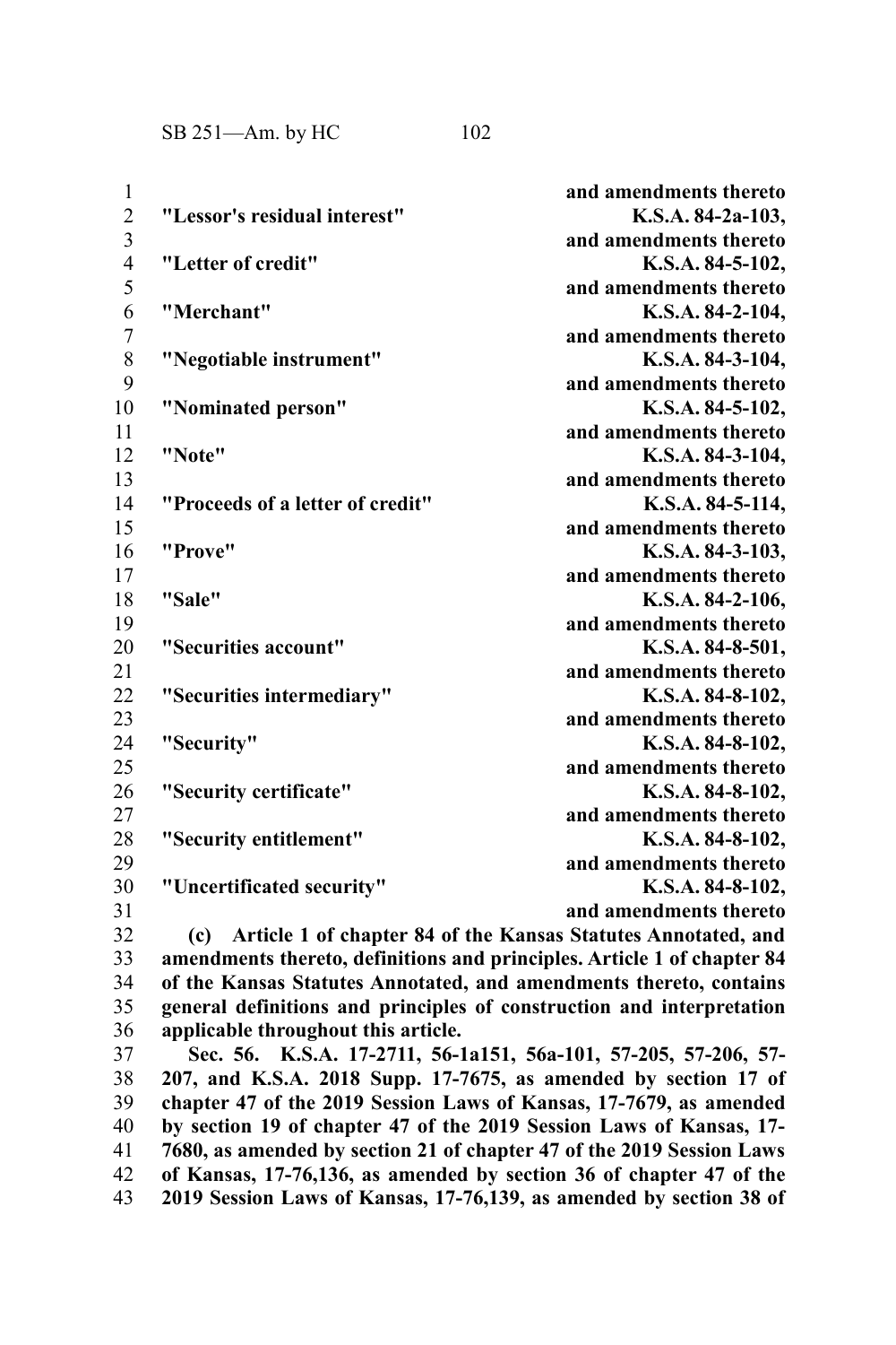| | |
|---|---|
| | **and amendments thereto** |
| **"Lessor's residual interest"** | **K.S.A. 84-2a-103, and amendments thereto** |
| **"Letter of credit"** | **K.S.A. 84-5-102, and amendments thereto** |
| **"Merchant"** | **K.S.A. 84-2-104, and amendments thereto** |
| **"Negotiable instrument"** | **K.S.A. 84-3-104, and amendments thereto** |
| **"Nominated person"** | **K.S.A. 84-5-102, and amendments thereto** |
| **"Note"** | **K.S.A. 84-3-104, and amendments thereto** |
| **"Proceeds of a letter of credit"** | **K.S.A. 84-5-114, and amendments thereto** |
| **"Prove"** | **K.S.A. 84-3-103, and amendments thereto** |
| **"Sale"** | **K.S.A. 84-2-106, and amendments thereto** |
| **"Securities account"** | **K.S.A. 84-8-501, and amendments thereto** |
| **"Securities intermediary"** | **K.S.A. 84-8-102, and amendments thereto** |
| **"Security"** | **K.S.A. 84-8-102, and amendments thereto** |
| **"Security certificate"** | **K.S.A. 84-8-102, and amendments thereto** |
| **"Security entitlement"** | **K.S.A. 84-8-102, and amendments thereto** |
| **"Uncertificated security"** | **K.S.A. 84-8-102, and amendments thereto** |

**(c) Article 1 of chapter 84 of the Kansas Statutes Annotated, and amendments thereto, definitions and principles. Article 1 of chapter 84 of the Kansas Statutes Annotated, and amendments thereto, contains general definitions and principles of construction and interpretation applicable throughout this article.**

**Sec. 56. K.S.A. 17-2711, 56-1a151, 56a-101, 57-205, 57-206, 57-207, and K.S.A. 2018 Supp. 17-7675, as amended by section 17 of chapter 47 of the 2019 Session Laws of Kansas, 17-7679, as amended by section 19 of chapter 47 of the 2019 Session Laws of Kansas, 17-7680, as amended by section 21 of chapter 47 of the 2019 Session Laws of Kansas, 17-76,136, as amended by section 36 of chapter 47 of the 2019 Session Laws of Kansas, 17-76,139, as amended by section 38 of**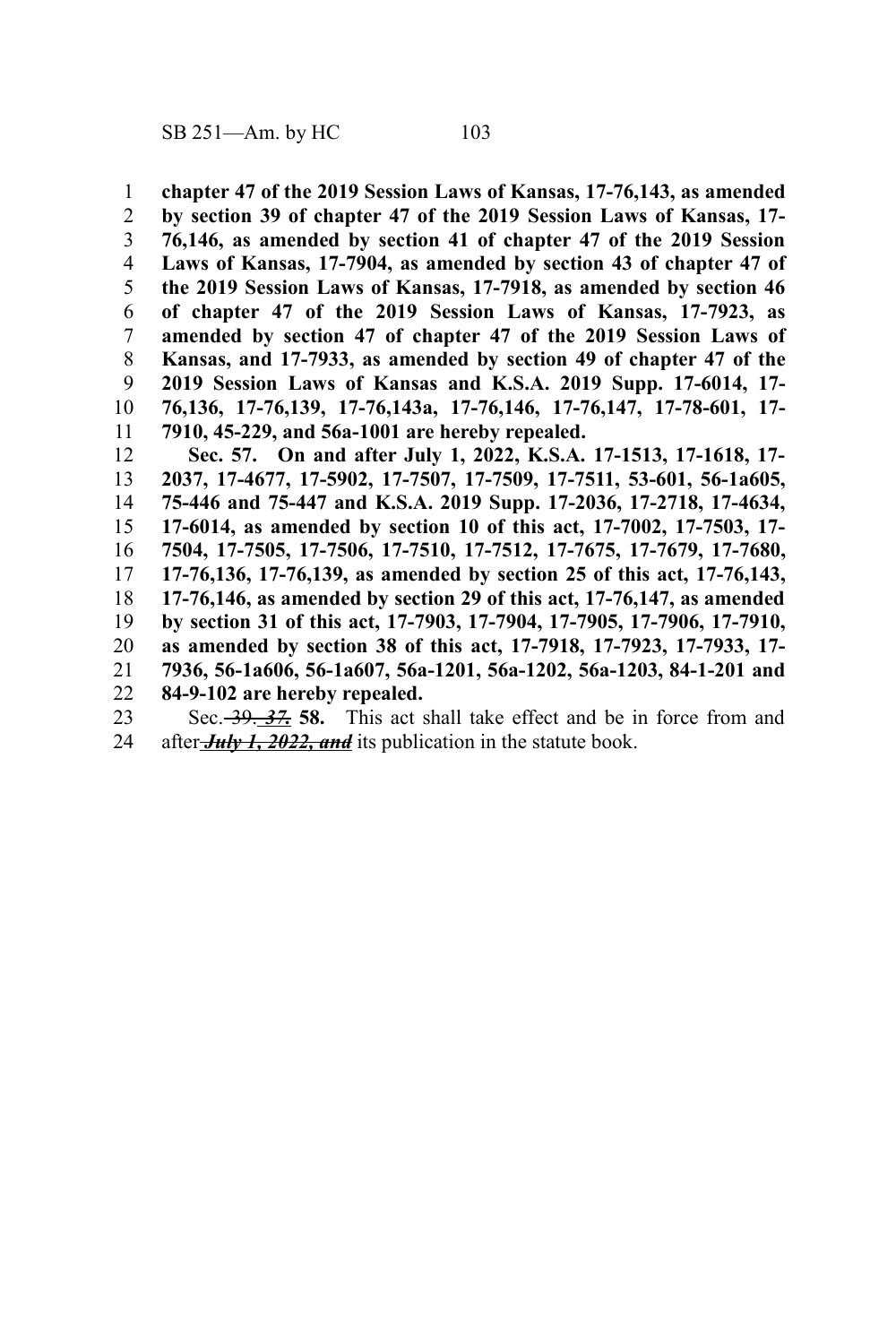**chapter 47 of the 2019 Session Laws of Kansas, 17-76,143, as amended by section 39 of chapter 47 of the 2019 Session Laws of Kansas, 17-76,146, as amended by section 41 of chapter 47 of the 2019 Session Laws of Kansas, 17-7904, as amended by section 43 of chapter 47 of the 2019 Session Laws of Kansas, 17-7918, as amended by section 46 of chapter 47 of the 2019 Session Laws of Kansas, 17-7923, as amended by section 47 of chapter 47 of the 2019 Session Laws of Kansas, and 17-7933, as amended by section 49 of chapter 47 of the 2019 Session Laws of Kansas and K.S.A. 2019 Supp. 17-6014, 17-76,136, 17-76,139, 17-76,143a, 17-76,146, 17-76,147, 17-78-601, 17-7910, 45-229, and 56a-1001 are hereby repealed.**

**Sec. 57. On and after July 1, 2022, K.S.A. 17-1513, 17-1618, 17-2037, 17-4677, 17-5902, 17-7507, 17-7509, 17-7511, 53-601, 56-1a605, 75-446 and 75-447 and K.S.A. 2019 Supp. 17-2036, 17-2718, 17-4634, 17-6014, as amended by section 10 of this act, 17-7002, 17-7503, 17-7504, 17-7505, 17-7506, 17-7510, 17-7512, 17-7675, 17-7679, 17-7680, 17-76,136, 17-76,139, as amended by section 25 of this act, 17-76,143, 17-76,146, as amended by section 29 of this act, 17-76,147, as amended by section 31 of this act, 17-7903, 17-7904, 17-7905, 17-7906, 17-7910, as amended by section 38 of this act, 17-7918, 17-7923, 17-7933, 17-7936, 56-1a606, 56-1a607, 56a-1201, 56a-1202, 56a-1203, 84-1-201 and 84-9-102 are hereby repealed.**

Sec. ~~39.~~ ***~~37.~~*** **58.** This act shall take effect and be in force from and after ***~~July 1, 2022, and~~*** its publication in the statute book.